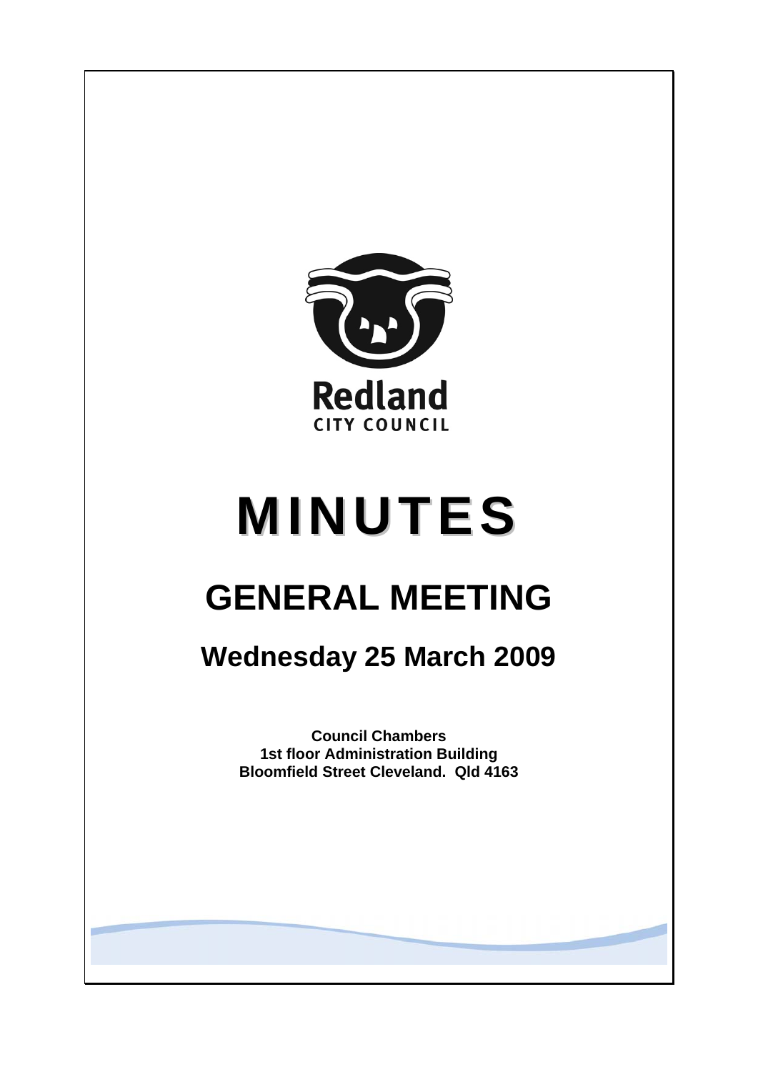Redland

CITY COUNCIL

# MINUTES

# GENERAL MEETING

## Wednesday 25 March 2009

**Council Chambers**
**1st floor Administration Building**
**Bloomfield Street Cleveland. Qld 4163**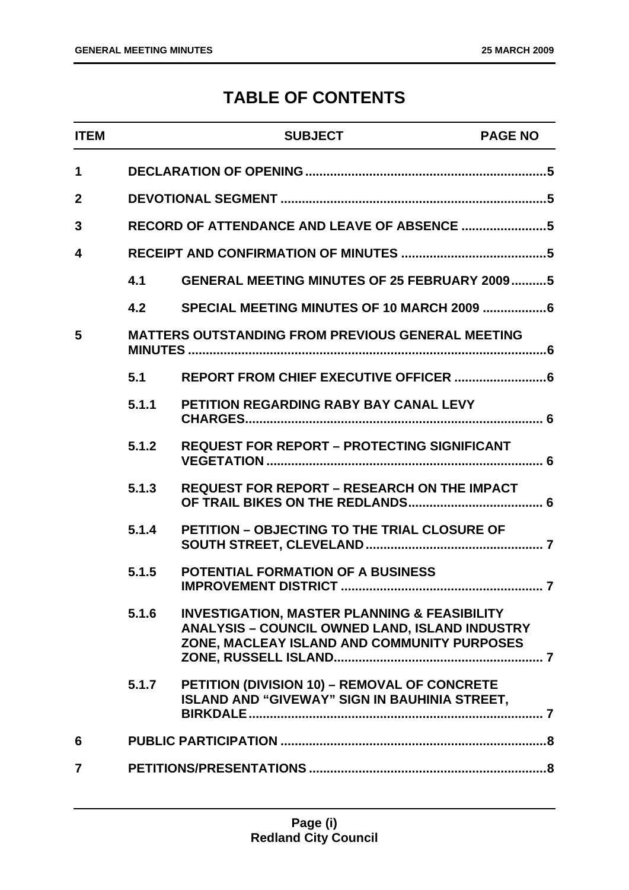# TABLE OF CONTENTS

| ITEM | | SUBJECT | PAGE NO |
|---|---|---|---|
| 1 | | DECLARATION OF OPENING | 5 |
| 2 | | DEVOTIONAL SEGMENT | 5 |
| 3 | | RECORD OF ATTENDANCE AND LEAVE OF ABSENCE | 5 |
| 4 | | RECEIPT AND CONFIRMATION OF MINUTES | 5 |
| | 4.1 | GENERAL MEETING MINUTES OF 25 FEBRUARY 2009 | 5 |
| | 4.2 | SPECIAL MEETING MINUTES OF 10 MARCH 2009 | 6 |
| 5 | | MATTERS OUTSTANDING FROM PREVIOUS GENERAL MEETING MINUTES | 6 |
| | 5.1 | REPORT FROM CHIEF EXECUTIVE OFFICER | 6 |
| | 5.1.1 | PETITION REGARDING RABY BAY CANAL LEVY CHARGES | 6 |
| | 5.1.2 | REQUEST FOR REPORT – PROTECTING SIGNIFICANT VEGETATION | 6 |
| | 5.1.3 | REQUEST FOR REPORT – RESEARCH ON THE IMPACT OF TRAIL BIKES ON THE REDLANDS | 6 |
| | 5.1.4 | PETITION – OBJECTING TO THE TRIAL CLOSURE OF SOUTH STREET, CLEVELAND | 7 |
| | 5.1.5 | POTENTIAL FORMATION OF A BUSINESS IMPROVEMENT DISTRICT | 7 |
| | 5.1.6 | INVESTIGATION, MASTER PLANNING & FEASIBILITY ANALYSIS – COUNCIL OWNED LAND, ISLAND INDUSTRY ZONE, MACLEAY ISLAND AND COMMUNITY PURPOSES ZONE, RUSSELL ISLAND | 7 |
| | 5.1.7 | PETITION (DIVISION 10) – REMOVAL OF CONCRETE ISLAND AND "GIVEWAY" SIGN IN BAUHINIA STREET, BIRKDALE | 7 |
| 6 | | PUBLIC PARTICIPATION | 8 |
| 7 | | PETITIONS/PRESENTATIONS | 8 |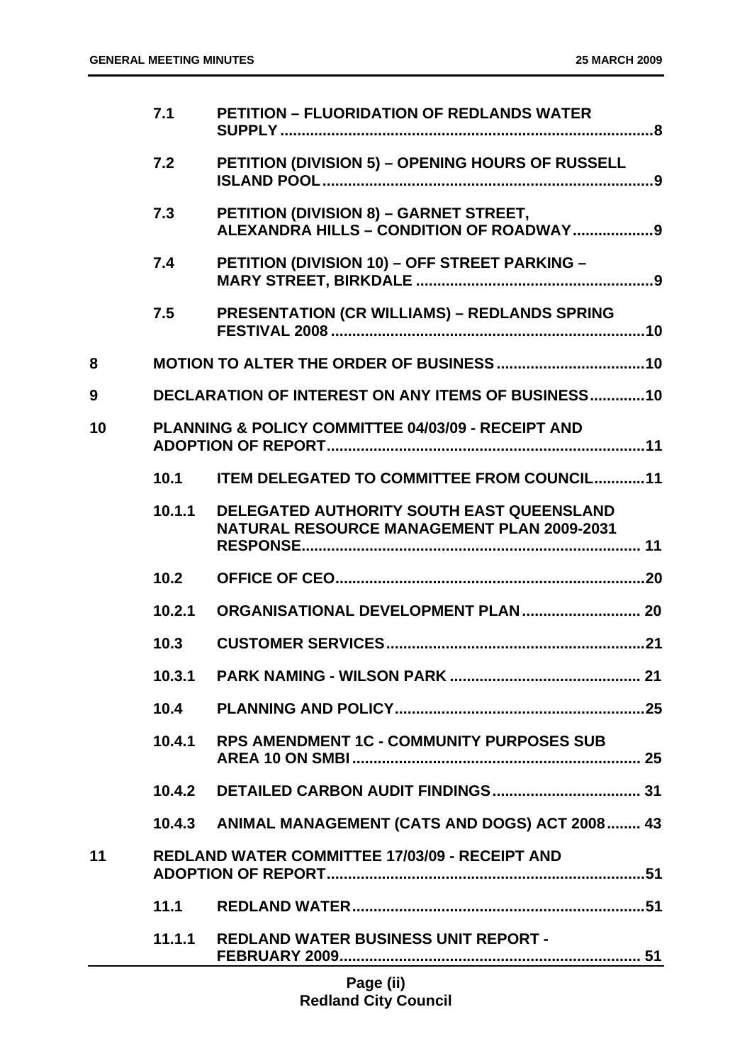| | | | |
|---|---|---|---|
| | 7.1 | PETITION – FLUORIDATION OF REDLANDS WATER SUPPLY | 8 |
| | 7.2 | PETITION (DIVISION 5) – OPENING HOURS OF RUSSELL ISLAND POOL | 9 |
| | 7.3 | PETITION (DIVISION 8) – GARNET STREET, ALEXANDRA HILLS – CONDITION OF ROADWAY | 9 |
| | 7.4 | PETITION (DIVISION 10) – OFF STREET PARKING – MARY STREET, BIRKDALE | 9 |
| | 7.5 | PRESENTATION (CR WILLIAMS) – REDLANDS SPRING FESTIVAL 2008 | 10 |
| 8 | | MOTION TO ALTER THE ORDER OF BUSINESS | 10 |
| 9 | | DECLARATION OF INTEREST ON ANY ITEMS OF BUSINESS | 10 |
| 10 | | PLANNING & POLICY COMMITTEE 04/03/09 - RECEIPT AND ADOPTION OF REPORT | 11 |
| | 10.1 | ITEM DELEGATED TO COMMITTEE FROM COUNCIL | 11 |
| | 10.1.1 | DELEGATED AUTHORITY SOUTH EAST QUEENSLAND NATURAL RESOURCE MANAGEMENT PLAN 2009-2031 RESPONSE | 11 |
| | 10.2 | OFFICE OF CEO | 20 |
| | 10.2.1 | ORGANISATIONAL DEVELOPMENT PLAN | 20 |
| | 10.3 | CUSTOMER SERVICES | 21 |
| | 10.3.1 | PARK NAMING - WILSON PARK | 21 |
| | 10.4 | PLANNING AND POLICY | 25 |
| | 10.4.1 | RPS AMENDMENT 1C - COMMUNITY PURPOSES SUB AREA 10 ON SMBI | 25 |
| | 10.4.2 | DETAILED CARBON AUDIT FINDINGS | 31 |
| | 10.4.3 | ANIMAL MANAGEMENT (CATS AND DOGS) ACT 2008 | 43 |
| 11 | | REDLAND WATER COMMITTEE 17/03/09 - RECEIPT AND ADOPTION OF REPORT | 51 |
| | 11.1 | REDLAND WATER | 51 |
| | 11.1.1 | REDLAND WATER BUSINESS UNIT REPORT - FEBRUARY 2009 | 51 |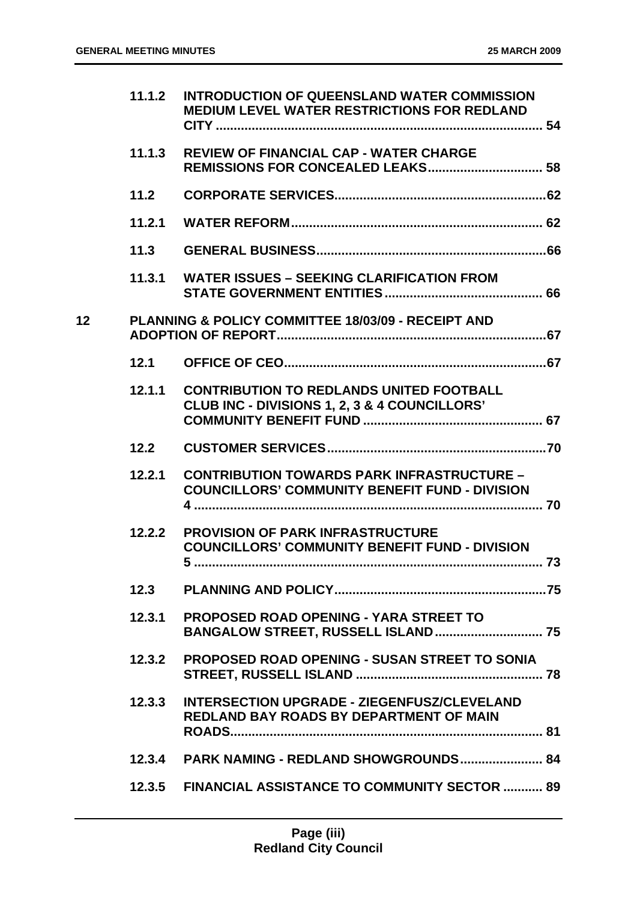| | | | |
|---|---|---|---|
| | 11.1.2 | INTRODUCTION OF QUEENSLAND WATER COMMISSION MEDIUM LEVEL WATER RESTRICTIONS FOR REDLAND CITY | 54 |
| | 11.1.3 | REVIEW OF FINANCIAL CAP - WATER CHARGE REMISSIONS FOR CONCEALED LEAKS | 58 |
| | 11.2 | CORPORATE SERVICES | 62 |
| | 11.2.1 | WATER REFORM | 62 |
| | 11.3 | GENERAL BUSINESS | 66 |
| | 11.3.1 | WATER ISSUES – SEEKING CLARIFICATION FROM STATE GOVERNMENT ENTITIES | 66 |
| 12 | | PLANNING & POLICY COMMITTEE 18/03/09 - RECEIPT AND ADOPTION OF REPORT | 67 |
| | 12.1 | OFFICE OF CEO | 67 |
| | 12.1.1 | CONTRIBUTION TO REDLANDS UNITED FOOTBALL CLUB INC - DIVISIONS 1, 2, 3 & 4 COUNCILLORS' COMMUNITY BENEFIT FUND | 67 |
| | 12.2 | CUSTOMER SERVICES | 70 |
| | 12.2.1 | CONTRIBUTION TOWARDS PARK INFRASTRUCTURE – COUNCILLORS' COMMUNITY BENEFIT FUND - DIVISION 4 | 70 |
| | 12.2.2 | PROVISION OF PARK INFRASTRUCTURE COUNCILLORS' COMMUNITY BENEFIT FUND - DIVISION 5 | 73 |
| | 12.3 | PLANNING AND POLICY | 75 |
| | 12.3.1 | PROPOSED ROAD OPENING - YARA STREET TO BANGALOW STREET, RUSSELL ISLAND | 75 |
| | 12.3.2 | PROPOSED ROAD OPENING - SUSAN STREET TO SONIA STREET, RUSSELL ISLAND | 78 |
| | 12.3.3 | INTERSECTION UPGRADE - ZIEGENFUSZ/CLEVELAND REDLAND BAY ROADS BY DEPARTMENT OF MAIN ROADS | 81 |
| | 12.3.4 | PARK NAMING - REDLAND SHOWGROUNDS | 84 |
| | 12.3.5 | FINANCIAL ASSISTANCE TO COMMUNITY SECTOR | 89 |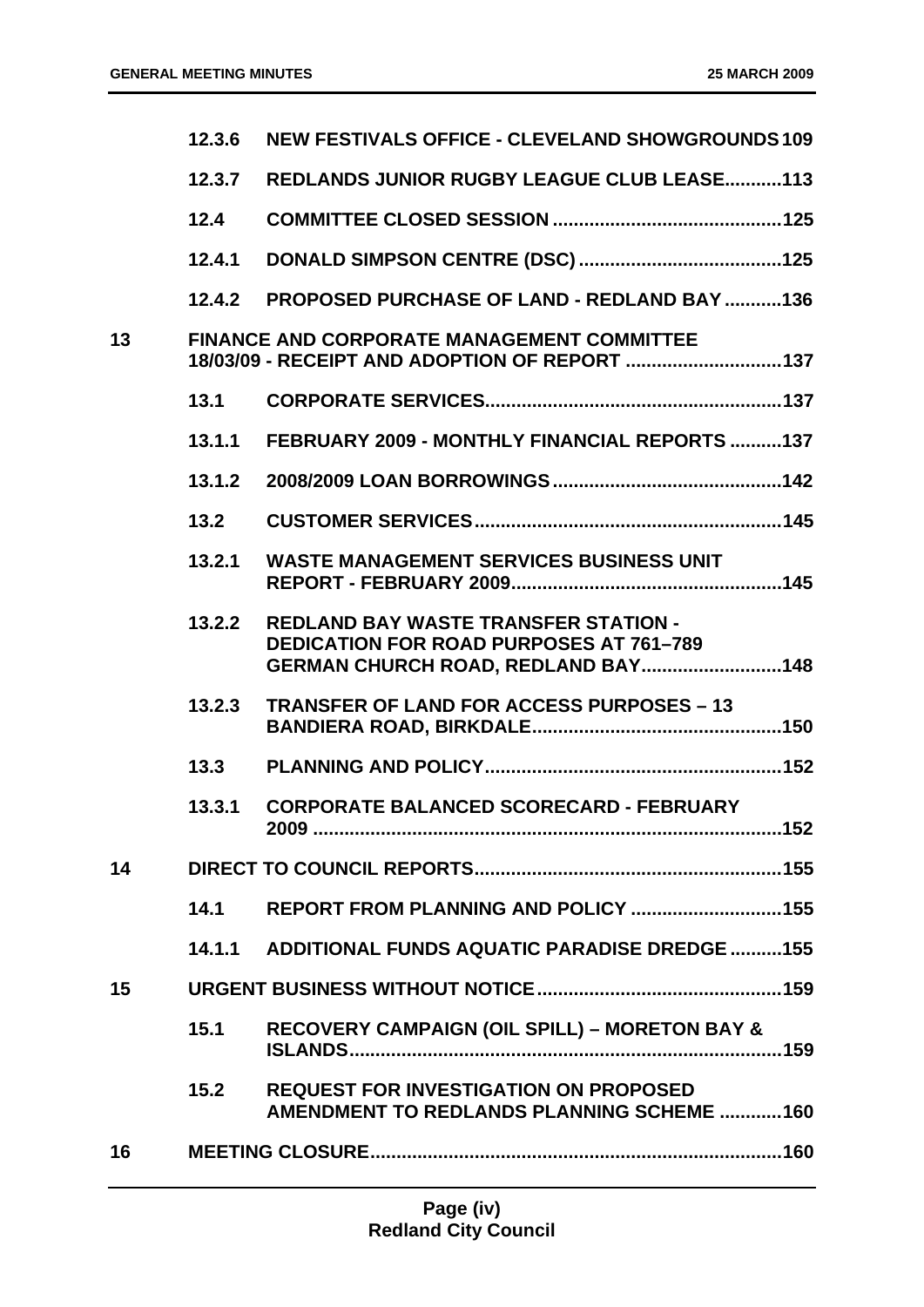| | | | |
|---|---|---|---|
| | 12.3.6 | NEW FESTIVALS OFFICE - CLEVELAND SHOWGROUNDS | 109 |
| | 12.3.7 | REDLANDS JUNIOR RUGBY LEAGUE CLUB LEASE | 113 |
| | 12.4 | COMMITTEE CLOSED SESSION | 125 |
| | 12.4.1 | DONALD SIMPSON CENTRE (DSC) | 125 |
| | 12.4.2 | PROPOSED PURCHASE OF LAND - REDLAND BAY | 136 |
| 13 | | FINANCE AND CORPORATE MANAGEMENT COMMITTEE 18/03/09 - RECEIPT AND ADOPTION OF REPORT | 137 |
| | 13.1 | CORPORATE SERVICES | 137 |
| | 13.1.1 | FEBRUARY 2009 - MONTHLY FINANCIAL REPORTS | 137 |
| | 13.1.2 | 2008/2009 LOAN BORROWINGS | 142 |
| | 13.2 | CUSTOMER SERVICES | 145 |
| | 13.2.1 | WASTE MANAGEMENT SERVICES BUSINESS UNIT REPORT - FEBRUARY 2009 | 145 |
| | 13.2.2 | REDLAND BAY WASTE TRANSFER STATION - DEDICATION FOR ROAD PURPOSES AT 761–789 GERMAN CHURCH ROAD, REDLAND BAY | 148 |
| | 13.2.3 | TRANSFER OF LAND FOR ACCESS PURPOSES – 13 BANDIERA ROAD, BIRKDALE | 150 |
| | 13.3 | PLANNING AND POLICY | 152 |
| | 13.3.1 | CORPORATE BALANCED SCORECARD - FEBRUARY 2009 | 152 |
| 14 | | DIRECT TO COUNCIL REPORTS | 155 |
| | 14.1 | REPORT FROM PLANNING AND POLICY | 155 |
| | 14.1.1 | ADDITIONAL FUNDS AQUATIC PARADISE DREDGE | 155 |
| 15 | | URGENT BUSINESS WITHOUT NOTICE | 159 |
| | 15.1 | RECOVERY CAMPAIGN (OIL SPILL) – MORETON BAY & ISLANDS | 159 |
| | 15.2 | REQUEST FOR INVESTIGATION ON PROPOSED AMENDMENT TO REDLANDS PLANNING SCHEME | 160 |
| 16 | | MEETING CLOSURE | 160 |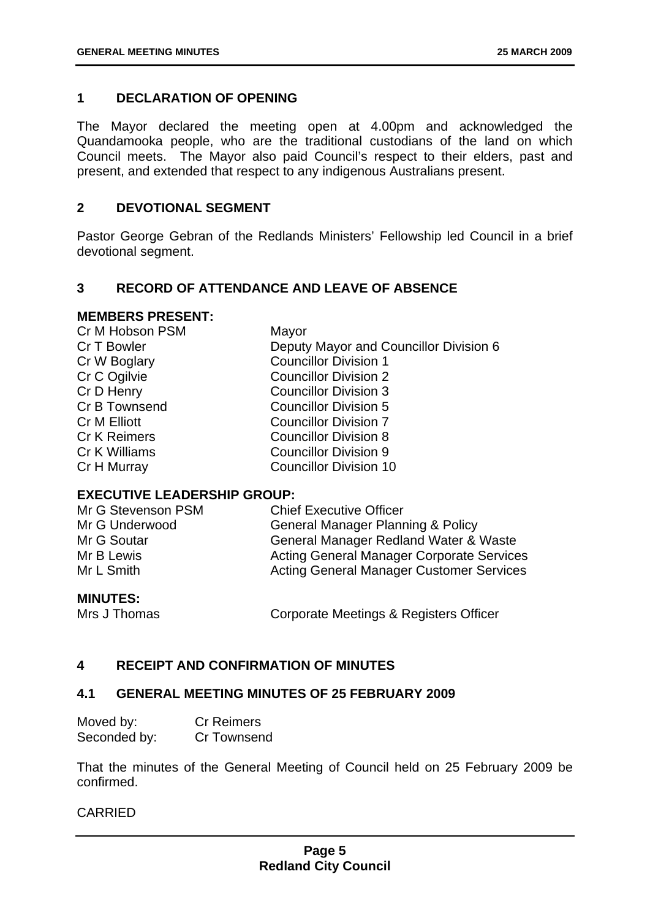## 1 DECLARATION OF OPENING

The Mayor declared the meeting open at 4.00pm and acknowledged the Quandamooka people, who are the traditional custodians of the land on which Council meets. The Mayor also paid Council's respect to their elders, past and present, and extended that respect to any indigenous Australians present.

## 2 DEVOTIONAL SEGMENT

Pastor George Gebran of the Redlands Ministers' Fellowship led Council in a brief devotional segment.

## 3 RECORD OF ATTENDANCE AND LEAVE OF ABSENCE

### MEMBERS PRESENT:

| | |
|---|---|
| Cr M Hobson PSM | Mayor |
| Cr T Bowler | Deputy Mayor and Councillor Division 6 |
| Cr W Boglary | Councillor Division 1 |
| Cr C Ogilvie | Councillor Division 2 |
| Cr D Henry | Councillor Division 3 |
| Cr B Townsend | Councillor Division 5 |
| Cr M Elliott | Councillor Division 7 |
| Cr K Reimers | Councillor Division 8 |
| Cr K Williams | Councillor Division 9 |
| Cr H Murray | Councillor Division 10 |

### EXECUTIVE LEADERSHIP GROUP:

| | |
|---|---|
| Mr G Stevenson PSM | Chief Executive Officer |
| Mr G Underwood | General Manager Planning & Policy |
| Mr G Soutar | General Manager Redland Water & Waste |
| Mr B Lewis | Acting General Manager Corporate Services |
| Mr L Smith | Acting General Manager Customer Services |

### MINUTES:

| | |
|---|---|
| Mrs J Thomas | Corporate Meetings & Registers Officer |

## 4 RECEIPT AND CONFIRMATION OF MINUTES

### 4.1 GENERAL MEETING MINUTES OF 25 FEBRUARY 2009

| | |
|---|---|
| Moved by: | Cr Reimers |
| Seconded by: | Cr Townsend |

That the minutes of the General Meeting of Council held on 25 February 2009 be confirmed.

CARRIED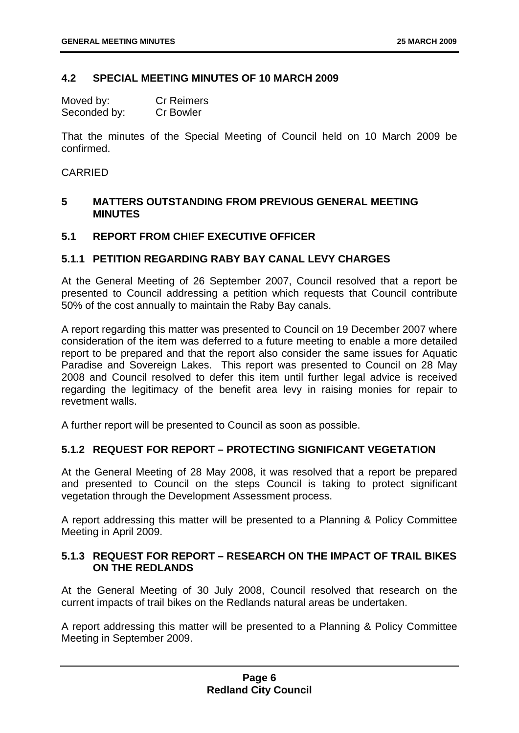## 4.2 SPECIAL MEETING MINUTES OF 10 MARCH 2009

| | |
|---|---|
| Moved by: | Cr Reimers |
| Seconded by: | Cr Bowler |

That the minutes of the Special Meeting of Council held on 10 March 2009 be confirmed.

CARRIED

# 5 MATTERS OUTSTANDING FROM PREVIOUS GENERAL MEETING MINUTES

## 5.1 REPORT FROM CHIEF EXECUTIVE OFFICER

### 5.1.1 PETITION REGARDING RABY BAY CANAL LEVY CHARGES

At the General Meeting of 26 September 2007, Council resolved that a report be presented to Council addressing a petition which requests that Council contribute 50% of the cost annually to maintain the Raby Bay canals.

A report regarding this matter was presented to Council on 19 December 2007 where consideration of the item was deferred to a future meeting to enable a more detailed report to be prepared and that the report also consider the same issues for Aquatic Paradise and Sovereign Lakes. This report was presented to Council on 28 May 2008 and Council resolved to defer this item until further legal advice is received regarding the legitimacy of the benefit area levy in raising monies for repair to revetment walls.

A further report will be presented to Council as soon as possible.

### 5.1.2 REQUEST FOR REPORT – PROTECTING SIGNIFICANT VEGETATION

At the General Meeting of 28 May 2008, it was resolved that a report be prepared and presented to Council on the steps Council is taking to protect significant vegetation through the Development Assessment process.

A report addressing this matter will be presented to a Planning & Policy Committee Meeting in April 2009.

### 5.1.3 REQUEST FOR REPORT – RESEARCH ON THE IMPACT OF TRAIL BIKES ON THE REDLANDS

At the General Meeting of 30 July 2008, Council resolved that research on the current impacts of trail bikes on the Redlands natural areas be undertaken.

A report addressing this matter will be presented to a Planning & Policy Committee Meeting in September 2009.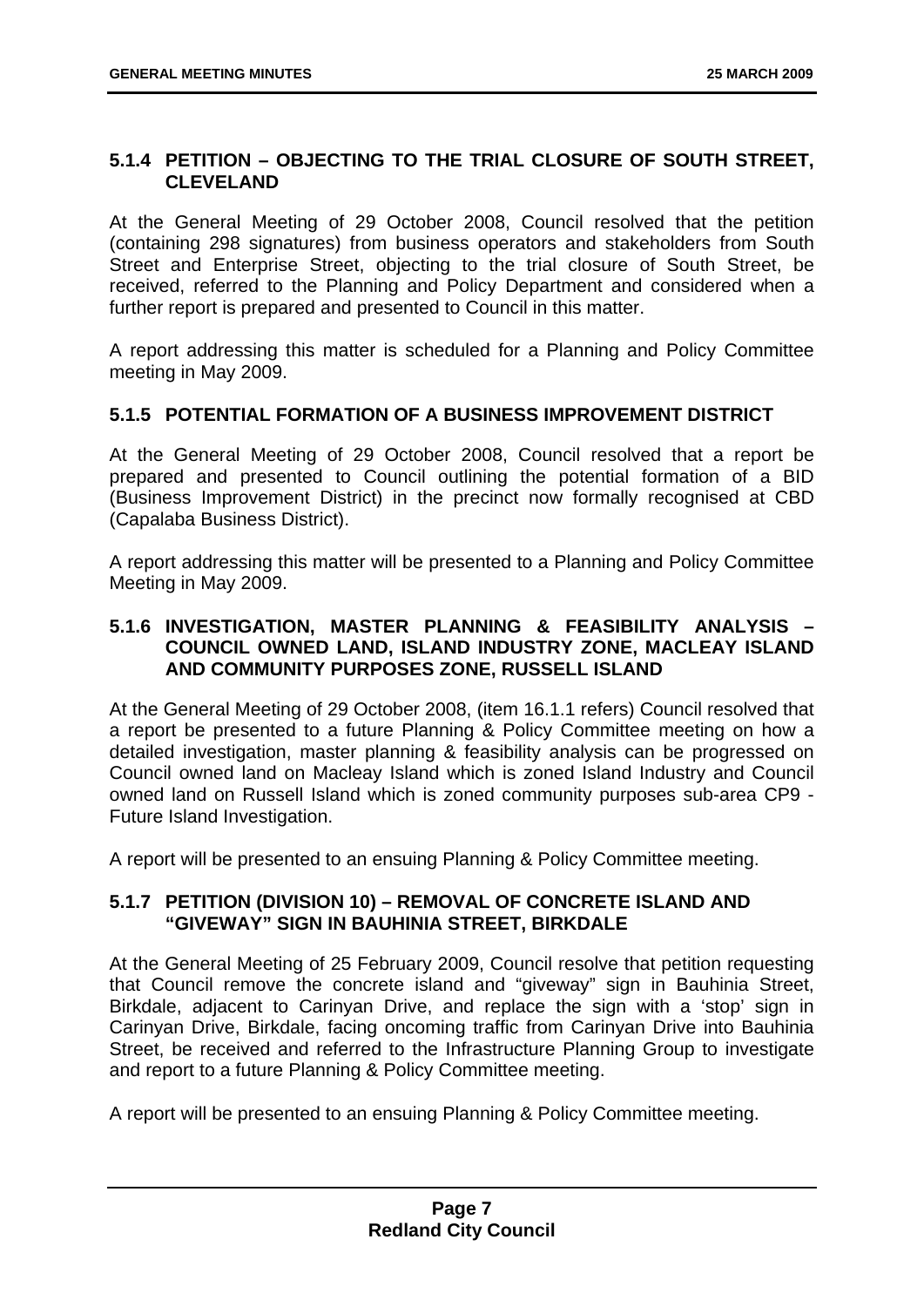### 5.1.4 PETITION – OBJECTING TO THE TRIAL CLOSURE OF SOUTH STREET, CLEVELAND

At the General Meeting of 29 October 2008, Council resolved that the petition (containing 298 signatures) from business operators and stakeholders from South Street and Enterprise Street, objecting to the trial closure of South Street, be received, referred to the Planning and Policy Department and considered when a further report is prepared and presented to Council in this matter.

A report addressing this matter is scheduled for a Planning and Policy Committee meeting in May 2009.

### 5.1.5 POTENTIAL FORMATION OF A BUSINESS IMPROVEMENT DISTRICT

At the General Meeting of 29 October 2008, Council resolved that a report be prepared and presented to Council outlining the potential formation of a BID (Business Improvement District) in the precinct now formally recognised at CBD (Capalaba Business District).

A report addressing this matter will be presented to a Planning and Policy Committee Meeting in May 2009.

### 5.1.6 INVESTIGATION, MASTER PLANNING & FEASIBILITY ANALYSIS – COUNCIL OWNED LAND, ISLAND INDUSTRY ZONE, MACLEAY ISLAND AND COMMUNITY PURPOSES ZONE, RUSSELL ISLAND

At the General Meeting of 29 October 2008, (item 16.1.1 refers) Council resolved that a report be presented to a future Planning & Policy Committee meeting on how a detailed investigation, master planning & feasibility analysis can be progressed on Council owned land on Macleay Island which is zoned Island Industry and Council owned land on Russell Island which is zoned community purposes sub-area CP9 - Future Island Investigation.

A report will be presented to an ensuing Planning & Policy Committee meeting.

### 5.1.7 PETITION (DIVISION 10) – REMOVAL OF CONCRETE ISLAND AND "GIVEWAY" SIGN IN BAUHINIA STREET, BIRKDALE

At the General Meeting of 25 February 2009, Council resolve that petition requesting that Council remove the concrete island and "giveway" sign in Bauhinia Street, Birkdale, adjacent to Carinyan Drive, and replace the sign with a 'stop' sign in Carinyan Drive, Birkdale, facing oncoming traffic from Carinyan Drive into Bauhinia Street, be received and referred to the Infrastructure Planning Group to investigate and report to a future Planning & Policy Committee meeting.

A report will be presented to an ensuing Planning & Policy Committee meeting.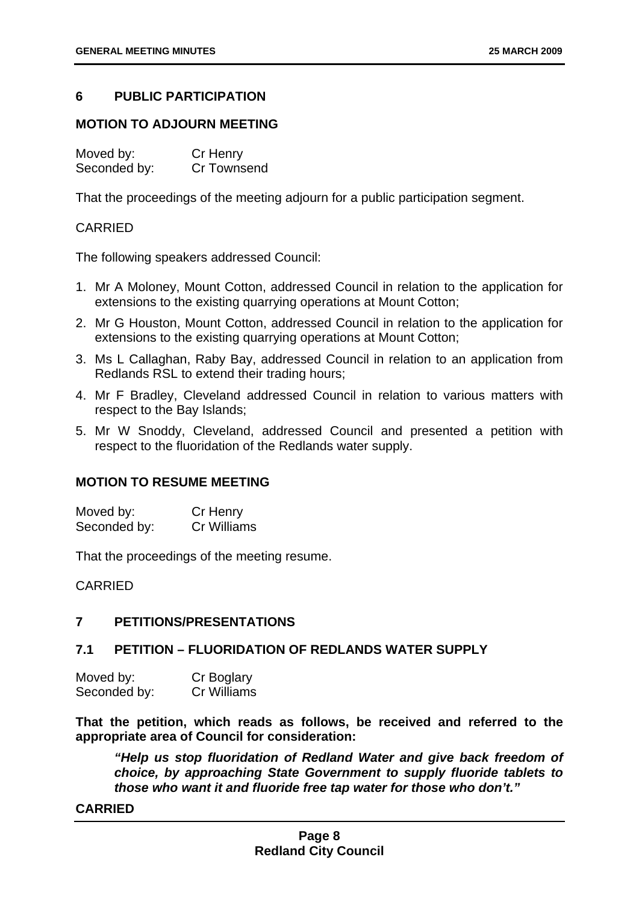## 6 PUBLIC PARTICIPATION

### MOTION TO ADJOURN MEETING

Moved by: Cr Henry
Seconded by: Cr Townsend

That the proceedings of the meeting adjourn for a public participation segment.

CARRIED

The following speakers addressed Council:

1. Mr A Moloney, Mount Cotton, addressed Council in relation to the application for extensions to the existing quarrying operations at Mount Cotton;
2. Mr G Houston, Mount Cotton, addressed Council in relation to the application for extensions to the existing quarrying operations at Mount Cotton;
3. Ms L Callaghan, Raby Bay, addressed Council in relation to an application from Redlands RSL to extend their trading hours;
4. Mr F Bradley, Cleveland addressed Council in relation to various matters with respect to the Bay Islands;
5. Mr W Snoddy, Cleveland, addressed Council and presented a petition with respect to the fluoridation of the Redlands water supply.

### MOTION TO RESUME MEETING

Moved by: Cr Henry
Seconded by: Cr Williams

That the proceedings of the meeting resume.

CARRIED

## 7 PETITIONS/PRESENTATIONS

### 7.1 PETITION – FLUORIDATION OF REDLANDS WATER SUPPLY

Moved by: Cr Boglary
Seconded by: Cr Williams

**That the petition, which reads as follows, be received and referred to the appropriate area of Council for consideration:**

> ***"Help us stop fluoridation of Redland Water and give back freedom of choice, by approaching State Government to supply fluoride tablets to those who want it and fluoride free tap water for those who don't."***

**CARRIED**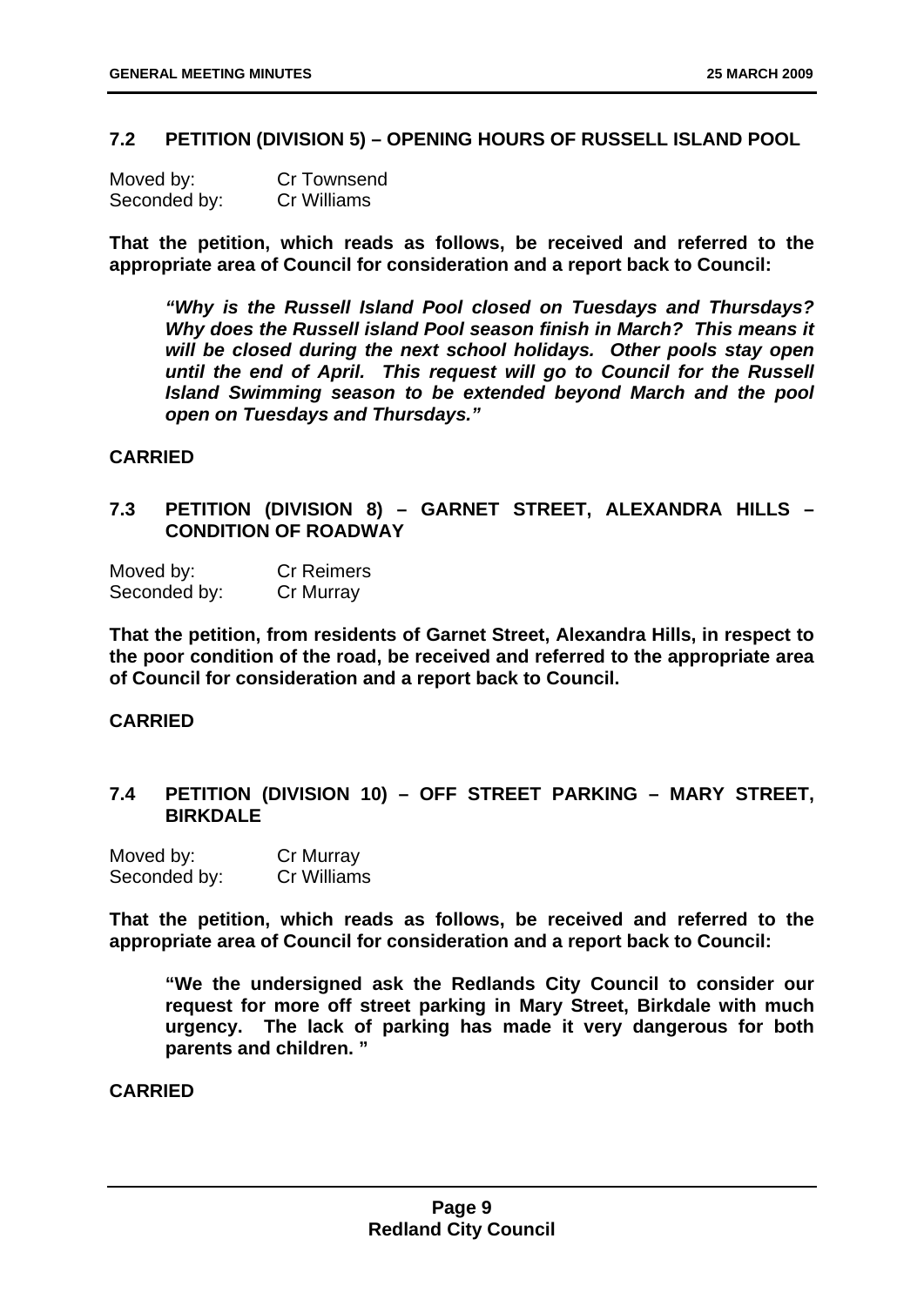## 7.2 PETITION (DIVISION 5) – OPENING HOURS OF RUSSELL ISLAND POOL

Moved by: Cr Townsend
Seconded by: Cr Williams

**That the petition, which reads as follows, be received and referred to the appropriate area of Council for consideration and a report back to Council:**

> ***"Why is the Russell Island Pool closed on Tuesdays and Thursdays? Why does the Russell island Pool season finish in March? This means it will be closed during the next school holidays. Other pools stay open until the end of April. This request will go to Council for the Russell Island Swimming season to be extended beyond March and the pool open on Tuesdays and Thursdays."***

**CARRIED**

## 7.3 PETITION (DIVISION 8) – GARNET STREET, ALEXANDRA HILLS – CONDITION OF ROADWAY

Moved by: Cr Reimers
Seconded by: Cr Murray

**That the petition, from residents of Garnet Street, Alexandra Hills, in respect to the poor condition of the road, be received and referred to the appropriate area of Council for consideration and a report back to Council.**

**CARRIED**

## 7.4 PETITION (DIVISION 10) – OFF STREET PARKING – MARY STREET, BIRKDALE

Moved by: Cr Murray
Seconded by: Cr Williams

**That the petition, which reads as follows, be received and referred to the appropriate area of Council for consideration and a report back to Council:**

> **"We the undersigned ask the Redlands City Council to consider our request for more off street parking in Mary Street, Birkdale with much urgency. The lack of parking has made it very dangerous for both parents and children. "**

**CARRIED**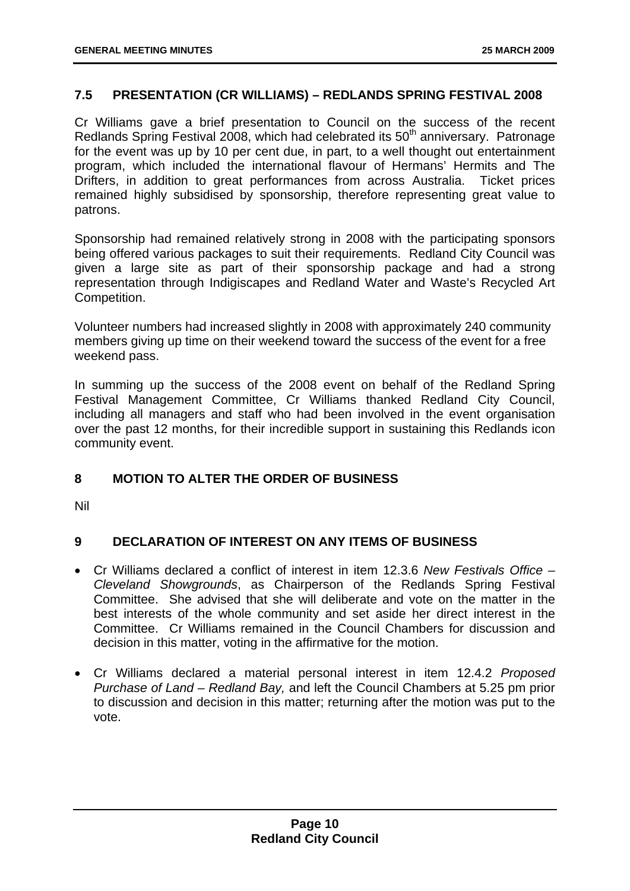## 7.5 PRESENTATION (CR WILLIAMS) – REDLANDS SPRING FESTIVAL 2008

Cr Williams gave a brief presentation to Council on the success of the recent Redlands Spring Festival 2008, which had celebrated its 50th anniversary. Patronage for the event was up by 10 per cent due, in part, to a well thought out entertainment program, which included the international flavour of Hermans' Hermits and The Drifters, in addition to great performances from across Australia. Ticket prices remained highly subsidised by sponsorship, therefore representing great value to patrons.

Sponsorship had remained relatively strong in 2008 with the participating sponsors being offered various packages to suit their requirements. Redland City Council was given a large site as part of their sponsorship package and had a strong representation through Indigiscapes and Redland Water and Waste's Recycled Art Competition.

Volunteer numbers had increased slightly in 2008 with approximately 240 community members giving up time on their weekend toward the success of the event for a free weekend pass.

In summing up the success of the 2008 event on behalf of the Redland Spring Festival Management Committee, Cr Williams thanked Redland City Council, including all managers and staff who had been involved in the event organisation over the past 12 months, for their incredible support in sustaining this Redlands icon community event.

## 8 MOTION TO ALTER THE ORDER OF BUSINESS

Nil

## 9 DECLARATION OF INTEREST ON ANY ITEMS OF BUSINESS

- Cr Williams declared a conflict of interest in item 12.3.6 *New Festivals Office – Cleveland Showgrounds*, as Chairperson of the Redlands Spring Festival Committee. She advised that she will deliberate and vote on the matter in the best interests of the whole community and set aside her direct interest in the Committee. Cr Williams remained in the Council Chambers for discussion and decision in this matter, voting in the affirmative for the motion.
- Cr Williams declared a material personal interest in item 12.4.2 *Proposed Purchase of Land – Redland Bay,* and left the Council Chambers at 5.25 pm prior to discussion and decision in this matter; returning after the motion was put to the vote.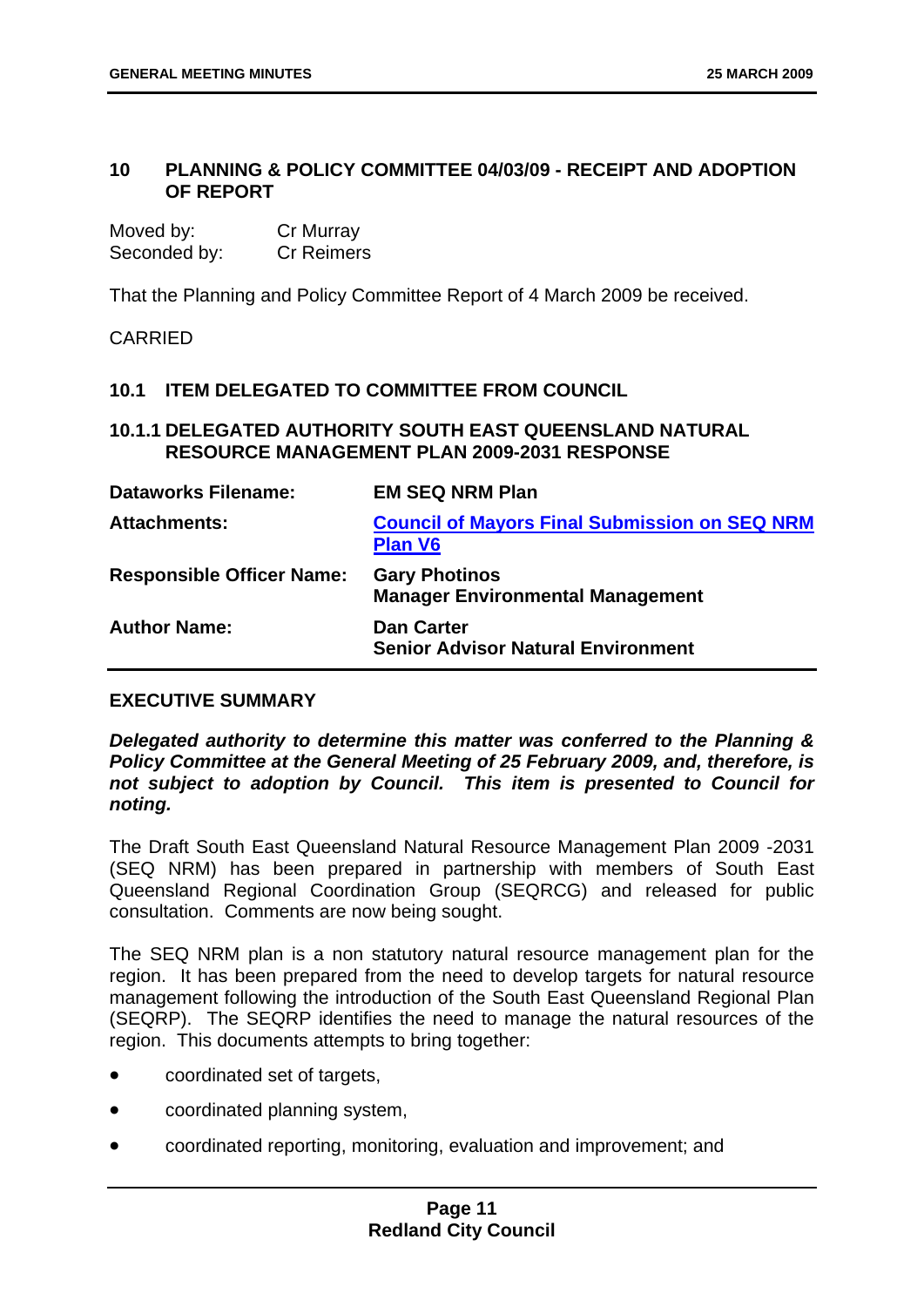## 10 PLANNING & POLICY COMMITTEE 04/03/09 - RECEIPT AND ADOPTION OF REPORT

Moved by: Cr Murray
Seconded by: Cr Reimers

That the Planning and Policy Committee Report of 4 March 2009 be received.

CARRIED

### 10.1 ITEM DELEGATED TO COMMITTEE FROM COUNCIL

#### 10.1.1 DELEGATED AUTHORITY SOUTH EAST QUEENSLAND NATURAL RESOURCE MANAGEMENT PLAN 2009-2031 RESPONSE

| | |
|---|---|
| **Dataworks Filename:** | **EM SEQ NRM Plan** |
| **Attachments:** | **Council of Mayors Final Submission on SEQ NRM Plan V6** |
| **Responsible Officer Name:** | **Gary Photinos**<br>**Manager Environmental Management** |
| **Author Name:** | **Dan Carter**<br>**Senior Advisor Natural Environment** |

**EXECUTIVE SUMMARY**

***Delegated authority to determine this matter was conferred to the Planning & Policy Committee at the General Meeting of 25 February 2009, and, therefore, is not subject to adoption by Council. This item is presented to Council for noting.***

The Draft South East Queensland Natural Resource Management Plan 2009 -2031 (SEQ NRM) has been prepared in partnership with members of South East Queensland Regional Coordination Group (SEQRCG) and released for public consultation. Comments are now being sought.

The SEQ NRM plan is a non statutory natural resource management plan for the region. It has been prepared from the need to develop targets for natural resource management following the introduction of the South East Queensland Regional Plan (SEQRP). The SEQRP identifies the need to manage the natural resources of the region. This documents attempts to bring together:

- coordinated set of targets,
- coordinated planning system,
- coordinated reporting, monitoring, evaluation and improvement; and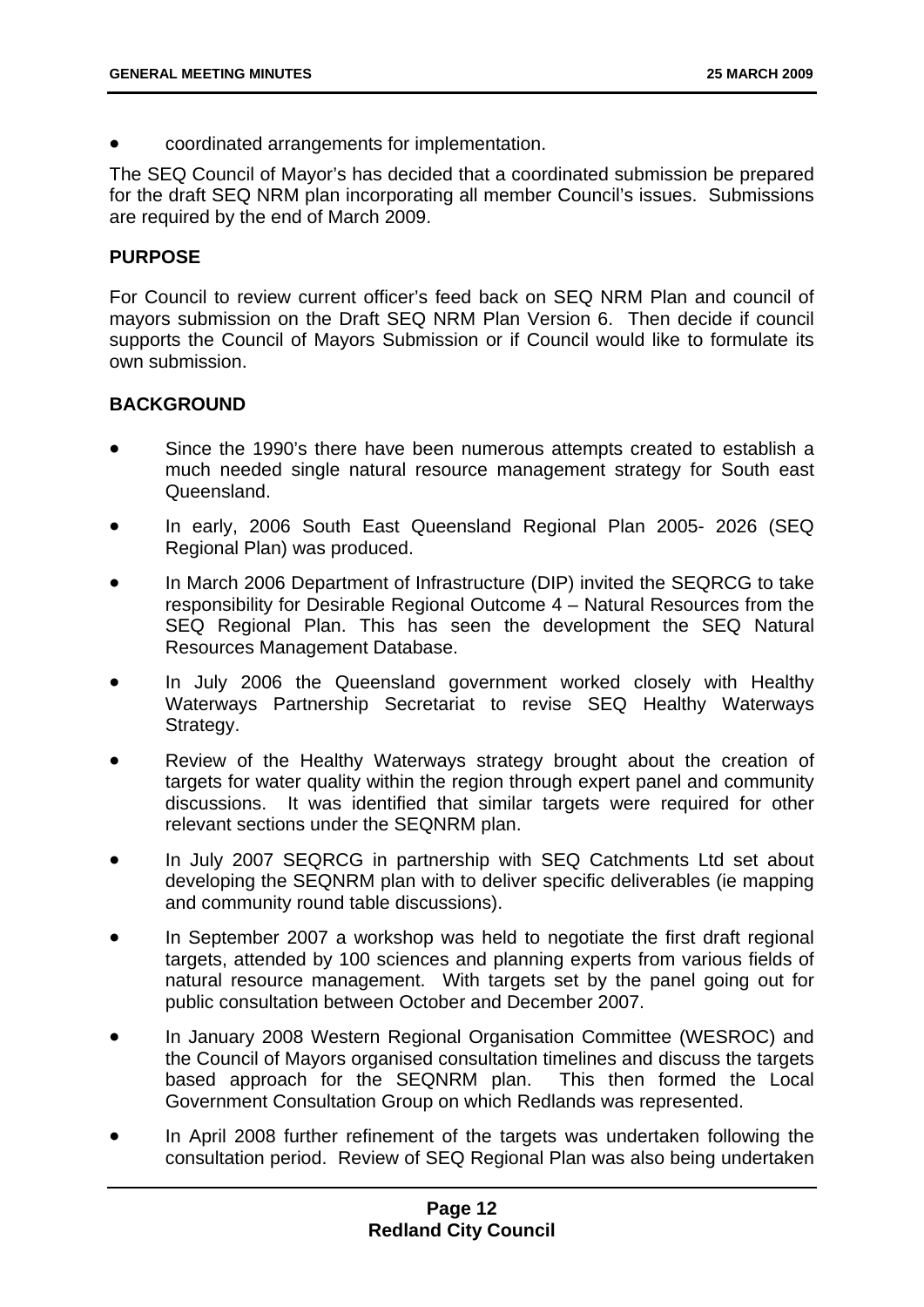- coordinated arrangements for implementation.

The SEQ Council of Mayor's has decided that a coordinated submission be prepared for the draft SEQ NRM plan incorporating all member Council's issues. Submissions are required by the end of March 2009.

**PURPOSE**

For Council to review current officer's feed back on SEQ NRM Plan and council of mayors submission on the Draft SEQ NRM Plan Version 6. Then decide if council supports the Council of Mayors Submission or if Council would like to formulate its own submission.

**BACKGROUND**

- Since the 1990's there have been numerous attempts created to establish a much needed single natural resource management strategy for South east Queensland.
- In early, 2006 South East Queensland Regional Plan 2005- 2026 (SEQ Regional Plan) was produced.
- In March 2006 Department of Infrastructure (DIP) invited the SEQRCG to take responsibility for Desirable Regional Outcome 4 – Natural Resources from the SEQ Regional Plan. This has seen the development the SEQ Natural Resources Management Database.
- In July 2006 the Queensland government worked closely with Healthy Waterways Partnership Secretariat to revise SEQ Healthy Waterways Strategy.
- Review of the Healthy Waterways strategy brought about the creation of targets for water quality within the region through expert panel and community discussions. It was identified that similar targets were required for other relevant sections under the SEQNRM plan.
- In July 2007 SEQRCG in partnership with SEQ Catchments Ltd set about developing the SEQNRM plan with to deliver specific deliverables (ie mapping and community round table discussions).
- In September 2007 a workshop was held to negotiate the first draft regional targets, attended by 100 sciences and planning experts from various fields of natural resource management. With targets set by the panel going out for public consultation between October and December 2007.
- In January 2008 Western Regional Organisation Committee (WESROC) and the Council of Mayors organised consultation timelines and discuss the targets based approach for the SEQNRM plan. This then formed the Local Government Consultation Group on which Redlands was represented.
- In April 2008 further refinement of the targets was undertaken following the consultation period. Review of SEQ Regional Plan was also being undertaken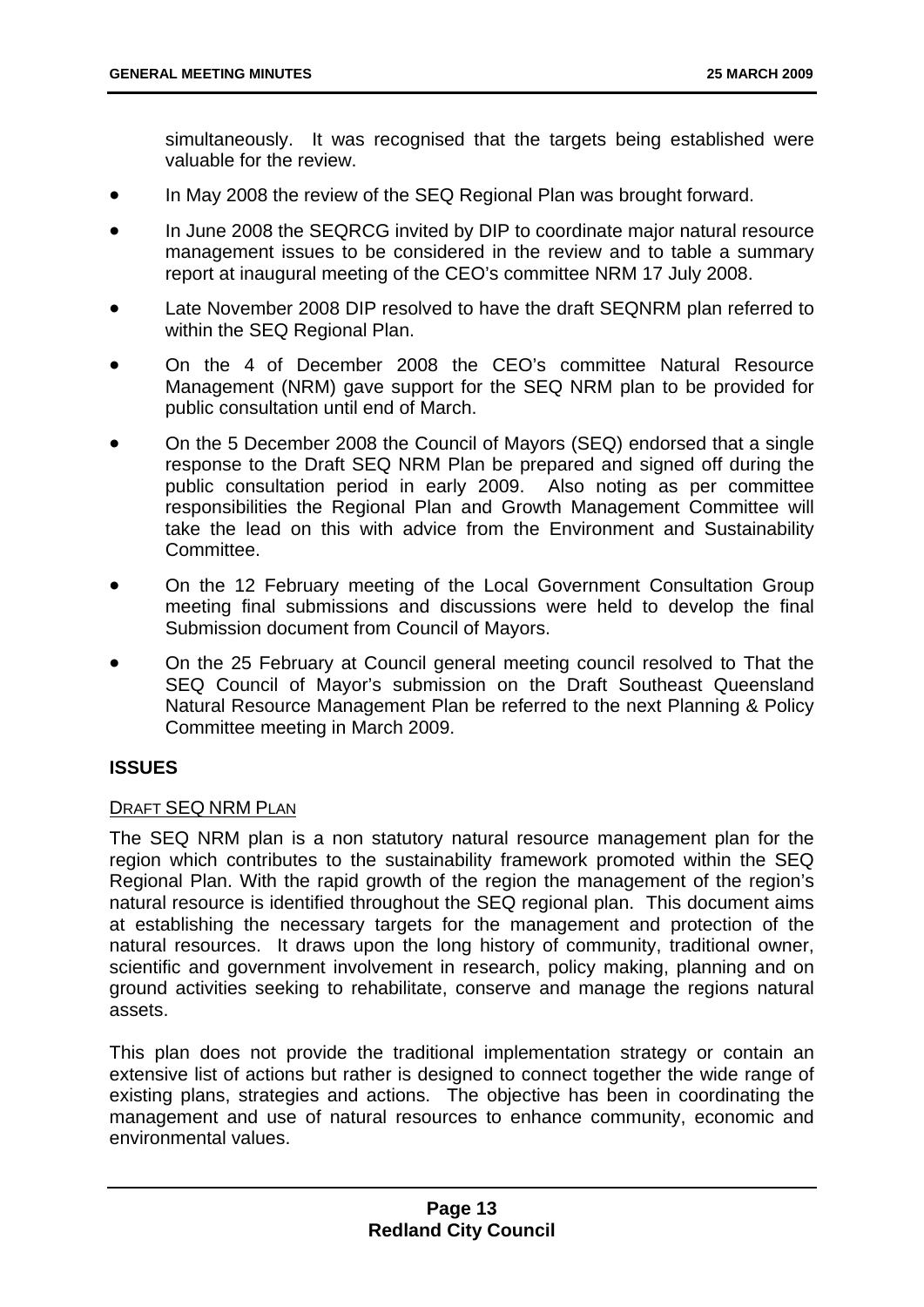simultaneously. It was recognised that the targets being established were valuable for the review.

- In May 2008 the review of the SEQ Regional Plan was brought forward.
- In June 2008 the SEQRCG invited by DIP to coordinate major natural resource management issues to be considered in the review and to table a summary report at inaugural meeting of the CEO's committee NRM 17 July 2008.
- Late November 2008 DIP resolved to have the draft SEQNRM plan referred to within the SEQ Regional Plan.
- On the 4 of December 2008 the CEO's committee Natural Resource Management (NRM) gave support for the SEQ NRM plan to be provided for public consultation until end of March.
- On the 5 December 2008 the Council of Mayors (SEQ) endorsed that a single response to the Draft SEQ NRM Plan be prepared and signed off during the public consultation period in early 2009. Also noting as per committee responsibilities the Regional Plan and Growth Management Committee will take the lead on this with advice from the Environment and Sustainability Committee.
- On the 12 February meeting of the Local Government Consultation Group meeting final submissions and discussions were held to develop the final Submission document from Council of Mayors.
- On the 25 February at Council general meeting council resolved to That the SEQ Council of Mayor's submission on the Draft Southeast Queensland Natural Resource Management Plan be referred to the next Planning & Policy Committee meeting in March 2009.

**ISSUES**

DRAFT SEQ NRM PLAN

The SEQ NRM plan is a non statutory natural resource management plan for the region which contributes to the sustainability framework promoted within the SEQ Regional Plan. With the rapid growth of the region the management of the region's natural resource is identified throughout the SEQ regional plan. This document aims at establishing the necessary targets for the management and protection of the natural resources. It draws upon the long history of community, traditional owner, scientific and government involvement in research, policy making, planning and on ground activities seeking to rehabilitate, conserve and manage the regions natural assets.

This plan does not provide the traditional implementation strategy or contain an extensive list of actions but rather is designed to connect together the wide range of existing plans, strategies and actions. The objective has been in coordinating the management and use of natural resources to enhance community, economic and environmental values.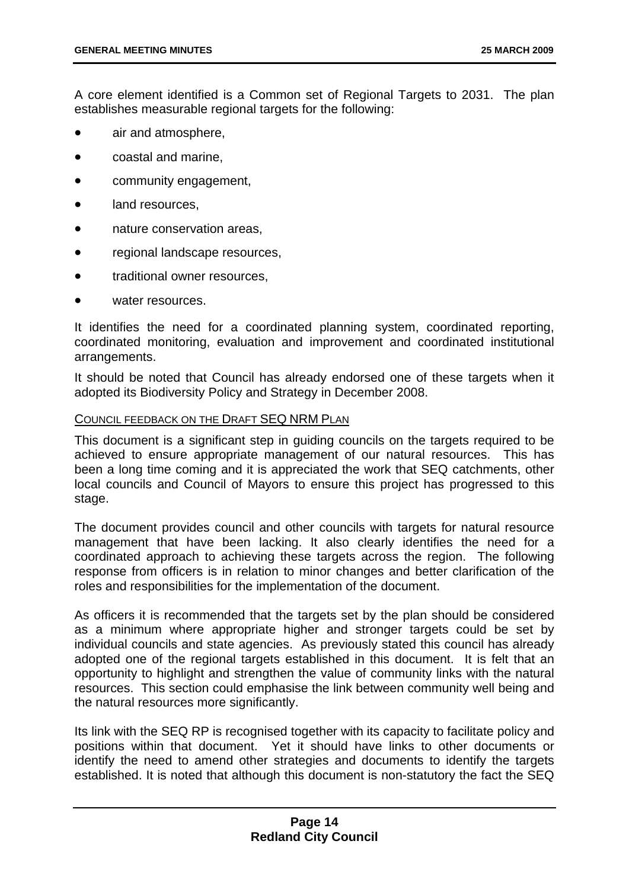A core element identified is a Common set of Regional Targets to 2031. The plan establishes measurable regional targets for the following:

- air and atmosphere,
- coastal and marine,
- community engagement,
- land resources,
- nature conservation areas,
- regional landscape resources,
- traditional owner resources,
- water resources.

It identifies the need for a coordinated planning system, coordinated reporting, coordinated monitoring, evaluation and improvement and coordinated institutional arrangements.

It should be noted that Council has already endorsed one of these targets when it adopted its Biodiversity Policy and Strategy in December 2008.

COUNCIL FEEDBACK ON THE DRAFT SEQ NRM PLAN

This document is a significant step in guiding councils on the targets required to be achieved to ensure appropriate management of our natural resources. This has been a long time coming and it is appreciated the work that SEQ catchments, other local councils and Council of Mayors to ensure this project has progressed to this stage.

The document provides council and other councils with targets for natural resource management that have been lacking. It also clearly identifies the need for a coordinated approach to achieving these targets across the region. The following response from officers is in relation to minor changes and better clarification of the roles and responsibilities for the implementation of the document.

As officers it is recommended that the targets set by the plan should be considered as a minimum where appropriate higher and stronger targets could be set by individual councils and state agencies. As previously stated this council has already adopted one of the regional targets established in this document. It is felt that an opportunity to highlight and strengthen the value of community links with the natural resources. This section could emphasise the link between community well being and the natural resources more significantly.

Its link with the SEQ RP is recognised together with its capacity to facilitate policy and positions within that document. Yet it should have links to other documents or identify the need to amend other strategies and documents to identify the targets established. It is noted that although this document is non-statutory the fact the SEQ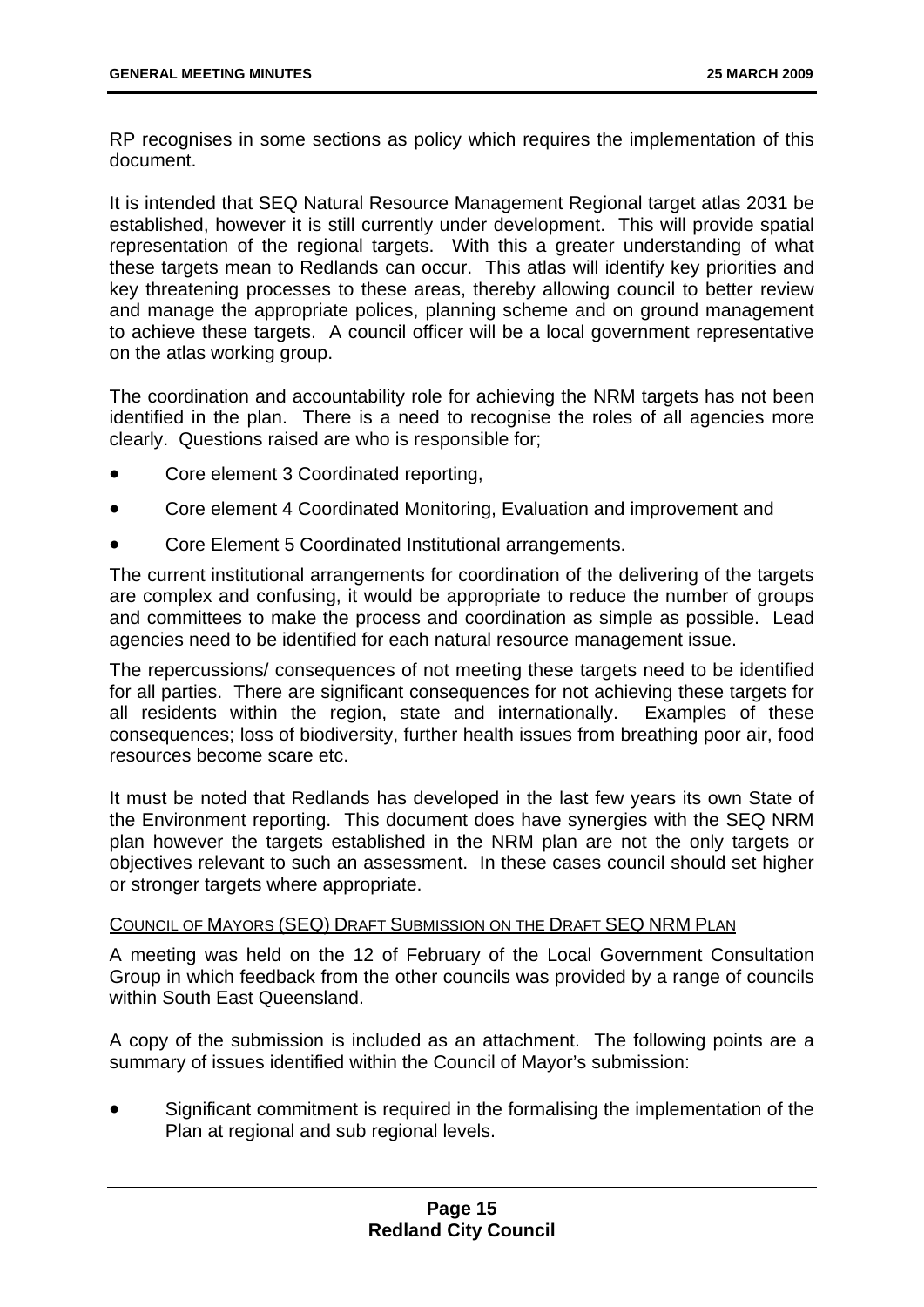RP recognises in some sections as policy which requires the implementation of this document.

It is intended that SEQ Natural Resource Management Regional target atlas 2031 be established, however it is still currently under development. This will provide spatial representation of the regional targets. With this a greater understanding of what these targets mean to Redlands can occur. This atlas will identify key priorities and key threatening processes to these areas, thereby allowing council to better review and manage the appropriate polices, planning scheme and on ground management to achieve these targets. A council officer will be a local government representative on the atlas working group.

The coordination and accountability role for achieving the NRM targets has not been identified in the plan. There is a need to recognise the roles of all agencies more clearly. Questions raised are who is responsible for;

- Core element 3 Coordinated reporting,
- Core element 4 Coordinated Monitoring, Evaluation and improvement and
- Core Element 5 Coordinated Institutional arrangements.

The current institutional arrangements for coordination of the delivering of the targets are complex and confusing, it would be appropriate to reduce the number of groups and committees to make the process and coordination as simple as possible. Lead agencies need to be identified for each natural resource management issue.

The repercussions/ consequences of not meeting these targets need to be identified for all parties. There are significant consequences for not achieving these targets for all residents within the region, state and internationally. Examples of these consequences; loss of biodiversity, further health issues from breathing poor air, food resources become scare etc.

It must be noted that Redlands has developed in the last few years its own State of the Environment reporting. This document does have synergies with the SEQ NRM plan however the targets established in the NRM plan are not the only targets or objectives relevant to such an assessment. In these cases council should set higher or stronger targets where appropriate.

COUNCIL OF MAYORS (SEQ) DRAFT SUBMISSION ON THE DRAFT SEQ NRM PLAN

A meeting was held on the 12 of February of the Local Government Consultation Group in which feedback from the other councils was provided by a range of councils within South East Queensland.

A copy of the submission is included as an attachment. The following points are a summary of issues identified within the Council of Mayor's submission:

- Significant commitment is required in the formalising the implementation of the Plan at regional and sub regional levels.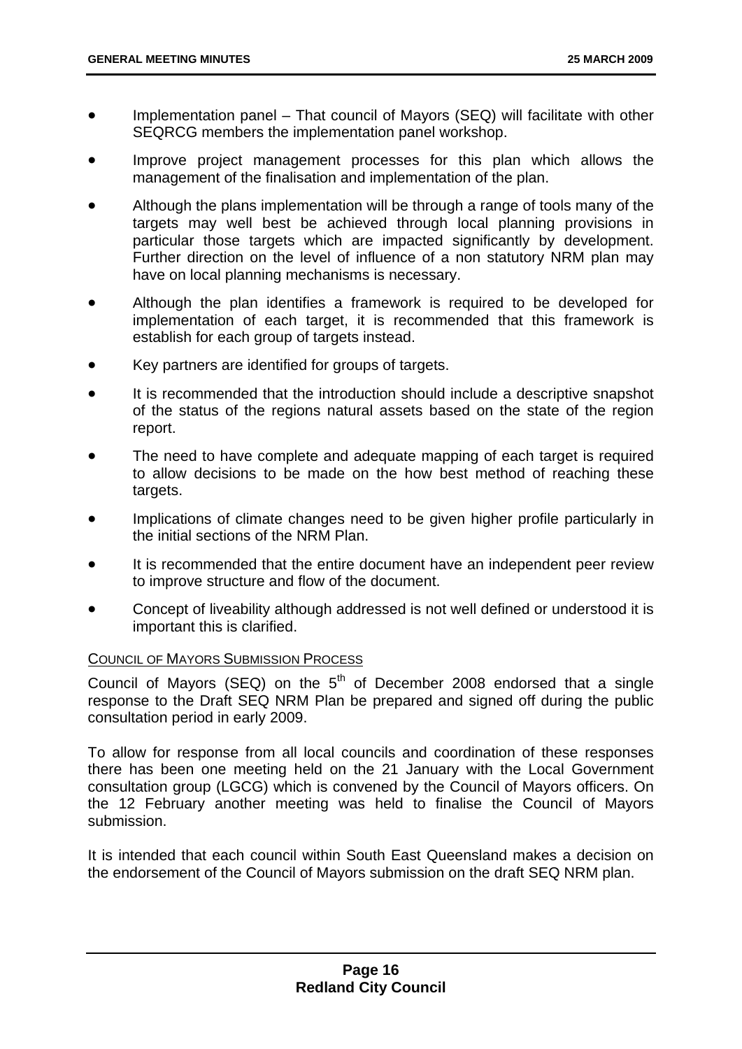- Implementation panel – That council of Mayors (SEQ) will facilitate with other SEQRCG members the implementation panel workshop.
- Improve project management processes for this plan which allows the management of the finalisation and implementation of the plan.
- Although the plans implementation will be through a range of tools many of the targets may well best be achieved through local planning provisions in particular those targets which are impacted significantly by development. Further direction on the level of influence of a non statutory NRM plan may have on local planning mechanisms is necessary.
- Although the plan identifies a framework is required to be developed for implementation of each target, it is recommended that this framework is establish for each group of targets instead.
- Key partners are identified for groups of targets.
- It is recommended that the introduction should include a descriptive snapshot of the status of the regions natural assets based on the state of the region report.
- The need to have complete and adequate mapping of each target is required to allow decisions to be made on the how best method of reaching these targets.
- Implications of climate changes need to be given higher profile particularly in the initial sections of the NRM Plan.
- It is recommended that the entire document have an independent peer review to improve structure and flow of the document.
- Concept of liveability although addressed is not well defined or understood it is important this is clarified.

COUNCIL OF MAYORS SUBMISSION PROCESS

Council of Mayors (SEQ) on the 5th of December 2008 endorsed that a single response to the Draft SEQ NRM Plan be prepared and signed off during the public consultation period in early 2009.

To allow for response from all local councils and coordination of these responses there has been one meeting held on the 21 January with the Local Government consultation group (LGCG) which is convened by the Council of Mayors officers. On the 12 February another meeting was held to finalise the Council of Mayors submission.

It is intended that each council within South East Queensland makes a decision on the endorsement of the Council of Mayors submission on the draft SEQ NRM plan.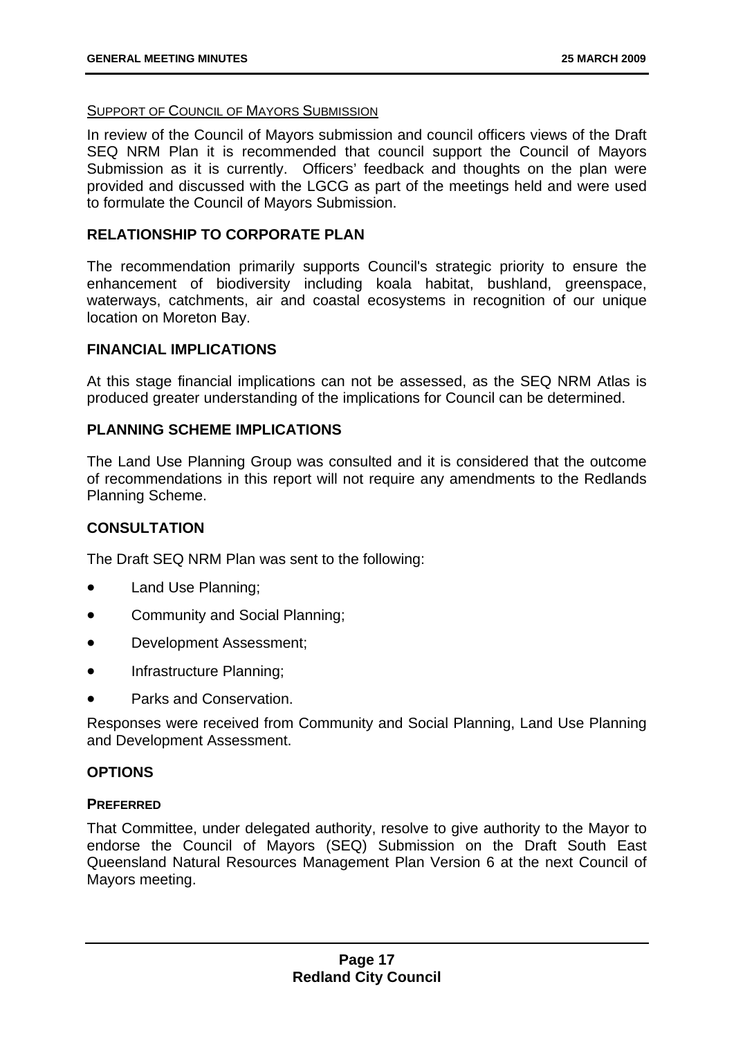<u>SUPPORT OF COUNCIL OF MAYORS SUBMISSION</u>

In review of the Council of Mayors submission and council officers views of the Draft SEQ NRM Plan it is recommended that council support the Council of Mayors Submission as it is currently. Officers' feedback and thoughts on the plan were provided and discussed with the LGCG as part of the meetings held and were used to formulate the Council of Mayors Submission.

## RELATIONSHIP TO CORPORATE PLAN

The recommendation primarily supports Council's strategic priority to ensure the enhancement of biodiversity including koala habitat, bushland, greenspace, waterways, catchments, air and coastal ecosystems in recognition of our unique location on Moreton Bay.

## FINANCIAL IMPLICATIONS

At this stage financial implications can not be assessed, as the SEQ NRM Atlas is produced greater understanding of the implications for Council can be determined.

## PLANNING SCHEME IMPLICATIONS

The Land Use Planning Group was consulted and it is considered that the outcome of recommendations in this report will not require any amendments to the Redlands Planning Scheme.

## CONSULTATION

The Draft SEQ NRM Plan was sent to the following:

- Land Use Planning;
- Community and Social Planning;
- Development Assessment;
- Infrastructure Planning;
- Parks and Conservation.

Responses were received from Community and Social Planning, Land Use Planning and Development Assessment.

## OPTIONS

### PREFERRED

That Committee, under delegated authority, resolve to give authority to the Mayor to endorse the Council of Mayors (SEQ) Submission on the Draft South East Queensland Natural Resources Management Plan Version 6 at the next Council of Mayors meeting.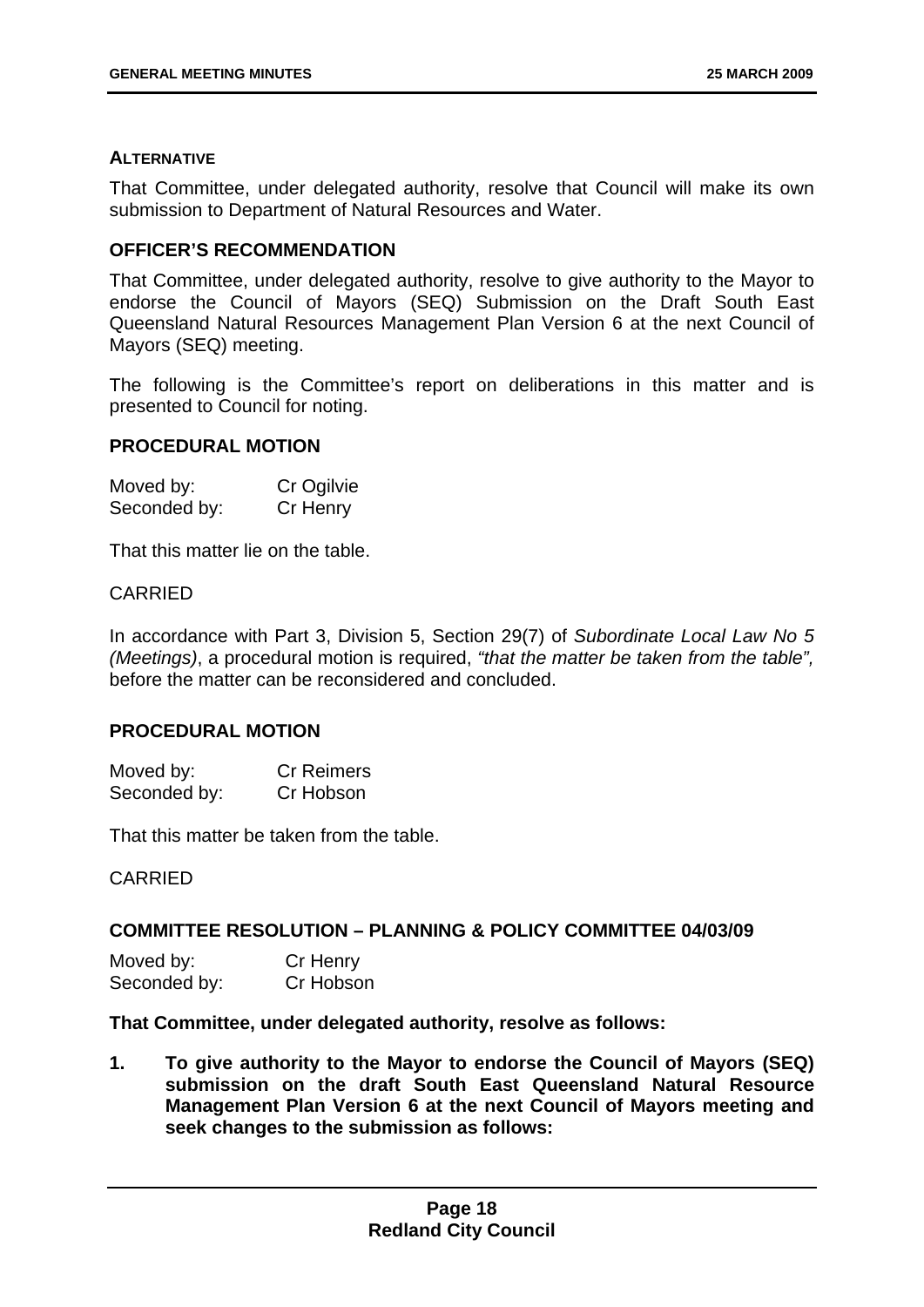**ALTERNATIVE**

That Committee, under delegated authority, resolve that Council will make its own submission to Department of Natural Resources and Water.

**OFFICER'S RECOMMENDATION**

That Committee, under delegated authority, resolve to give authority to the Mayor to endorse the Council of Mayors (SEQ) Submission on the Draft South East Queensland Natural Resources Management Plan Version 6 at the next Council of Mayors (SEQ) meeting.

The following is the Committee's report on deliberations in this matter and is presented to Council for noting.

**PROCEDURAL MOTION**

Moved by: Cr Ogilvie
Seconded by: Cr Henry

That this matter lie on the table.

CARRIED

In accordance with Part 3, Division 5, Section 29(7) of *Subordinate Local Law No 5 (Meetings)*, a procedural motion is required, *"that the matter be taken from the table",* before the matter can be reconsidered and concluded.

**PROCEDURAL MOTION**

Moved by: Cr Reimers
Seconded by: Cr Hobson

That this matter be taken from the table.

CARRIED

**COMMITTEE RESOLUTION – PLANNING & POLICY COMMITTEE 04/03/09**

Moved by: Cr Henry
Seconded by: Cr Hobson

**That Committee, under delegated authority, resolve as follows:**

1. **To give authority to the Mayor to endorse the Council of Mayors (SEQ) submission on the draft South East Queensland Natural Resource Management Plan Version 6 at the next Council of Mayors meeting and seek changes to the submission as follows:**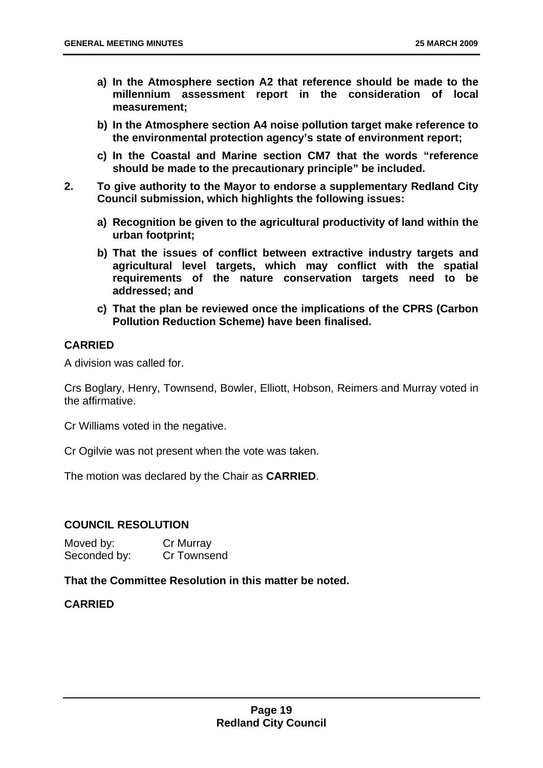**a) In the Atmosphere section A2 that reference should be made to the millennium assessment report in the consideration of local measurement;**

**b) In the Atmosphere section A4 noise pollution target make reference to the environmental protection agency's state of environment report;**

**c) In the Coastal and Marine section CM7 that the words "reference should be made to the precautionary principle" be included.**

**2. To give authority to the Mayor to endorse a supplementary Redland City Council submission, which highlights the following issues:**

**a) Recognition be given to the agricultural productivity of land within the urban footprint;**

**b) That the issues of conflict between extractive industry targets and agricultural level targets, which may conflict with the spatial requirements of the nature conservation targets need to be addressed; and**

**c) That the plan be reviewed once the implications of the CPRS (Carbon Pollution Reduction Scheme) have been finalised.**

**CARRIED**

A division was called for.

Crs Boglary, Henry, Townsend, Bowler, Elliott, Hobson, Reimers and Murray voted in the affirmative.

Cr Williams voted in the negative.

Cr Ogilvie was not present when the vote was taken.

The motion was declared by the Chair as **CARRIED**.

**COUNCIL RESOLUTION**

Moved by: Cr Murray
Seconded by: Cr Townsend

**That the Committee Resolution in this matter be noted.**

**CARRIED**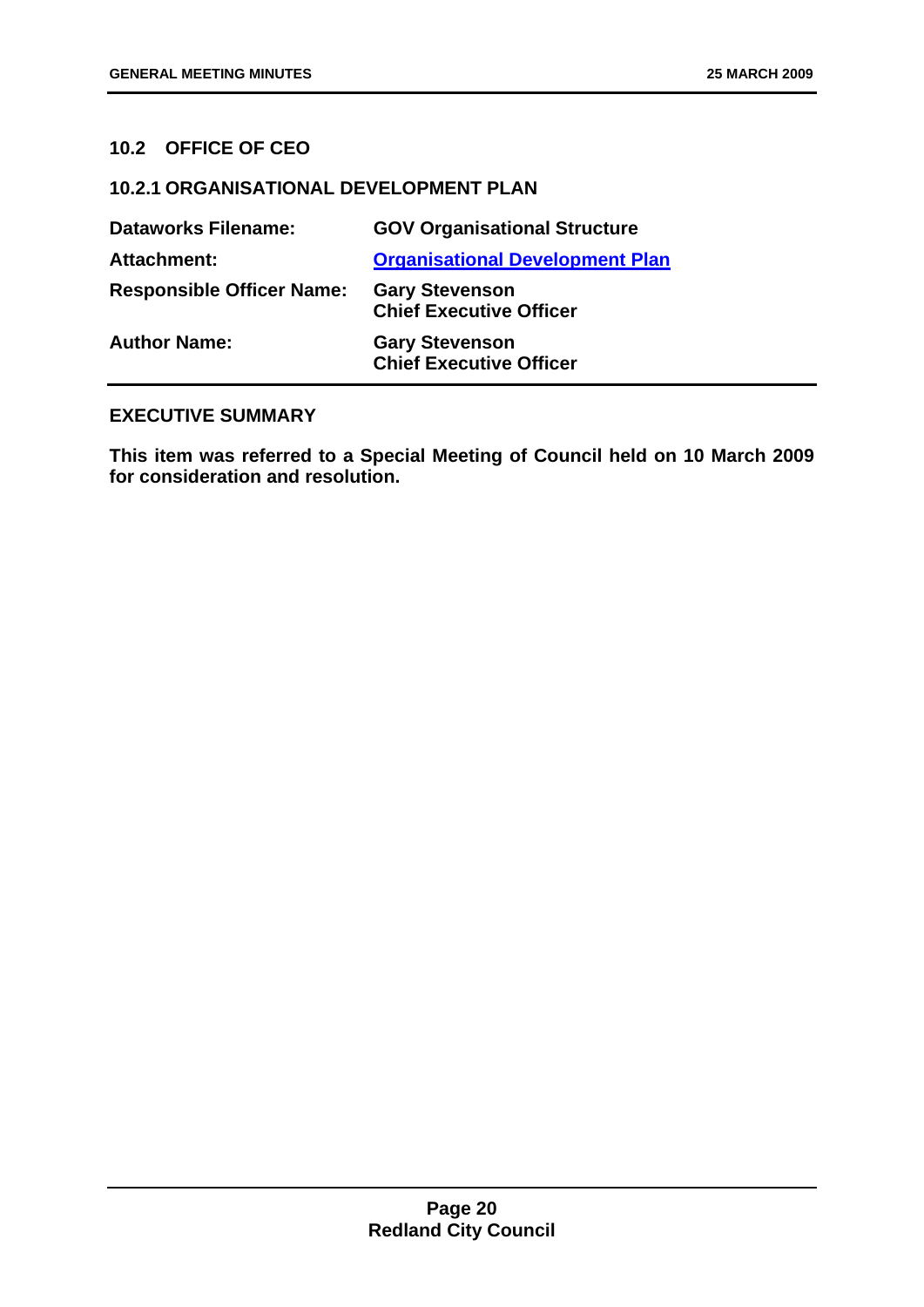## 10.2 OFFICE OF CEO

### 10.2.1 ORGANISATIONAL DEVELOPMENT PLAN

| | |
|---|---|
| **Dataworks Filename:** | **GOV Organisational Structure** |
| **Attachment:** | **Organisational Development Plan** |
| **Responsible Officer Name:** | **Gary Stevenson**<br>**Chief Executive Officer** |
| **Author Name:** | **Gary Stevenson**<br>**Chief Executive Officer** |

**EXECUTIVE SUMMARY**

**This item was referred to a Special Meeting of Council held on 10 March 2009 for consideration and resolution.**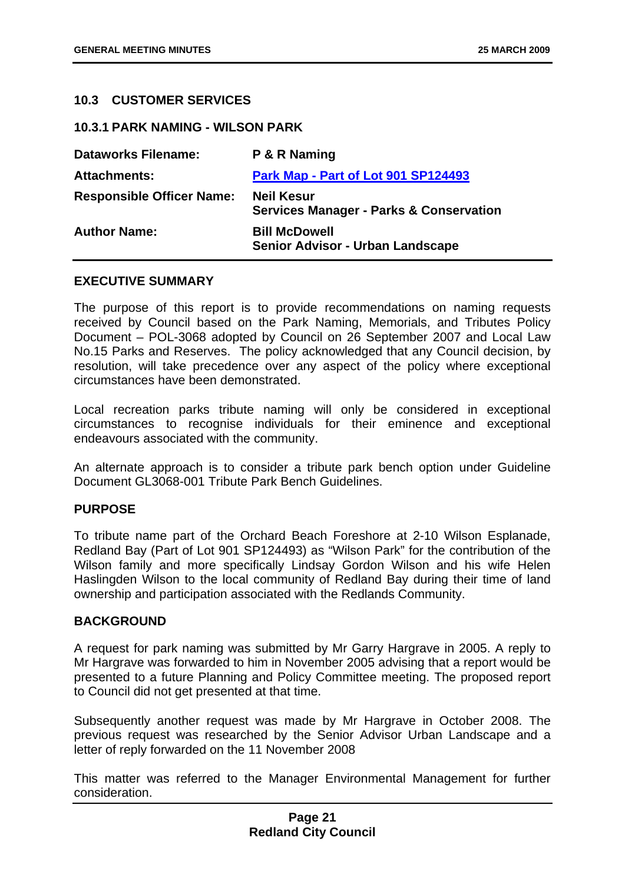## 10.3 CUSTOMER SERVICES

### 10.3.1 PARK NAMING - WILSON PARK

| | |
|---|---|
| **Dataworks Filename:** | **P & R Naming** |
| **Attachments:** | **Park Map - Part of Lot 901 SP124493** |
| **Responsible Officer Name:** | **Neil Kesur**<br>**Services Manager - Parks & Conservation** |
| **Author Name:** | **Bill McDowell**<br>**Senior Advisor - Urban Landscape** |

**EXECUTIVE SUMMARY**

The purpose of this report is to provide recommendations on naming requests received by Council based on the Park Naming, Memorials, and Tributes Policy Document – POL-3068 adopted by Council on 26 September 2007 and Local Law No.15 Parks and Reserves. The policy acknowledged that any Council decision, by resolution, will take precedence over any aspect of the policy where exceptional circumstances have been demonstrated.

Local recreation parks tribute naming will only be considered in exceptional circumstances to recognise individuals for their eminence and exceptional endeavours associated with the community.

An alternate approach is to consider a tribute park bench option under Guideline Document GL3068-001 Tribute Park Bench Guidelines.

**PURPOSE**

To tribute name part of the Orchard Beach Foreshore at 2-10 Wilson Esplanade, Redland Bay (Part of Lot 901 SP124493) as "Wilson Park" for the contribution of the Wilson family and more specifically Lindsay Gordon Wilson and his wife Helen Haslingden Wilson to the local community of Redland Bay during their time of land ownership and participation associated with the Redlands Community.

**BACKGROUND**

A request for park naming was submitted by Mr Garry Hargrave in 2005. A reply to Mr Hargrave was forwarded to him in November 2005 advising that a report would be presented to a future Planning and Policy Committee meeting. The proposed report to Council did not get presented at that time.

Subsequently another request was made by Mr Hargrave in October 2008. The previous request was researched by the Senior Advisor Urban Landscape and a letter of reply forwarded on the 11 November 2008

This matter was referred to the Manager Environmental Management for further consideration.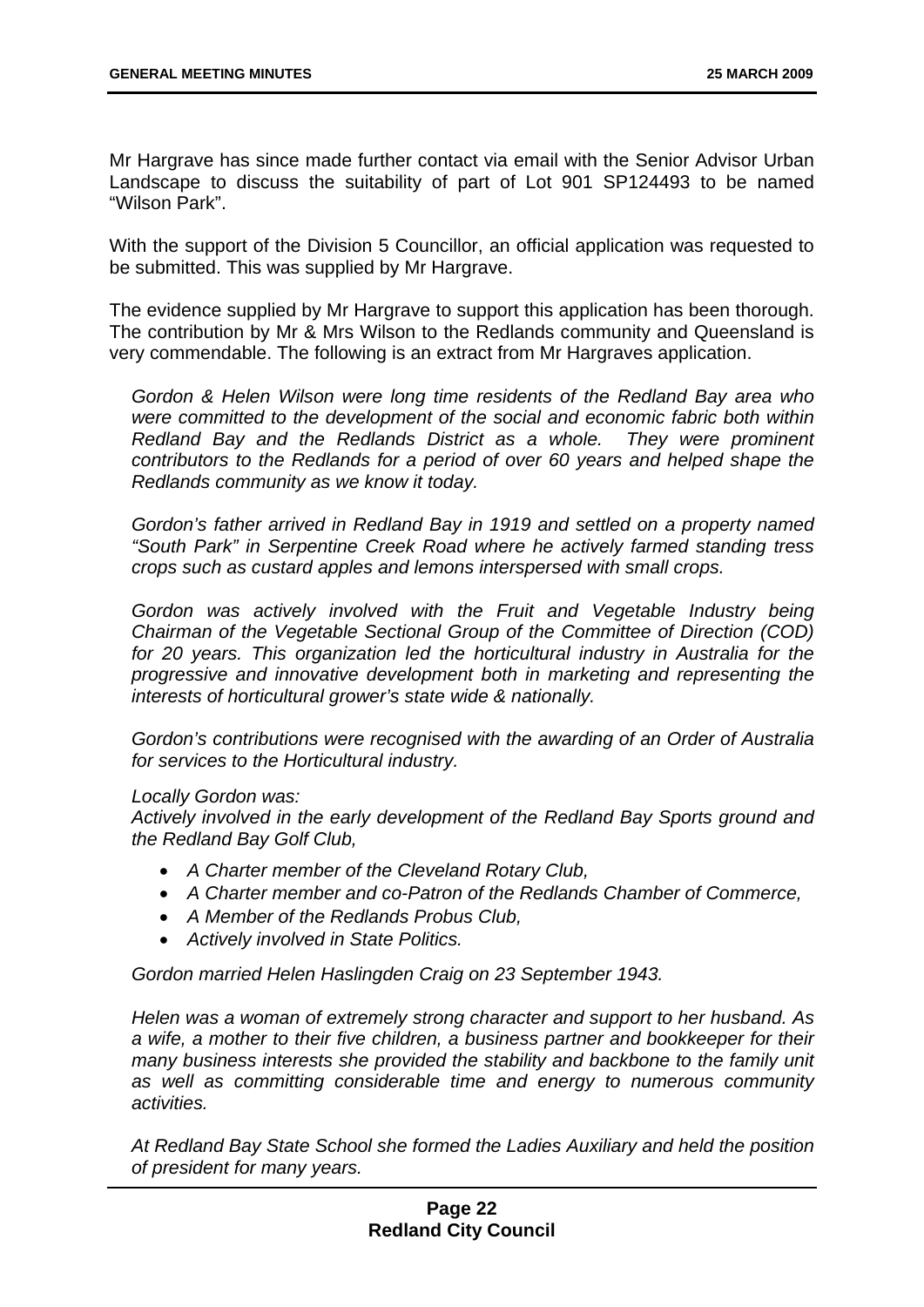Mr Hargrave has since made further contact via email with the Senior Advisor Urban Landscape to discuss the suitability of part of Lot 901 SP124493 to be named "Wilson Park".

With the support of the Division 5 Councillor, an official application was requested to be submitted. This was supplied by Mr Hargrave.

The evidence supplied by Mr Hargrave to support this application has been thorough. The contribution by Mr & Mrs Wilson to the Redlands community and Queensland is very commendable. The following is an extract from Mr Hargraves application.

*Gordon & Helen Wilson were long time residents of the Redland Bay area who were committed to the development of the social and economic fabric both within Redland Bay and the Redlands District as a whole. They were prominent contributors to the Redlands for a period of over 60 years and helped shape the Redlands community as we know it today.*

*Gordon's father arrived in Redland Bay in 1919 and settled on a property named "South Park" in Serpentine Creek Road where he actively farmed standing tress crops such as custard apples and lemons interspersed with small crops.*

*Gordon was actively involved with the Fruit and Vegetable Industry being Chairman of the Vegetable Sectional Group of the Committee of Direction (COD) for 20 years. This organization led the horticultural industry in Australia for the progressive and innovative development both in marketing and representing the interests of horticultural grower's state wide & nationally.*

*Gordon's contributions were recognised with the awarding of an Order of Australia for services to the Horticultural industry.*

*Locally Gordon was:*
*Actively involved in the early development of the Redland Bay Sports ground and the Redland Bay Golf Club,*

- *A Charter member of the Cleveland Rotary Club,*
- *A Charter member and co-Patron of the Redlands Chamber of Commerce,*
- *A Member of the Redlands Probus Club,*
- *Actively involved in State Politics.*

*Gordon married Helen Haslingden Craig on 23 September 1943.*

*Helen was a woman of extremely strong character and support to her husband. As a wife, a mother to their five children, a business partner and bookkeeper for their many business interests she provided the stability and backbone to the family unit as well as committing considerable time and energy to numerous community activities.*

*At Redland Bay State School she formed the Ladies Auxiliary and held the position of president for many years.*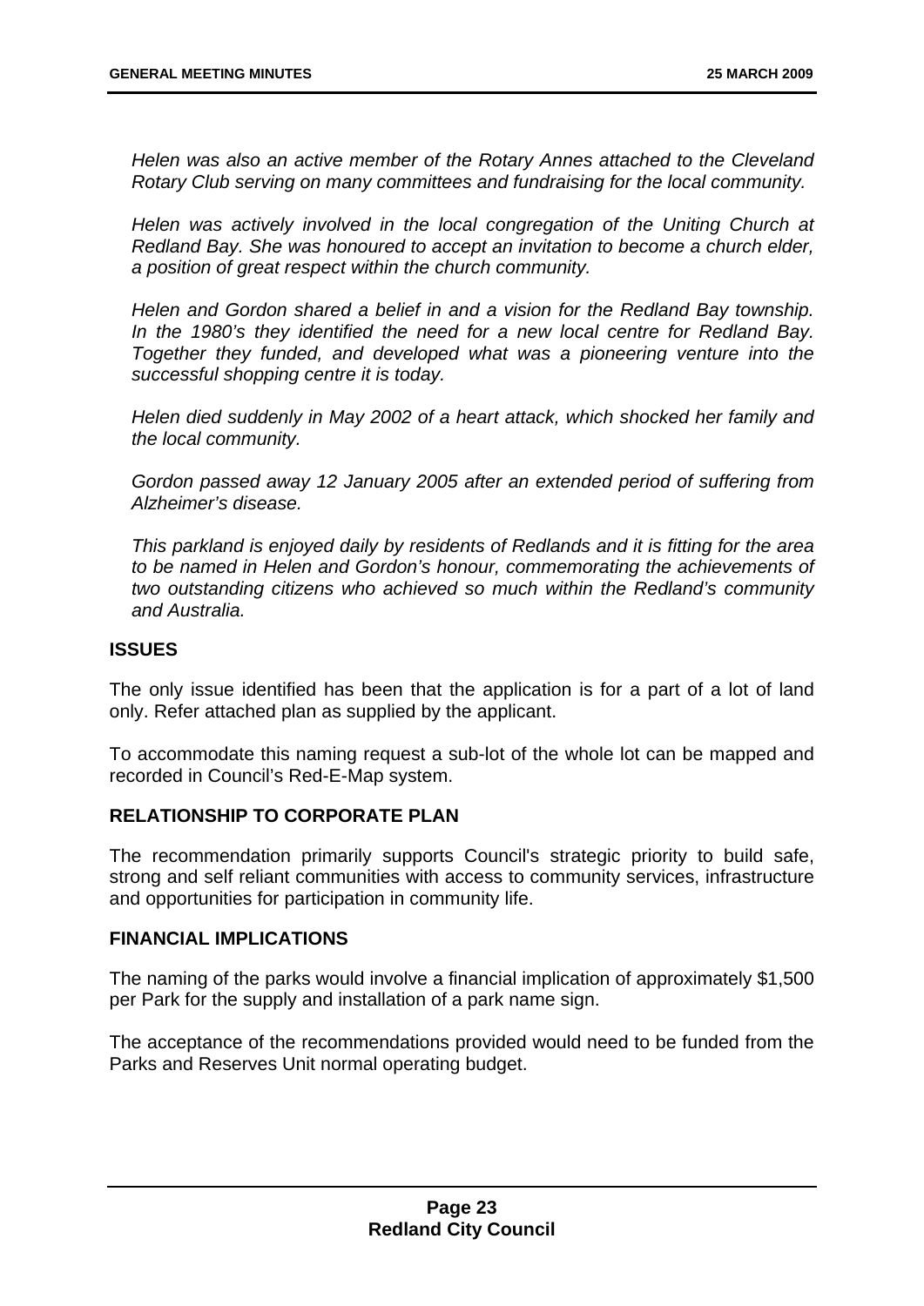*Helen was also an active member of the Rotary Annes attached to the Cleveland Rotary Club serving on many committees and fundraising for the local community.*

*Helen was actively involved in the local congregation of the Uniting Church at Redland Bay. She was honoured to accept an invitation to become a church elder, a position of great respect within the church community.*

*Helen and Gordon shared a belief in and a vision for the Redland Bay township. In the 1980's they identified the need for a new local centre for Redland Bay. Together they funded, and developed what was a pioneering venture into the successful shopping centre it is today.*

*Helen died suddenly in May 2002 of a heart attack, which shocked her family and the local community.*

*Gordon passed away 12 January 2005 after an extended period of suffering from Alzheimer's disease.*

*This parkland is enjoyed daily by residents of Redlands and it is fitting for the area to be named in Helen and Gordon's honour, commemorating the achievements of two outstanding citizens who achieved so much within the Redland's community and Australia.*

## ISSUES

The only issue identified has been that the application is for a part of a lot of land only. Refer attached plan as supplied by the applicant.

To accommodate this naming request a sub-lot of the whole lot can be mapped and recorded in Council's Red-E-Map system.

## RELATIONSHIP TO CORPORATE PLAN

The recommendation primarily supports Council's strategic priority to build safe, strong and self reliant communities with access to community services, infrastructure and opportunities for participation in community life.

## FINANCIAL IMPLICATIONS

The naming of the parks would involve a financial implication of approximately $1,500 per Park for the supply and installation of a park name sign.

The acceptance of the recommendations provided would need to be funded from the Parks and Reserves Unit normal operating budget.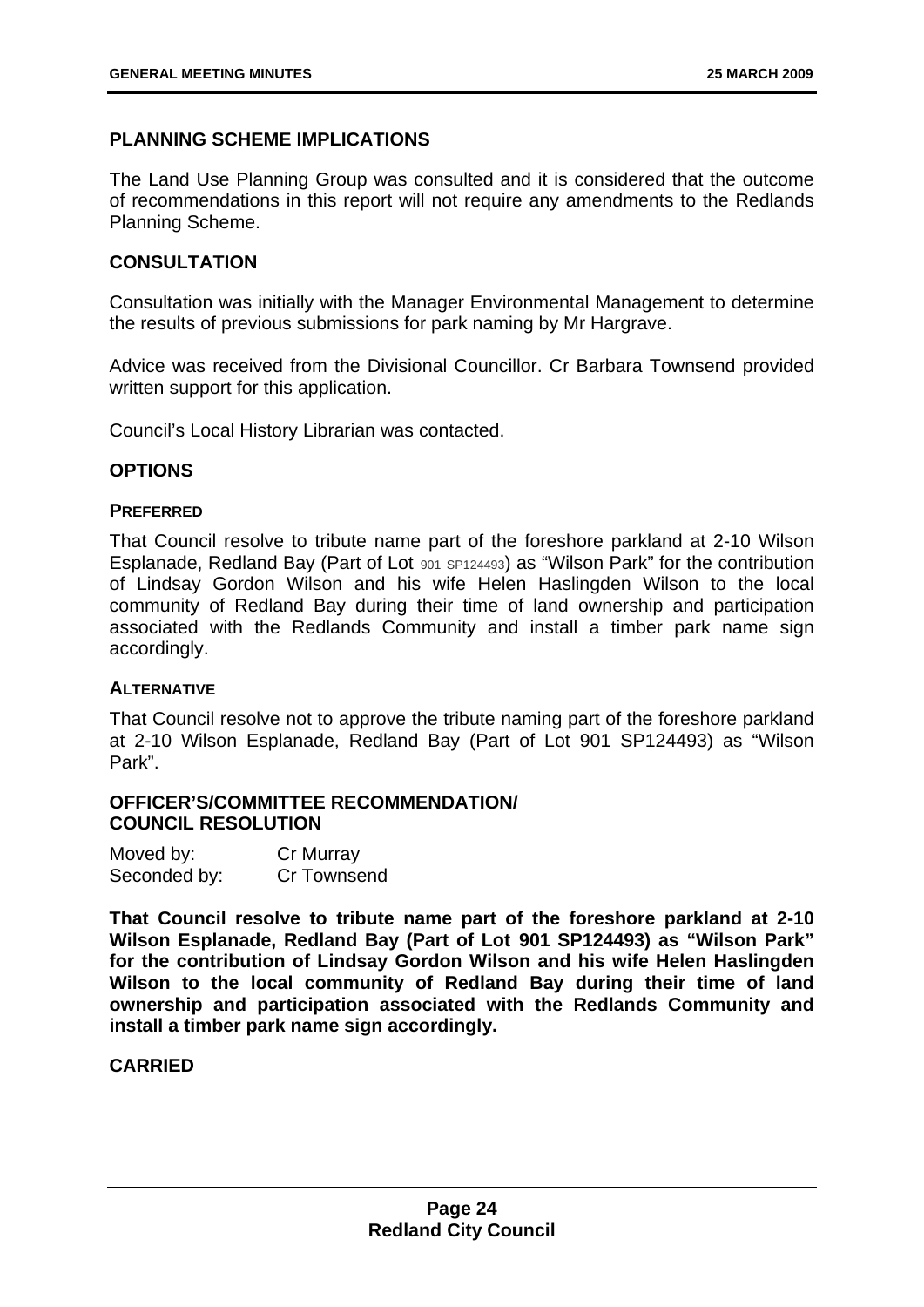## PLANNING SCHEME IMPLICATIONS

The Land Use Planning Group was consulted and it is considered that the outcome of recommendations in this report will not require any amendments to the Redlands Planning Scheme.

## CONSULTATION

Consultation was initially with the Manager Environmental Management to determine the results of previous submissions for park naming by Mr Hargrave.

Advice was received from the Divisional Councillor. Cr Barbara Townsend provided written support for this application.

Council's Local History Librarian was contacted.

## OPTIONS

### PREFERRED

That Council resolve to tribute name part of the foreshore parkland at 2-10 Wilson Esplanade, Redland Bay (Part of Lot 901 SP124493) as "Wilson Park" for the contribution of Lindsay Gordon Wilson and his wife Helen Haslingden Wilson to the local community of Redland Bay during their time of land ownership and participation associated with the Redlands Community and install a timber park name sign accordingly.

### ALTERNATIVE

That Council resolve not to approve the tribute naming part of the foreshore parkland at 2-10 Wilson Esplanade, Redland Bay (Part of Lot 901 SP124493) as "Wilson Park".

## OFFICER'S/COMMITTEE RECOMMENDATION/ COUNCIL RESOLUTION

Moved by: Cr Murray
Seconded by: Cr Townsend

**That Council resolve to tribute name part of the foreshore parkland at 2-10 Wilson Esplanade, Redland Bay (Part of Lot 901 SP124493) as "Wilson Park" for the contribution of Lindsay Gordon Wilson and his wife Helen Haslingden Wilson to the local community of Redland Bay during their time of land ownership and participation associated with the Redlands Community and install a timber park name sign accordingly.**

**CARRIED**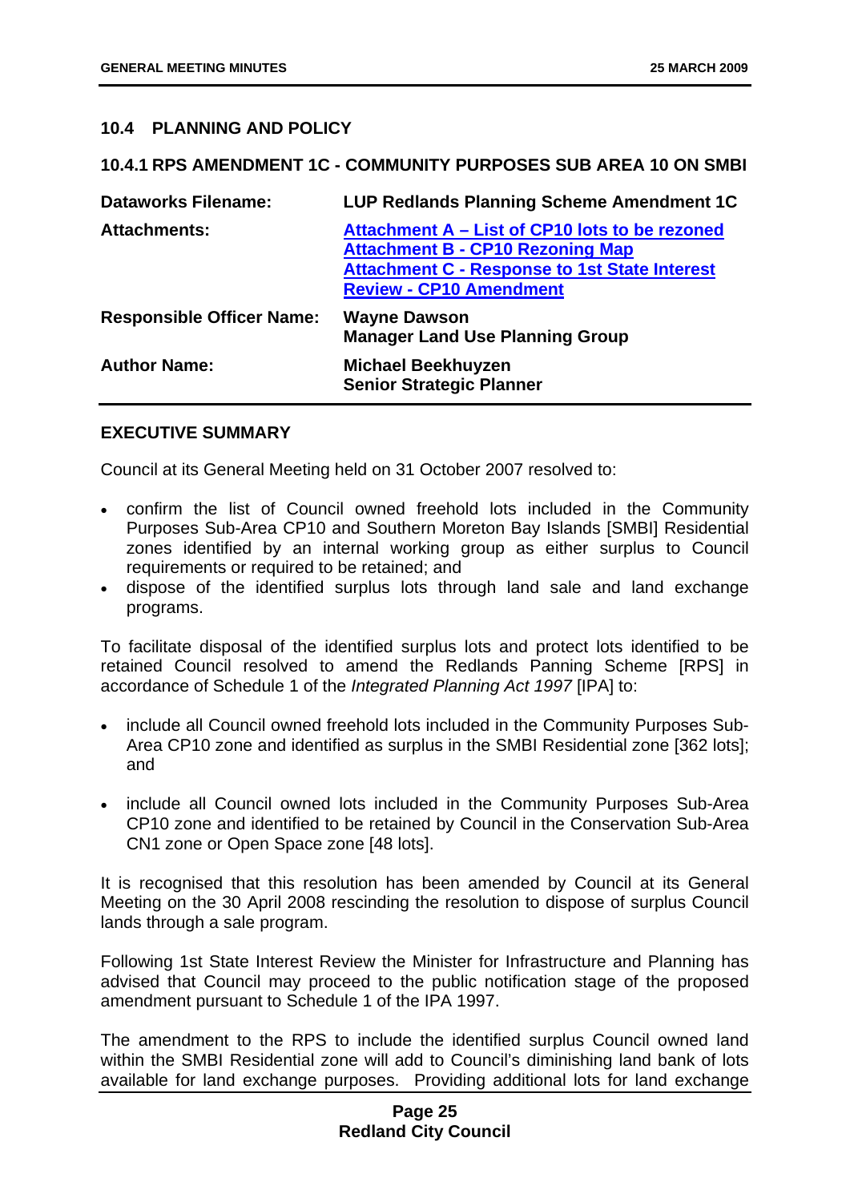## 10.4 PLANNING AND POLICY

### 10.4.1 RPS AMENDMENT 1C - COMMUNITY PURPOSES SUB AREA 10 ON SMBI

| | |
|---|---|
| **Dataworks Filename:** | **LUP Redlands Planning Scheme Amendment 1C** |
| **Attachments:** | **Attachment A – List of CP10 lots to be rezoned**<br>**Attachment B - CP10 Rezoning Map**<br>**Attachment C - Response to 1st State Interest Review - CP10 Amendment** |
| **Responsible Officer Name:** | **Wayne Dawson**<br>**Manager Land Use Planning Group** |
| **Author Name:** | **Michael Beekhuyzen**<br>**Senior Strategic Planner** |

**EXECUTIVE SUMMARY**

Council at its General Meeting held on 31 October 2007 resolved to:

- confirm the list of Council owned freehold lots included in the Community Purposes Sub-Area CP10 and Southern Moreton Bay Islands [SMBI] Residential zones identified by an internal working group as either surplus to Council requirements or required to be retained; and
- dispose of the identified surplus lots through land sale and land exchange programs.

To facilitate disposal of the identified surplus lots and protect lots identified to be retained Council resolved to amend the Redlands Panning Scheme [RPS] in accordance of Schedule 1 of the *Integrated Planning Act 1997* [IPA] to:

- include all Council owned freehold lots included in the Community Purposes Sub-Area CP10 zone and identified as surplus in the SMBI Residential zone [362 lots]; and
- include all Council owned lots included in the Community Purposes Sub-Area CP10 zone and identified to be retained by Council in the Conservation Sub-Area CN1 zone or Open Space zone [48 lots].

It is recognised that this resolution has been amended by Council at its General Meeting on the 30 April 2008 rescinding the resolution to dispose of surplus Council lands through a sale program.

Following 1st State Interest Review the Minister for Infrastructure and Planning has advised that Council may proceed to the public notification stage of the proposed amendment pursuant to Schedule 1 of the IPA 1997.

The amendment to the RPS to include the identified surplus Council owned land within the SMBI Residential zone will add to Council's diminishing land bank of lots available for land exchange purposes. Providing additional lots for land exchange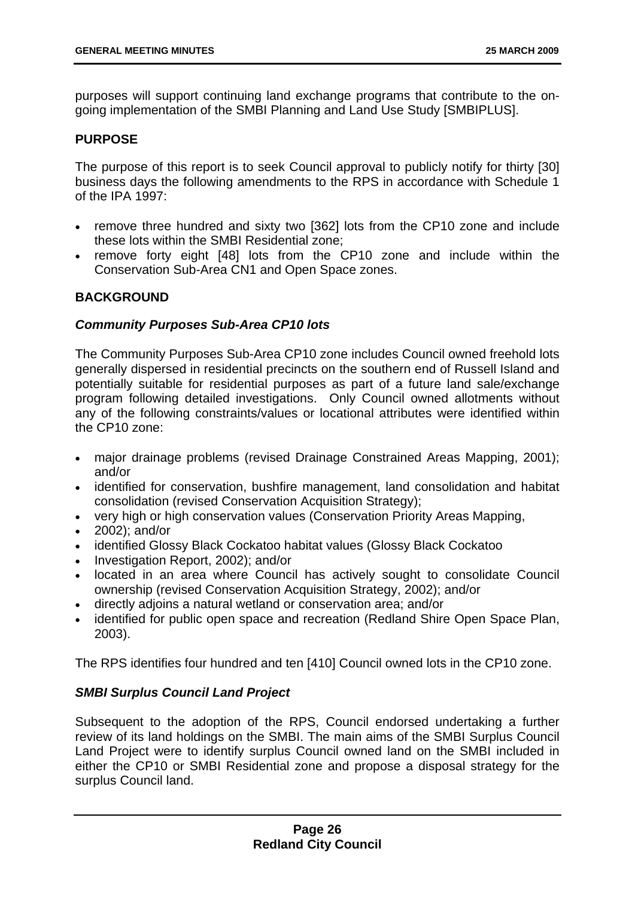purposes will support continuing land exchange programs that contribute to the on-going implementation of the SMBI Planning and Land Use Study [SMBIPLUS].

## PURPOSE

The purpose of this report is to seek Council approval to publicly notify for thirty [30] business days the following amendments to the RPS in accordance with Schedule 1 of the IPA 1997:

- remove three hundred and sixty two [362] lots from the CP10 zone and include these lots within the SMBI Residential zone;
- remove forty eight [48] lots from the CP10 zone and include within the Conservation Sub-Area CN1 and Open Space zones.

## BACKGROUND

### *Community Purposes Sub-Area CP10 lots*

The Community Purposes Sub-Area CP10 zone includes Council owned freehold lots generally dispersed in residential precincts on the southern end of Russell Island and potentially suitable for residential purposes as part of a future land sale/exchange program following detailed investigations. Only Council owned allotments without any of the following constraints/values or locational attributes were identified within the CP10 zone:

- major drainage problems (revised Drainage Constrained Areas Mapping, 2001); and/or
- identified for conservation, bushfire management, land consolidation and habitat consolidation (revised Conservation Acquisition Strategy);
- very high or high conservation values (Conservation Priority Areas Mapping,
- 2002); and/or
- identified Glossy Black Cockatoo habitat values (Glossy Black Cockatoo
- Investigation Report, 2002); and/or
- located in an area where Council has actively sought to consolidate Council ownership (revised Conservation Acquisition Strategy, 2002); and/or
- directly adjoins a natural wetland or conservation area; and/or
- identified for public open space and recreation (Redland Shire Open Space Plan, 2003).

The RPS identifies four hundred and ten [410] Council owned lots in the CP10 zone.

### *SMBI Surplus Council Land Project*

Subsequent to the adoption of the RPS, Council endorsed undertaking a further review of its land holdings on the SMBI. The main aims of the SMBI Surplus Council Land Project were to identify surplus Council owned land on the SMBI included in either the CP10 or SMBI Residential zone and propose a disposal strategy for the surplus Council land.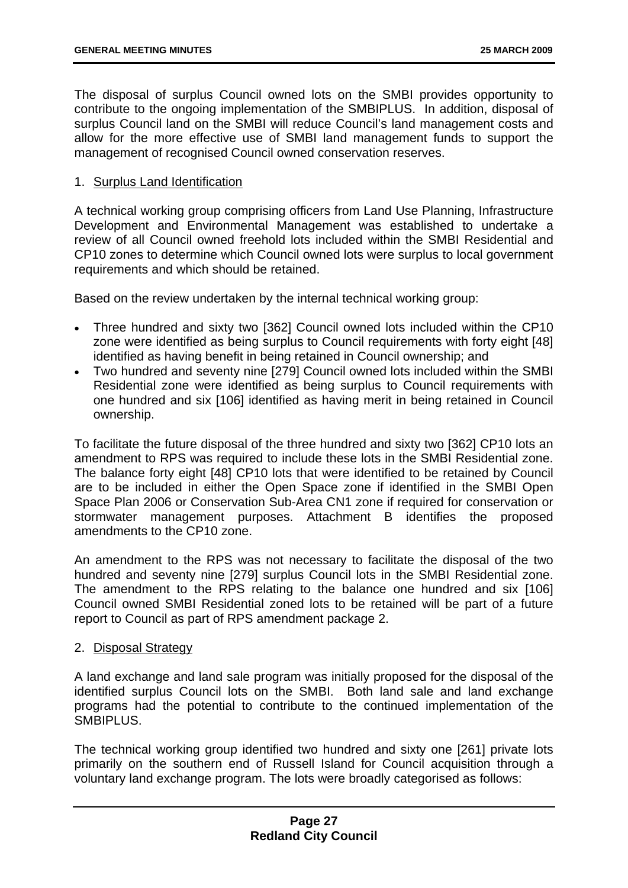The disposal of surplus Council owned lots on the SMBI provides opportunity to contribute to the ongoing implementation of the SMBIPLUS. In addition, disposal of surplus Council land on the SMBI will reduce Council's land management costs and allow for the more effective use of SMBI land management funds to support the management of recognised Council owned conservation reserves.

1. Surplus Land Identification

A technical working group comprising officers from Land Use Planning, Infrastructure Development and Environmental Management was established to undertake a review of all Council owned freehold lots included within the SMBI Residential and CP10 zones to determine which Council owned lots were surplus to local government requirements and which should be retained.

Based on the review undertaken by the internal technical working group:

- Three hundred and sixty two [362] Council owned lots included within the CP10 zone were identified as being surplus to Council requirements with forty eight [48] identified as having benefit in being retained in Council ownership; and
- Two hundred and seventy nine [279] Council owned lots included within the SMBI Residential zone were identified as being surplus to Council requirements with one hundred and six [106] identified as having merit in being retained in Council ownership.

To facilitate the future disposal of the three hundred and sixty two [362] CP10 lots an amendment to RPS was required to include these lots in the SMBI Residential zone. The balance forty eight [48] CP10 lots that were identified to be retained by Council are to be included in either the Open Space zone if identified in the SMBI Open Space Plan 2006 or Conservation Sub-Area CN1 zone if required for conservation or stormwater management purposes. Attachment B identifies the proposed amendments to the CP10 zone.

An amendment to the RPS was not necessary to facilitate the disposal of the two hundred and seventy nine [279] surplus Council lots in the SMBI Residential zone. The amendment to the RPS relating to the balance one hundred and six [106] Council owned SMBI Residential zoned lots to be retained will be part of a future report to Council as part of RPS amendment package 2.

2. Disposal Strategy

A land exchange and land sale program was initially proposed for the disposal of the identified surplus Council lots on the SMBI. Both land sale and land exchange programs had the potential to contribute to the continued implementation of the SMBIPLUS.

The technical working group identified two hundred and sixty one [261] private lots primarily on the southern end of Russell Island for Council acquisition through a voluntary land exchange program. The lots were broadly categorised as follows: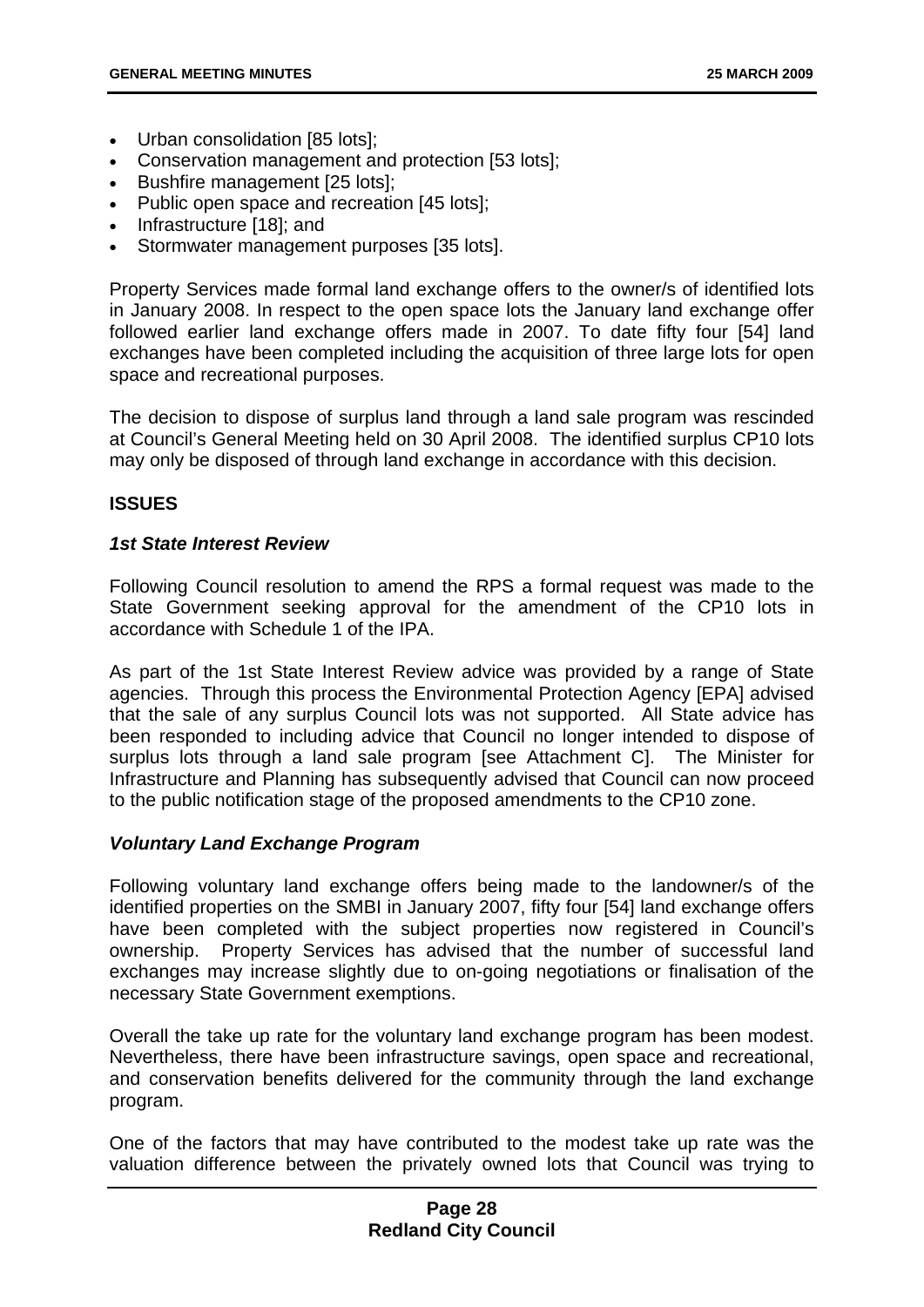- Urban consolidation [85 lots];
- Conservation management and protection [53 lots];
- Bushfire management [25 lots];
- Public open space and recreation [45 lots];
- Infrastructure [18]; and
- Stormwater management purposes [35 lots].

Property Services made formal land exchange offers to the owner/s of identified lots in January 2008. In respect to the open space lots the January land exchange offer followed earlier land exchange offers made in 2007. To date fifty four [54] land exchanges have been completed including the acquisition of three large lots for open space and recreational purposes.

The decision to dispose of surplus land through a land sale program was rescinded at Council's General Meeting held on 30 April 2008. The identified surplus CP10 lots may only be disposed of through land exchange in accordance with this decision.

**ISSUES**

***1st State Interest Review***

Following Council resolution to amend the RPS a formal request was made to the State Government seeking approval for the amendment of the CP10 lots in accordance with Schedule 1 of the IPA.

As part of the 1st State Interest Review advice was provided by a range of State agencies. Through this process the Environmental Protection Agency [EPA] advised that the sale of any surplus Council lots was not supported. All State advice has been responded to including advice that Council no longer intended to dispose of surplus lots through a land sale program [see Attachment C]. The Minister for Infrastructure and Planning has subsequently advised that Council can now proceed to the public notification stage of the proposed amendments to the CP10 zone.

***Voluntary Land Exchange Program***

Following voluntary land exchange offers being made to the landowner/s of the identified properties on the SMBI in January 2007, fifty four [54] land exchange offers have been completed with the subject properties now registered in Council's ownership. Property Services has advised that the number of successful land exchanges may increase slightly due to on-going negotiations or finalisation of the necessary State Government exemptions.

Overall the take up rate for the voluntary land exchange program has been modest. Nevertheless, there have been infrastructure savings, open space and recreational, and conservation benefits delivered for the community through the land exchange program.

One of the factors that may have contributed to the modest take up rate was the valuation difference between the privately owned lots that Council was trying to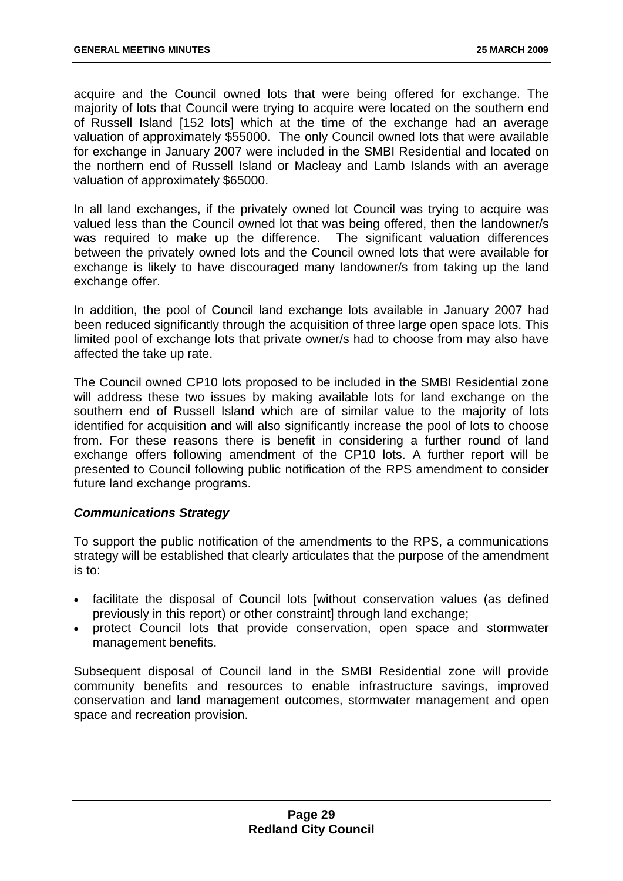acquire and the Council owned lots that were being offered for exchange. The majority of lots that Council were trying to acquire were located on the southern end of Russell Island [152 lots] which at the time of the exchange had an average valuation of approximately $55000. The only Council owned lots that were available for exchange in January 2007 were included in the SMBI Residential and located on the northern end of Russell Island or Macleay and Lamb Islands with an average valuation of approximately $65000.

In all land exchanges, if the privately owned lot Council was trying to acquire was valued less than the Council owned lot that was being offered, then the landowner/s was required to make up the difference. The significant valuation differences between the privately owned lots and the Council owned lots that were available for exchange is likely to have discouraged many landowner/s from taking up the land exchange offer.

In addition, the pool of Council land exchange lots available in January 2007 had been reduced significantly through the acquisition of three large open space lots. This limited pool of exchange lots that private owner/s had to choose from may also have affected the take up rate.

The Council owned CP10 lots proposed to be included in the SMBI Residential zone will address these two issues by making available lots for land exchange on the southern end of Russell Island which are of similar value to the majority of lots identified for acquisition and will also significantly increase the pool of lots to choose from. For these reasons there is benefit in considering a further round of land exchange offers following amendment of the CP10 lots. A further report will be presented to Council following public notification of the RPS amendment to consider future land exchange programs.

***Communications Strategy***

To support the public notification of the amendments to the RPS, a communications strategy will be established that clearly articulates that the purpose of the amendment is to:

- facilitate the disposal of Council lots [without conservation values (as defined previously in this report) or other constraint] through land exchange;
- protect Council lots that provide conservation, open space and stormwater management benefits.

Subsequent disposal of Council land in the SMBI Residential zone will provide community benefits and resources to enable infrastructure savings, improved conservation and land management outcomes, stormwater management and open space and recreation provision.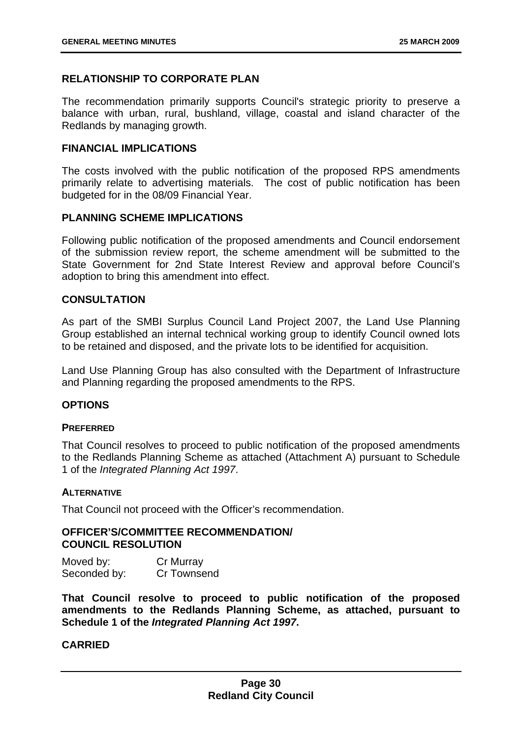### RELATIONSHIP TO CORPORATE PLAN

The recommendation primarily supports Council's strategic priority to preserve a balance with urban, rural, bushland, village, coastal and island character of the Redlands by managing growth.

### FINANCIAL IMPLICATIONS

The costs involved with the public notification of the proposed RPS amendments primarily relate to advertising materials. The cost of public notification has been budgeted for in the 08/09 Financial Year.

### PLANNING SCHEME IMPLICATIONS

Following public notification of the proposed amendments and Council endorsement of the submission review report, the scheme amendment will be submitted to the State Government for 2nd State Interest Review and approval before Council's adoption to bring this amendment into effect.

### CONSULTATION

As part of the SMBI Surplus Council Land Project 2007, the Land Use Planning Group established an internal technical working group to identify Council owned lots to be retained and disposed, and the private lots to be identified for acquisition.

Land Use Planning Group has also consulted with the Department of Infrastructure and Planning regarding the proposed amendments to the RPS.

### OPTIONS

#### PREFERRED

That Council resolves to proceed to public notification of the proposed amendments to the Redlands Planning Scheme as attached (Attachment A) pursuant to Schedule 1 of the *Integrated Planning Act 1997*.

#### ALTERNATIVE

That Council not proceed with the Officer's recommendation.

### OFFICER'S/COMMITTEE RECOMMENDATION/ COUNCIL RESOLUTION

Moved by: Cr Murray
Seconded by: Cr Townsend

**That Council resolve to proceed to public notification of the proposed amendments to the Redlands Planning Scheme, as attached, pursuant to Schedule 1 of the *Integrated Planning Act 1997*.**

**CARRIED**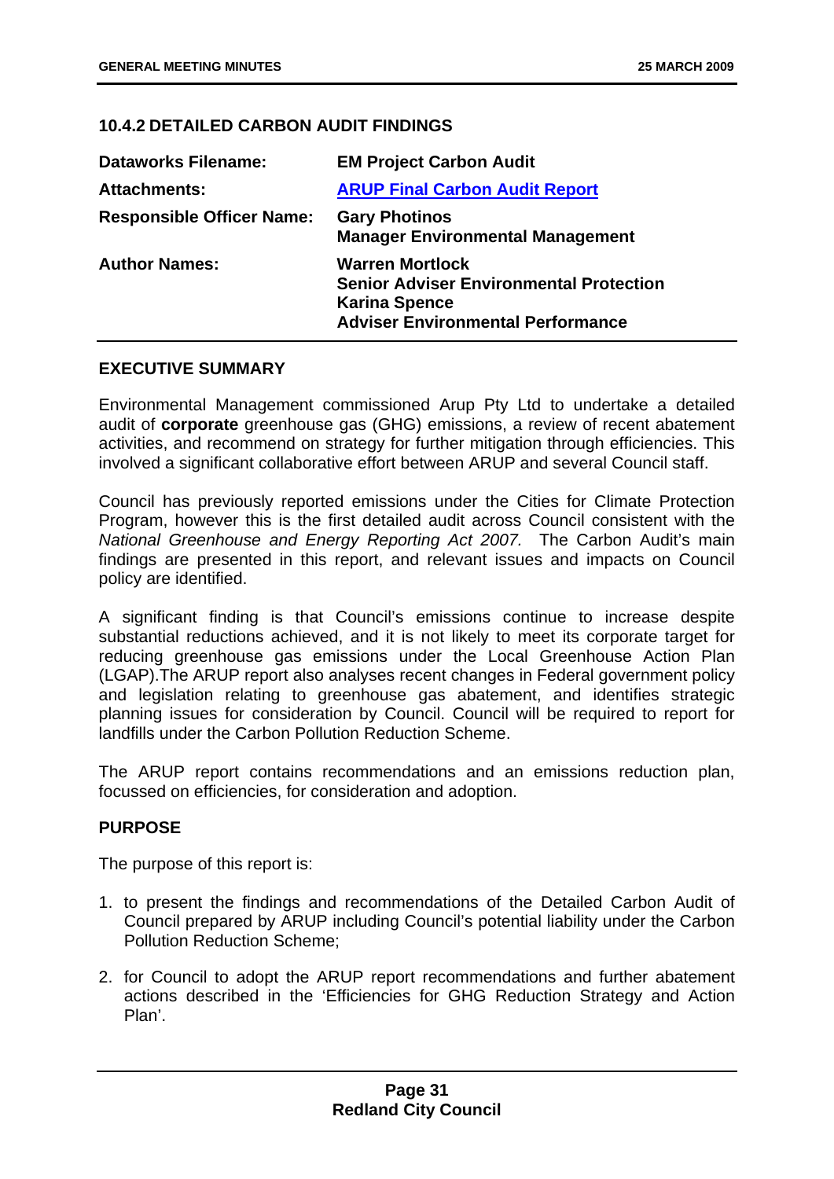## 10.4.2 DETAILED CARBON AUDIT FINDINGS

| | |
|---|---|
| **Dataworks Filename:** | **EM Project Carbon Audit** |
| **Attachments:** | **ARUP Final Carbon Audit Report** |
| **Responsible Officer Name:** | **Gary Photinos**<br>**Manager Environmental Management** |
| **Author Names:** | **Warren Mortlock**<br>**Senior Adviser Environmental Protection**<br>**Karina Spence**<br>**Adviser Environmental Performance** |

### EXECUTIVE SUMMARY

Environmental Management commissioned Arup Pty Ltd to undertake a detailed audit of **corporate** greenhouse gas (GHG) emissions, a review of recent abatement activities, and recommend on strategy for further mitigation through efficiencies. This involved a significant collaborative effort between ARUP and several Council staff.

Council has previously reported emissions under the Cities for Climate Protection Program, however this is the first detailed audit across Council consistent with the *National Greenhouse and Energy Reporting Act 2007.* The Carbon Audit's main findings are presented in this report, and relevant issues and impacts on Council policy are identified.

A significant finding is that Council's emissions continue to increase despite substantial reductions achieved, and it is not likely to meet its corporate target for reducing greenhouse gas emissions under the Local Greenhouse Action Plan (LGAP).The ARUP report also analyses recent changes in Federal government policy and legislation relating to greenhouse gas abatement, and identifies strategic planning issues for consideration by Council. Council will be required to report for landfills under the Carbon Pollution Reduction Scheme.

The ARUP report contains recommendations and an emissions reduction plan, focussed on efficiencies, for consideration and adoption.

### PURPOSE

The purpose of this report is:

1. to present the findings and recommendations of the Detailed Carbon Audit of Council prepared by ARUP including Council's potential liability under the Carbon Pollution Reduction Scheme;

2. for Council to adopt the ARUP report recommendations and further abatement actions described in the 'Efficiencies for GHG Reduction Strategy and Action Plan'.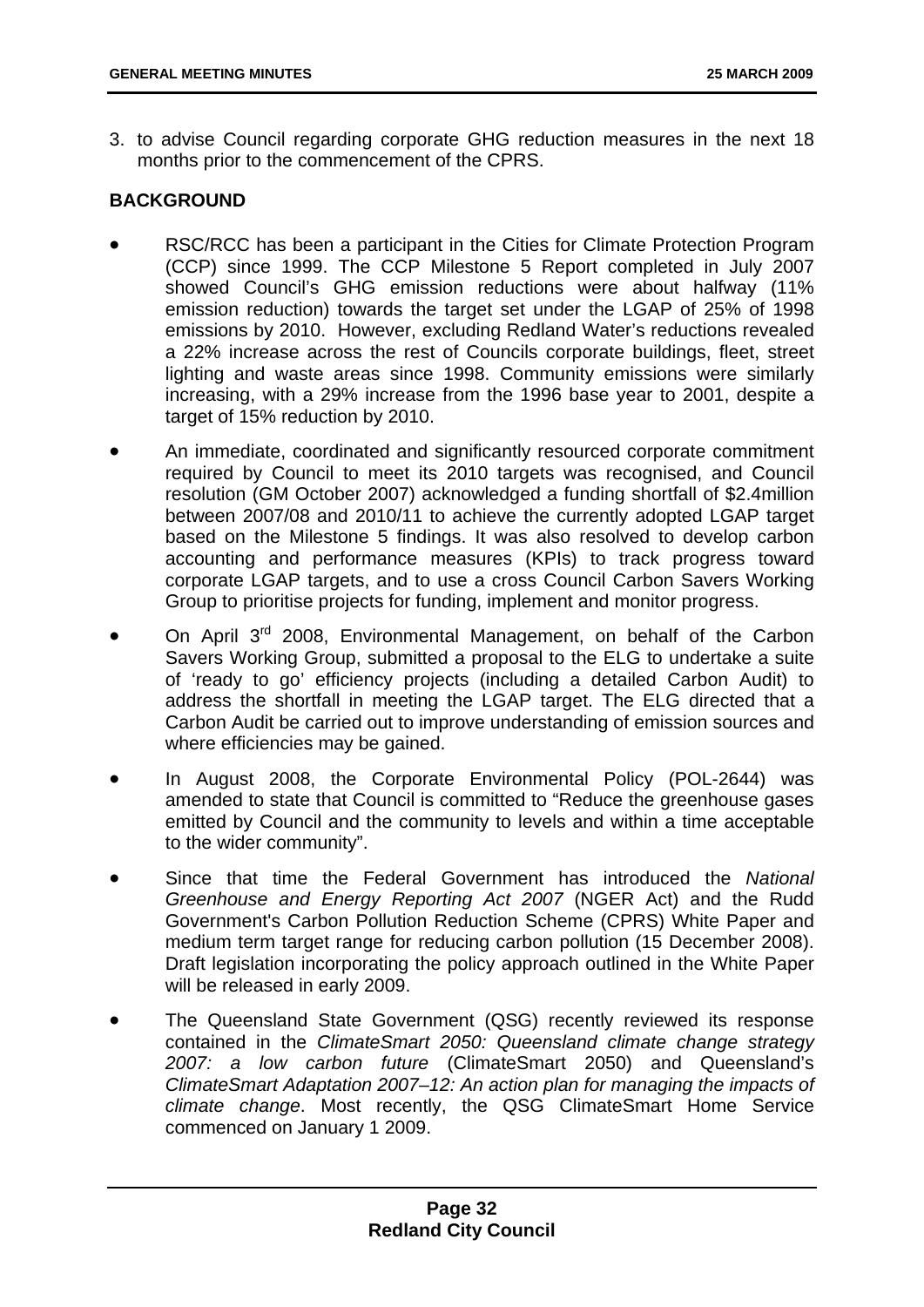3. to advise Council regarding corporate GHG reduction measures in the next 18 months prior to the commencement of the CPRS.

**BACKGROUND**

- RSC/RCC has been a participant in the Cities for Climate Protection Program (CCP) since 1999. The CCP Milestone 5 Report completed in July 2007 showed Council's GHG emission reductions were about halfway (11% emission reduction) towards the target set under the LGAP of 25% of 1998 emissions by 2010. However, excluding Redland Water's reductions revealed a 22% increase across the rest of Councils corporate buildings, fleet, street lighting and waste areas since 1998. Community emissions were similarly increasing, with a 29% increase from the 1996 base year to 2001, despite a target of 15% reduction by 2010.
- An immediate, coordinated and significantly resourced corporate commitment required by Council to meet its 2010 targets was recognised, and Council resolution (GM October 2007) acknowledged a funding shortfall of \$2.4million between 2007/08 and 2010/11 to achieve the currently adopted LGAP target based on the Milestone 5 findings. It was also resolved to develop carbon accounting and performance measures (KPIs) to track progress toward corporate LGAP targets, and to use a cross Council Carbon Savers Working Group to prioritise projects for funding, implement and monitor progress.
- On April 3rd 2008, Environmental Management, on behalf of the Carbon Savers Working Group, submitted a proposal to the ELG to undertake a suite of 'ready to go' efficiency projects (including a detailed Carbon Audit) to address the shortfall in meeting the LGAP target. The ELG directed that a Carbon Audit be carried out to improve understanding of emission sources and where efficiencies may be gained.
- In August 2008, the Corporate Environmental Policy (POL-2644) was amended to state that Council is committed to "Reduce the greenhouse gases emitted by Council and the community to levels and within a time acceptable to the wider community".
- Since that time the Federal Government has introduced the *National Greenhouse and Energy Reporting Act 2007* (NGER Act) and the Rudd Government's Carbon Pollution Reduction Scheme (CPRS) White Paper and medium term target range for reducing carbon pollution (15 December 2008). Draft legislation incorporating the policy approach outlined in the White Paper will be released in early 2009.
- The Queensland State Government (QSG) recently reviewed its response contained in the *ClimateSmart 2050: Queensland climate change strategy 2007: a low carbon future* (ClimateSmart 2050) and Queensland's *ClimateSmart Adaptation 2007–12: An action plan for managing the impacts of climate change*. Most recently, the QSG ClimateSmart Home Service commenced on January 1 2009.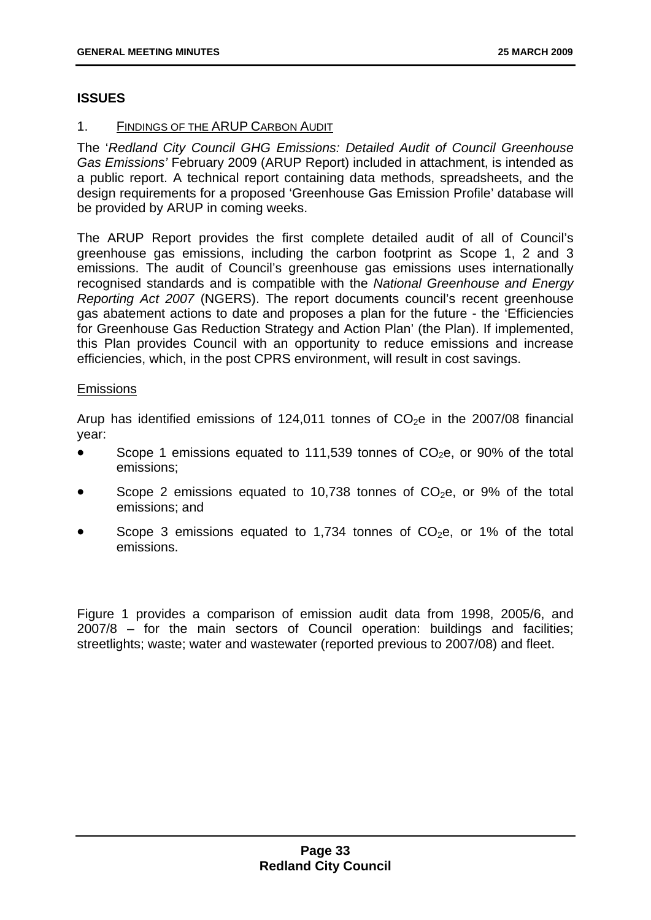## ISSUES

### 1. Findings of the ARUP Carbon Audit

The '*Redland City Council GHG Emissions: Detailed Audit of Council Greenhouse Gas Emissions'* February 2009 (ARUP Report) included in attachment, is intended as a public report. A technical report containing data methods, spreadsheets, and the design requirements for a proposed 'Greenhouse Gas Emission Profile' database will be provided by ARUP in coming weeks.

The ARUP Report provides the first complete detailed audit of all of Council's greenhouse gas emissions, including the carbon footprint as Scope 1, 2 and 3 emissions. The audit of Council's greenhouse gas emissions uses internationally recognised standards and is compatible with the *National Greenhouse and Energy Reporting Act 2007* (NGERS). The report documents council's recent greenhouse gas abatement actions to date and proposes a plan for the future - the 'Efficiencies for Greenhouse Gas Reduction Strategy and Action Plan' (the Plan). If implemented, this Plan provides Council with an opportunity to reduce emissions and increase efficiencies, which, in the post CPRS environment, will result in cost savings.

Emissions

Arup has identified emissions of 124,011 tonnes of $CO_2e$ in the 2007/08 financial year:

- Scope 1 emissions equated to 111,539 tonnes of $CO_2e$, or 90% of the total emissions;
- Scope 2 emissions equated to 10,738 tonnes of $CO_2e$, or 9% of the total emissions; and
- Scope 3 emissions equated to 1,734 tonnes of $CO_2e$, or 1% of the total emissions.

Figure 1 provides a comparison of emission audit data from 1998, 2005/6, and 2007/8 – for the main sectors of Council operation: buildings and facilities; streetlights; waste; water and wastewater (reported previous to 2007/08) and fleet.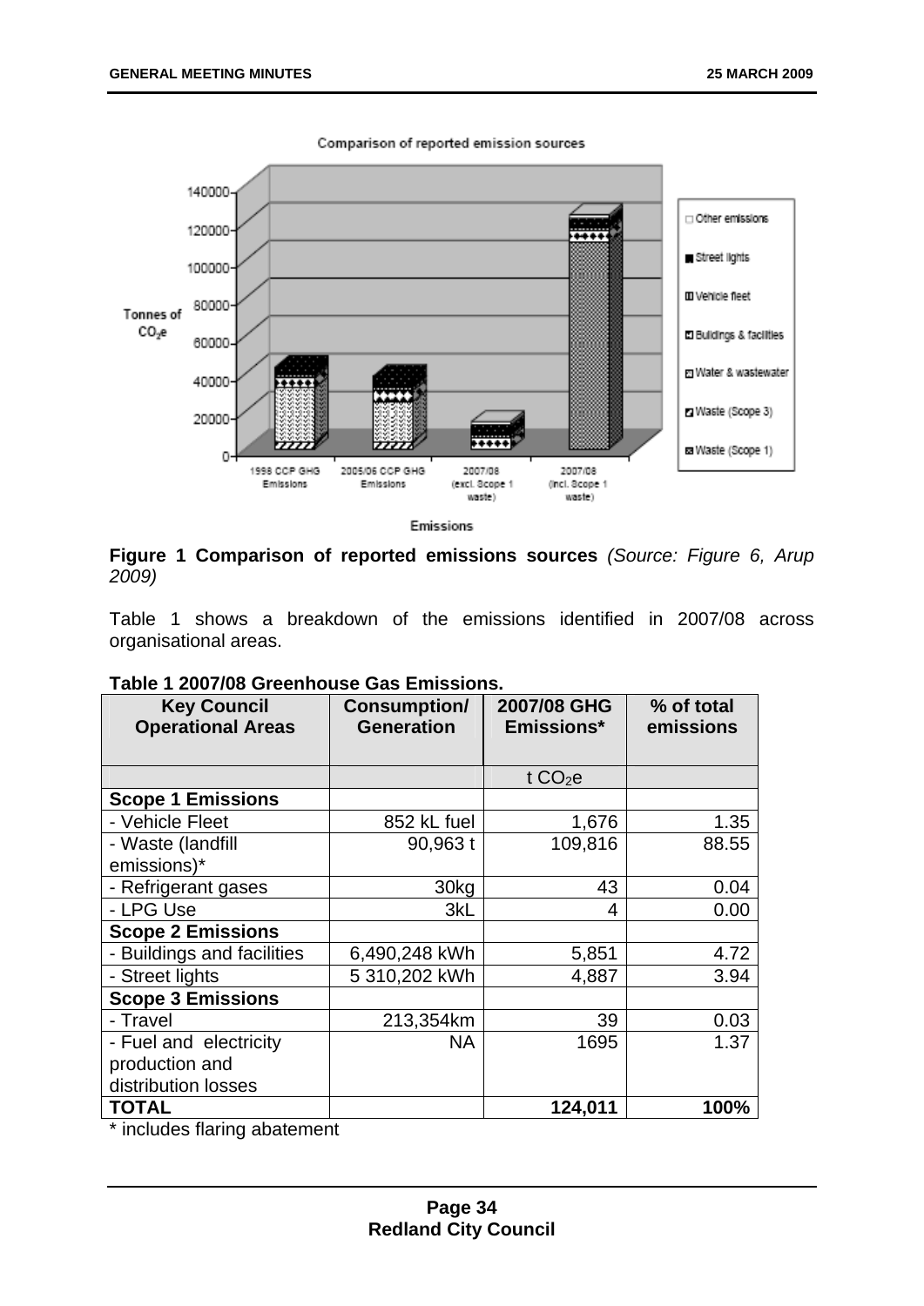**Figure 1 Comparison of reported emissions sources** *(Source: Figure 6, Arup 2009)*

Table 1 shows a breakdown of the emissions identified in 2007/08 across organisational areas.

**Table 1 2007/08 Greenhouse Gas Emissions.**

| Key Council Operational Areas | Consumption/ Generation | 2007/08 GHG Emissions* | % of total emissions |
|---|---|---|---|
| | | t $CO_2e$ | |
| **Scope 1 Emissions** | | | |
| - Vehicle Fleet | 852 kL fuel | 1,676 | 1.35 |
| - Waste (landfill emissions)* | 90,963 t | 109,816 | 88.55 |
| - Refrigerant gases | 30kg | 43 | 0.04 |
| - LPG Use | 3kL | 4 | 0.00 |
| **Scope 2 Emissions** | | | |
| - Buildings and facilities | 6,490,248 kWh | 5,851 | 4.72 |
| - Street lights | 5 310,202 kWh | 4,887 | 3.94 |
| **Scope 3 Emissions** | | | |
| - Travel | 213,354km | 39 | 0.03 |
| - Fuel and electricity production and distribution losses | NA | 1695 | 1.37 |
| **TOTAL** | | **124,011** | **100%** |

\* includes flaring abatement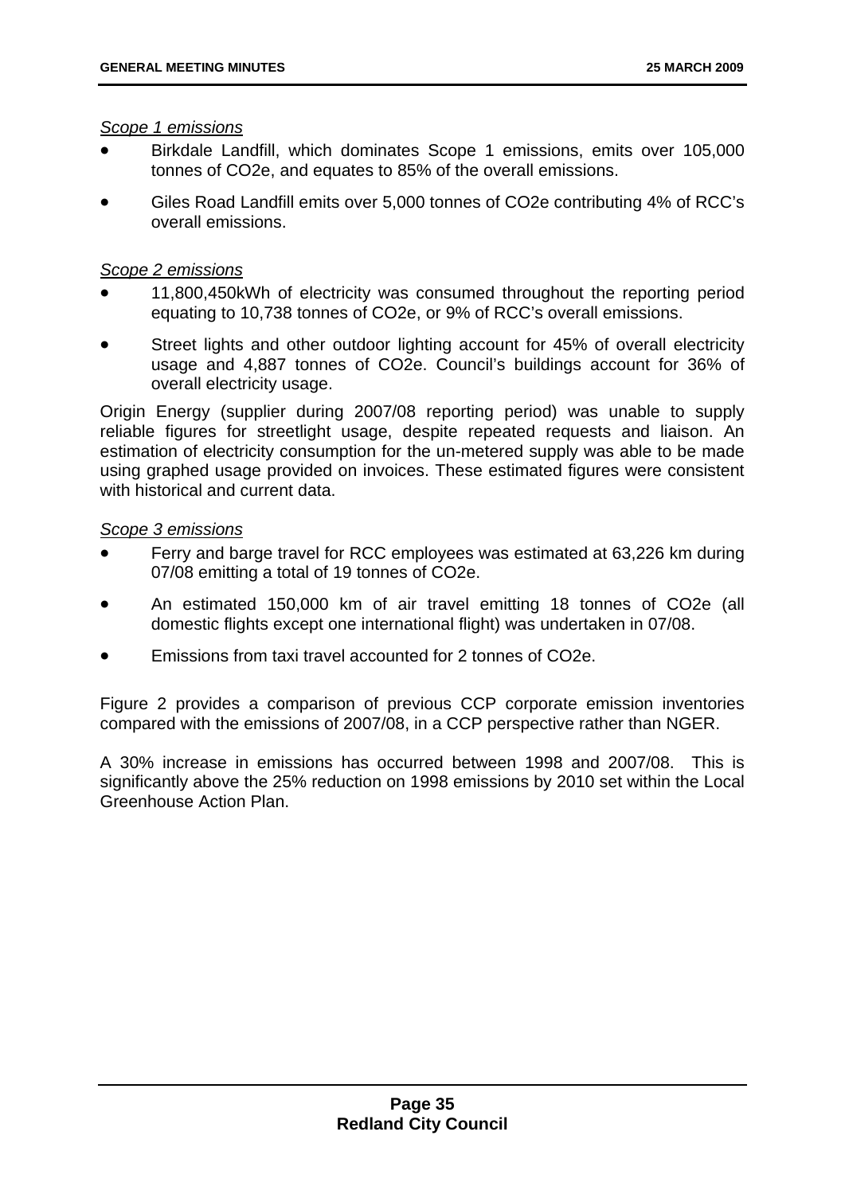*Scope 1 emissions*

- Birkdale Landfill, which dominates Scope 1 emissions, emits over 105,000 tonnes of CO2e, and equates to 85% of the overall emissions.
- Giles Road Landfill emits over 5,000 tonnes of CO2e contributing 4% of RCC's overall emissions.

*Scope 2 emissions*

- 11,800,450kWh of electricity was consumed throughout the reporting period equating to 10,738 tonnes of CO2e, or 9% of RCC's overall emissions.
- Street lights and other outdoor lighting account for 45% of overall electricity usage and 4,887 tonnes of CO2e. Council's buildings account for 36% of overall electricity usage.

Origin Energy (supplier during 2007/08 reporting period) was unable to supply reliable figures for streetlight usage, despite repeated requests and liaison. An estimation of electricity consumption for the un-metered supply was able to be made using graphed usage provided on invoices. These estimated figures were consistent with historical and current data.

*Scope 3 emissions*

- Ferry and barge travel for RCC employees was estimated at 63,226 km during 07/08 emitting a total of 19 tonnes of CO2e.
- An estimated 150,000 km of air travel emitting 18 tonnes of CO2e (all domestic flights except one international flight) was undertaken in 07/08.
- Emissions from taxi travel accounted for 2 tonnes of CO2e.

Figure 2 provides a comparison of previous CCP corporate emission inventories compared with the emissions of 2007/08, in a CCP perspective rather than NGER.

A 30% increase in emissions has occurred between 1998 and 2007/08. This is significantly above the 25% reduction on 1998 emissions by 2010 set within the Local Greenhouse Action Plan.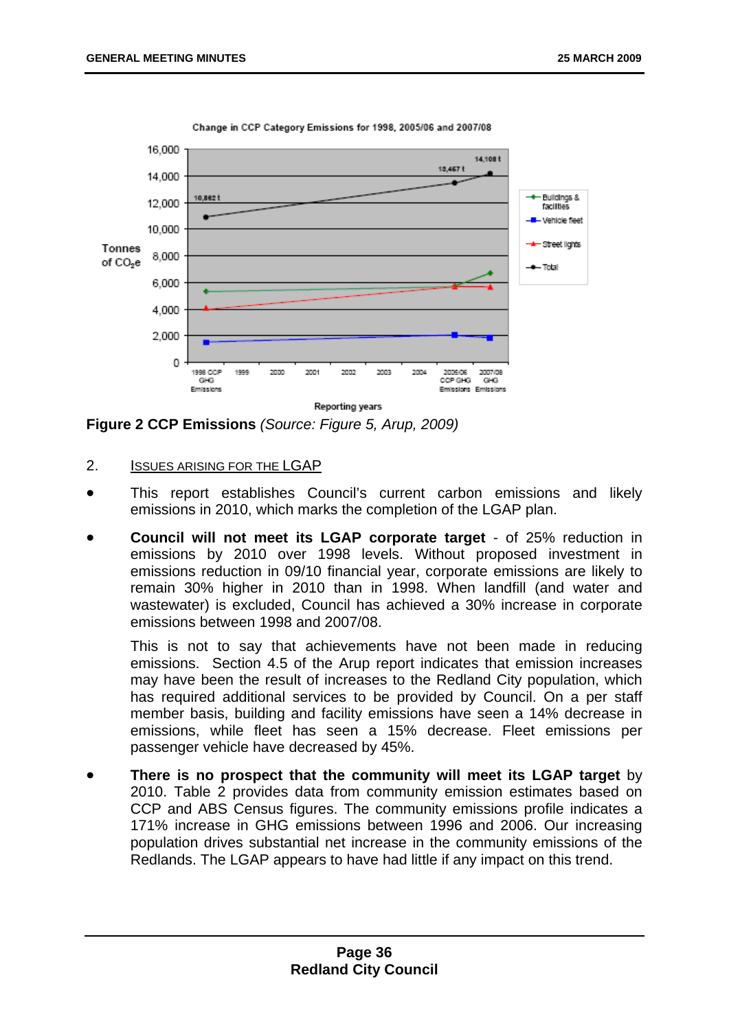**Figure 2 CCP Emissions** *(Source: Figure 5, Arup, 2009)*

2. ISSUES ARISING FOR THE LGAP

- This report establishes Council's current carbon emissions and likely emissions in 2010, which marks the completion of the LGAP plan.

- **Council will not meet its LGAP corporate target** - of 25% reduction in emissions by 2010 over 1998 levels. Without proposed investment in emissions reduction in 09/10 financial year, corporate emissions are likely to remain 30% higher in 2010 than in 1998. When landfill (and water and wastewater) is excluded, Council has achieved a 30% increase in corporate emissions between 1998 and 2007/08.

  This is not to say that achievements have not been made in reducing emissions. Section 4.5 of the Arup report indicates that emission increases may have been the result of increases to the Redland City population, which has required additional services to be provided by Council. On a per staff member basis, building and facility emissions have seen a 14% decrease in emissions, while fleet has seen a 15% decrease. Fleet emissions per passenger vehicle have decreased by 45%.

- **There is no prospect that the community will meet its LGAP target** by 2010. Table 2 provides data from community emission estimates based on CCP and ABS Census figures. The community emissions profile indicates a 171% increase in GHG emissions between 1996 and 2006. Our increasing population drives substantial net increase in the community emissions of the Redlands. The LGAP appears to have had little if any impact on this trend.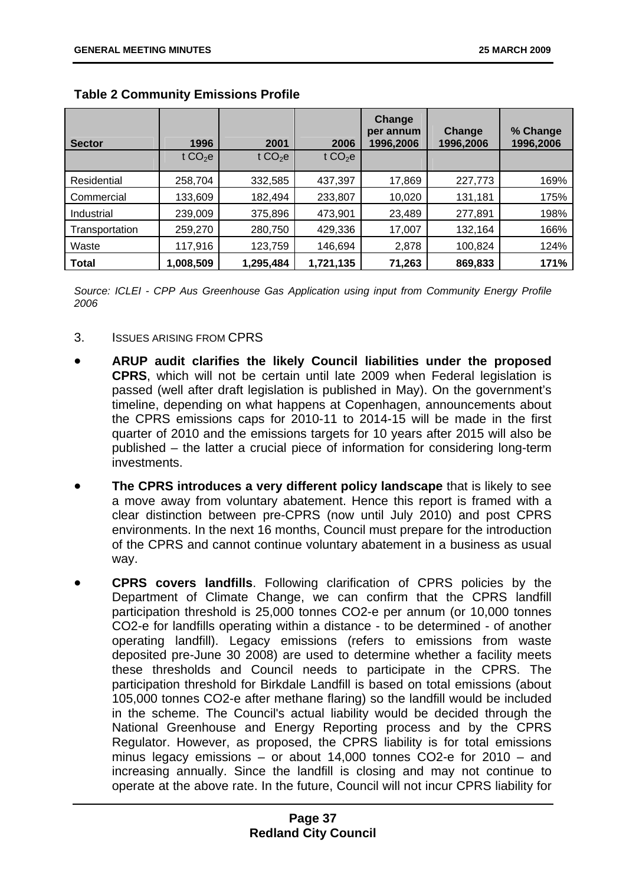**Table 2 Community Emissions Profile**

| Sector | 1996 | 2001 | 2006 | Change per annum 1996,2006 | Change 1996,2006 | % Change 1996,2006 |
|---|---|---|---|---|---|---|
| | t $CO_2e$ | t $CO_2e$ | t $CO_2e$ | | | |
| Residential | 258,704 | 332,585 | 437,397 | 17,869 | 227,773 | 169% |
| Commercial | 133,609 | 182,494 | 233,807 | 10,020 | 131,181 | 175% |
| Industrial | 239,009 | 375,896 | 473,901 | 23,489 | 277,891 | 198% |
| Transportation | 259,270 | 280,750 | 429,336 | 17,007 | 132,164 | 166% |
| Waste | 117,916 | 123,759 | 146,694 | 2,878 | 100,824 | 124% |
| **Total** | **1,008,509** | **1,295,484** | **1,721,135** | **71,263** | **869,833** | **171%** |

*Source: ICLEI - CPP Aus Greenhouse Gas Application using input from Community Energy Profile 2006*

3. ISSUES ARISING FROM CPRS

- **ARUP audit clarifies the likely Council liabilities under the proposed CPRS**, which will not be certain until late 2009 when Federal legislation is passed (well after draft legislation is published in May). On the government's timeline, depending on what happens at Copenhagen, announcements about the CPRS emissions caps for 2010-11 to 2014-15 will be made in the first quarter of 2010 and the emissions targets for 10 years after 2015 will also be published – the latter a crucial piece of information for considering long-term investments.

- **The CPRS introduces a very different policy landscape** that is likely to see a move away from voluntary abatement. Hence this report is framed with a clear distinction between pre-CPRS (now until July 2010) and post CPRS environments. In the next 16 months, Council must prepare for the introduction of the CPRS and cannot continue voluntary abatement in a business as usual way.

- **CPRS covers landfills**. Following clarification of CPRS policies by the Department of Climate Change, we can confirm that the CPRS landfill participation threshold is 25,000 tonnes CO2-e per annum (or 10,000 tonnes CO2-e for landfills operating within a distance - to be determined - of another operating landfill). Legacy emissions (refers to emissions from waste deposited pre-June 30 2008) are used to determine whether a facility meets these thresholds and Council needs to participate in the CPRS. The participation threshold for Birkdale Landfill is based on total emissions (about 105,000 tonnes CO2-e after methane flaring) so the landfill would be included in the scheme. The Council's actual liability would be decided through the National Greenhouse and Energy Reporting process and by the CPRS Regulator. However, as proposed, the CPRS liability is for total emissions minus legacy emissions – or about 14,000 tonnes CO2-e for 2010 – and increasing annually. Since the landfill is closing and may not continue to operate at the above rate. In the future, Council will not incur CPRS liability for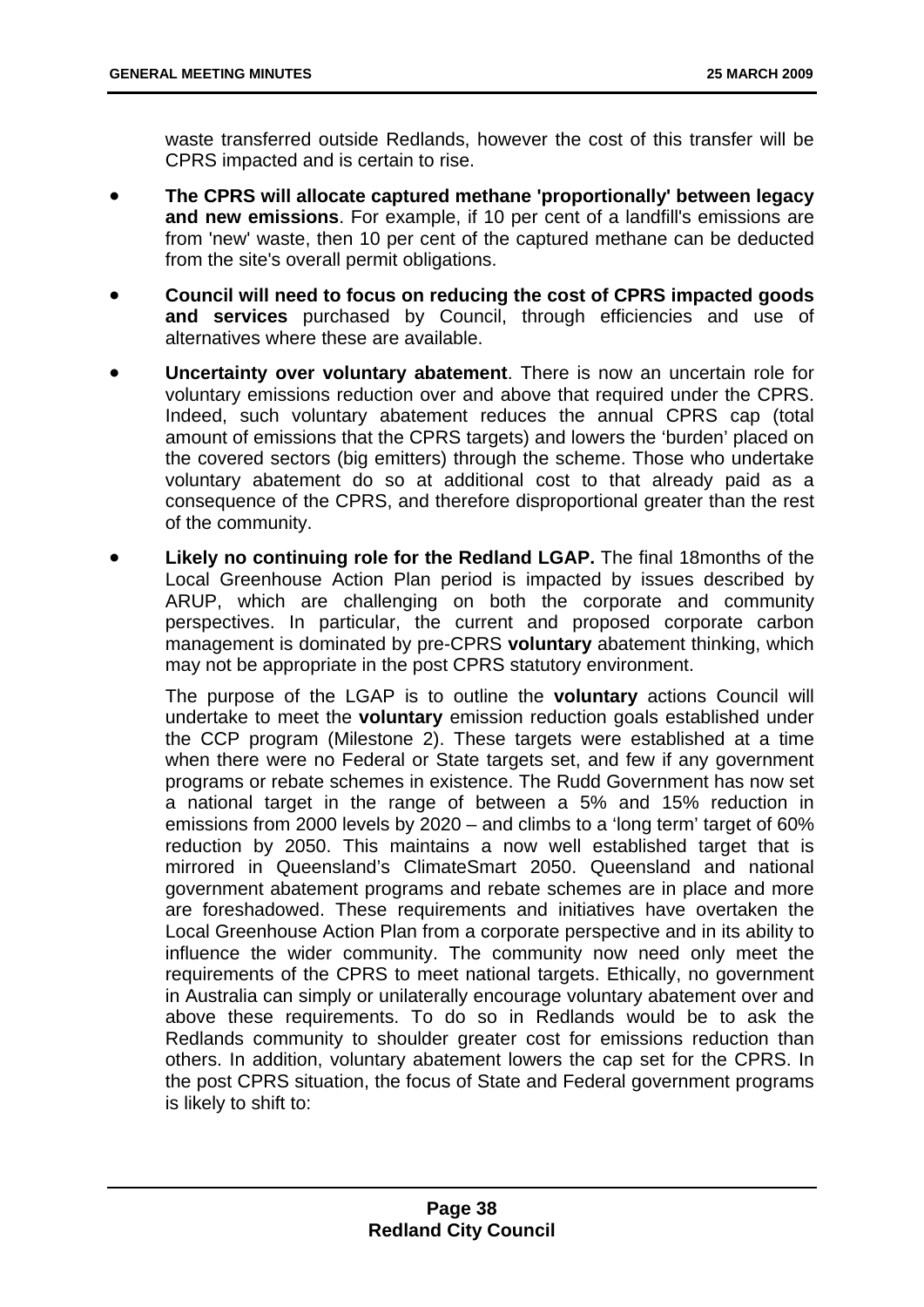waste transferred outside Redlands, however the cost of this transfer will be CPRS impacted and is certain to rise.

- **The CPRS will allocate captured methane 'proportionally' between legacy and new emissions**. For example, if 10 per cent of a landfill's emissions are from 'new' waste, then 10 per cent of the captured methane can be deducted from the site's overall permit obligations.

- **Council will need to focus on reducing the cost of CPRS impacted goods and services** purchased by Council, through efficiencies and use of alternatives where these are available.

- **Uncertainty over voluntary abatement**. There is now an uncertain role for voluntary emissions reduction over and above that required under the CPRS. Indeed, such voluntary abatement reduces the annual CPRS cap (total amount of emissions that the CPRS targets) and lowers the 'burden' placed on the covered sectors (big emitters) through the scheme. Those who undertake voluntary abatement do so at additional cost to that already paid as a consequence of the CPRS, and therefore disproportional greater than the rest of the community.

- **Likely no continuing role for the Redland LGAP.** The final 18months of the Local Greenhouse Action Plan period is impacted by issues described by ARUP, which are challenging on both the corporate and community perspectives. In particular, the current and proposed corporate carbon management is dominated by pre-CPRS **voluntary** abatement thinking, which may not be appropriate in the post CPRS statutory environment.

  The purpose of the LGAP is to outline the **voluntary** actions Council will undertake to meet the **voluntary** emission reduction goals established under the CCP program (Milestone 2). These targets were established at a time when there were no Federal or State targets set, and few if any government programs or rebate schemes in existence. The Rudd Government has now set a national target in the range of between a 5% and 15% reduction in emissions from 2000 levels by 2020 – and climbs to a 'long term' target of 60% reduction by 2050. This maintains a now well established target that is mirrored in Queensland's ClimateSmart 2050. Queensland and national government abatement programs and rebate schemes are in place and more are foreshadowed. These requirements and initiatives have overtaken the Local Greenhouse Action Plan from a corporate perspective and in its ability to influence the wider community. The community now need only meet the requirements of the CPRS to meet national targets. Ethically, no government in Australia can simply or unilaterally encourage voluntary abatement over and above these requirements. To do so in Redlands would be to ask the Redlands community to shoulder greater cost for emissions reduction than others. In addition, voluntary abatement lowers the cap set for the CPRS. In the post CPRS situation, the focus of State and Federal government programs is likely to shift to: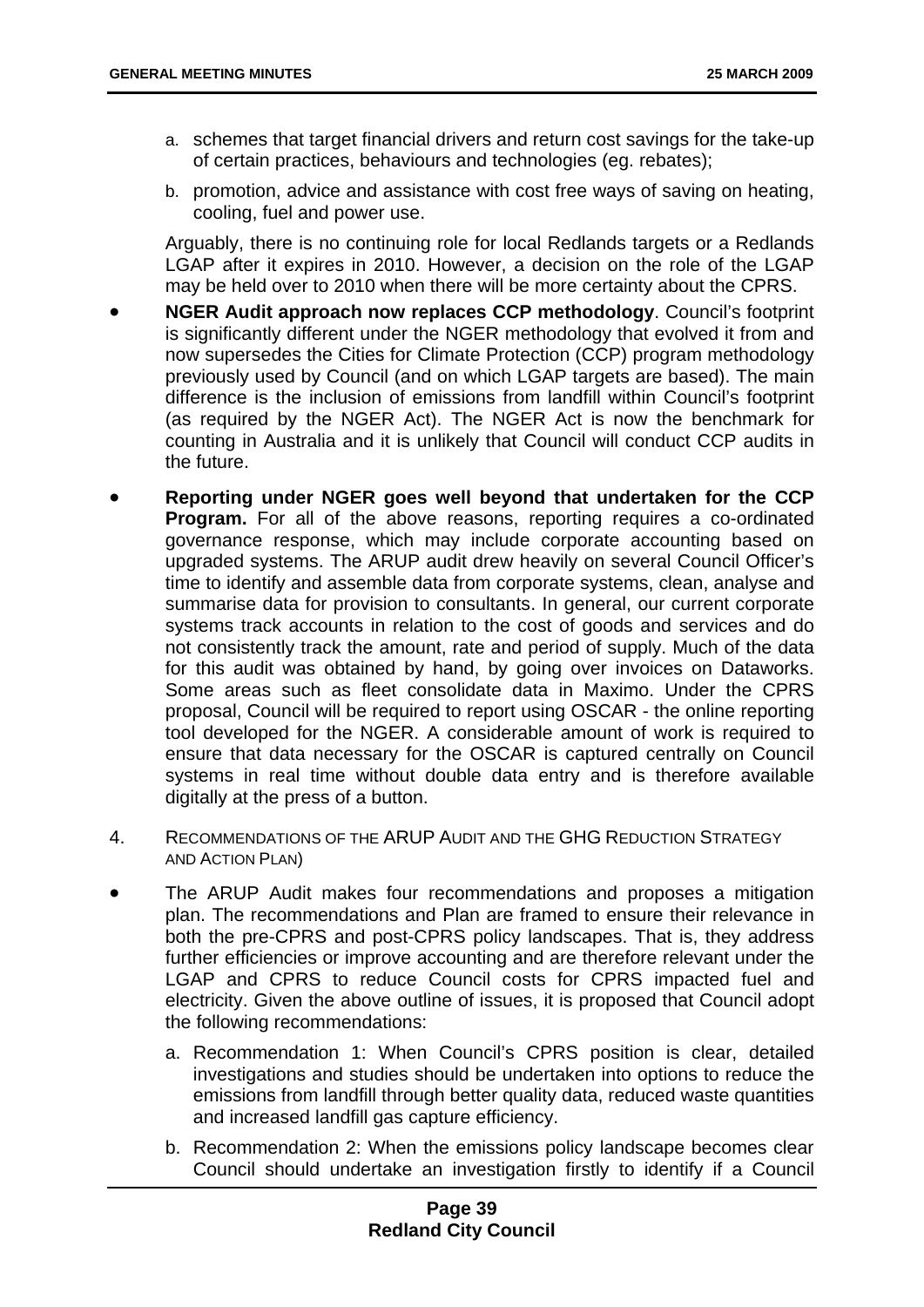a. schemes that target financial drivers and return cost savings for the take-up of certain practices, behaviours and technologies (eg. rebates);

b. promotion, advice and assistance with cost free ways of saving on heating, cooling, fuel and power use.

Arguably, there is no continuing role for local Redlands targets or a Redlands LGAP after it expires in 2010. However, a decision on the role of the LGAP may be held over to 2010 when there will be more certainty about the CPRS.

- **NGER Audit approach now replaces CCP methodology**. Council's footprint is significantly different under the NGER methodology that evolved it from and now supersedes the Cities for Climate Protection (CCP) program methodology previously used by Council (and on which LGAP targets are based). The main difference is the inclusion of emissions from landfill within Council's footprint (as required by the NGER Act). The NGER Act is now the benchmark for counting in Australia and it is unlikely that Council will conduct CCP audits in the future.

- **Reporting under NGER goes well beyond that undertaken for the CCP Program.** For all of the above reasons, reporting requires a co-ordinated governance response, which may include corporate accounting based on upgraded systems. The ARUP audit drew heavily on several Council Officer's time to identify and assemble data from corporate systems, clean, analyse and summarise data for provision to consultants. In general, our current corporate systems track accounts in relation to the cost of goods and services and do not consistently track the amount, rate and period of supply. Much of the data for this audit was obtained by hand, by going over invoices on Dataworks. Some areas such as fleet consolidate data in Maximo. Under the CPRS proposal, Council will be required to report using OSCAR - the online reporting tool developed for the NGER. A considerable amount of work is required to ensure that data necessary for the OSCAR is captured centrally on Council systems in real time without double data entry and is therefore available digitally at the press of a button.

4. RECOMMENDATIONS OF THE ARUP AUDIT AND THE GHG REDUCTION STRATEGY AND ACTION PLAN)

- The ARUP Audit makes four recommendations and proposes a mitigation plan. The recommendations and Plan are framed to ensure their relevance in both the pre-CPRS and post-CPRS policy landscapes. That is, they address further efficiencies or improve accounting and are therefore relevant under the LGAP and CPRS to reduce Council costs for CPRS impacted fuel and electricity. Given the above outline of issues, it is proposed that Council adopt the following recommendations:

  a. Recommendation 1: When Council's CPRS position is clear, detailed investigations and studies should be undertaken into options to reduce the emissions from landfill through better quality data, reduced waste quantities and increased landfill gas capture efficiency.

  b. Recommendation 2: When the emissions policy landscape becomes clear Council should undertake an investigation firstly to identify if a Council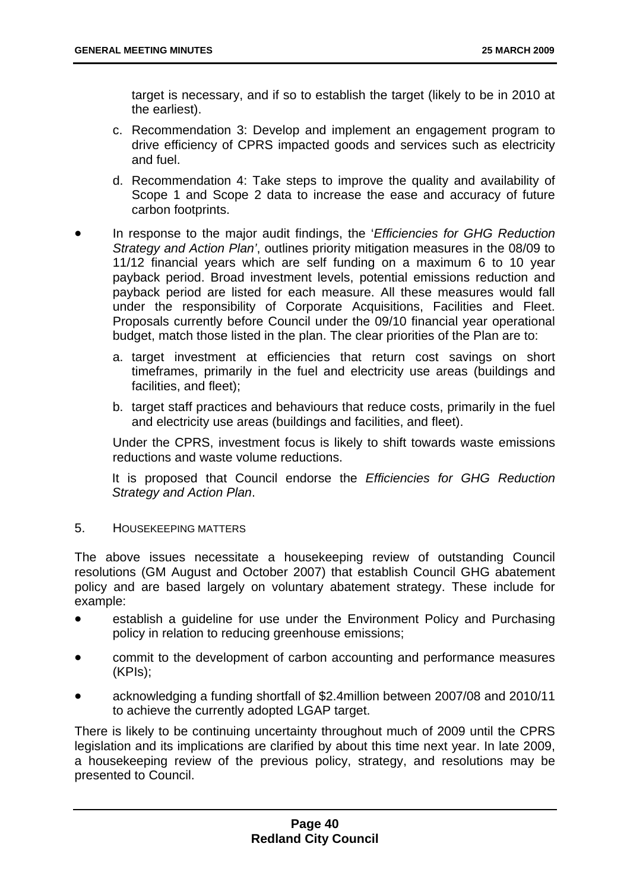target is necessary, and if so to establish the target (likely to be in 2010 at the earliest).

c. Recommendation 3: Develop and implement an engagement program to drive efficiency of CPRS impacted goods and services such as electricity and fuel.

d. Recommendation 4: Take steps to improve the quality and availability of Scope 1 and Scope 2 data to increase the ease and accuracy of future carbon footprints.

- In response to the major audit findings, the '*Efficiencies for GHG Reduction Strategy and Action Plan'*, outlines priority mitigation measures in the 08/09 to 11/12 financial years which are self funding on a maximum 6 to 10 year payback period. Broad investment levels, potential emissions reduction and payback period are listed for each measure. All these measures would fall under the responsibility of Corporate Acquisitions, Facilities and Fleet. Proposals currently before Council under the 09/10 financial year operational budget, match those listed in the plan. The clear priorities of the Plan are to:

  a. target investment at efficiencies that return cost savings on short timeframes, primarily in the fuel and electricity use areas (buildings and facilities, and fleet);

  b. target staff practices and behaviours that reduce costs, primarily in the fuel and electricity use areas (buildings and facilities, and fleet).

  Under the CPRS, investment focus is likely to shift towards waste emissions reductions and waste volume reductions.

  It is proposed that Council endorse the *Efficiencies for GHG Reduction Strategy and Action Plan*.

5. HOUSEKEEPING MATTERS

The above issues necessitate a housekeeping review of outstanding Council resolutions (GM August and October 2007) that establish Council GHG abatement policy and are based largely on voluntary abatement strategy. These include for example:

- establish a guideline for use under the Environment Policy and Purchasing policy in relation to reducing greenhouse emissions;
- commit to the development of carbon accounting and performance measures (KPIs);
- acknowledging a funding shortfall of $2.4million between 2007/08 and 2010/11 to achieve the currently adopted LGAP target.

There is likely to be continuing uncertainty throughout much of 2009 until the CPRS legislation and its implications are clarified by about this time next year. In late 2009, a housekeeping review of the previous policy, strategy, and resolutions may be presented to Council.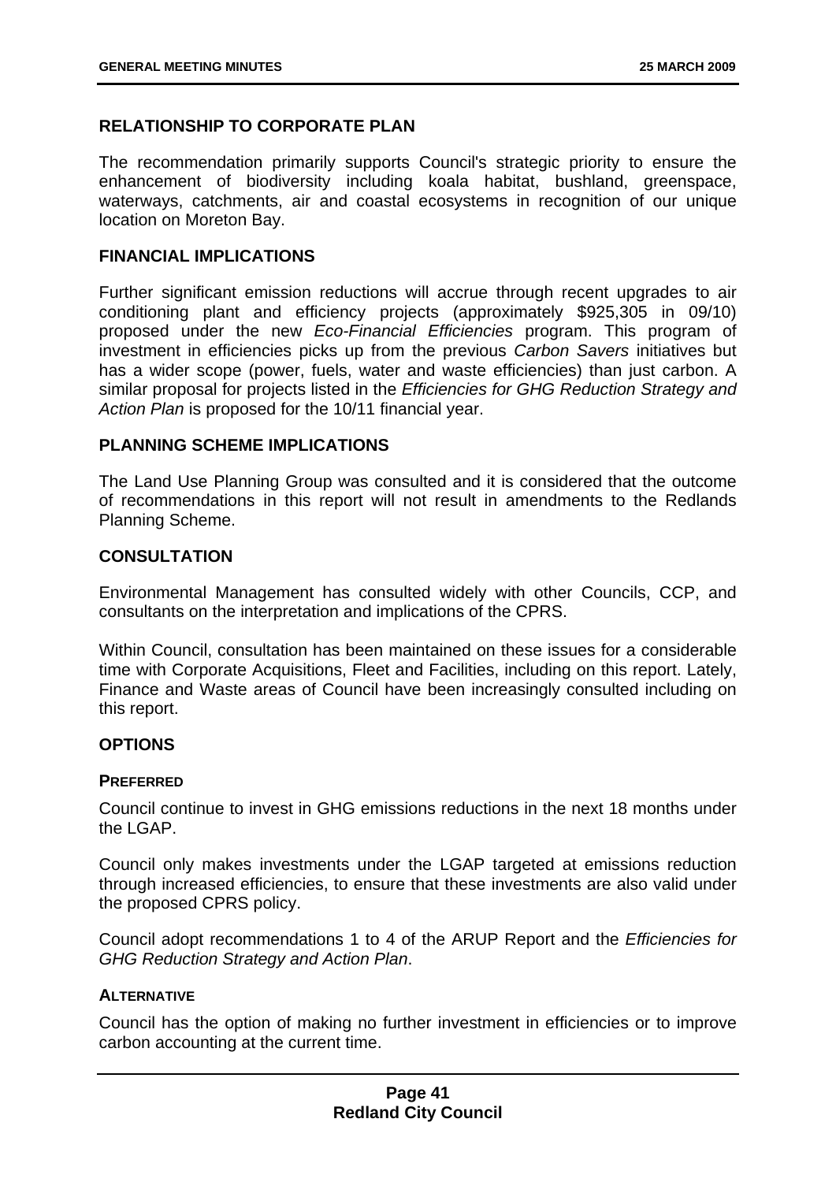## RELATIONSHIP TO CORPORATE PLAN

The recommendation primarily supports Council's strategic priority to ensure the enhancement of biodiversity including koala habitat, bushland, greenspace, waterways, catchments, air and coastal ecosystems in recognition of our unique location on Moreton Bay.

## FINANCIAL IMPLICATIONS

Further significant emission reductions will accrue through recent upgrades to air conditioning plant and efficiency projects (approximately $925,305 in 09/10) proposed under the new *Eco-Financial Efficiencies* program. This program of investment in efficiencies picks up from the previous *Carbon Savers* initiatives but has a wider scope (power, fuels, water and waste efficiencies) than just carbon. A similar proposal for projects listed in the *Efficiencies for GHG Reduction Strategy and Action Plan* is proposed for the 10/11 financial year.

## PLANNING SCHEME IMPLICATIONS

The Land Use Planning Group was consulted and it is considered that the outcome of recommendations in this report will not result in amendments to the Redlands Planning Scheme.

## CONSULTATION

Environmental Management has consulted widely with other Councils, CCP, and consultants on the interpretation and implications of the CPRS.

Within Council, consultation has been maintained on these issues for a considerable time with Corporate Acquisitions, Fleet and Facilities, including on this report. Lately, Finance and Waste areas of Council have been increasingly consulted including on this report.

## OPTIONS

### PREFERRED

Council continue to invest in GHG emissions reductions in the next 18 months under the LGAP.

Council only makes investments under the LGAP targeted at emissions reduction through increased efficiencies, to ensure that these investments are also valid under the proposed CPRS policy.

Council adopt recommendations 1 to 4 of the ARUP Report and the *Efficiencies for GHG Reduction Strategy and Action Plan*.

### ALTERNATIVE

Council has the option of making no further investment in efficiencies or to improve carbon accounting at the current time.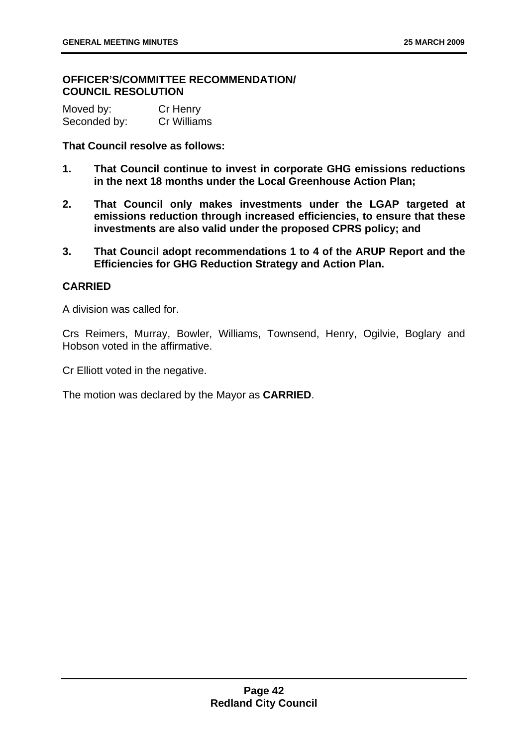## OFFICER'S/COMMITTEE RECOMMENDATION/ COUNCIL RESOLUTION

Moved by: Cr Henry
Seconded by: Cr Williams

**That Council resolve as follows:**

1. **That Council continue to invest in corporate GHG emissions reductions in the next 18 months under the Local Greenhouse Action Plan;**
2. **That Council only makes investments under the LGAP targeted at emissions reduction through increased efficiencies, to ensure that these investments are also valid under the proposed CPRS policy; and**
3. **That Council adopt recommendations 1 to 4 of the ARUP Report and the Efficiencies for GHG Reduction Strategy and Action Plan.**

**CARRIED**

A division was called for.

Crs Reimers, Murray, Bowler, Williams, Townsend, Henry, Ogilvie, Boglary and Hobson voted in the affirmative.

Cr Elliott voted in the negative.

The motion was declared by the Mayor as **CARRIED**.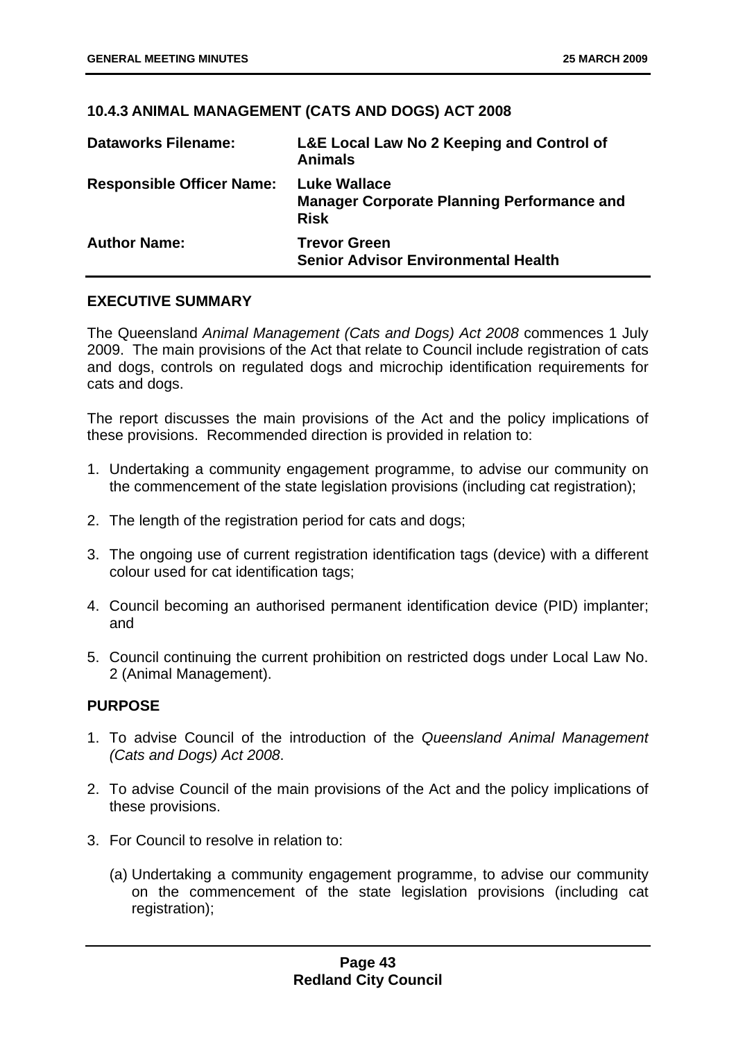## 10.4.3 ANIMAL MANAGEMENT (CATS AND DOGS) ACT 2008

| | |
|---|---|
| **Dataworks Filename:** | **L&E Local Law No 2 Keeping and Control of Animals** |
| **Responsible Officer Name:** | **Luke Wallace**<br>**Manager Corporate Planning Performance and Risk** |
| **Author Name:** | **Trevor Green**<br>**Senior Advisor Environmental Health** |

### EXECUTIVE SUMMARY

The Queensland *Animal Management (Cats and Dogs) Act 2008* commences 1 July 2009. The main provisions of the Act that relate to Council include registration of cats and dogs, controls on regulated dogs and microchip identification requirements for cats and dogs.

The report discusses the main provisions of the Act and the policy implications of these provisions. Recommended direction is provided in relation to:

1. Undertaking a community engagement programme, to advise our community on the commencement of the state legislation provisions (including cat registration);
2. The length of the registration period for cats and dogs;
3. The ongoing use of current registration identification tags (device) with a different colour used for cat identification tags;
4. Council becoming an authorised permanent identification device (PID) implanter; and
5. Council continuing the current prohibition on restricted dogs under Local Law No. 2 (Animal Management).

### PURPOSE

1. To advise Council of the introduction of the *Queensland Animal Management (Cats and Dogs) Act 2008*.
2. To advise Council of the main provisions of the Act and the policy implications of these provisions.
3. For Council to resolve in relation to:

   (a) Undertaking a community engagement programme, to advise our community on the commencement of the state legislation provisions (including cat registration);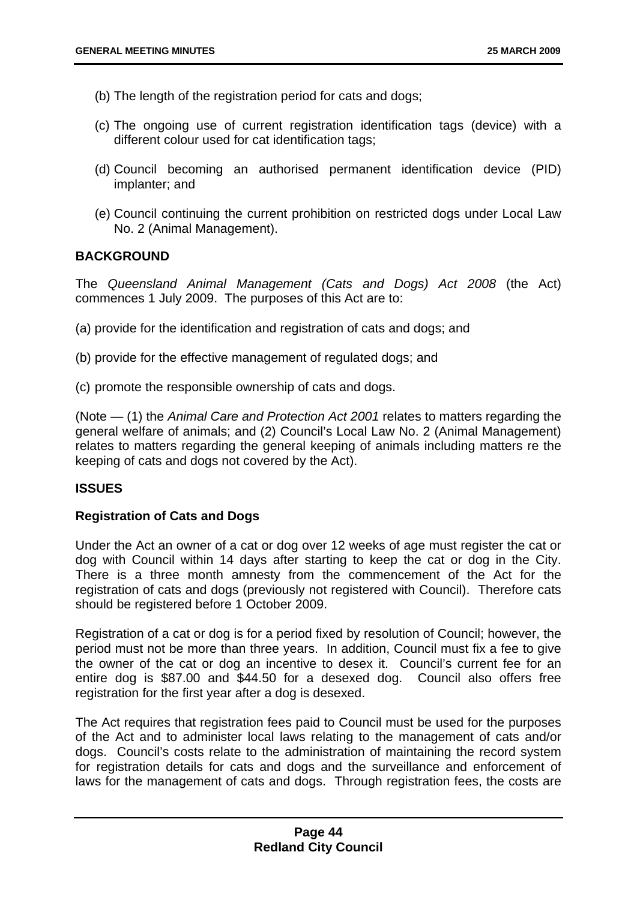(b) The length of the registration period for cats and dogs;

(c) The ongoing use of current registration identification tags (device) with a different colour used for cat identification tags;

(d) Council becoming an authorised permanent identification device (PID) implanter; and

(e) Council continuing the current prohibition on restricted dogs under Local Law No. 2 (Animal Management).

## BACKGROUND

The *Queensland Animal Management (Cats and Dogs) Act 2008* (the Act) commences 1 July 2009. The purposes of this Act are to:

(a) provide for the identification and registration of cats and dogs; and

(b) provide for the effective management of regulated dogs; and

(c) promote the responsible ownership of cats and dogs.

(Note — (1) the *Animal Care and Protection Act 2001* relates to matters regarding the general welfare of animals; and (2) Council's Local Law No. 2 (Animal Management) relates to matters regarding the general keeping of animals including matters re the keeping of cats and dogs not covered by the Act).

## ISSUES

### Registration of Cats and Dogs

Under the Act an owner of a cat or dog over 12 weeks of age must register the cat or dog with Council within 14 days after starting to keep the cat or dog in the City. There is a three month amnesty from the commencement of the Act for the registration of cats and dogs (previously not registered with Council). Therefore cats should be registered before 1 October 2009.

Registration of a cat or dog is for a period fixed by resolution of Council; however, the period must not be more than three years. In addition, Council must fix a fee to give the owner of the cat or dog an incentive to desex it. Council's current fee for an entire dog is $87.00 and $44.50 for a desexed dog. Council also offers free registration for the first year after a dog is desexed.

The Act requires that registration fees paid to Council must be used for the purposes of the Act and to administer local laws relating to the management of cats and/or dogs. Council's costs relate to the administration of maintaining the record system for registration details for cats and dogs and the surveillance and enforcement of laws for the management of cats and dogs. Through registration fees, the costs are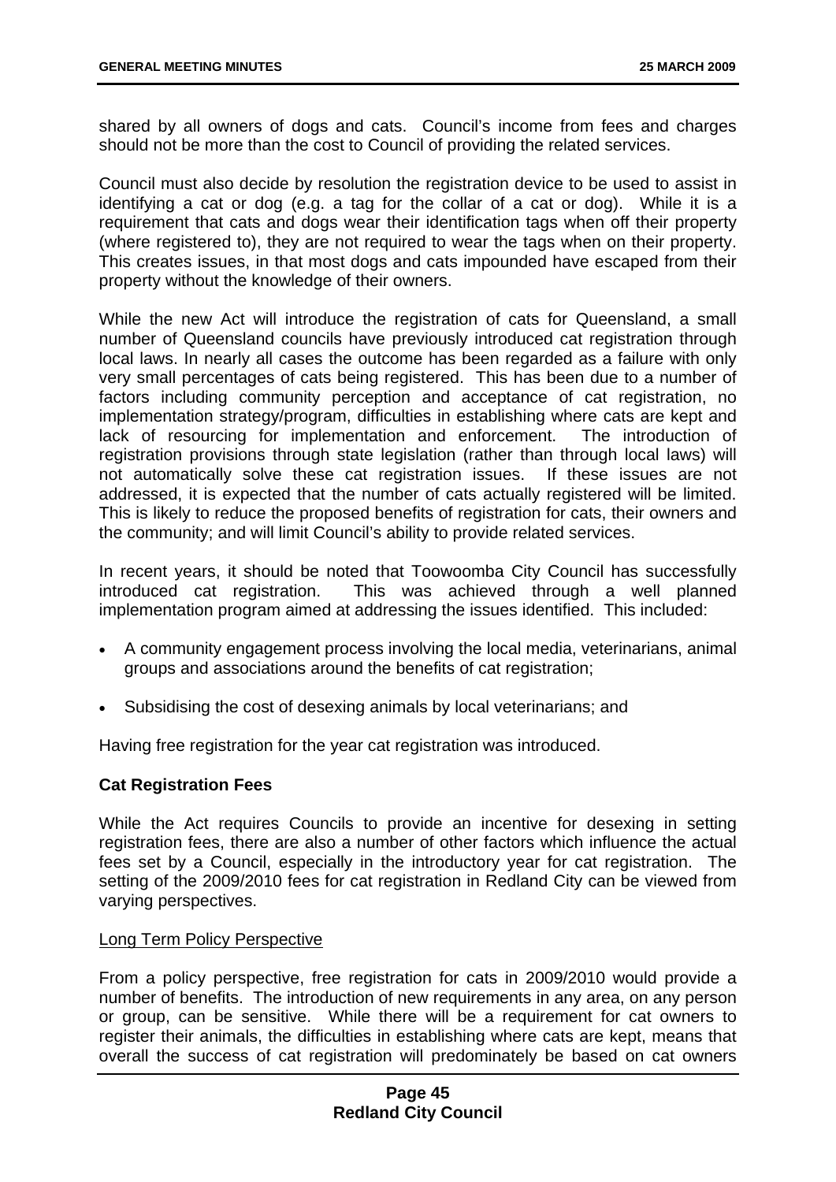shared by all owners of dogs and cats. Council's income from fees and charges should not be more than the cost to Council of providing the related services.

Council must also decide by resolution the registration device to be used to assist in identifying a cat or dog (e.g. a tag for the collar of a cat or dog). While it is a requirement that cats and dogs wear their identification tags when off their property (where registered to), they are not required to wear the tags when on their property. This creates issues, in that most dogs and cats impounded have escaped from their property without the knowledge of their owners.

While the new Act will introduce the registration of cats for Queensland, a small number of Queensland councils have previously introduced cat registration through local laws. In nearly all cases the outcome has been regarded as a failure with only very small percentages of cats being registered. This has been due to a number of factors including community perception and acceptance of cat registration, no implementation strategy/program, difficulties in establishing where cats are kept and lack of resourcing for implementation and enforcement. The introduction of registration provisions through state legislation (rather than through local laws) will not automatically solve these cat registration issues. If these issues are not addressed, it is expected that the number of cats actually registered will be limited. This is likely to reduce the proposed benefits of registration for cats, their owners and the community; and will limit Council's ability to provide related services.

In recent years, it should be noted that Toowoomba City Council has successfully introduced cat registration. This was achieved through a well planned implementation program aimed at addressing the issues identified. This included:

- A community engagement process involving the local media, veterinarians, animal groups and associations around the benefits of cat registration;
- Subsidising the cost of desexing animals by local veterinarians; and

Having free registration for the year cat registration was introduced.

**Cat Registration Fees**

While the Act requires Councils to provide an incentive for desexing in setting registration fees, there are also a number of other factors which influence the actual fees set by a Council, especially in the introductory year for cat registration. The setting of the 2009/2010 fees for cat registration in Redland City can be viewed from varying perspectives.

Long Term Policy Perspective

From a policy perspective, free registration for cats in 2009/2010 would provide a number of benefits. The introduction of new requirements in any area, on any person or group, can be sensitive. While there will be a requirement for cat owners to register their animals, the difficulties in establishing where cats are kept, means that overall the success of cat registration will predominately be based on cat owners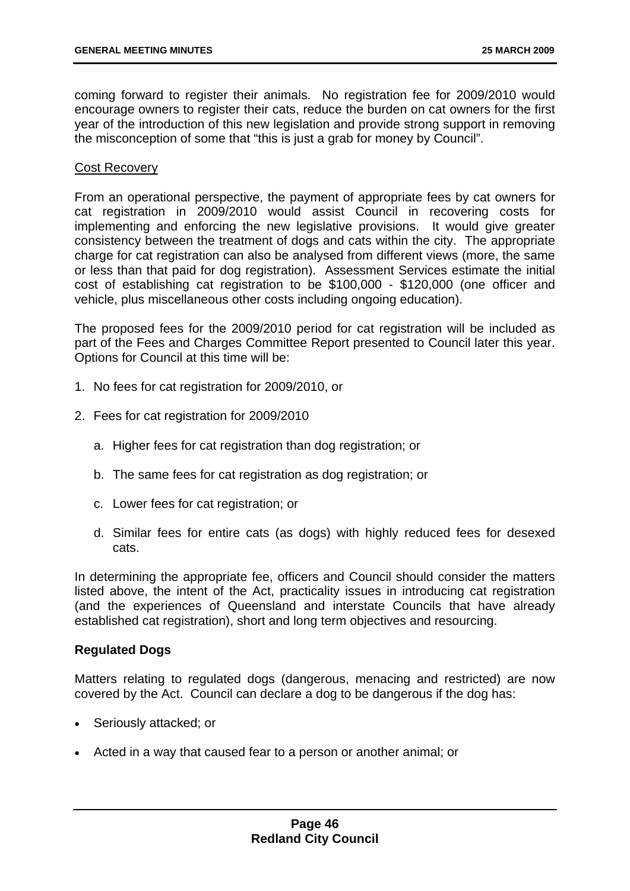coming forward to register their animals. No registration fee for 2009/2010 would encourage owners to register their cats, reduce the burden on cat owners for the first year of the introduction of this new legislation and provide strong support in removing the misconception of some that "this is just a grab for money by Council".

<u>Cost Recovery</u>

From an operational perspective, the payment of appropriate fees by cat owners for cat registration in 2009/2010 would assist Council in recovering costs for implementing and enforcing the new legislative provisions. It would give greater consistency between the treatment of dogs and cats within the city. The appropriate charge for cat registration can also be analysed from different views (more, the same or less than that paid for dog registration). Assessment Services estimate the initial cost of establishing cat registration to be $100,000 - $120,000 (one officer and vehicle, plus miscellaneous other costs including ongoing education).

The proposed fees for the 2009/2010 period for cat registration will be included as part of the Fees and Charges Committee Report presented to Council later this year. Options for Council at this time will be:

1. No fees for cat registration for 2009/2010, or
2. Fees for cat registration for 2009/2010
   a. Higher fees for cat registration than dog registration; or
   b. The same fees for cat registration as dog registration; or
   c. Lower fees for cat registration; or
   d. Similar fees for entire cats (as dogs) with highly reduced fees for desexed cats.

In determining the appropriate fee, officers and Council should consider the matters listed above, the intent of the Act, practicality issues in introducing cat registration (and the experiences of Queensland and interstate Councils that have already established cat registration), short and long term objectives and resourcing.

**Regulated Dogs**

Matters relating to regulated dogs (dangerous, menacing and restricted) are now covered by the Act. Council can declare a dog to be dangerous if the dog has:

- Seriously attacked; or
- Acted in a way that caused fear to a person or another animal; or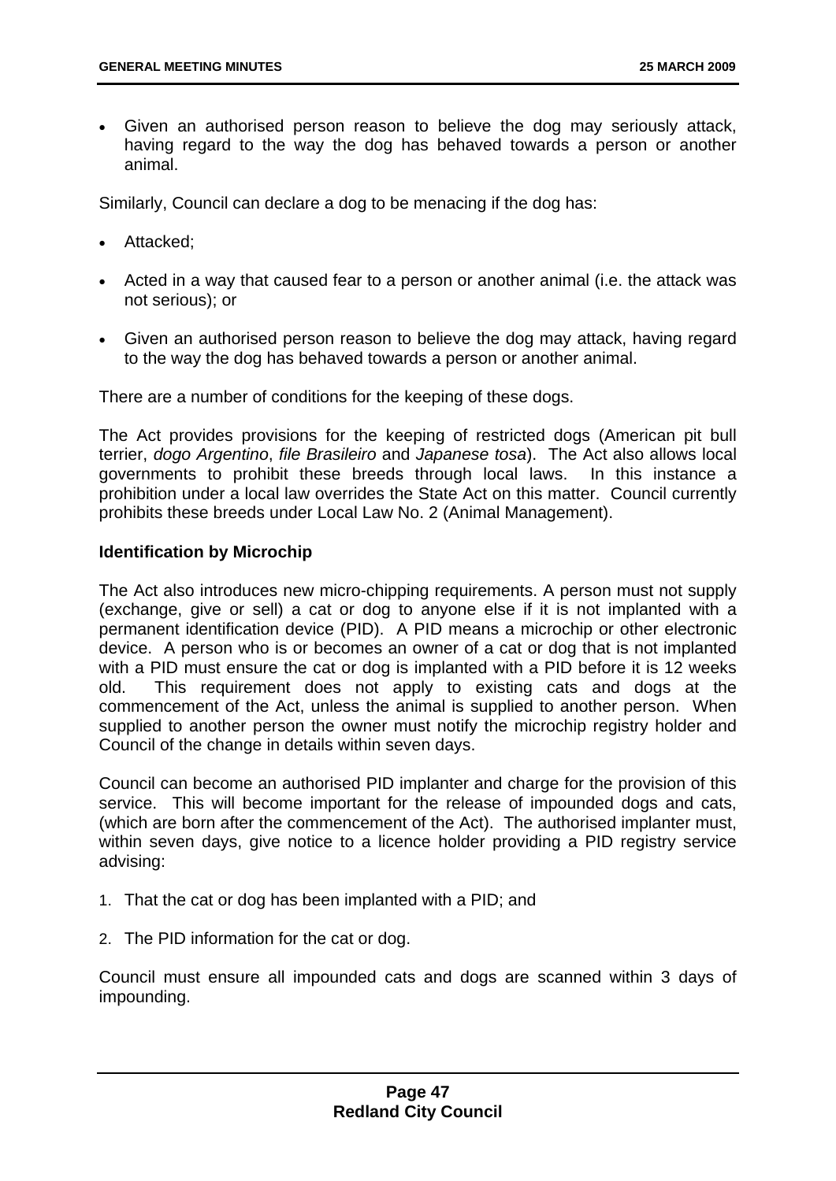- Given an authorised person reason to believe the dog may seriously attack, having regard to the way the dog has behaved towards a person or another animal.

Similarly, Council can declare a dog to be menacing if the dog has:

- Attacked;
- Acted in a way that caused fear to a person or another animal (i.e. the attack was not serious); or
- Given an authorised person reason to believe the dog may attack, having regard to the way the dog has behaved towards a person or another animal.

There are a number of conditions for the keeping of these dogs.

The Act provides provisions for the keeping of restricted dogs (American pit bull terrier, *dogo Argentino*, *file Brasileiro* and *Japanese tosa*). The Act also allows local governments to prohibit these breeds through local laws. In this instance a prohibition under a local law overrides the State Act on this matter. Council currently prohibits these breeds under Local Law No. 2 (Animal Management).

**Identification by Microchip**

The Act also introduces new micro-chipping requirements. A person must not supply (exchange, give or sell) a cat or dog to anyone else if it is not implanted with a permanent identification device (PID). A PID means a microchip or other electronic device. A person who is or becomes an owner of a cat or dog that is not implanted with a PID must ensure the cat or dog is implanted with a PID before it is 12 weeks old. This requirement does not apply to existing cats and dogs at the commencement of the Act, unless the animal is supplied to another person. When supplied to another person the owner must notify the microchip registry holder and Council of the change in details within seven days.

Council can become an authorised PID implanter and charge for the provision of this service. This will become important for the release of impounded dogs and cats, (which are born after the commencement of the Act). The authorised implanter must, within seven days, give notice to a licence holder providing a PID registry service advising:

1. That the cat or dog has been implanted with a PID; and
2. The PID information for the cat or dog.

Council must ensure all impounded cats and dogs are scanned within 3 days of impounding.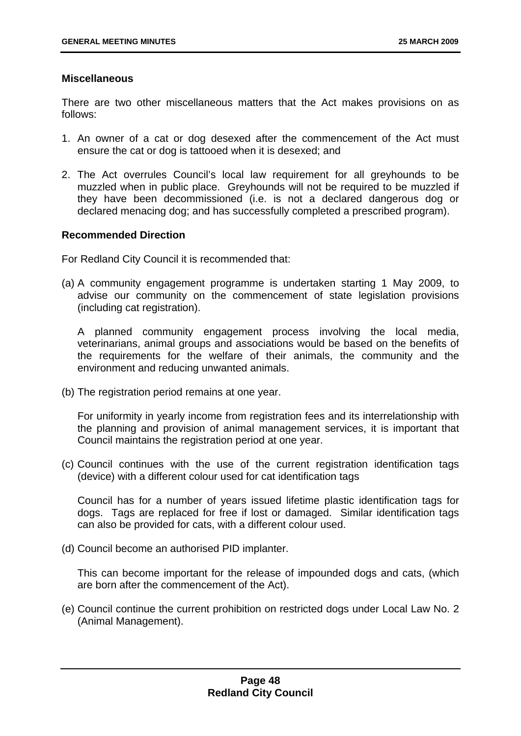**Miscellaneous**

There are two other miscellaneous matters that the Act makes provisions on as follows:

1. An owner of a cat or dog desexed after the commencement of the Act must ensure the cat or dog is tattooed when it is desexed; and

2. The Act overrules Council's local law requirement for all greyhounds to be muzzled when in public place. Greyhounds will not be required to be muzzled if they have been decommissioned (i.e. is not a declared dangerous dog or declared menacing dog; and has successfully completed a prescribed program).

**Recommended Direction**

For Redland City Council it is recommended that:

(a) A community engagement programme is undertaken starting 1 May 2009, to advise our community on the commencement of state legislation provisions (including cat registration).

    A planned community engagement process involving the local media, veterinarians, animal groups and associations would be based on the benefits of the requirements for the welfare of their animals, the community and the environment and reducing unwanted animals.

(b) The registration period remains at one year.

    For uniformity in yearly income from registration fees and its interrelationship with the planning and provision of animal management services, it is important that Council maintains the registration period at one year.

(c) Council continues with the use of the current registration identification tags (device) with a different colour used for cat identification tags

    Council has for a number of years issued lifetime plastic identification tags for dogs. Tags are replaced for free if lost or damaged. Similar identification tags can also be provided for cats, with a different colour used.

(d) Council become an authorised PID implanter.

    This can become important for the release of impounded dogs and cats, (which are born after the commencement of the Act).

(e) Council continue the current prohibition on restricted dogs under Local Law No. 2 (Animal Management).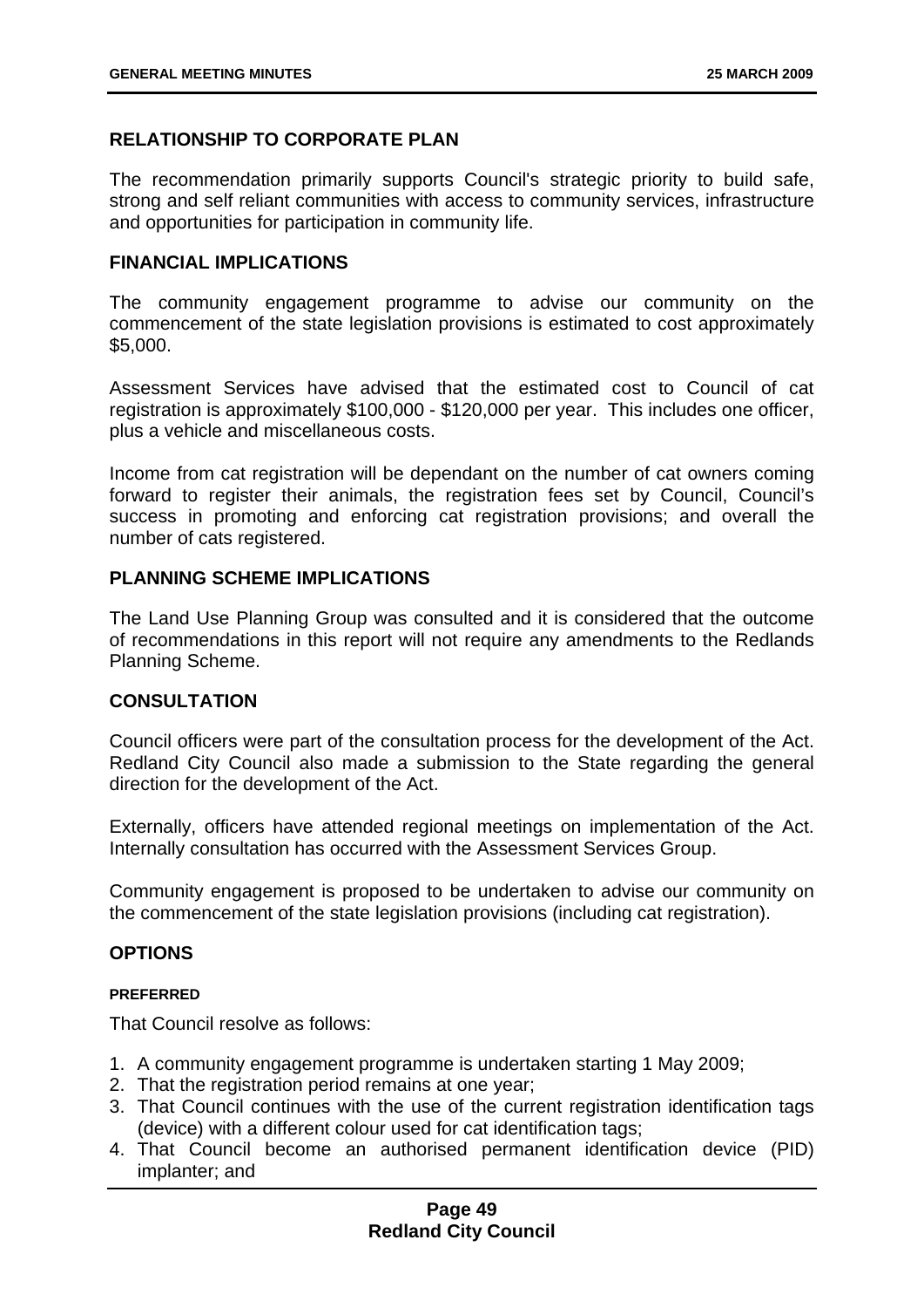## RELATIONSHIP TO CORPORATE PLAN

The recommendation primarily supports Council's strategic priority to build safe, strong and self reliant communities with access to community services, infrastructure and opportunities for participation in community life.

## FINANCIAL IMPLICATIONS

The community engagement programme to advise our community on the commencement of the state legislation provisions is estimated to cost approximately $5,000.

Assessment Services have advised that the estimated cost to Council of cat registration is approximately $100,000 - $120,000 per year. This includes one officer, plus a vehicle and miscellaneous costs.

Income from cat registration will be dependant on the number of cat owners coming forward to register their animals, the registration fees set by Council, Council's success in promoting and enforcing cat registration provisions; and overall the number of cats registered.

## PLANNING SCHEME IMPLICATIONS

The Land Use Planning Group was consulted and it is considered that the outcome of recommendations in this report will not require any amendments to the Redlands Planning Scheme.

## CONSULTATION

Council officers were part of the consultation process for the development of the Act. Redland City Council also made a submission to the State regarding the general direction for the development of the Act.

Externally, officers have attended regional meetings on implementation of the Act. Internally consultation has occurred with the Assessment Services Group.

Community engagement is proposed to be undertaken to advise our community on the commencement of the state legislation provisions (including cat registration).

## OPTIONS

#### PREFERRED

That Council resolve as follows:

1. A community engagement programme is undertaken starting 1 May 2009;
2. That the registration period remains at one year;
3. That Council continues with the use of the current registration identification tags (device) with a different colour used for cat identification tags;
4. That Council become an authorised permanent identification device (PID) implanter; and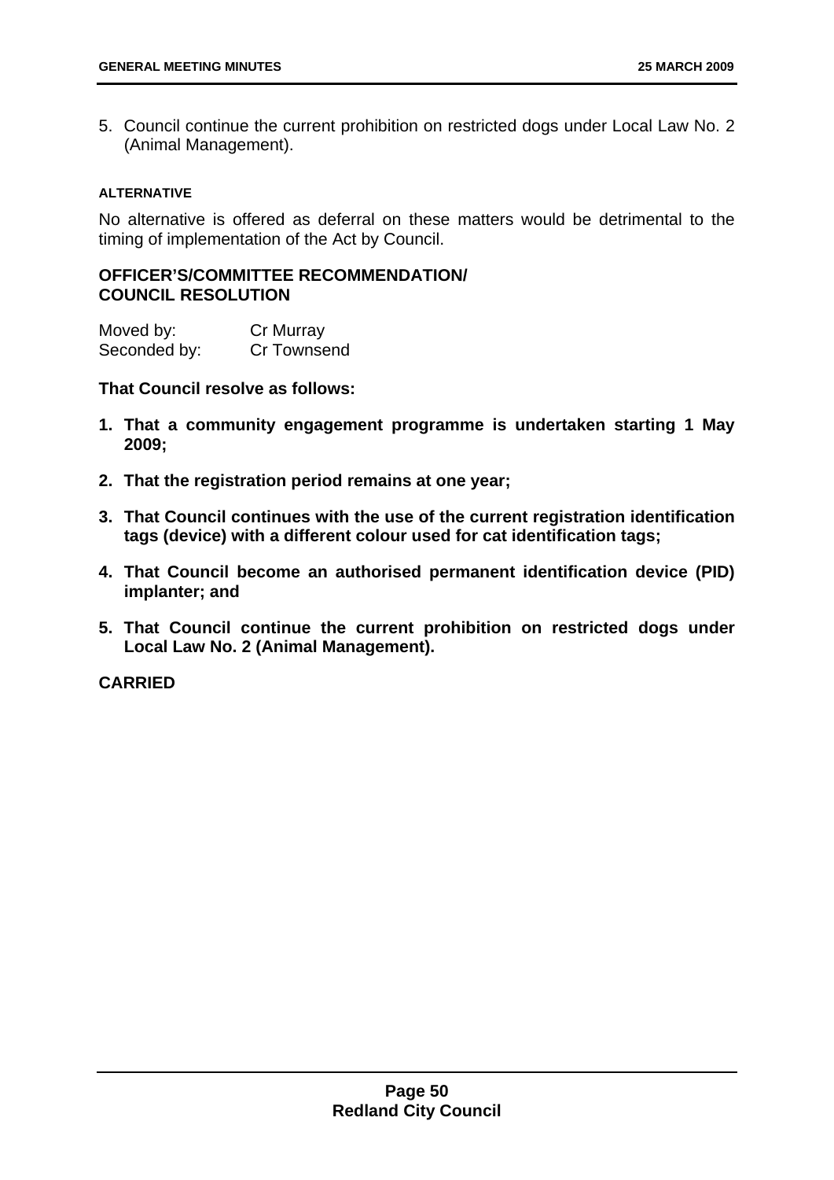5. Council continue the current prohibition on restricted dogs under Local Law No. 2 (Animal Management).

#### ALTERNATIVE

No alternative is offered as deferral on these matters would be detrimental to the timing of implementation of the Act by Council.

### OFFICER'S/COMMITTEE RECOMMENDATION/ COUNCIL RESOLUTION

Moved by: Cr Murray
Seconded by: Cr Townsend

**That Council resolve as follows:**

1. **That a community engagement programme is undertaken starting 1 May 2009;**
2. **That the registration period remains at one year;**
3. **That Council continues with the use of the current registration identification tags (device) with a different colour used for cat identification tags;**
4. **That Council become an authorised permanent identification device (PID) implanter; and**
5. **That Council continue the current prohibition on restricted dogs under Local Law No. 2 (Animal Management).**

**CARRIED**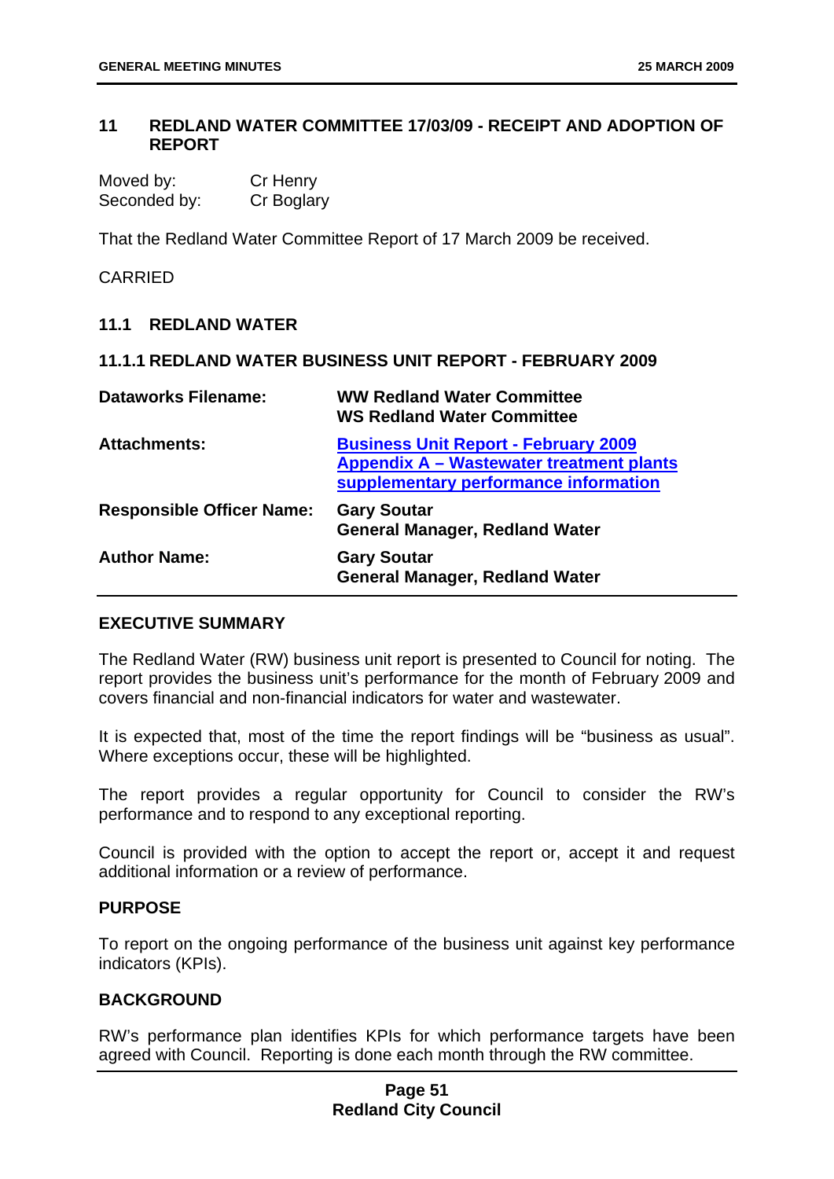## 11 REDLAND WATER COMMITTEE 17/03/09 - RECEIPT AND ADOPTION OF REPORT

| | |
|---|---|
| Moved by: | Cr Henry |
| Seconded by: | Cr Boglary |

That the Redland Water Committee Report of 17 March 2009 be received.

CARRIED

### 11.1 REDLAND WATER

#### 11.1.1 REDLAND WATER BUSINESS UNIT REPORT - FEBRUARY 2009

| | |
|---|---|
| **Dataworks Filename:** | **WW Redland Water Committee**<br>**WS Redland Water Committee** |
| **Attachments:** | **Business Unit Report - February 2009**<br>**Appendix A – Wastewater treatment plants supplementary performance information** |
| **Responsible Officer Name:** | **Gary Soutar**<br>**General Manager, Redland Water** |
| **Author Name:** | **Gary Soutar**<br>**General Manager, Redland Water** |

**EXECUTIVE SUMMARY**

The Redland Water (RW) business unit report is presented to Council for noting. The report provides the business unit's performance for the month of February 2009 and covers financial and non-financial indicators for water and wastewater.

It is expected that, most of the time the report findings will be "business as usual". Where exceptions occur, these will be highlighted.

The report provides a regular opportunity for Council to consider the RW's performance and to respond to any exceptional reporting.

Council is provided with the option to accept the report or, accept it and request additional information or a review of performance.

**PURPOSE**

To report on the ongoing performance of the business unit against key performance indicators (KPIs).

**BACKGROUND**

RW's performance plan identifies KPIs for which performance targets have been agreed with Council. Reporting is done each month through the RW committee.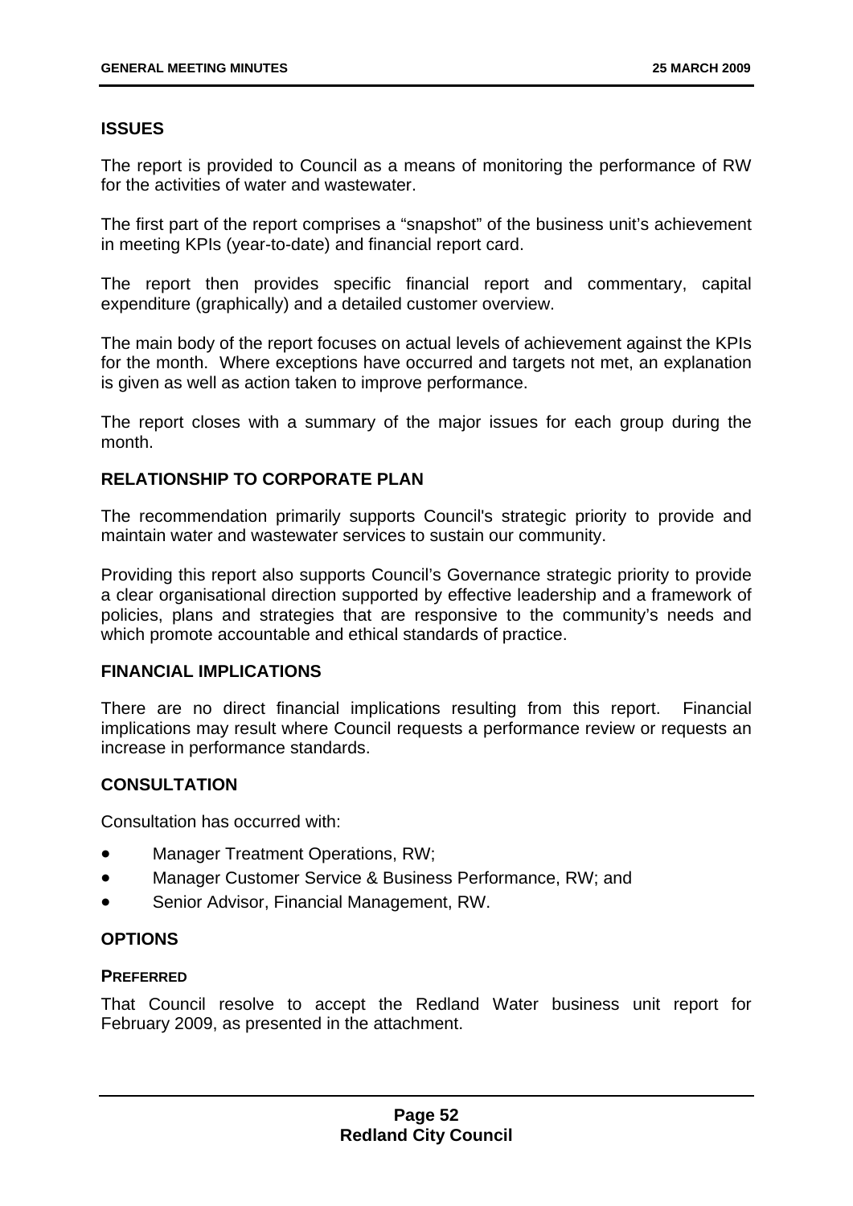### ISSUES

The report is provided to Council as a means of monitoring the performance of RW for the activities of water and wastewater.

The first part of the report comprises a "snapshot" of the business unit's achievement in meeting KPIs (year-to-date) and financial report card.

The report then provides specific financial report and commentary, capital expenditure (graphically) and a detailed customer overview.

The main body of the report focuses on actual levels of achievement against the KPIs for the month. Where exceptions have occurred and targets not met, an explanation is given as well as action taken to improve performance.

The report closes with a summary of the major issues for each group during the month.

### RELATIONSHIP TO CORPORATE PLAN

The recommendation primarily supports Council's strategic priority to provide and maintain water and wastewater services to sustain our community.

Providing this report also supports Council's Governance strategic priority to provide a clear organisational direction supported by effective leadership and a framework of policies, plans and strategies that are responsive to the community's needs and which promote accountable and ethical standards of practice.

### FINANCIAL IMPLICATIONS

There are no direct financial implications resulting from this report. Financial implications may result where Council requests a performance review or requests an increase in performance standards.

### CONSULTATION

Consultation has occurred with:

- Manager Treatment Operations, RW;
- Manager Customer Service & Business Performance, RW; and
- Senior Advisor, Financial Management, RW.

### OPTIONS

#### PREFERRED

That Council resolve to accept the Redland Water business unit report for February 2009, as presented in the attachment.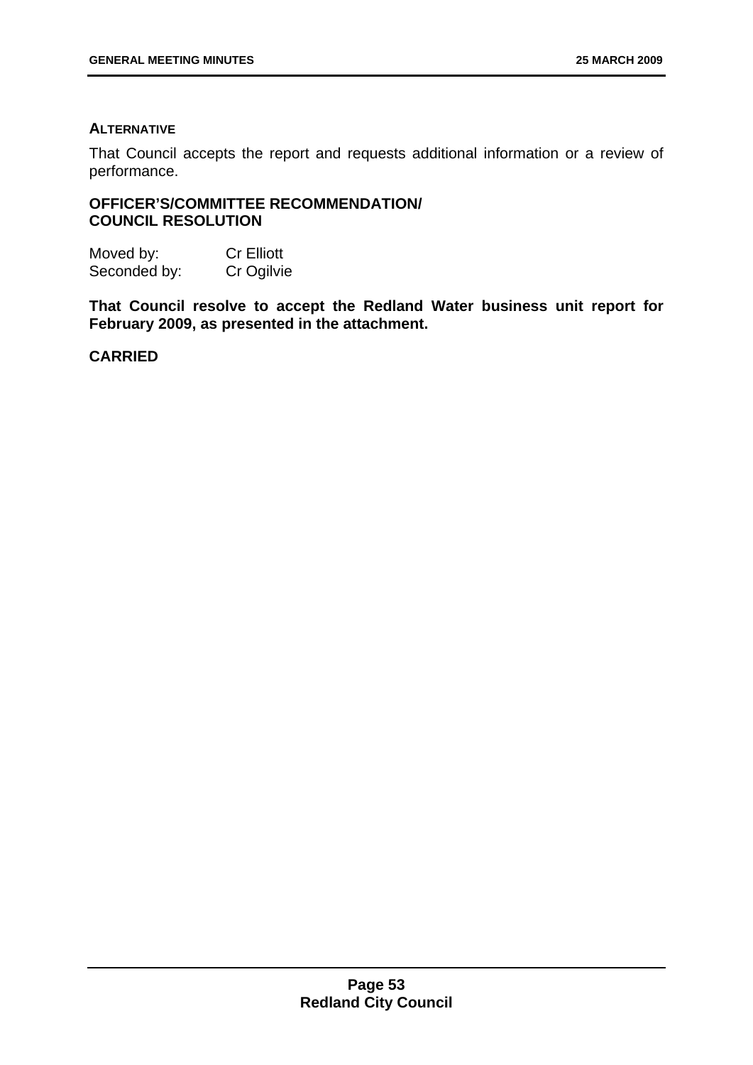**ALTERNATIVE**

That Council accepts the report and requests additional information or a review of performance.

**OFFICER'S/COMMITTEE RECOMMENDATION/ COUNCIL RESOLUTION**

Moved by: Cr Elliott
Seconded by: Cr Ogilvie

**That Council resolve to accept the Redland Water business unit report for February 2009, as presented in the attachment.**

**CARRIED**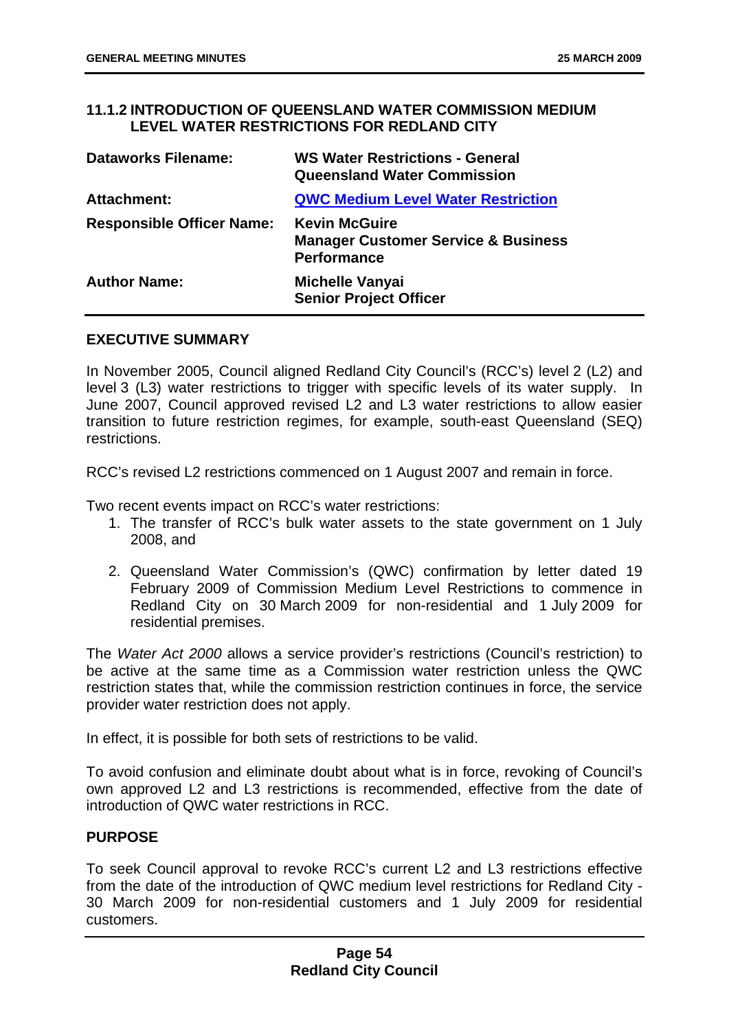### 11.1.2 INTRODUCTION OF QUEENSLAND WATER COMMISSION MEDIUM LEVEL WATER RESTRICTIONS FOR REDLAND CITY

| | |
|---|---|
| **Dataworks Filename:** | **WS Water Restrictions - General Queensland Water Commission** |
| **Attachment:** | **QWC Medium Level Water Restriction** |
| **Responsible Officer Name:** | **Kevin McGuire Manager Customer Service & Business Performance** |
| **Author Name:** | **Michelle Vanyai Senior Project Officer** |

#### EXECUTIVE SUMMARY

In November 2005, Council aligned Redland City Council's (RCC's) level 2 (L2) and level 3 (L3) water restrictions to trigger with specific levels of its water supply. In June 2007, Council approved revised L2 and L3 water restrictions to allow easier transition to future restriction regimes, for example, south-east Queensland (SEQ) restrictions.

RCC's revised L2 restrictions commenced on 1 August 2007 and remain in force.

Two recent events impact on RCC's water restrictions:

1. The transfer of RCC's bulk water assets to the state government on 1 July 2008, and
2. Queensland Water Commission's (QWC) confirmation by letter dated 19 February 2009 of Commission Medium Level Restrictions to commence in Redland City on 30 March 2009 for non-residential and 1 July 2009 for residential premises.

The *Water Act 2000* allows a service provider's restrictions (Council's restriction) to be active at the same time as a Commission water restriction unless the QWC restriction states that, while the commission restriction continues in force, the service provider water restriction does not apply.

In effect, it is possible for both sets of restrictions to be valid.

To avoid confusion and eliminate doubt about what is in force, revoking of Council's own approved L2 and L3 restrictions is recommended, effective from the date of introduction of QWC water restrictions in RCC.

#### PURPOSE

To seek Council approval to revoke RCC's current L2 and L3 restrictions effective from the date of the introduction of QWC medium level restrictions for Redland City - 30 March 2009 for non-residential customers and 1 July 2009 for residential customers.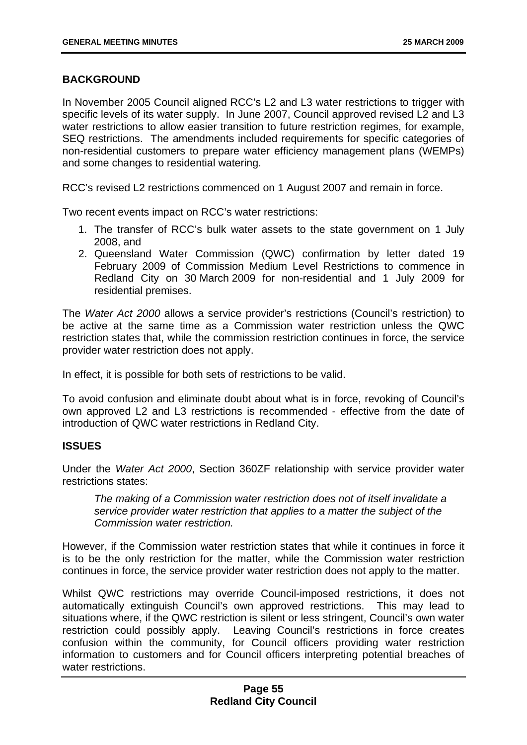## BACKGROUND

In November 2005 Council aligned RCC's L2 and L3 water restrictions to trigger with specific levels of its water supply. In June 2007, Council approved revised L2 and L3 water restrictions to allow easier transition to future restriction regimes, for example, SEQ restrictions. The amendments included requirements for specific categories of non-residential customers to prepare water efficiency management plans (WEMPs) and some changes to residential watering.

RCC's revised L2 restrictions commenced on 1 August 2007 and remain in force.

Two recent events impact on RCC's water restrictions:

1. The transfer of RCC's bulk water assets to the state government on 1 July 2008, and
2. Queensland Water Commission (QWC) confirmation by letter dated 19 February 2009 of Commission Medium Level Restrictions to commence in Redland City on 30 March 2009 for non-residential and 1 July 2009 for residential premises.

The *Water Act 2000* allows a service provider's restrictions (Council's restriction) to be active at the same time as a Commission water restriction unless the QWC restriction states that, while the commission restriction continues in force, the service provider water restriction does not apply.

In effect, it is possible for both sets of restrictions to be valid.

To avoid confusion and eliminate doubt about what is in force, revoking of Council's own approved L2 and L3 restrictions is recommended - effective from the date of introduction of QWC water restrictions in Redland City.

## ISSUES

Under the *Water Act 2000*, Section 360ZF relationship with service provider water restrictions states:

> *The making of a Commission water restriction does not of itself invalidate a service provider water restriction that applies to a matter the subject of the Commission water restriction.*

However, if the Commission water restriction states that while it continues in force it is to be the only restriction for the matter, while the Commission water restriction continues in force, the service provider water restriction does not apply to the matter.

Whilst QWC restrictions may override Council-imposed restrictions, it does not automatically extinguish Council's own approved restrictions. This may lead to situations where, if the QWC restriction is silent or less stringent, Council's own water restriction could possibly apply. Leaving Council's restrictions in force creates confusion within the community, for Council officers providing water restriction information to customers and for Council officers interpreting potential breaches of water restrictions.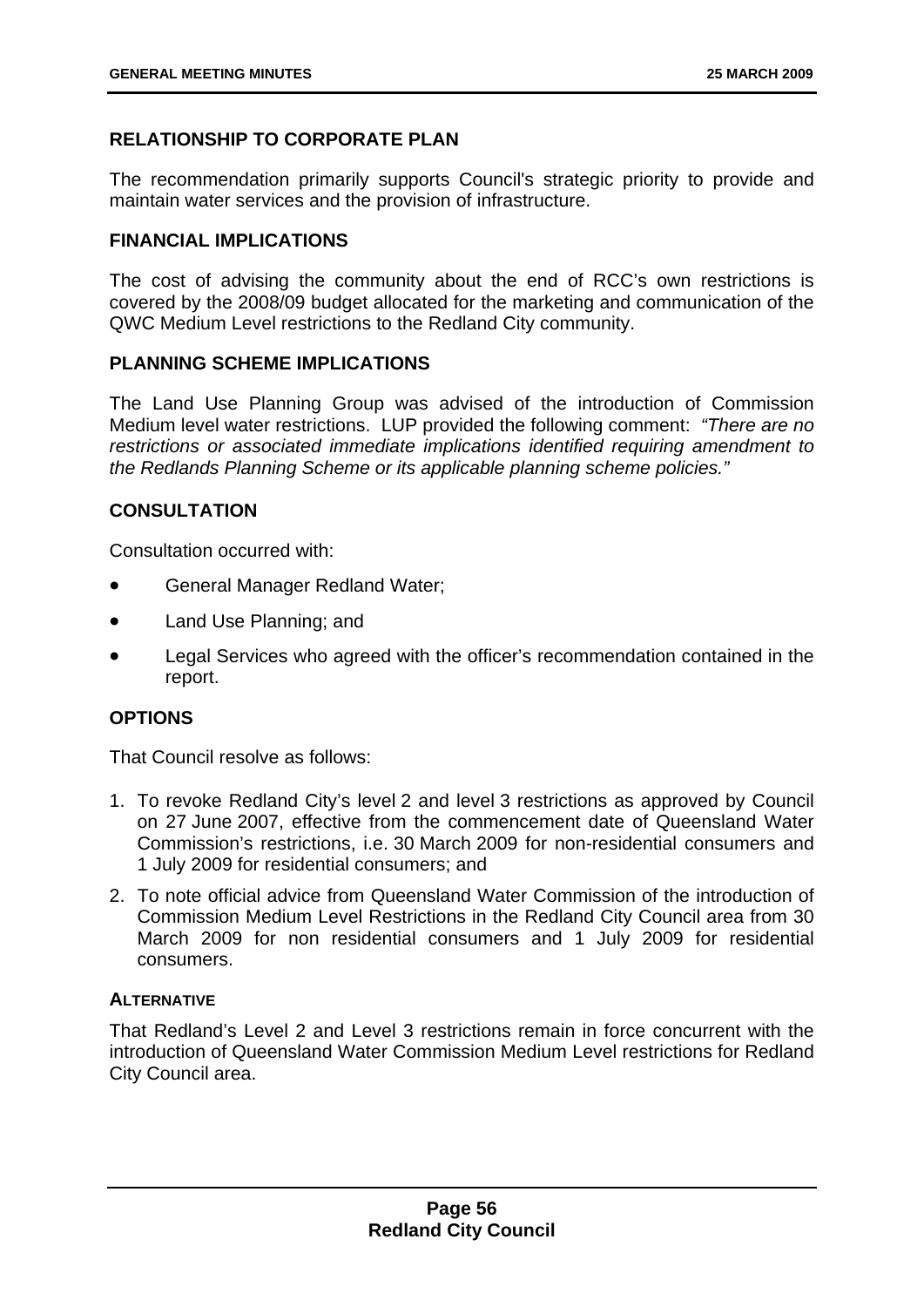## RELATIONSHIP TO CORPORATE PLAN

The recommendation primarily supports Council's strategic priority to provide and maintain water services and the provision of infrastructure.

## FINANCIAL IMPLICATIONS

The cost of advising the community about the end of RCC's own restrictions is covered by the 2008/09 budget allocated for the marketing and communication of the QWC Medium Level restrictions to the Redland City community.

## PLANNING SCHEME IMPLICATIONS

The Land Use Planning Group was advised of the introduction of Commission Medium level water restrictions. LUP provided the following comment: *"There are no restrictions or associated immediate implications identified requiring amendment to the Redlands Planning Scheme or its applicable planning scheme policies."*

## CONSULTATION

Consultation occurred with:

- General Manager Redland Water;
- Land Use Planning; and
- Legal Services who agreed with the officer's recommendation contained in the report.

## OPTIONS

That Council resolve as follows:

1. To revoke Redland City's level 2 and level 3 restrictions as approved by Council on 27 June 2007, effective from the commencement date of Queensland Water Commission's restrictions, i.e. 30 March 2009 for non-residential consumers and 1 July 2009 for residential consumers; and
2. To note official advice from Queensland Water Commission of the introduction of Commission Medium Level Restrictions in the Redland City Council area from 30 March 2009 for non residential consumers and 1 July 2009 for residential consumers.

### ALTERNATIVE

That Redland's Level 2 and Level 3 restrictions remain in force concurrent with the introduction of Queensland Water Commission Medium Level restrictions for Redland City Council area.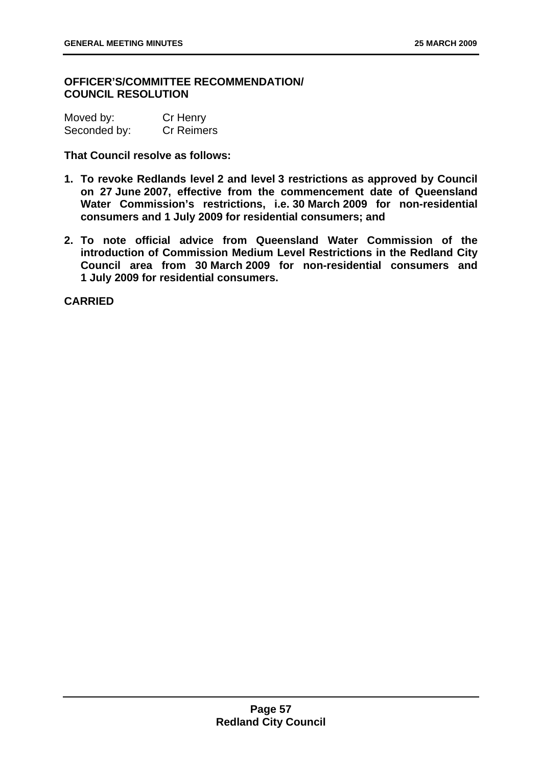**OFFICER'S/COMMITTEE RECOMMENDATION/ COUNCIL RESOLUTION**

Moved by: Cr Henry
Seconded by: Cr Reimers

**That Council resolve as follows:**

1. **To revoke Redlands level 2 and level 3 restrictions as approved by Council on 27 June 2007, effective from the commencement date of Queensland Water Commission's restrictions, i.e. 30 March 2009 for non-residential consumers and 1 July 2009 for residential consumers; and**
2. **To note official advice from Queensland Water Commission of the introduction of Commission Medium Level Restrictions in the Redland City Council area from 30 March 2009 for non-residential consumers and 1 July 2009 for residential consumers.**

**CARRIED**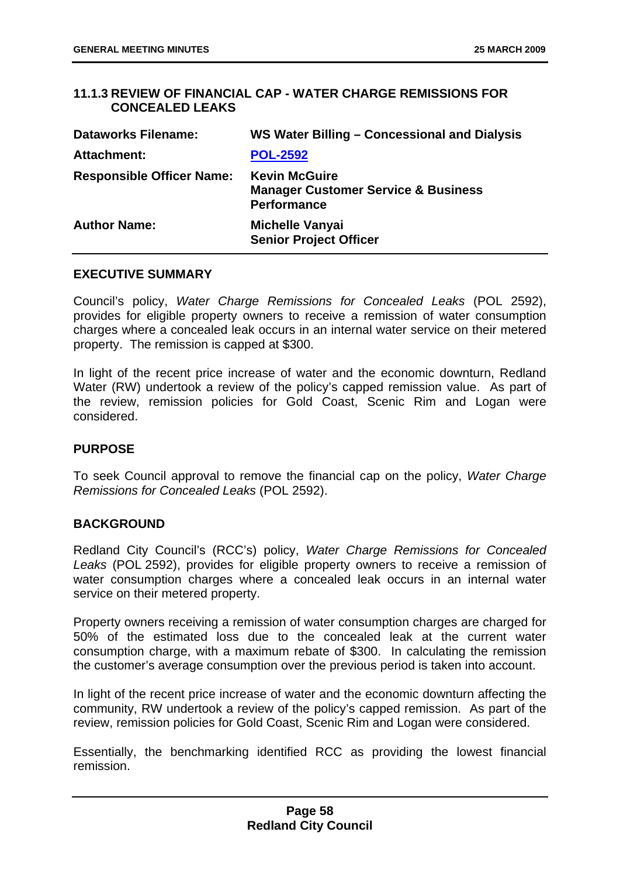## 11.1.3 REVIEW OF FINANCIAL CAP - WATER CHARGE REMISSIONS FOR CONCEALED LEAKS

| | |
|---|---|
| **Dataworks Filename:** | **WS Water Billing – Concessional and Dialysis** |
| **Attachment:** | **POL-2592** |
| **Responsible Officer Name:** | **Kevin McGuire**<br>**Manager Customer Service & Business Performance** |
| **Author Name:** | **Michelle Vanyai**<br>**Senior Project Officer** |

### EXECUTIVE SUMMARY

Council's policy, *Water Charge Remissions for Concealed Leaks* (POL 2592), provides for eligible property owners to receive a remission of water consumption charges where a concealed leak occurs in an internal water service on their metered property. The remission is capped at $300.

In light of the recent price increase of water and the economic downturn, Redland Water (RW) undertook a review of the policy's capped remission value. As part of the review, remission policies for Gold Coast, Scenic Rim and Logan were considered.

### PURPOSE

To seek Council approval to remove the financial cap on the policy, *Water Charge Remissions for Concealed Leaks* (POL 2592).

### BACKGROUND

Redland City Council's (RCC's) policy, *Water Charge Remissions for Concealed Leaks* (POL 2592), provides for eligible property owners to receive a remission of water consumption charges where a concealed leak occurs in an internal water service on their metered property.

Property owners receiving a remission of water consumption charges are charged for 50% of the estimated loss due to the concealed leak at the current water consumption charge, with a maximum rebate of $300. In calculating the remission the customer's average consumption over the previous period is taken into account.

In light of the recent price increase of water and the economic downturn affecting the community, RW undertook a review of the policy's capped remission. As part of the review, remission policies for Gold Coast, Scenic Rim and Logan were considered.

Essentially, the benchmarking identified RCC as providing the lowest financial remission.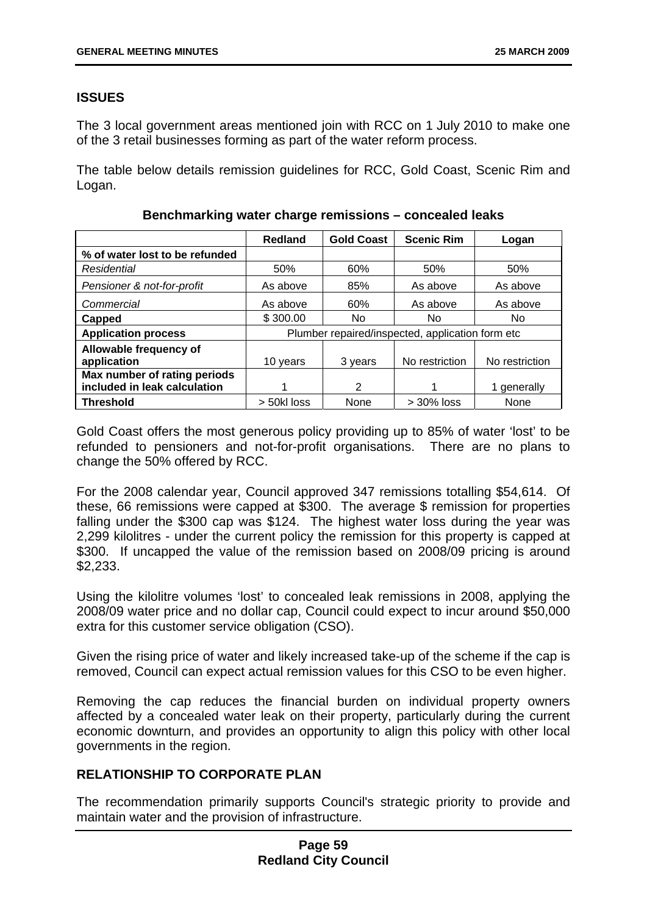## ISSUES

The 3 local government areas mentioned join with RCC on 1 July 2010 to make one of the 3 retail businesses forming as part of the water reform process.

The table below details remission guidelines for RCC, Gold Coast, Scenic Rim and Logan.

**Benchmarking water charge remissions – concealed leaks**

| | Redland | Gold Coast | Scenic Rim | Logan |
|---|---|---|---|---|
| **% of water lost to be refunded** | | | | |
| *Residential* | 50% | 60% | 50% | 50% |
| *Pensioner & not-for-profit* | As above | 85% | As above | As above |
| *Commercial* | As above | 60% | As above | As above |
| **Capped** | $ 300.00 | No | No | No |
| **Application process** | Plumber repaired/inspected, application form etc | | | |
| **Allowable frequency of application** | 10 years | 3 years | No restriction | No restriction |
| **Max number of rating periods included in leak calculation** | 1 | 2 | 1 | 1 generally |
| **Threshold** | > 50kl loss | None | > 30% loss | None |

Gold Coast offers the most generous policy providing up to 85% of water 'lost' to be refunded to pensioners and not-for-profit organisations. There are no plans to change the 50% offered by RCC.

For the 2008 calendar year, Council approved 347 remissions totalling $54,614. Of these, 66 remissions were capped at $300. The average $ remission for properties falling under the $300 cap was $124. The highest water loss during the year was 2,299 kilolitres - under the current policy the remission for this property is capped at $300. If uncapped the value of the remission based on 2008/09 pricing is around $2,233.

Using the kilolitre volumes 'lost' to concealed leak remissions in 2008, applying the 2008/09 water price and no dollar cap, Council could expect to incur around $50,000 extra for this customer service obligation (CSO).

Given the rising price of water and likely increased take-up of the scheme if the cap is removed, Council can expect actual remission values for this CSO to be even higher.

Removing the cap reduces the financial burden on individual property owners affected by a concealed water leak on their property, particularly during the current economic downturn, and provides an opportunity to align this policy with other local governments in the region.

## RELATIONSHIP TO CORPORATE PLAN

The recommendation primarily supports Council's strategic priority to provide and maintain water and the provision of infrastructure.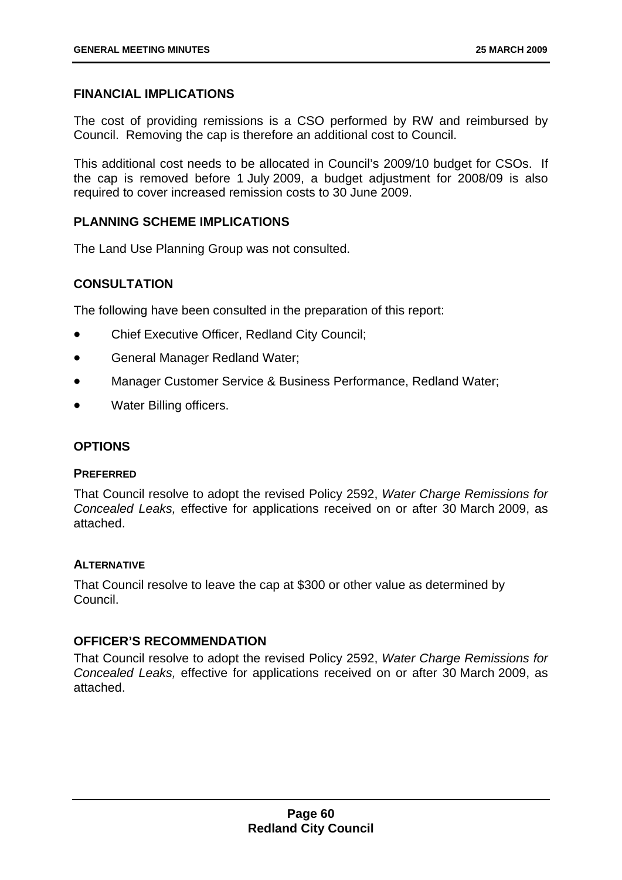## FINANCIAL IMPLICATIONS

The cost of providing remissions is a CSO performed by RW and reimbursed by Council. Removing the cap is therefore an additional cost to Council.

This additional cost needs to be allocated in Council's 2009/10 budget for CSOs. If the cap is removed before 1 July 2009, a budget adjustment for 2008/09 is also required to cover increased remission costs to 30 June 2009.

## PLANNING SCHEME IMPLICATIONS

The Land Use Planning Group was not consulted.

## CONSULTATION

The following have been consulted in the preparation of this report:

- Chief Executive Officer, Redland City Council;
- General Manager Redland Water;
- Manager Customer Service & Business Performance, Redland Water;
- Water Billing officers.

## OPTIONS

### PREFERRED

That Council resolve to adopt the revised Policy 2592, *Water Charge Remissions for Concealed Leaks,* effective for applications received on or after 30 March 2009, as attached.

### ALTERNATIVE

That Council resolve to leave the cap at $300 or other value as determined by Council.

## OFFICER'S RECOMMENDATION

That Council resolve to adopt the revised Policy 2592, *Water Charge Remissions for Concealed Leaks,* effective for applications received on or after 30 March 2009, as attached.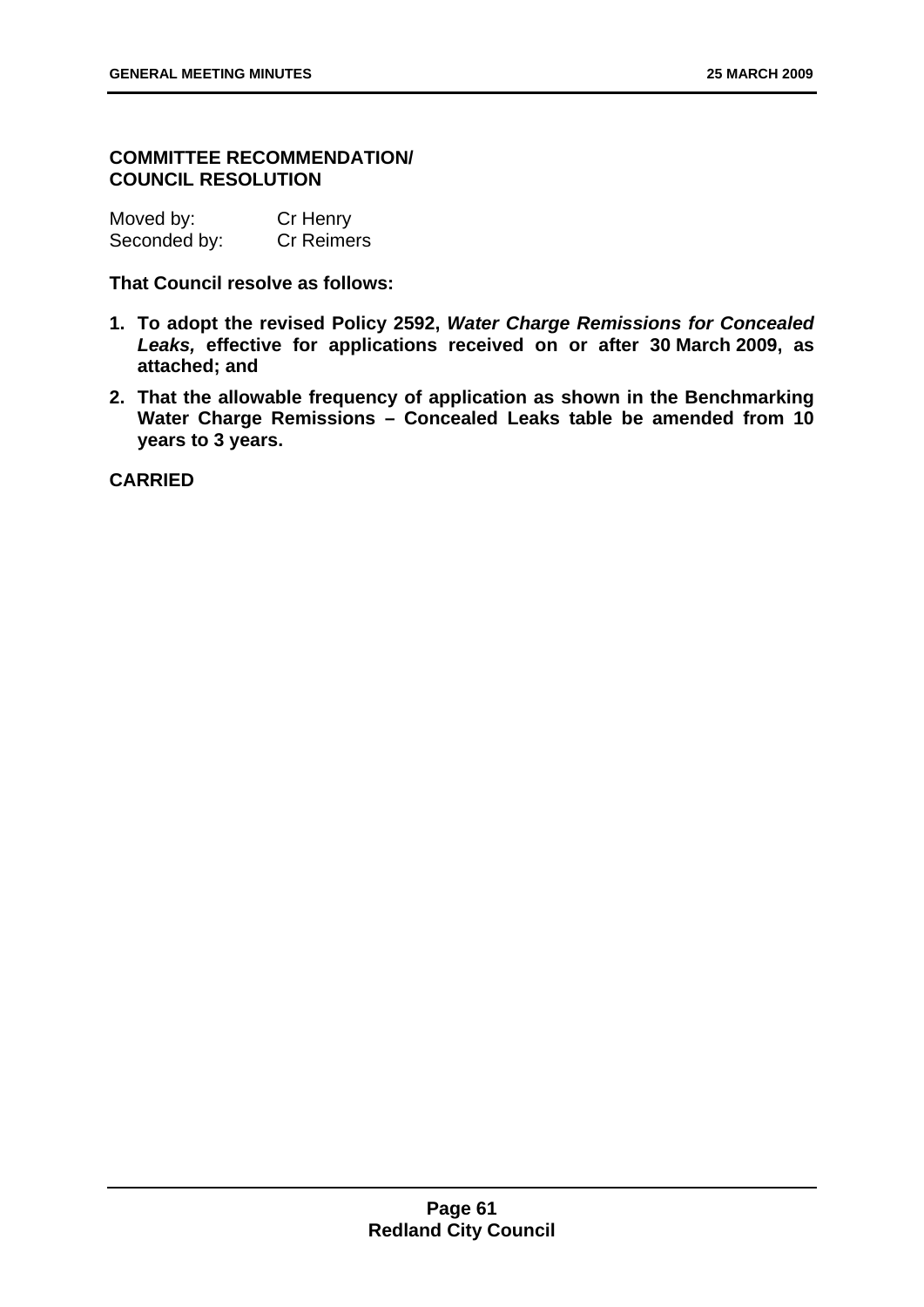**COMMITTEE RECOMMENDATION/ COUNCIL RESOLUTION**

| Moved by: | Cr Henry |
| --- | --- |
| Seconded by: | Cr Reimers |

**That Council resolve as follows:**

1. **To adopt the revised Policy 2592, *Water Charge Remissions for Concealed Leaks,* effective for applications received on or after 30 March 2009, as attached; and**
2. **That the allowable frequency of application as shown in the Benchmarking Water Charge Remissions – Concealed Leaks table be amended from 10 years to 3 years.**

**CARRIED**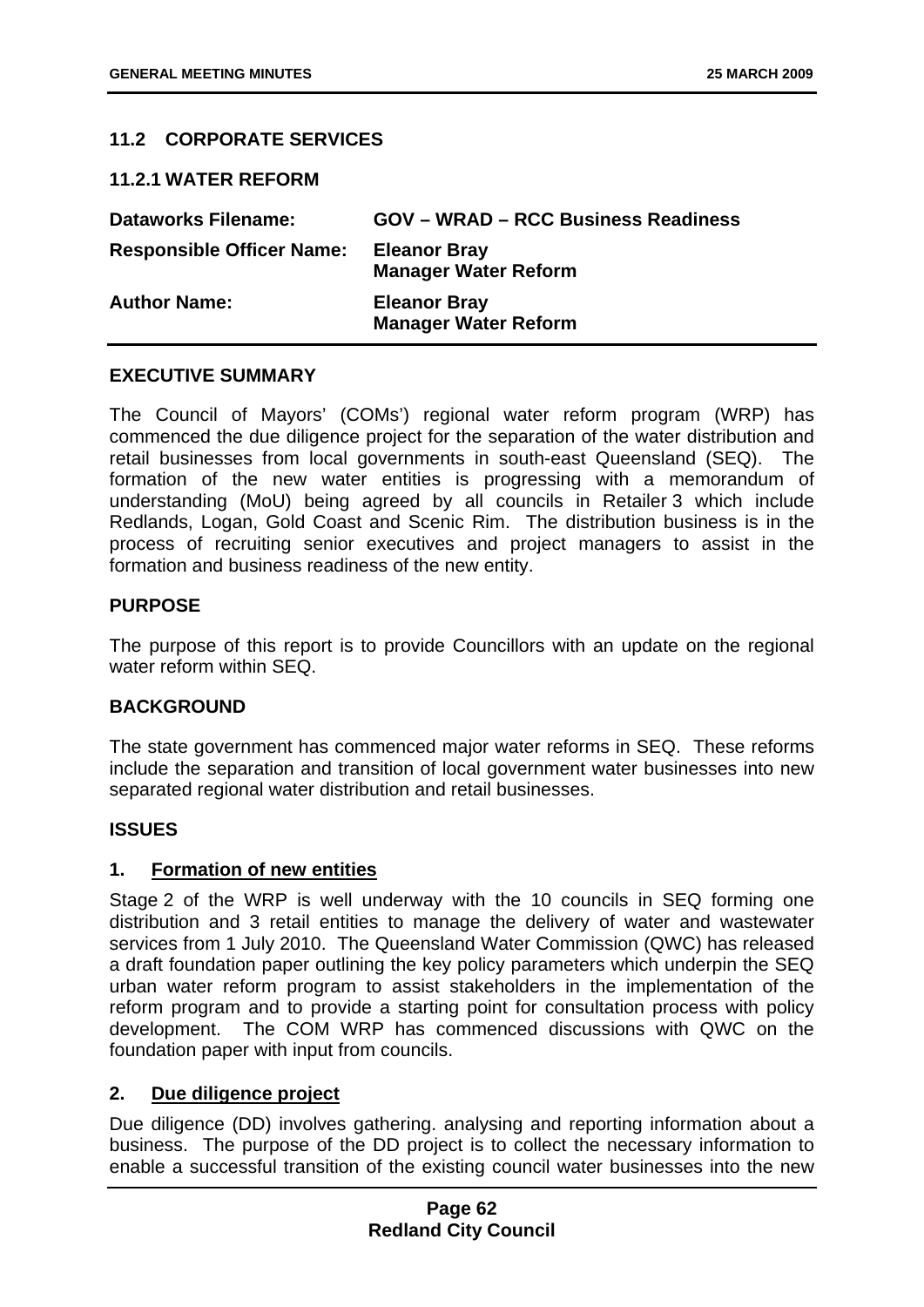## 11.2 CORPORATE SERVICES

### 11.2.1 WATER REFORM

| | |
|---|---|
| **Dataworks Filename:** | **GOV – WRAD – RCC Business Readiness** |
| **Responsible Officer Name:** | **Eleanor Bray**<br>**Manager Water Reform** |
| **Author Name:** | **Eleanor Bray**<br>**Manager Water Reform** |

**EXECUTIVE SUMMARY**

The Council of Mayors' (COMs') regional water reform program (WRP) has commenced the due diligence project for the separation of the water distribution and retail businesses from local governments in south-east Queensland (SEQ). The formation of the new water entities is progressing with a memorandum of understanding (MoU) being agreed by all councils in Retailer 3 which include Redlands, Logan, Gold Coast and Scenic Rim. The distribution business is in the process of recruiting senior executives and project managers to assist in the formation and business readiness of the new entity.

**PURPOSE**

The purpose of this report is to provide Councillors with an update on the regional water reform within SEQ.

**BACKGROUND**

The state government has commenced major water reforms in SEQ. These reforms include the separation and transition of local government water businesses into new separated regional water distribution and retail businesses.

**ISSUES**

**1. Formation of new entities**

Stage 2 of the WRP is well underway with the 10 councils in SEQ forming one distribution and 3 retail entities to manage the delivery of water and wastewater services from 1 July 2010. The Queensland Water Commission (QWC) has released a draft foundation paper outlining the key policy parameters which underpin the SEQ urban water reform program to assist stakeholders in the implementation of the reform program and to provide a starting point for consultation process with policy development. The COM WRP has commenced discussions with QWC on the foundation paper with input from councils.

**2. Due diligence project**

Due diligence (DD) involves gathering. analysing and reporting information about a business. The purpose of the DD project is to collect the necessary information to enable a successful transition of the existing council water businesses into the new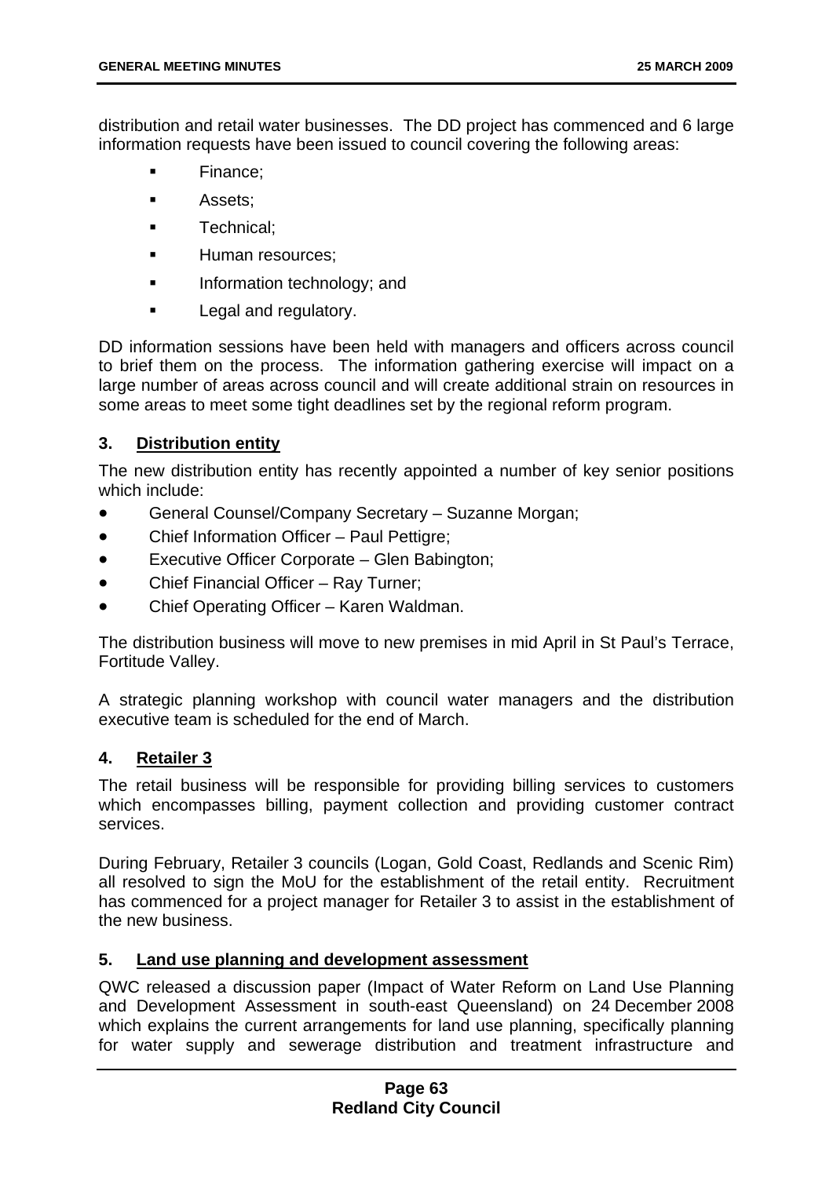distribution and retail water businesses. The DD project has commenced and 6 large information requests have been issued to council covering the following areas:

- Finance;
- Assets;
- Technical;
- Human resources;
- Information technology; and
- Legal and regulatory.

DD information sessions have been held with managers and officers across council to brief them on the process. The information gathering exercise will impact on a large number of areas across council and will create additional strain on resources in some areas to meet some tight deadlines set by the regional reform program.

### 3. Distribution entity

The new distribution entity has recently appointed a number of key senior positions which include:

- General Counsel/Company Secretary – Suzanne Morgan;
- Chief Information Officer – Paul Pettigre;
- Executive Officer Corporate – Glen Babington;
- Chief Financial Officer – Ray Turner;
- Chief Operating Officer – Karen Waldman.

The distribution business will move to new premises in mid April in St Paul's Terrace, Fortitude Valley.

A strategic planning workshop with council water managers and the distribution executive team is scheduled for the end of March.

### 4. Retailer 3

The retail business will be responsible for providing billing services to customers which encompasses billing, payment collection and providing customer contract services.

During February, Retailer 3 councils (Logan, Gold Coast, Redlands and Scenic Rim) all resolved to sign the MoU for the establishment of the retail entity. Recruitment has commenced for a project manager for Retailer 3 to assist in the establishment of the new business.

### 5. Land use planning and development assessment

QWC released a discussion paper (Impact of Water Reform on Land Use Planning and Development Assessment in south-east Queensland) on 24 December 2008 which explains the current arrangements for land use planning, specifically planning for water supply and sewerage distribution and treatment infrastructure and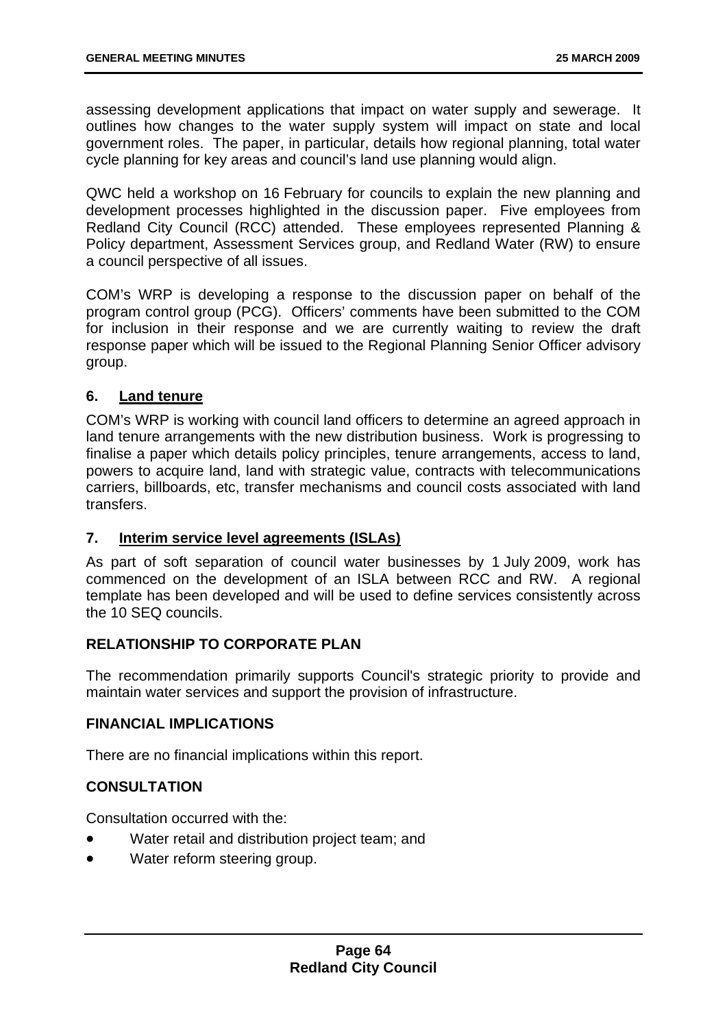assessing development applications that impact on water supply and sewerage. It outlines how changes to the water supply system will impact on state and local government roles. The paper, in particular, details how regional planning, total water cycle planning for key areas and council's land use planning would align.

QWC held a workshop on 16 February for councils to explain the new planning and development processes highlighted in the discussion paper. Five employees from Redland City Council (RCC) attended. These employees represented Planning & Policy department, Assessment Services group, and Redland Water (RW) to ensure a council perspective of all issues.

COM's WRP is developing a response to the discussion paper on behalf of the program control group (PCG). Officers' comments have been submitted to the COM for inclusion in their response and we are currently waiting to review the draft response paper which will be issued to the Regional Planning Senior Officer advisory group.

### 6. Land tenure

COM's WRP is working with council land officers to determine an agreed approach in land tenure arrangements with the new distribution business. Work is progressing to finalise a paper which details policy principles, tenure arrangements, access to land, powers to acquire land, land with strategic value, contracts with telecommunications carriers, billboards, etc, transfer mechanisms and council costs associated with land transfers.

### 7. Interim service level agreements (ISLAs)

As part of soft separation of council water businesses by 1 July 2009, work has commenced on the development of an ISLA between RCC and RW. A regional template has been developed and will be used to define services consistently across the 10 SEQ councils.

## RELATIONSHIP TO CORPORATE PLAN

The recommendation primarily supports Council's strategic priority to provide and maintain water services and support the provision of infrastructure.

## FINANCIAL IMPLICATIONS

There are no financial implications within this report.

## CONSULTATION

Consultation occurred with the:

- Water retail and distribution project team; and
- Water reform steering group.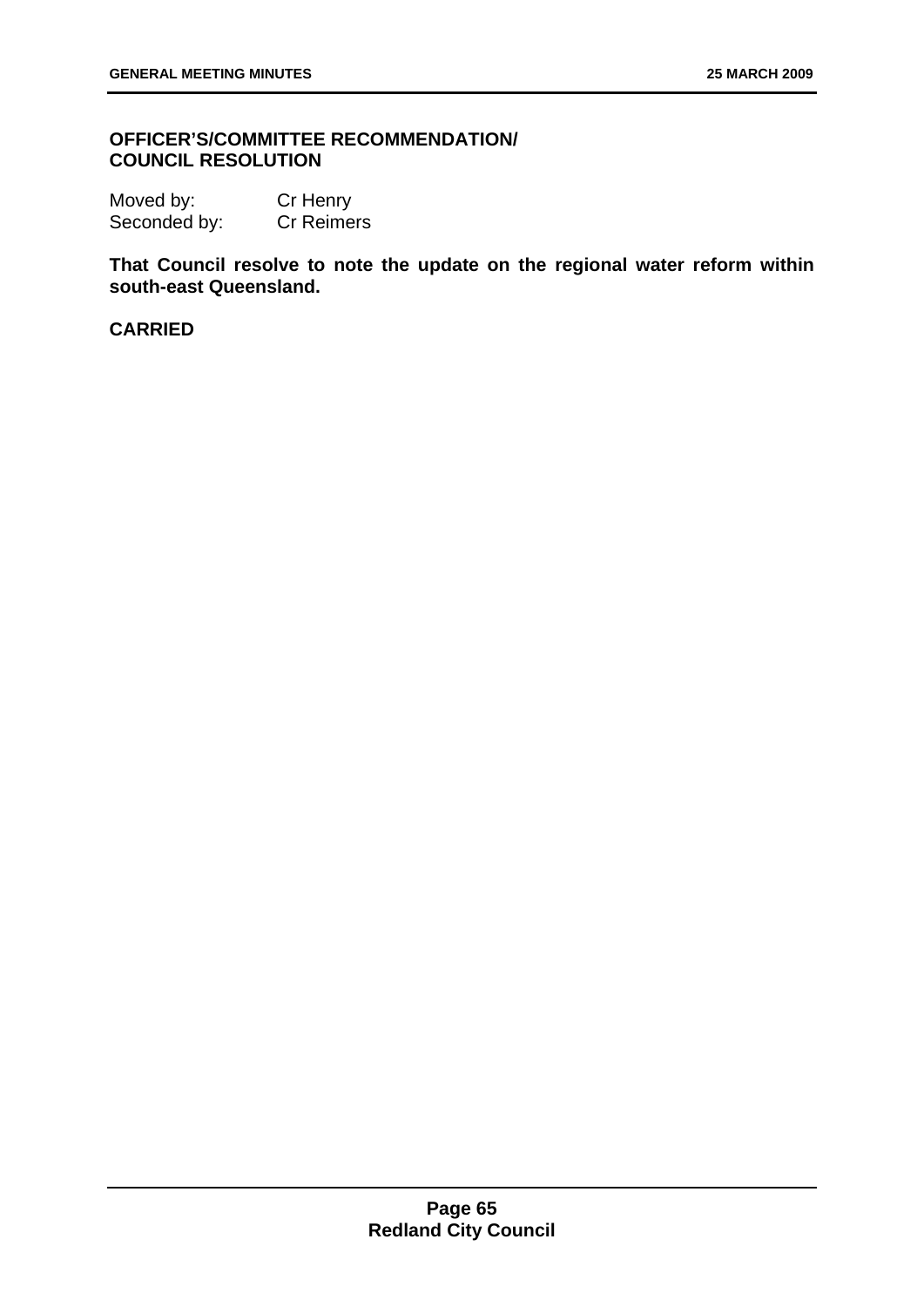**OFFICER'S/COMMITTEE RECOMMENDATION/ COUNCIL RESOLUTION**

Moved by: Cr Henry
Seconded by: Cr Reimers

**That Council resolve to note the update on the regional water reform within south-east Queensland.**

**CARRIED**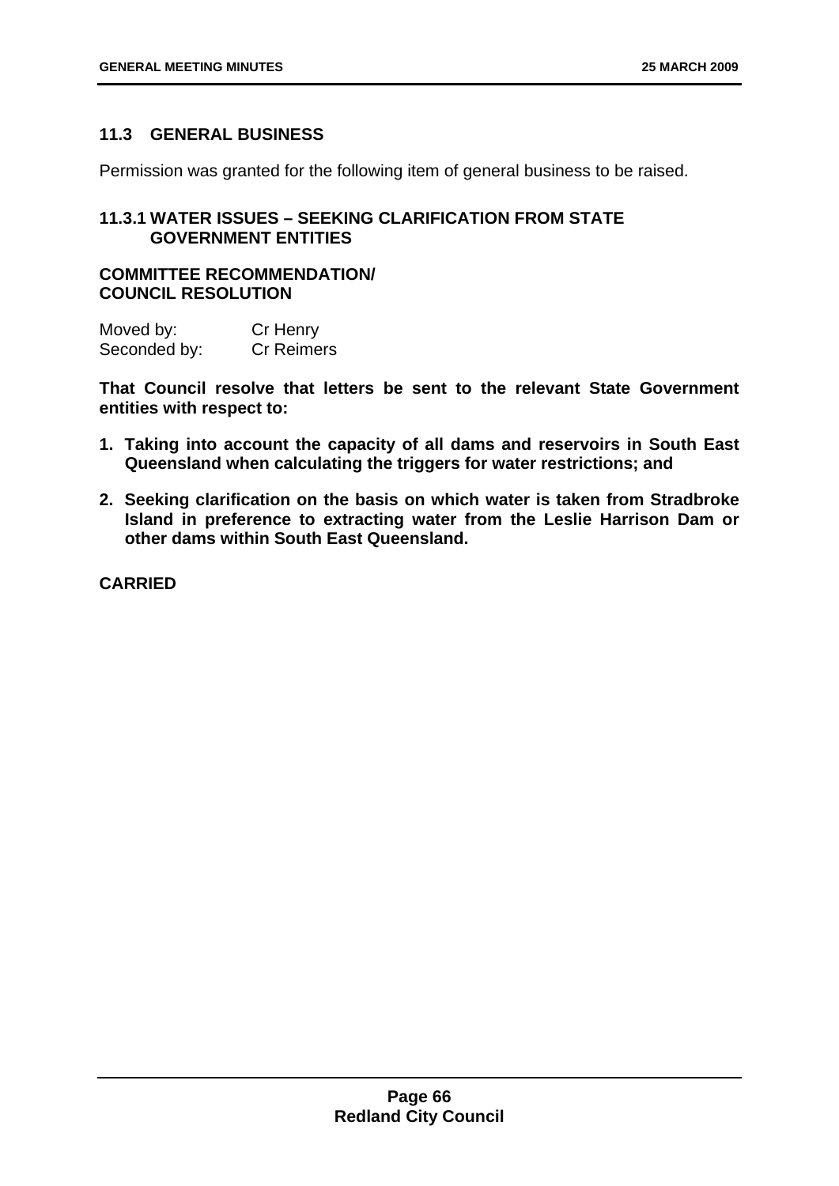## 11.3 GENERAL BUSINESS

Permission was granted for the following item of general business to be raised.

### 11.3.1 WATER ISSUES – SEEKING CLARIFICATION FROM STATE GOVERNMENT ENTITIES

**COMMITTEE RECOMMENDATION/ COUNCIL RESOLUTION**

Moved by: Cr Henry
Seconded by: Cr Reimers

**That Council resolve that letters be sent to the relevant State Government entities with respect to:**

1. **Taking into account the capacity of all dams and reservoirs in South East Queensland when calculating the triggers for water restrictions; and**
2. **Seeking clarification on the basis on which water is taken from Stradbroke Island in preference to extracting water from the Leslie Harrison Dam or other dams within South East Queensland.**

**CARRIED**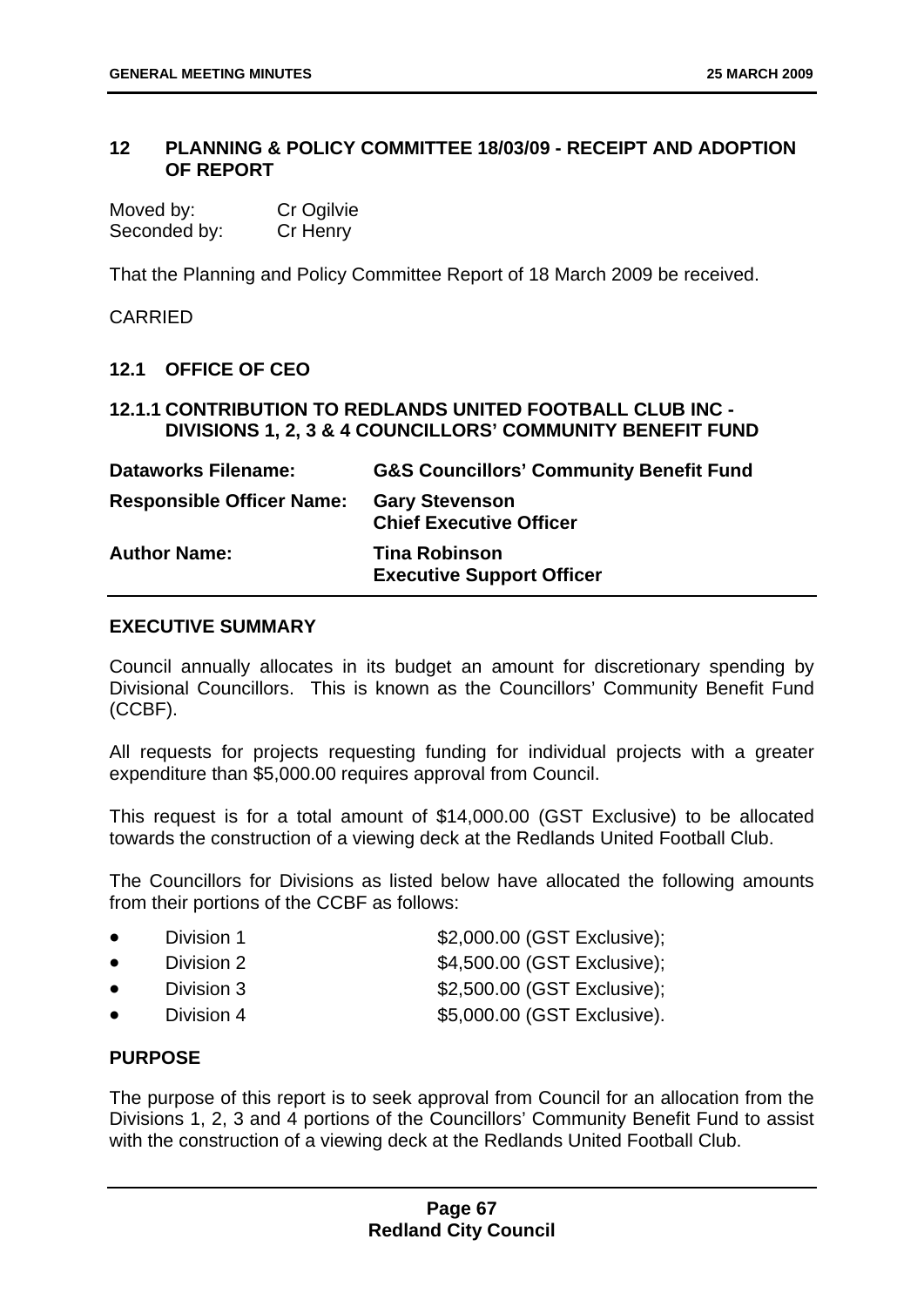## 12 PLANNING & POLICY COMMITTEE 18/03/09 - RECEIPT AND ADOPTION OF REPORT

Moved by: Cr Ogilvie
Seconded by: Cr Henry

That the Planning and Policy Committee Report of 18 March 2009 be received.

CARRIED

### 12.1 OFFICE OF CEO

#### 12.1.1 CONTRIBUTION TO REDLANDS UNITED FOOTBALL CLUB INC - DIVISIONS 1, 2, 3 & 4 COUNCILLORS' COMMUNITY BENEFIT FUND

| | |
|---|---|
| **Dataworks Filename:** | **G&S Councillors' Community Benefit Fund** |
| **Responsible Officer Name:** | **Gary Stevenson**<br>**Chief Executive Officer** |
| **Author Name:** | **Tina Robinson**<br>**Executive Support Officer** |

**EXECUTIVE SUMMARY**

Council annually allocates in its budget an amount for discretionary spending by Divisional Councillors. This is known as the Councillors' Community Benefit Fund (CCBF).

All requests for projects requesting funding for individual projects with a greater expenditure than $5,000.00 requires approval from Council.

This request is for a total amount of $14,000.00 (GST Exclusive) to be allocated towards the construction of a viewing deck at the Redlands United Football Club.

The Councillors for Divisions as listed below have allocated the following amounts from their portions of the CCBF as follows:

- Division 1 $2,000.00 (GST Exclusive);
- Division 2 $4,500.00 (GST Exclusive);
- Division 3 $2,500.00 (GST Exclusive);
- Division 4 $5,000.00 (GST Exclusive).

**PURPOSE**

The purpose of this report is to seek approval from Council for an allocation from the Divisions 1, 2, 3 and 4 portions of the Councillors' Community Benefit Fund to assist with the construction of a viewing deck at the Redlands United Football Club.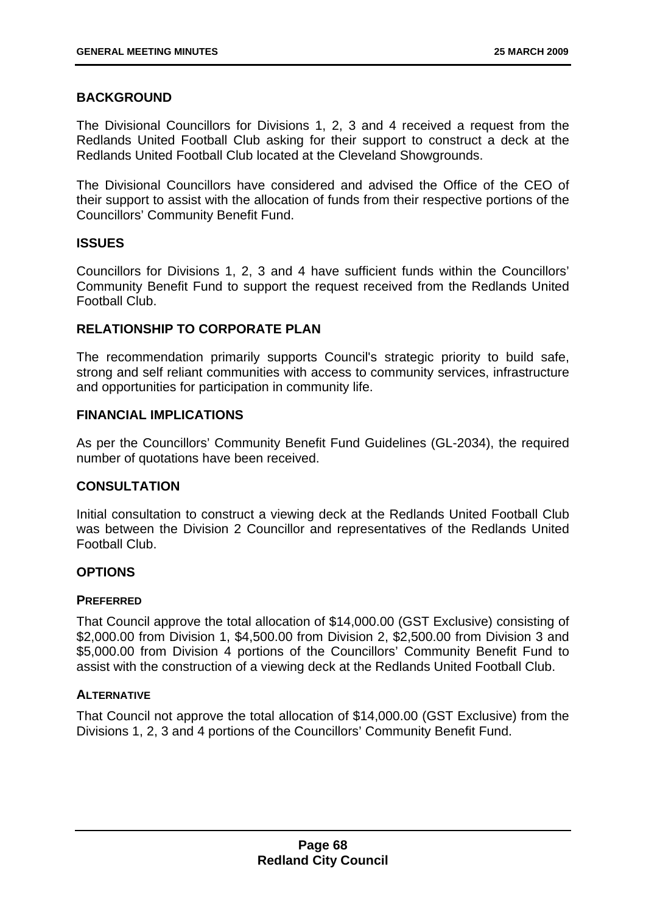## BACKGROUND

The Divisional Councillors for Divisions 1, 2, 3 and 4 received a request from the Redlands United Football Club asking for their support to construct a deck at the Redlands United Football Club located at the Cleveland Showgrounds.

The Divisional Councillors have considered and advised the Office of the CEO of their support to assist with the allocation of funds from their respective portions of the Councillors' Community Benefit Fund.

## ISSUES

Councillors for Divisions 1, 2, 3 and 4 have sufficient funds within the Councillors' Community Benefit Fund to support the request received from the Redlands United Football Club.

## RELATIONSHIP TO CORPORATE PLAN

The recommendation primarily supports Council's strategic priority to build safe, strong and self reliant communities with access to community services, infrastructure and opportunities for participation in community life.

## FINANCIAL IMPLICATIONS

As per the Councillors' Community Benefit Fund Guidelines (GL-2034), the required number of quotations have been received.

## CONSULTATION

Initial consultation to construct a viewing deck at the Redlands United Football Club was between the Division 2 Councillor and representatives of the Redlands United Football Club.

## OPTIONS

### PREFERRED

That Council approve the total allocation of $14,000.00 (GST Exclusive) consisting of $2,000.00 from Division 1, $4,500.00 from Division 2, $2,500.00 from Division 3 and $5,000.00 from Division 4 portions of the Councillors' Community Benefit Fund to assist with the construction of a viewing deck at the Redlands United Football Club.

### ALTERNATIVE

That Council not approve the total allocation of $14,000.00 (GST Exclusive) from the Divisions 1, 2, 3 and 4 portions of the Councillors' Community Benefit Fund.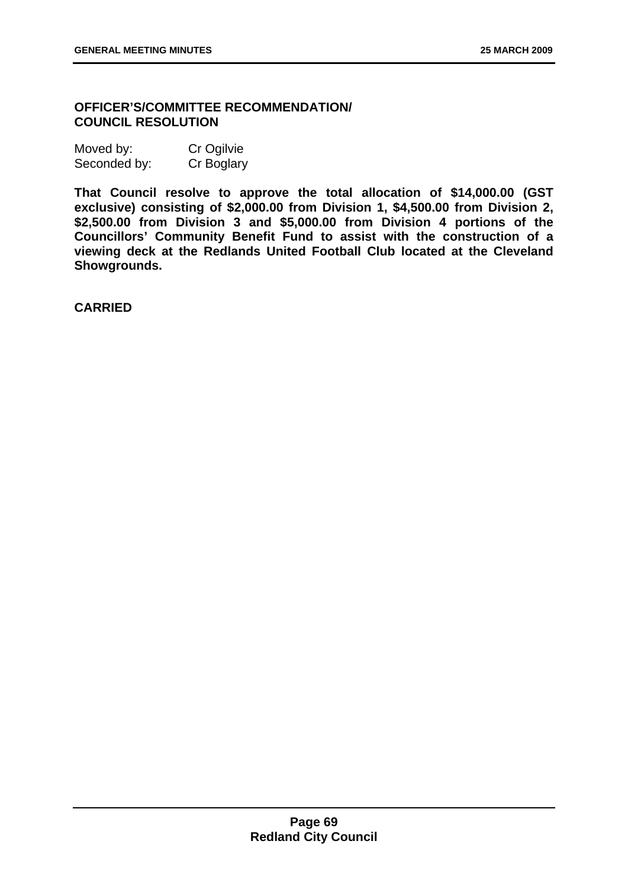**OFFICER'S/COMMITTEE RECOMMENDATION/ COUNCIL RESOLUTION**

Moved by: Cr Ogilvie
Seconded by: Cr Boglary

**That Council resolve to approve the total allocation of $14,000.00 (GST exclusive) consisting of $2,000.00 from Division 1, $4,500.00 from Division 2, $2,500.00 from Division 3 and $5,000.00 from Division 4 portions of the Councillors' Community Benefit Fund to assist with the construction of a viewing deck at the Redlands United Football Club located at the Cleveland Showgrounds.**

**CARRIED**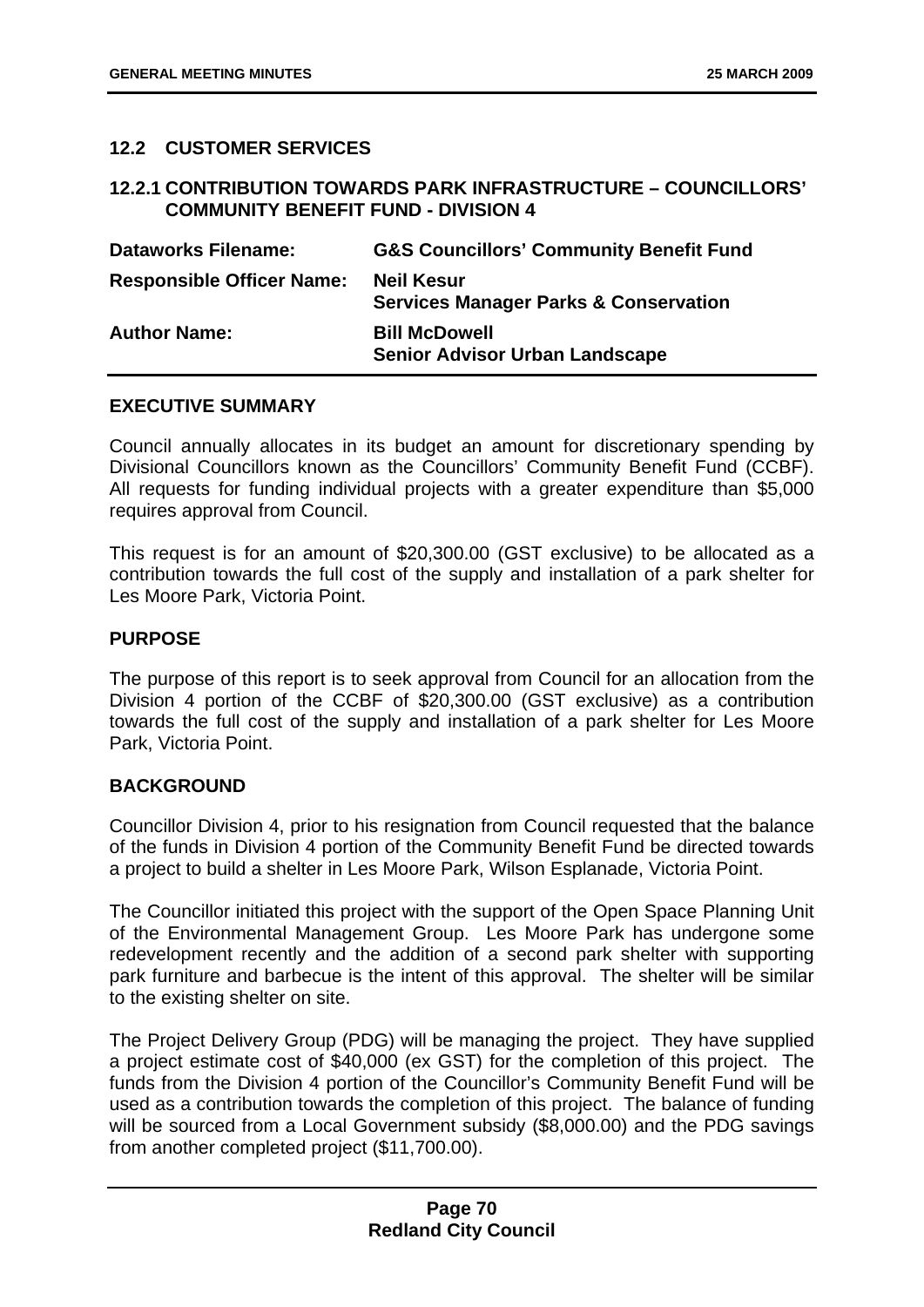## 12.2 CUSTOMER SERVICES

### 12.2.1 CONTRIBUTION TOWARDS PARK INFRASTRUCTURE – COUNCILLORS' COMMUNITY BENEFIT FUND - DIVISION 4

| | |
|---|---|
| **Dataworks Filename:** | **G&S Councillors' Community Benefit Fund** |
| **Responsible Officer Name:** | **Neil Kesur**<br>**Services Manager Parks & Conservation** |
| **Author Name:** | **Bill McDowell**<br>**Senior Advisor Urban Landscape** |

**EXECUTIVE SUMMARY**

Council annually allocates in its budget an amount for discretionary spending by Divisional Councillors known as the Councillors' Community Benefit Fund (CCBF). All requests for funding individual projects with a greater expenditure than $5,000 requires approval from Council.

This request is for an amount of $20,300.00 (GST exclusive) to be allocated as a contribution towards the full cost of the supply and installation of a park shelter for Les Moore Park, Victoria Point.

**PURPOSE**

The purpose of this report is to seek approval from Council for an allocation from the Division 4 portion of the CCBF of $20,300.00 (GST exclusive) as a contribution towards the full cost of the supply and installation of a park shelter for Les Moore Park, Victoria Point.

**BACKGROUND**

Councillor Division 4, prior to his resignation from Council requested that the balance of the funds in Division 4 portion of the Community Benefit Fund be directed towards a project to build a shelter in Les Moore Park, Wilson Esplanade, Victoria Point.

The Councillor initiated this project with the support of the Open Space Planning Unit of the Environmental Management Group. Les Moore Park has undergone some redevelopment recently and the addition of a second park shelter with supporting park furniture and barbecue is the intent of this approval. The shelter will be similar to the existing shelter on site.

The Project Delivery Group (PDG) will be managing the project. They have supplied a project estimate cost of $40,000 (ex GST) for the completion of this project. The funds from the Division 4 portion of the Councillor's Community Benefit Fund will be used as a contribution towards the completion of this project. The balance of funding will be sourced from a Local Government subsidy ($8,000.00) and the PDG savings from another completed project ($11,700.00).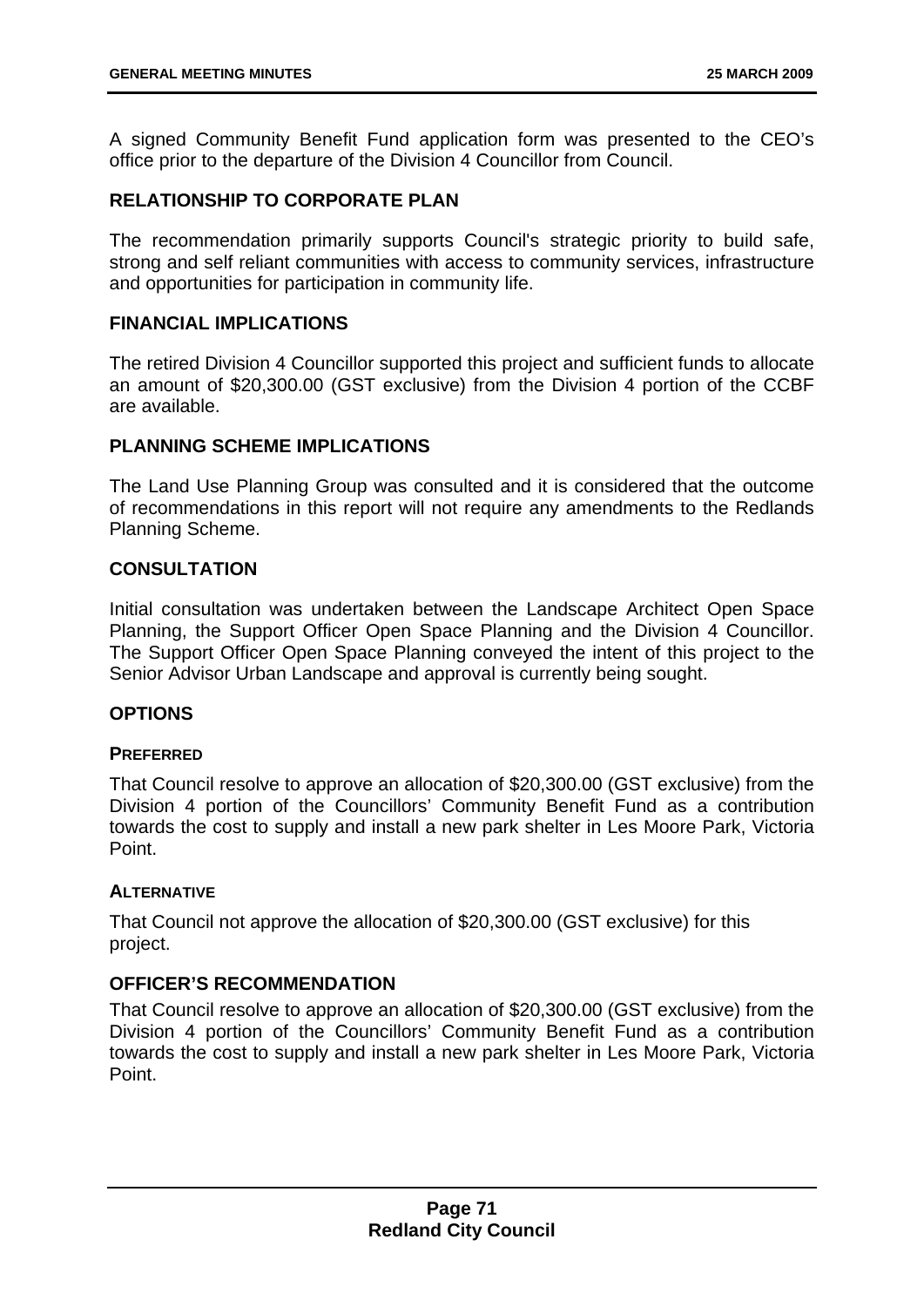A signed Community Benefit Fund application form was presented to the CEO's office prior to the departure of the Division 4 Councillor from Council.

## RELATIONSHIP TO CORPORATE PLAN

The recommendation primarily supports Council's strategic priority to build safe, strong and self reliant communities with access to community services, infrastructure and opportunities for participation in community life.

## FINANCIAL IMPLICATIONS

The retired Division 4 Councillor supported this project and sufficient funds to allocate an amount of $20,300.00 (GST exclusive) from the Division 4 portion of the CCBF are available.

## PLANNING SCHEME IMPLICATIONS

The Land Use Planning Group was consulted and it is considered that the outcome of recommendations in this report will not require any amendments to the Redlands Planning Scheme.

## CONSULTATION

Initial consultation was undertaken between the Landscape Architect Open Space Planning, the Support Officer Open Space Planning and the Division 4 Councillor. The Support Officer Open Space Planning conveyed the intent of this project to the Senior Advisor Urban Landscape and approval is currently being sought.

## OPTIONS

### PREFERRED

That Council resolve to approve an allocation of $20,300.00 (GST exclusive) from the Division 4 portion of the Councillors' Community Benefit Fund as a contribution towards the cost to supply and install a new park shelter in Les Moore Park, Victoria Point.

### ALTERNATIVE

That Council not approve the allocation of $20,300.00 (GST exclusive) for this project.

## OFFICER'S RECOMMENDATION

That Council resolve to approve an allocation of $20,300.00 (GST exclusive) from the Division 4 portion of the Councillors' Community Benefit Fund as a contribution towards the cost to supply and install a new park shelter in Les Moore Park, Victoria Point.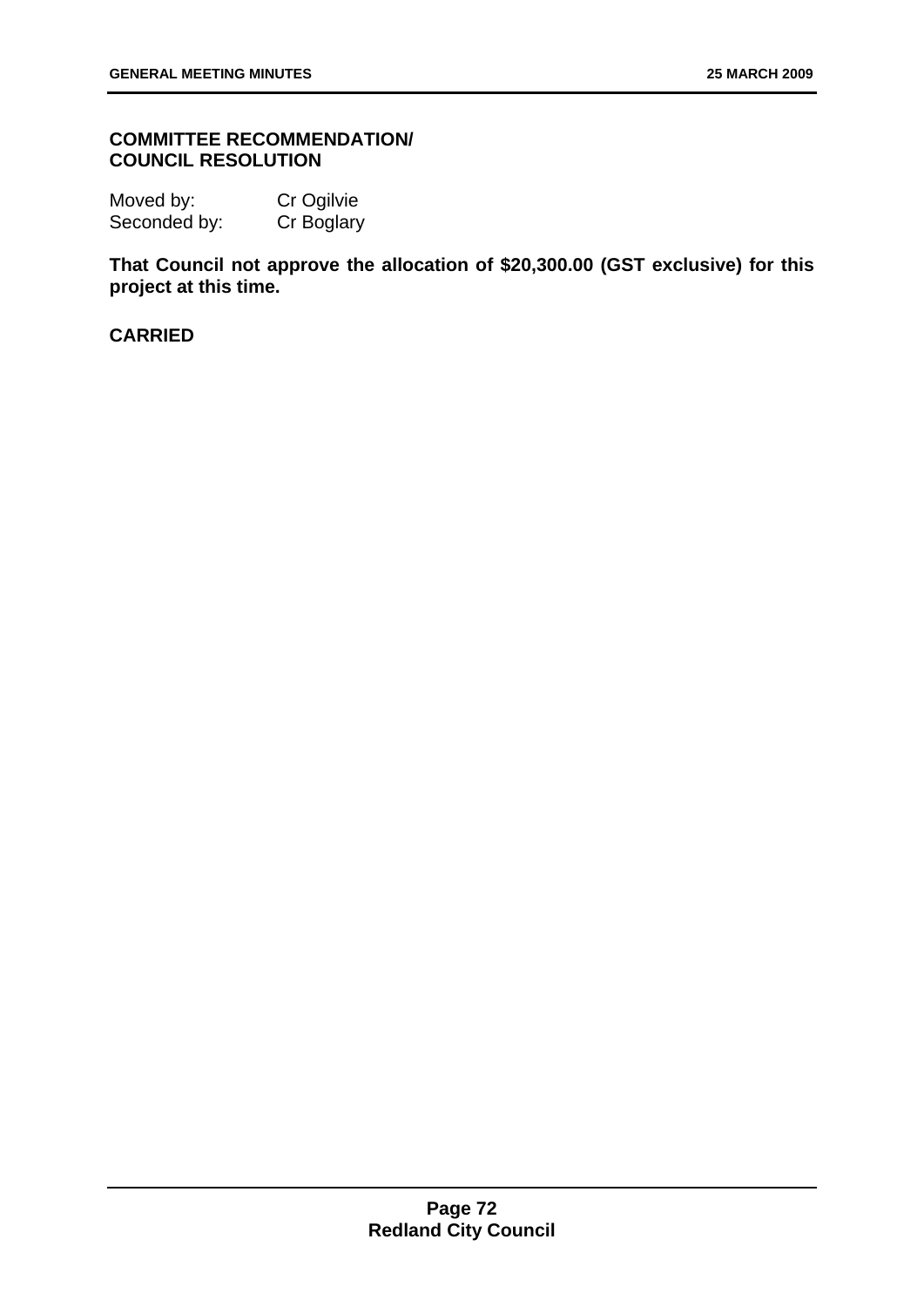**COMMITTEE RECOMMENDATION/ COUNCIL RESOLUTION**

Moved by: Cr Ogilvie
Seconded by: Cr Boglary

**That Council not approve the allocation of $20,300.00 (GST exclusive) for this project at this time.**

**CARRIED**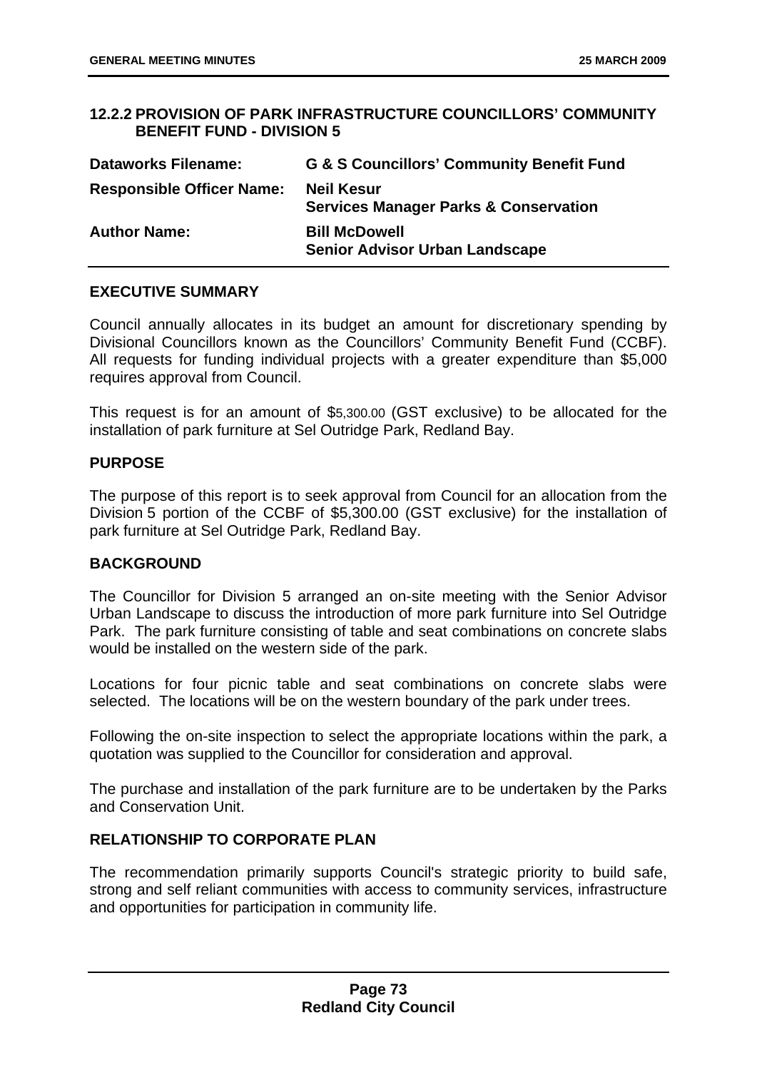## 12.2.2 PROVISION OF PARK INFRASTRUCTURE COUNCILLORS' COMMUNITY BENEFIT FUND - DIVISION 5

| | |
|---|---|
| **Dataworks Filename:** | **G & S Councillors' Community Benefit Fund** |
| **Responsible Officer Name:** | **Neil Kesur**<br>**Services Manager Parks & Conservation** |
| **Author Name:** | **Bill McDowell**<br>**Senior Advisor Urban Landscape** |

### EXECUTIVE SUMMARY

Council annually allocates in its budget an amount for discretionary spending by Divisional Councillors known as the Councillors' Community Benefit Fund (CCBF). All requests for funding individual projects with a greater expenditure than $5,000 requires approval from Council.

This request is for an amount of $5,300.00 (GST exclusive) to be allocated for the installation of park furniture at Sel Outridge Park, Redland Bay.

### PURPOSE

The purpose of this report is to seek approval from Council for an allocation from the Division 5 portion of the CCBF of $5,300.00 (GST exclusive) for the installation of park furniture at Sel Outridge Park, Redland Bay.

### BACKGROUND

The Councillor for Division 5 arranged an on-site meeting with the Senior Advisor Urban Landscape to discuss the introduction of more park furniture into Sel Outridge Park. The park furniture consisting of table and seat combinations on concrete slabs would be installed on the western side of the park.

Locations for four picnic table and seat combinations on concrete slabs were selected. The locations will be on the western boundary of the park under trees.

Following the on-site inspection to select the appropriate locations within the park, a quotation was supplied to the Councillor for consideration and approval.

The purchase and installation of the park furniture are to be undertaken by the Parks and Conservation Unit.

### RELATIONSHIP TO CORPORATE PLAN

The recommendation primarily supports Council's strategic priority to build safe, strong and self reliant communities with access to community services, infrastructure and opportunities for participation in community life.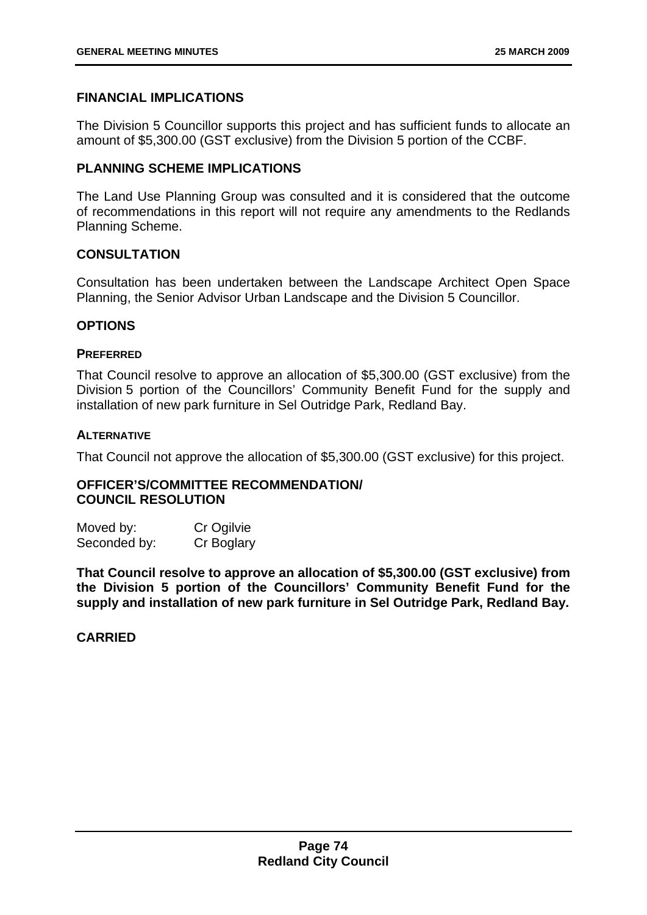## FINANCIAL IMPLICATIONS

The Division 5 Councillor supports this project and has sufficient funds to allocate an amount of $5,300.00 (GST exclusive) from the Division 5 portion of the CCBF.

## PLANNING SCHEME IMPLICATIONS

The Land Use Planning Group was consulted and it is considered that the outcome of recommendations in this report will not require any amendments to the Redlands Planning Scheme.

## CONSULTATION

Consultation has been undertaken between the Landscape Architect Open Space Planning, the Senior Advisor Urban Landscape and the Division 5 Councillor.

## OPTIONS

### PREFERRED

That Council resolve to approve an allocation of $5,300.00 (GST exclusive) from the Division 5 portion of the Councillors' Community Benefit Fund for the supply and installation of new park furniture in Sel Outridge Park, Redland Bay.

### ALTERNATIVE

That Council not approve the allocation of $5,300.00 (GST exclusive) for this project.

## OFFICER'S/COMMITTEE RECOMMENDATION/ COUNCIL RESOLUTION

Moved by: Cr Ogilvie
Seconded by: Cr Boglary

**That Council resolve to approve an allocation of $5,300.00 (GST exclusive) from the Division 5 portion of the Councillors' Community Benefit Fund for the supply and installation of new park furniture in Sel Outridge Park, Redland Bay.**

**CARRIED**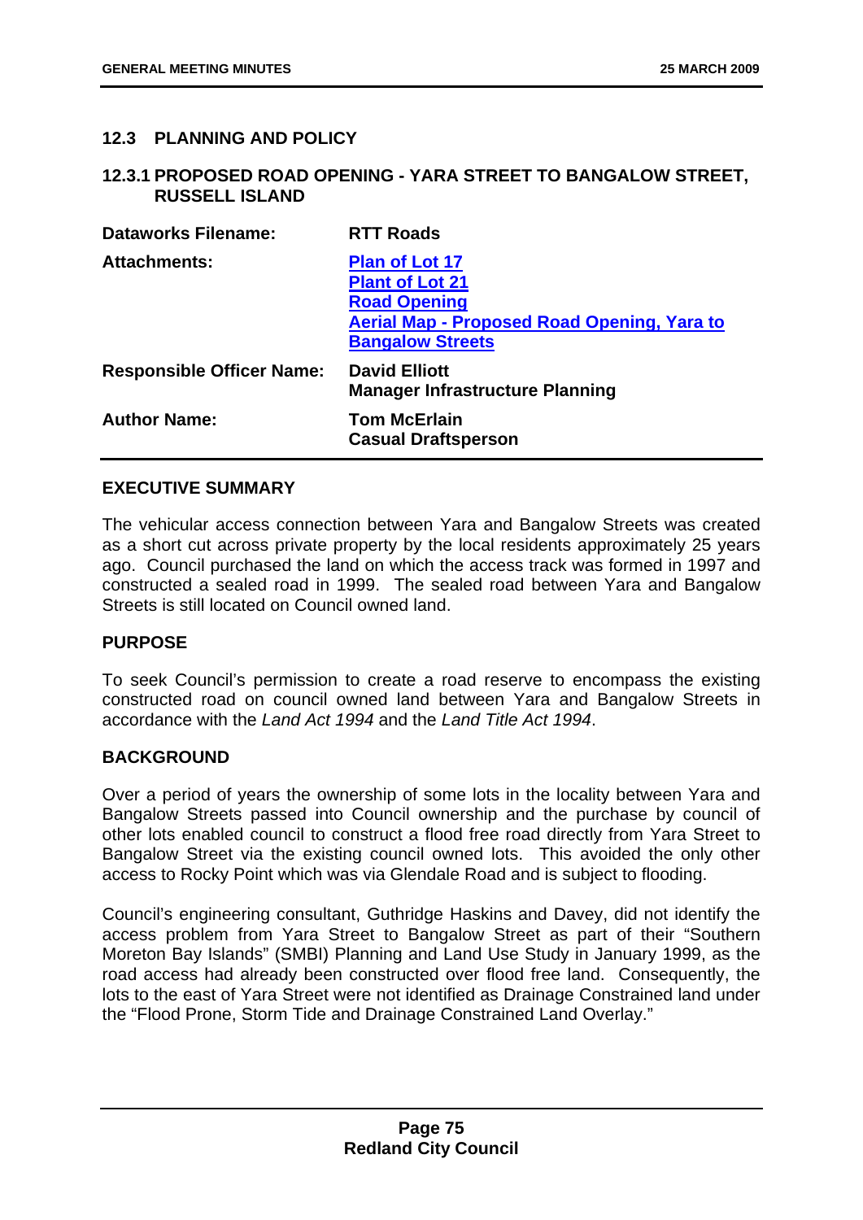## 12.3 PLANNING AND POLICY

### 12.3.1 PROPOSED ROAD OPENING - YARA STREET TO BANGALOW STREET, RUSSELL ISLAND

| | |
|---|---|
| **Dataworks Filename:** | **RTT Roads** |
| **Attachments:** | **Plan of Lot 17**<br>**Plant of Lot 21**<br>**Road Opening**<br>**Aerial Map - Proposed Road Opening, Yara to Bangalow Streets** |
| **Responsible Officer Name:** | **David Elliott**<br>**Manager Infrastructure Planning** |
| **Author Name:** | **Tom McErlain**<br>**Casual Draftsperson** |

#### EXECUTIVE SUMMARY

The vehicular access connection between Yara and Bangalow Streets was created as a short cut across private property by the local residents approximately 25 years ago. Council purchased the land on which the access track was formed in 1997 and constructed a sealed road in 1999. The sealed road between Yara and Bangalow Streets is still located on Council owned land.

#### PURPOSE

To seek Council's permission to create a road reserve to encompass the existing constructed road on council owned land between Yara and Bangalow Streets in accordance with the *Land Act 1994* and the *Land Title Act 1994*.

#### BACKGROUND

Over a period of years the ownership of some lots in the locality between Yara and Bangalow Streets passed into Council ownership and the purchase by council of other lots enabled council to construct a flood free road directly from Yara Street to Bangalow Street via the existing council owned lots. This avoided the only other access to Rocky Point which was via Glendale Road and is subject to flooding.

Council's engineering consultant, Guthridge Haskins and Davey, did not identify the access problem from Yara Street to Bangalow Street as part of their "Southern Moreton Bay Islands" (SMBI) Planning and Land Use Study in January 1999, as the road access had already been constructed over flood free land. Consequently, the lots to the east of Yara Street were not identified as Drainage Constrained land under the "Flood Prone, Storm Tide and Drainage Constrained Land Overlay."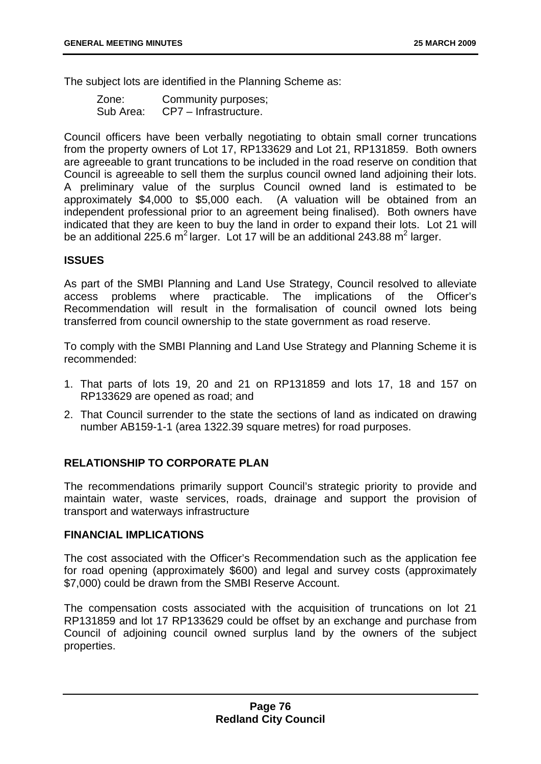The subject lots are identified in the Planning Scheme as:

Zone: Community purposes;
Sub Area: CP7 – Infrastructure.

Council officers have been verbally negotiating to obtain small corner truncations from the property owners of Lot 17, RP133629 and Lot 21, RP131859. Both owners are agreeable to grant truncations to be included in the road reserve on condition that Council is agreeable to sell them the surplus council owned land adjoining their lots. A preliminary value of the surplus Council owned land is estimated to be approximately $4,000 to $5,000 each. (A valuation will be obtained from an independent professional prior to an agreement being finalised). Both owners have indicated that they are keen to buy the land in order to expand their lots. Lot 21 will be an additional 225.6 $m^2$ larger. Lot 17 will be an additional 243.88 $m^2$ larger.

## ISSUES

As part of the SMBI Planning and Land Use Strategy, Council resolved to alleviate access problems where practicable. The implications of the Officer's Recommendation will result in the formalisation of council owned lots being transferred from council ownership to the state government as road reserve.

To comply with the SMBI Planning and Land Use Strategy and Planning Scheme it is recommended:

1. That parts of lots 19, 20 and 21 on RP131859 and lots 17, 18 and 157 on RP133629 are opened as road; and
2. That Council surrender to the state the sections of land as indicated on drawing number AB159-1-1 (area 1322.39 square metres) for road purposes.

## RELATIONSHIP TO CORPORATE PLAN

The recommendations primarily support Council's strategic priority to provide and maintain water, waste services, roads, drainage and support the provision of transport and waterways infrastructure

## FINANCIAL IMPLICATIONS

The cost associated with the Officer's Recommendation such as the application fee for road opening (approximately $600) and legal and survey costs (approximately $7,000) could be drawn from the SMBI Reserve Account.

The compensation costs associated with the acquisition of truncations on lot 21 RP131859 and lot 17 RP133629 could be offset by an exchange and purchase from Council of adjoining council owned surplus land by the owners of the subject properties.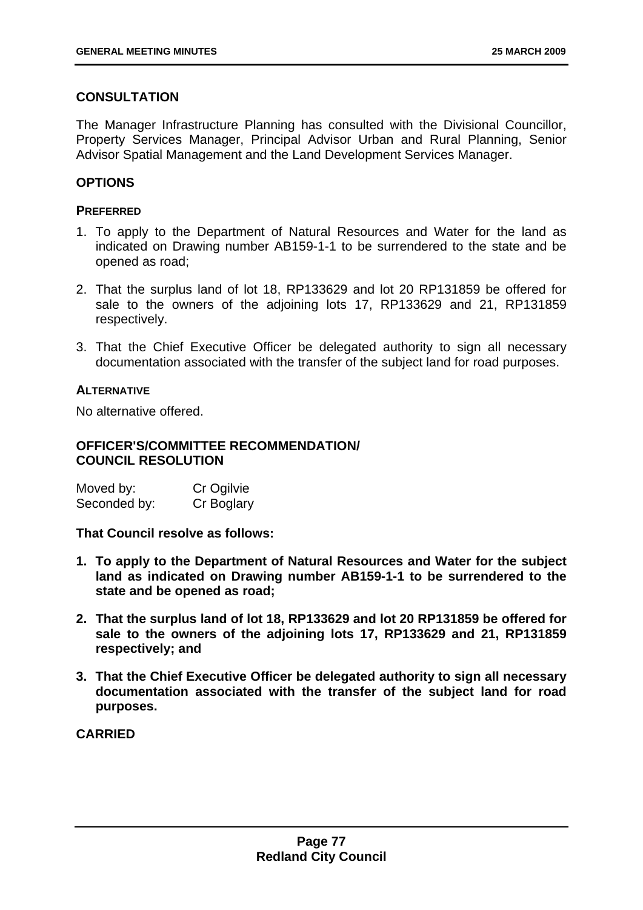## CONSULTATION

The Manager Infrastructure Planning has consulted with the Divisional Councillor, Property Services Manager, Principal Advisor Urban and Rural Planning, Senior Advisor Spatial Management and the Land Development Services Manager.

## OPTIONS

### PREFERRED

1. To apply to the Department of Natural Resources and Water for the land as indicated on Drawing number AB159-1-1 to be surrendered to the state and be opened as road;
2. That the surplus land of lot 18, RP133629 and lot 20 RP131859 be offered for sale to the owners of the adjoining lots 17, RP133629 and 21, RP131859 respectively.
3. That the Chief Executive Officer be delegated authority to sign all necessary documentation associated with the transfer of the subject land for road purposes.

### ALTERNATIVE

No alternative offered.

## OFFICER'S/COMMITTEE RECOMMENDATION/ COUNCIL RESOLUTION

Moved by: Cr Ogilvie
Seconded by: Cr Boglary

**That Council resolve as follows:**

1. **To apply to the Department of Natural Resources and Water for the subject land as indicated on Drawing number AB159-1-1 to be surrendered to the state and be opened as road;**
2. **That the surplus land of lot 18, RP133629 and lot 20 RP131859 be offered for sale to the owners of the adjoining lots 17, RP133629 and 21, RP131859 respectively; and**
3. **That the Chief Executive Officer be delegated authority to sign all necessary documentation associated with the transfer of the subject land for road purposes.**

**CARRIED**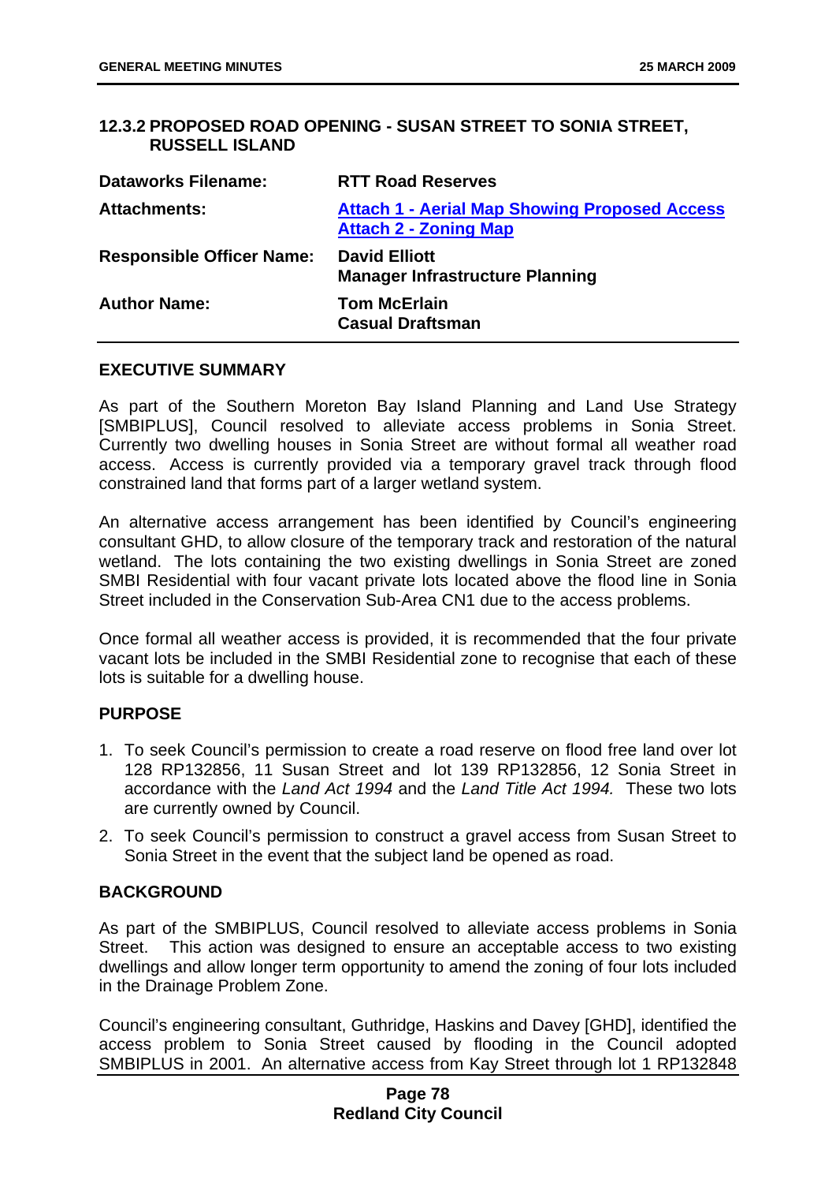### 12.3.2 PROPOSED ROAD OPENING - SUSAN STREET TO SONIA STREET, RUSSELL ISLAND

| | |
|---|---|
| **Dataworks Filename:** | **RTT Road Reserves** |
| **Attachments:** | **Attach 1 - Aerial Map Showing Proposed Access**<br>**Attach 2 - Zoning Map** |
| **Responsible Officer Name:** | **David Elliott**<br>**Manager Infrastructure Planning** |
| **Author Name:** | **Tom McErlain**<br>**Casual Draftsman** |

**EXECUTIVE SUMMARY**

As part of the Southern Moreton Bay Island Planning and Land Use Strategy [SMBIPLUS], Council resolved to alleviate access problems in Sonia Street. Currently two dwelling houses in Sonia Street are without formal all weather road access. Access is currently provided via a temporary gravel track through flood constrained land that forms part of a larger wetland system.

An alternative access arrangement has been identified by Council's engineering consultant GHD, to allow closure of the temporary track and restoration of the natural wetland. The lots containing the two existing dwellings in Sonia Street are zoned SMBI Residential with four vacant private lots located above the flood line in Sonia Street included in the Conservation Sub-Area CN1 due to the access problems.

Once formal all weather access is provided, it is recommended that the four private vacant lots be included in the SMBI Residential zone to recognise that each of these lots is suitable for a dwelling house.

**PURPOSE**

1. To seek Council's permission to create a road reserve on flood free land over lot 128 RP132856, 11 Susan Street and lot 139 RP132856, 12 Sonia Street in accordance with the *Land Act 1994* and the *Land Title Act 1994.* These two lots are currently owned by Council.
2. To seek Council's permission to construct a gravel access from Susan Street to Sonia Street in the event that the subject land be opened as road.

**BACKGROUND**

As part of the SMBIPLUS, Council resolved to alleviate access problems in Sonia Street. This action was designed to ensure an acceptable access to two existing dwellings and allow longer term opportunity to amend the zoning of four lots included in the Drainage Problem Zone.

Council's engineering consultant, Guthridge, Haskins and Davey [GHD], identified the access problem to Sonia Street caused by flooding in the Council adopted SMBIPLUS in 2001. An alternative access from Kay Street through lot 1 RP132848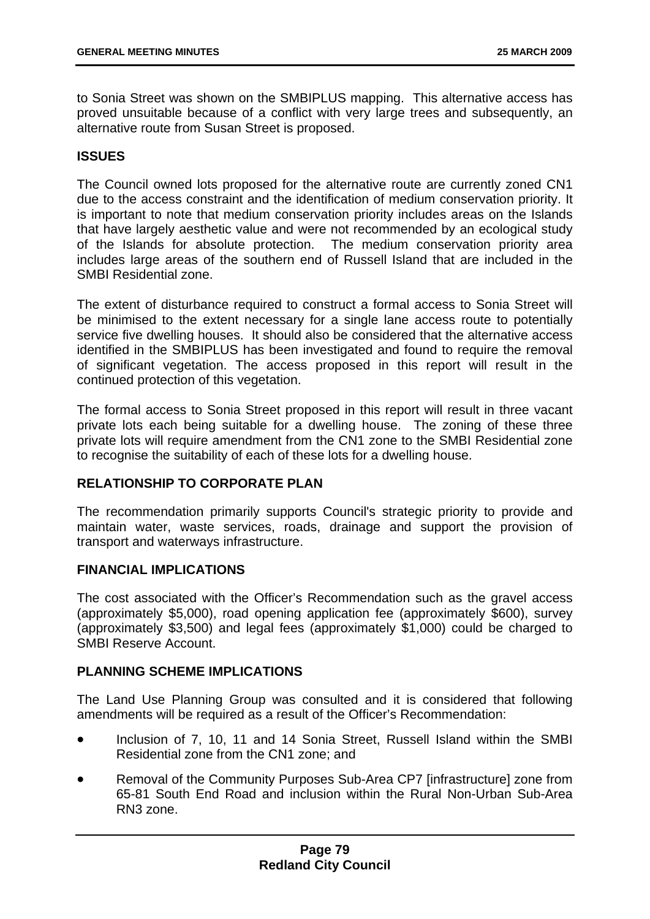to Sonia Street was shown on the SMBIPLUS mapping. This alternative access has proved unsuitable because of a conflict with very large trees and subsequently, an alternative route from Susan Street is proposed.

## ISSUES

The Council owned lots proposed for the alternative route are currently zoned CN1 due to the access constraint and the identification of medium conservation priority. It is important to note that medium conservation priority includes areas on the Islands that have largely aesthetic value and were not recommended by an ecological study of the Islands for absolute protection. The medium conservation priority area includes large areas of the southern end of Russell Island that are included in the SMBI Residential zone.

The extent of disturbance required to construct a formal access to Sonia Street will be minimised to the extent necessary for a single lane access route to potentially service five dwelling houses. It should also be considered that the alternative access identified in the SMBIPLUS has been investigated and found to require the removal of significant vegetation. The access proposed in this report will result in the continued protection of this vegetation.

The formal access to Sonia Street proposed in this report will result in three vacant private lots each being suitable for a dwelling house. The zoning of these three private lots will require amendment from the CN1 zone to the SMBI Residential zone to recognise the suitability of each of these lots for a dwelling house.

## RELATIONSHIP TO CORPORATE PLAN

The recommendation primarily supports Council's strategic priority to provide and maintain water, waste services, roads, drainage and support the provision of transport and waterways infrastructure.

## FINANCIAL IMPLICATIONS

The cost associated with the Officer's Recommendation such as the gravel access (approximately $5,000), road opening application fee (approximately $600), survey (approximately $3,500) and legal fees (approximately $1,000) could be charged to SMBI Reserve Account.

## PLANNING SCHEME IMPLICATIONS

The Land Use Planning Group was consulted and it is considered that following amendments will be required as a result of the Officer's Recommendation:

- Inclusion of 7, 10, 11 and 14 Sonia Street, Russell Island within the SMBI Residential zone from the CN1 zone; and
- Removal of the Community Purposes Sub-Area CP7 [infrastructure] zone from 65-81 South End Road and inclusion within the Rural Non-Urban Sub-Area RN3 zone.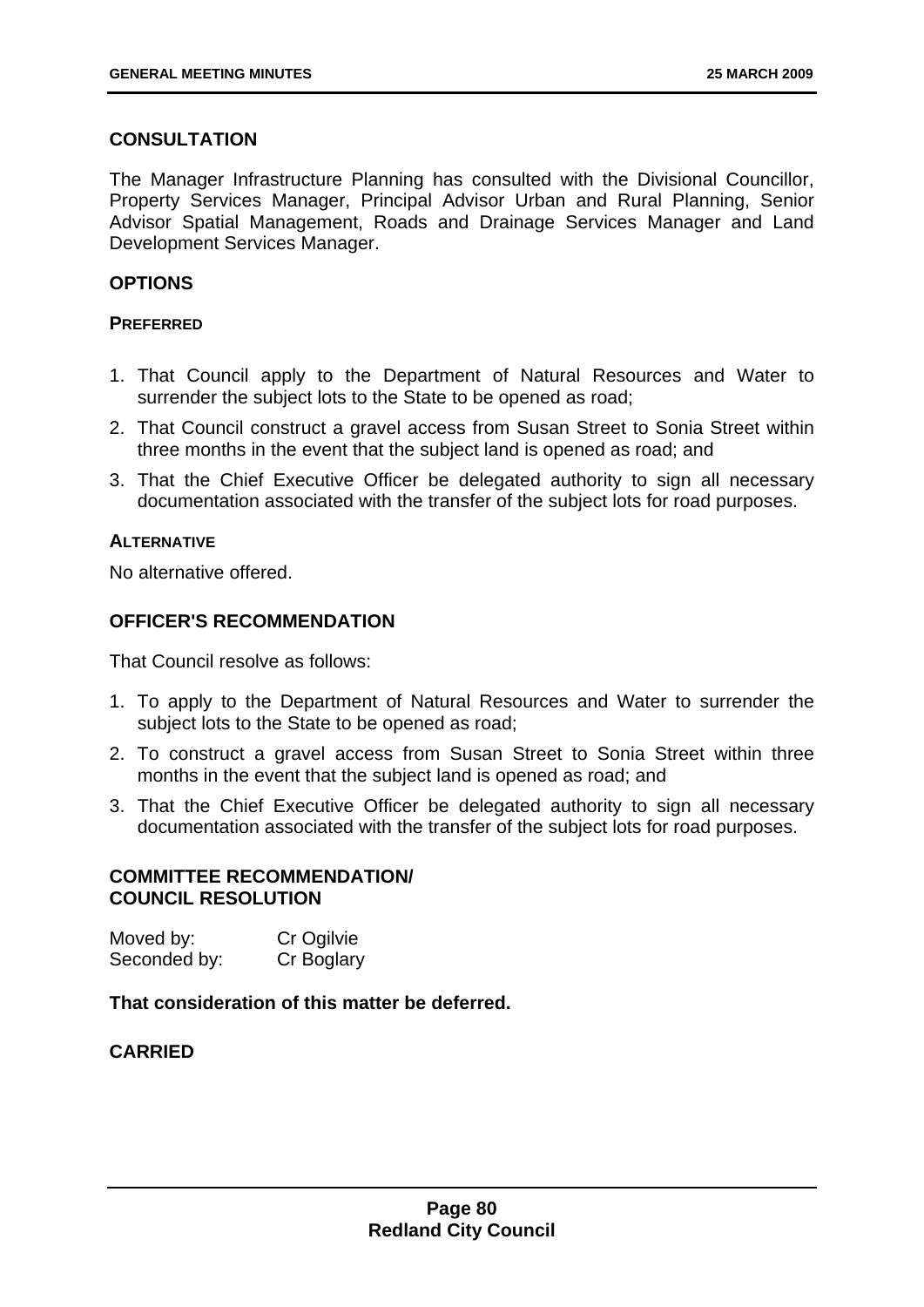## CONSULTATION

The Manager Infrastructure Planning has consulted with the Divisional Councillor, Property Services Manager, Principal Advisor Urban and Rural Planning, Senior Advisor Spatial Management, Roads and Drainage Services Manager and Land Development Services Manager.

## OPTIONS

### PREFERRED

1. That Council apply to the Department of Natural Resources and Water to surrender the subject lots to the State to be opened as road;
2. That Council construct a gravel access from Susan Street to Sonia Street within three months in the event that the subject land is opened as road; and
3. That the Chief Executive Officer be delegated authority to sign all necessary documentation associated with the transfer of the subject lots for road purposes.

### ALTERNATIVE

No alternative offered.

## OFFICER'S RECOMMENDATION

That Council resolve as follows:

1. To apply to the Department of Natural Resources and Water to surrender the subject lots to the State to be opened as road;
2. To construct a gravel access from Susan Street to Sonia Street within three months in the event that the subject land is opened as road; and
3. That the Chief Executive Officer be delegated authority to sign all necessary documentation associated with the transfer of the subject lots for road purposes.

## COMMITTEE RECOMMENDATION/ COUNCIL RESOLUTION

Moved by: Cr Ogilvie
Seconded by: Cr Boglary

**That consideration of this matter be deferred.**

**CARRIED**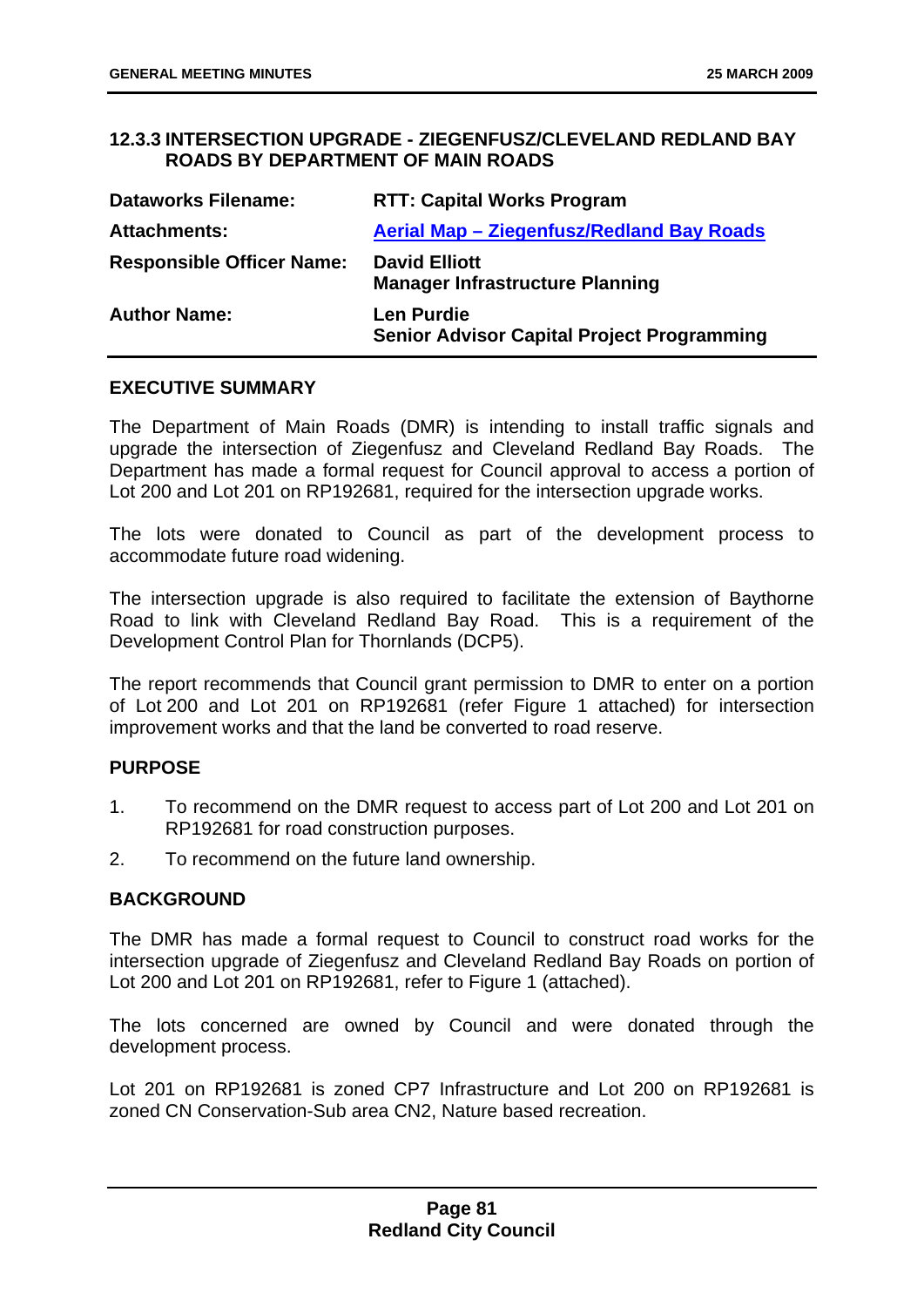### 12.3.3 INTERSECTION UPGRADE - ZIEGENFUSZ/CLEVELAND REDLAND BAY ROADS BY DEPARTMENT OF MAIN ROADS

| | |
|---|---|
| **Dataworks Filename:** | **RTT: Capital Works Program** |
| **Attachments:** | **Aerial Map – Ziegenfusz/Redland Bay Roads** |
| **Responsible Officer Name:** | **David Elliott**<br>**Manager Infrastructure Planning** |
| **Author Name:** | **Len Purdie**<br>**Senior Advisor Capital Project Programming** |

#### EXECUTIVE SUMMARY

The Department of Main Roads (DMR) is intending to install traffic signals and upgrade the intersection of Ziegenfusz and Cleveland Redland Bay Roads. The Department has made a formal request for Council approval to access a portion of Lot 200 and Lot 201 on RP192681, required for the intersection upgrade works.

The lots were donated to Council as part of the development process to accommodate future road widening.

The intersection upgrade is also required to facilitate the extension of Baythorne Road to link with Cleveland Redland Bay Road. This is a requirement of the Development Control Plan for Thornlands (DCP5).

The report recommends that Council grant permission to DMR to enter on a portion of Lot 200 and Lot 201 on RP192681 (refer Figure 1 attached) for intersection improvement works and that the land be converted to road reserve.

#### PURPOSE

1. To recommend on the DMR request to access part of Lot 200 and Lot 201 on RP192681 for road construction purposes.
2. To recommend on the future land ownership.

#### BACKGROUND

The DMR has made a formal request to Council to construct road works for the intersection upgrade of Ziegenfusz and Cleveland Redland Bay Roads on portion of Lot 200 and Lot 201 on RP192681, refer to Figure 1 (attached).

The lots concerned are owned by Council and were donated through the development process.

Lot 201 on RP192681 is zoned CP7 Infrastructure and Lot 200 on RP192681 is zoned CN Conservation-Sub area CN2, Nature based recreation.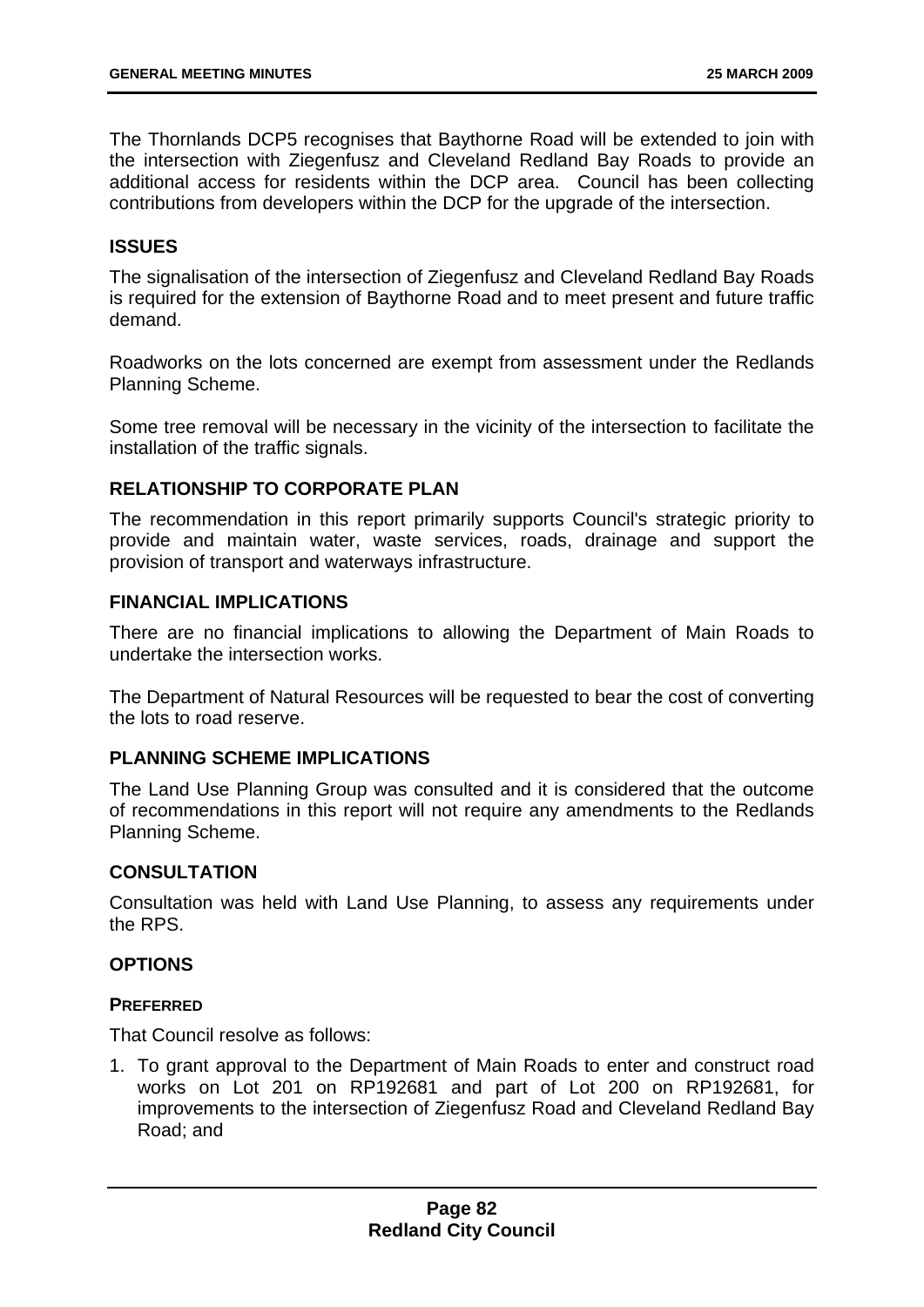The Thornlands DCP5 recognises that Baythorne Road will be extended to join with the intersection with Ziegenfusz and Cleveland Redland Bay Roads to provide an additional access for residents within the DCP area. Council has been collecting contributions from developers within the DCP for the upgrade of the intersection.

## ISSUES

The signalisation of the intersection of Ziegenfusz and Cleveland Redland Bay Roads is required for the extension of Baythorne Road and to meet present and future traffic demand.

Roadworks on the lots concerned are exempt from assessment under the Redlands Planning Scheme.

Some tree removal will be necessary in the vicinity of the intersection to facilitate the installation of the traffic signals.

## RELATIONSHIP TO CORPORATE PLAN

The recommendation in this report primarily supports Council's strategic priority to provide and maintain water, waste services, roads, drainage and support the provision of transport and waterways infrastructure.

## FINANCIAL IMPLICATIONS

There are no financial implications to allowing the Department of Main Roads to undertake the intersection works.

The Department of Natural Resources will be requested to bear the cost of converting the lots to road reserve.

## PLANNING SCHEME IMPLICATIONS

The Land Use Planning Group was consulted and it is considered that the outcome of recommendations in this report will not require any amendments to the Redlands Planning Scheme.

## CONSULTATION

Consultation was held with Land Use Planning, to assess any requirements under the RPS.

## OPTIONS

### PREFERRED

That Council resolve as follows:

1. To grant approval to the Department of Main Roads to enter and construct road works on Lot 201 on RP192681 and part of Lot 200 on RP192681, for improvements to the intersection of Ziegenfusz Road and Cleveland Redland Bay Road; and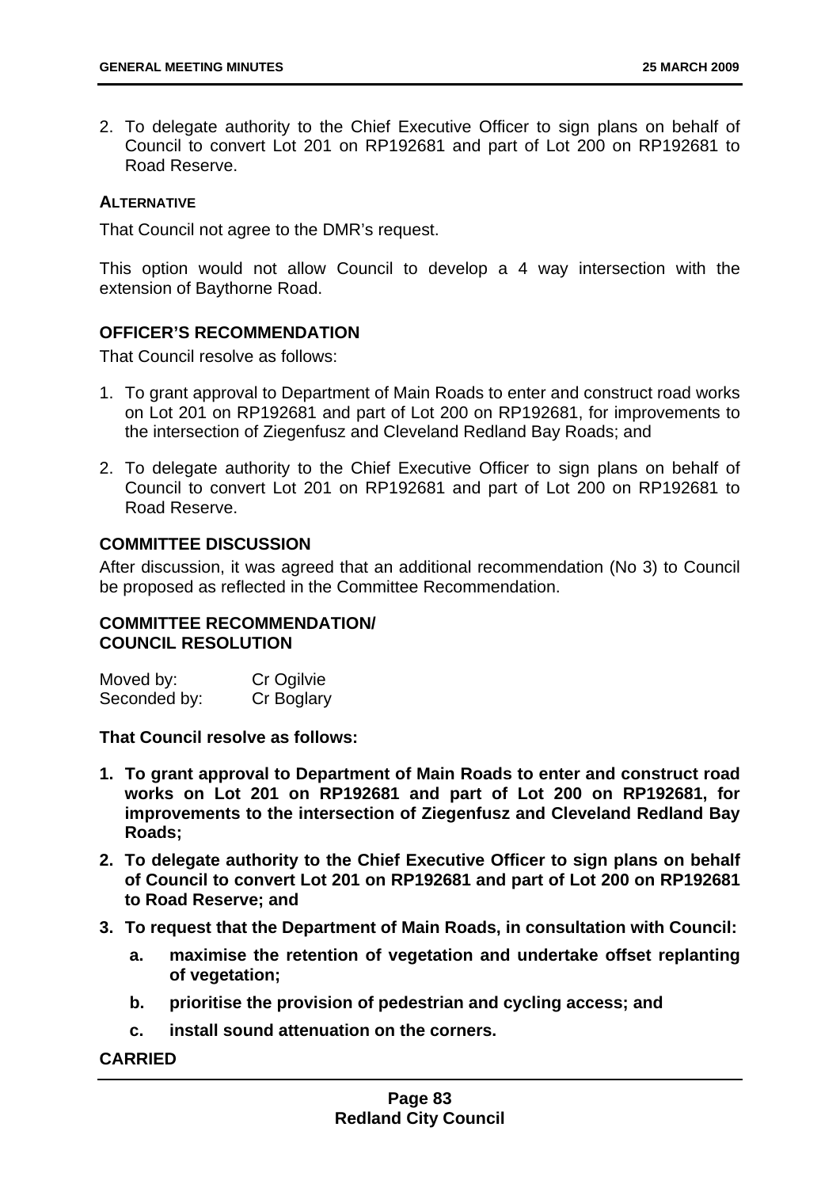2. To delegate authority to the Chief Executive Officer to sign plans on behalf of Council to convert Lot 201 on RP192681 and part of Lot 200 on RP192681 to Road Reserve.

**ALTERNATIVE**

That Council not agree to the DMR's request.

This option would not allow Council to develop a 4 way intersection with the extension of Baythorne Road.

## OFFICER'S RECOMMENDATION

That Council resolve as follows:

1. To grant approval to Department of Main Roads to enter and construct road works on Lot 201 on RP192681 and part of Lot 200 on RP192681, for improvements to the intersection of Ziegenfusz and Cleveland Redland Bay Roads; and
2. To delegate authority to the Chief Executive Officer to sign plans on behalf of Council to convert Lot 201 on RP192681 and part of Lot 200 on RP192681 to Road Reserve.

## COMMITTEE DISCUSSION

After discussion, it was agreed that an additional recommendation (No 3) to Council be proposed as reflected in the Committee Recommendation.

## COMMITTEE RECOMMENDATION/ COUNCIL RESOLUTION

| Moved by: | Cr Ogilvie |
|---|---|
| Seconded by: | Cr Boglary |

**That Council resolve as follows:**

1. **To grant approval to Department of Main Roads to enter and construct road works on Lot 201 on RP192681 and part of Lot 200 on RP192681, for improvements to the intersection of Ziegenfusz and Cleveland Redland Bay Roads;**
2. **To delegate authority to the Chief Executive Officer to sign plans on behalf of Council to convert Lot 201 on RP192681 and part of Lot 200 on RP192681 to Road Reserve; and**
3. **To request that the Department of Main Roads, in consultation with Council:**
   a. **maximise the retention of vegetation and undertake offset replanting of vegetation;**
   b. **prioritise the provision of pedestrian and cycling access; and**
   c. **install sound attenuation on the corners.**

**CARRIED**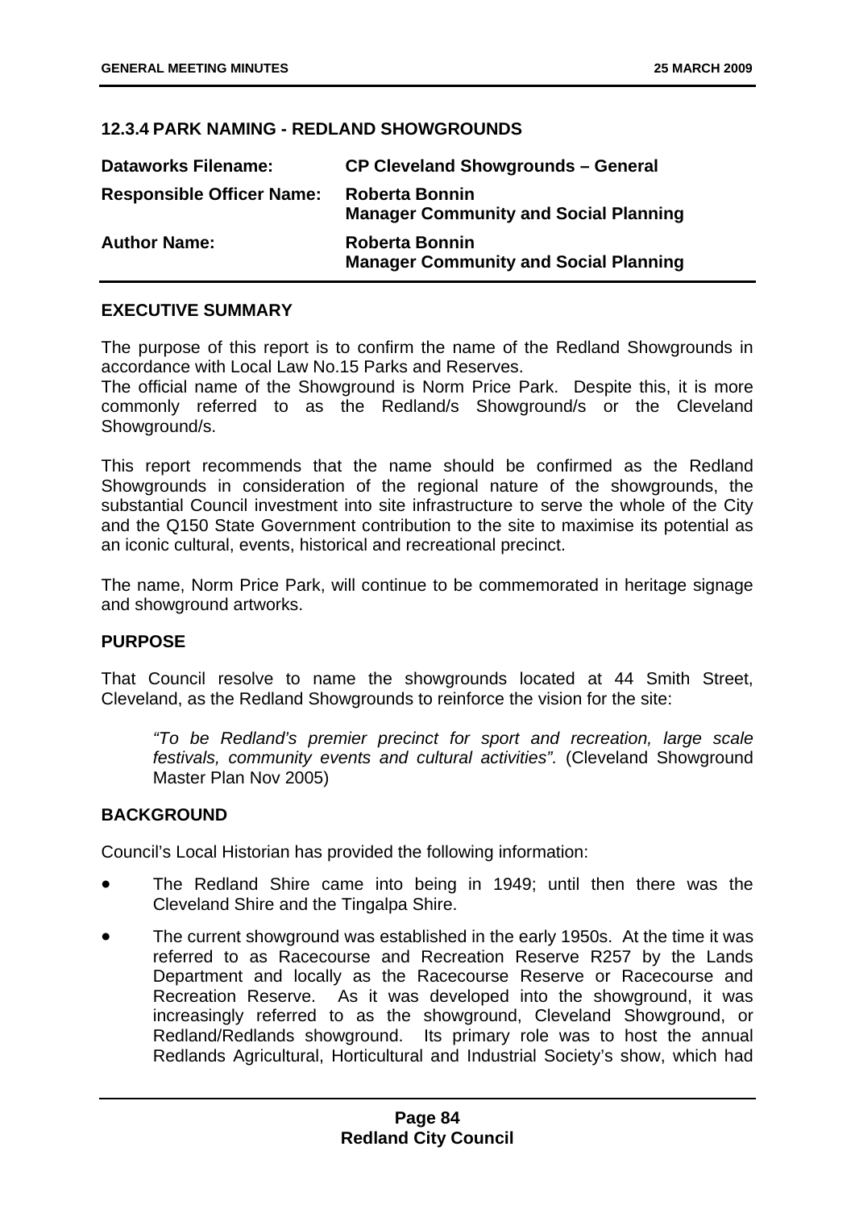## 12.3.4 PARK NAMING - REDLAND SHOWGROUNDS

| | |
|---|---|
| **Dataworks Filename:** | **CP Cleveland Showgrounds – General** |
| **Responsible Officer Name:** | **Roberta Bonnin**<br>**Manager Community and Social Planning** |
| **Author Name:** | **Roberta Bonnin**<br>**Manager Community and Social Planning** |

### EXECUTIVE SUMMARY

The purpose of this report is to confirm the name of the Redland Showgrounds in accordance with Local Law No.15 Parks and Reserves.
The official name of the Showground is Norm Price Park. Despite this, it is more commonly referred to as the Redland/s Showground/s or the Cleveland Showground/s.

This report recommends that the name should be confirmed as the Redland Showgrounds in consideration of the regional nature of the showgrounds, the substantial Council investment into site infrastructure to serve the whole of the City and the Q150 State Government contribution to the site to maximise its potential as an iconic cultural, events, historical and recreational precinct.

The name, Norm Price Park, will continue to be commemorated in heritage signage and showground artworks.

### PURPOSE

That Council resolve to name the showgrounds located at 44 Smith Street, Cleveland, as the Redland Showgrounds to reinforce the vision for the site:

> *"To be Redland's premier precinct for sport and recreation, large scale festivals, community events and cultural activities".* (Cleveland Showground Master Plan Nov 2005)

### BACKGROUND

Council's Local Historian has provided the following information:

- The Redland Shire came into being in 1949; until then there was the Cleveland Shire and the Tingalpa Shire.
- The current showground was established in the early 1950s. At the time it was referred to as Racecourse and Recreation Reserve R257 by the Lands Department and locally as the Racecourse Reserve or Racecourse and Recreation Reserve. As it was developed into the showground, it was increasingly referred to as the showground, Cleveland Showground, or Redland/Redlands showground. Its primary role was to host the annual Redlands Agricultural, Horticultural and Industrial Society's show, which had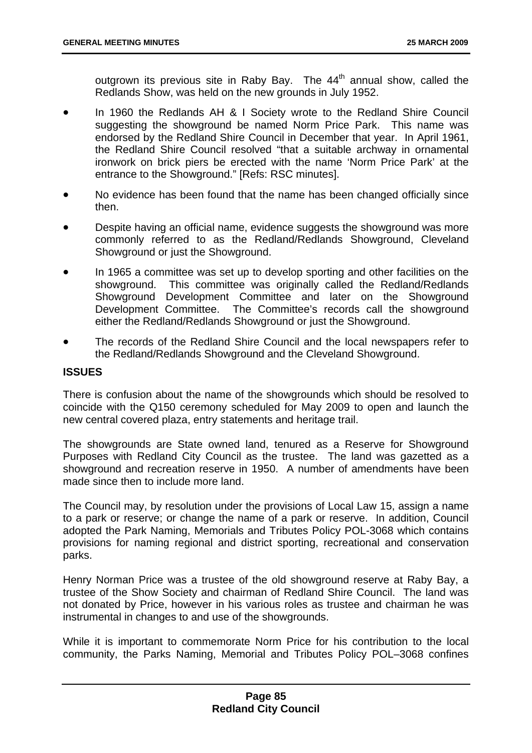outgrown its previous site in Raby Bay. The 44th annual show, called the Redlands Show, was held on the new grounds in July 1952.

- In 1960 the Redlands AH & I Society wrote to the Redland Shire Council suggesting the showground be named Norm Price Park. This name was endorsed by the Redland Shire Council in December that year. In April 1961, the Redland Shire Council resolved "that a suitable archway in ornamental ironwork on brick piers be erected with the name 'Norm Price Park' at the entrance to the Showground." [Refs: RSC minutes].
- No evidence has been found that the name has been changed officially since then.
- Despite having an official name, evidence suggests the showground was more commonly referred to as the Redland/Redlands Showground, Cleveland Showground or just the Showground.
- In 1965 a committee was set up to develop sporting and other facilities on the showground. This committee was originally called the Redland/Redlands Showground Development Committee and later on the Showground Development Committee. The Committee's records call the showground either the Redland/Redlands Showground or just the Showground.
- The records of the Redland Shire Council and the local newspapers refer to the Redland/Redlands Showground and the Cleveland Showground.

## ISSUES

There is confusion about the name of the showgrounds which should be resolved to coincide with the Q150 ceremony scheduled for May 2009 to open and launch the new central covered plaza, entry statements and heritage trail.

The showgrounds are State owned land, tenured as a Reserve for Showground Purposes with Redland City Council as the trustee. The land was gazetted as a showground and recreation reserve in 1950. A number of amendments have been made since then to include more land.

The Council may, by resolution under the provisions of Local Law 15, assign a name to a park or reserve; or change the name of a park or reserve. In addition, Council adopted the Park Naming, Memorials and Tributes Policy POL-3068 which contains provisions for naming regional and district sporting, recreational and conservation parks.

Henry Norman Price was a trustee of the old showground reserve at Raby Bay, a trustee of the Show Society and chairman of Redland Shire Council. The land was not donated by Price, however in his various roles as trustee and chairman he was instrumental in changes to and use of the showgrounds.

While it is important to commemorate Norm Price for his contribution to the local community, the Parks Naming, Memorial and Tributes Policy POL–3068 confines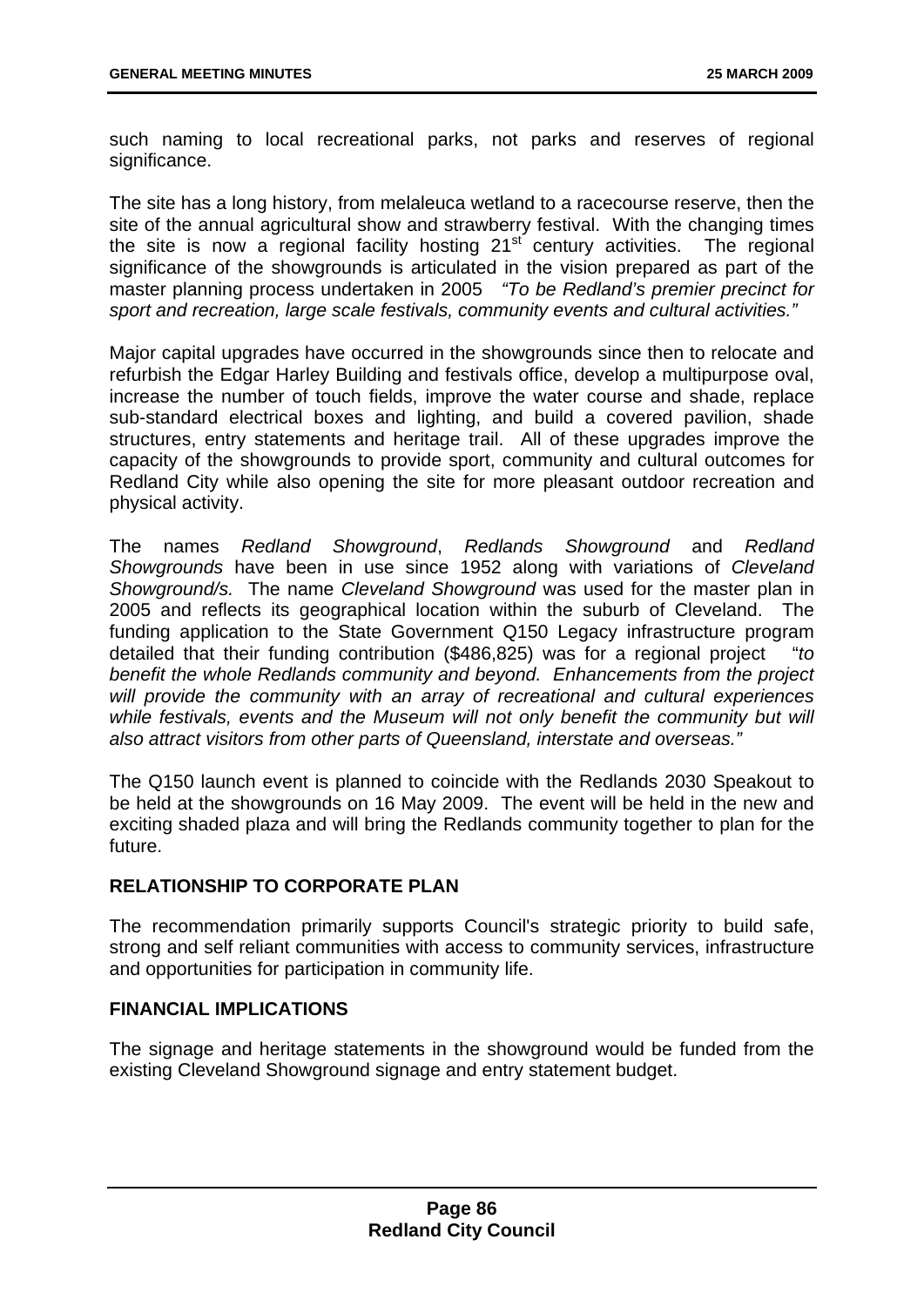such naming to local recreational parks, not parks and reserves of regional significance.

The site has a long history, from melaleuca wetland to a racecourse reserve, then the site of the annual agricultural show and strawberry festival. With the changing times the site is now a regional facility hosting 21st century activities. The regional significance of the showgrounds is articulated in the vision prepared as part of the master planning process undertaken in 2005 *"To be Redland's premier precinct for sport and recreation, large scale festivals, community events and cultural activities."*

Major capital upgrades have occurred in the showgrounds since then to relocate and refurbish the Edgar Harley Building and festivals office, develop a multipurpose oval, increase the number of touch fields, improve the water course and shade, replace sub-standard electrical boxes and lighting, and build a covered pavilion, shade structures, entry statements and heritage trail. All of these upgrades improve the capacity of the showgrounds to provide sport, community and cultural outcomes for Redland City while also opening the site for more pleasant outdoor recreation and physical activity.

The names *Redland Showground*, *Redlands Showground* and *Redland Showgrounds* have been in use since 1952 along with variations of *Cleveland Showground/s.* The name *Cleveland Showground* was used for the master plan in 2005 and reflects its geographical location within the suburb of Cleveland. The funding application to the State Government Q150 Legacy infrastructure program detailed that their funding contribution ($486,825) was for a regional project "*to benefit the whole Redlands community and beyond. Enhancements from the project will provide the community with an array of recreational and cultural experiences while festivals, events and the Museum will not only benefit the community but will also attract visitors from other parts of Queensland, interstate and overseas."*

The Q150 launch event is planned to coincide with the Redlands 2030 Speakout to be held at the showgrounds on 16 May 2009. The event will be held in the new and exciting shaded plaza and will bring the Redlands community together to plan for the future.

## RELATIONSHIP TO CORPORATE PLAN

The recommendation primarily supports Council's strategic priority to build safe, strong and self reliant communities with access to community services, infrastructure and opportunities for participation in community life.

## FINANCIAL IMPLICATIONS

The signage and heritage statements in the showground would be funded from the existing Cleveland Showground signage and entry statement budget.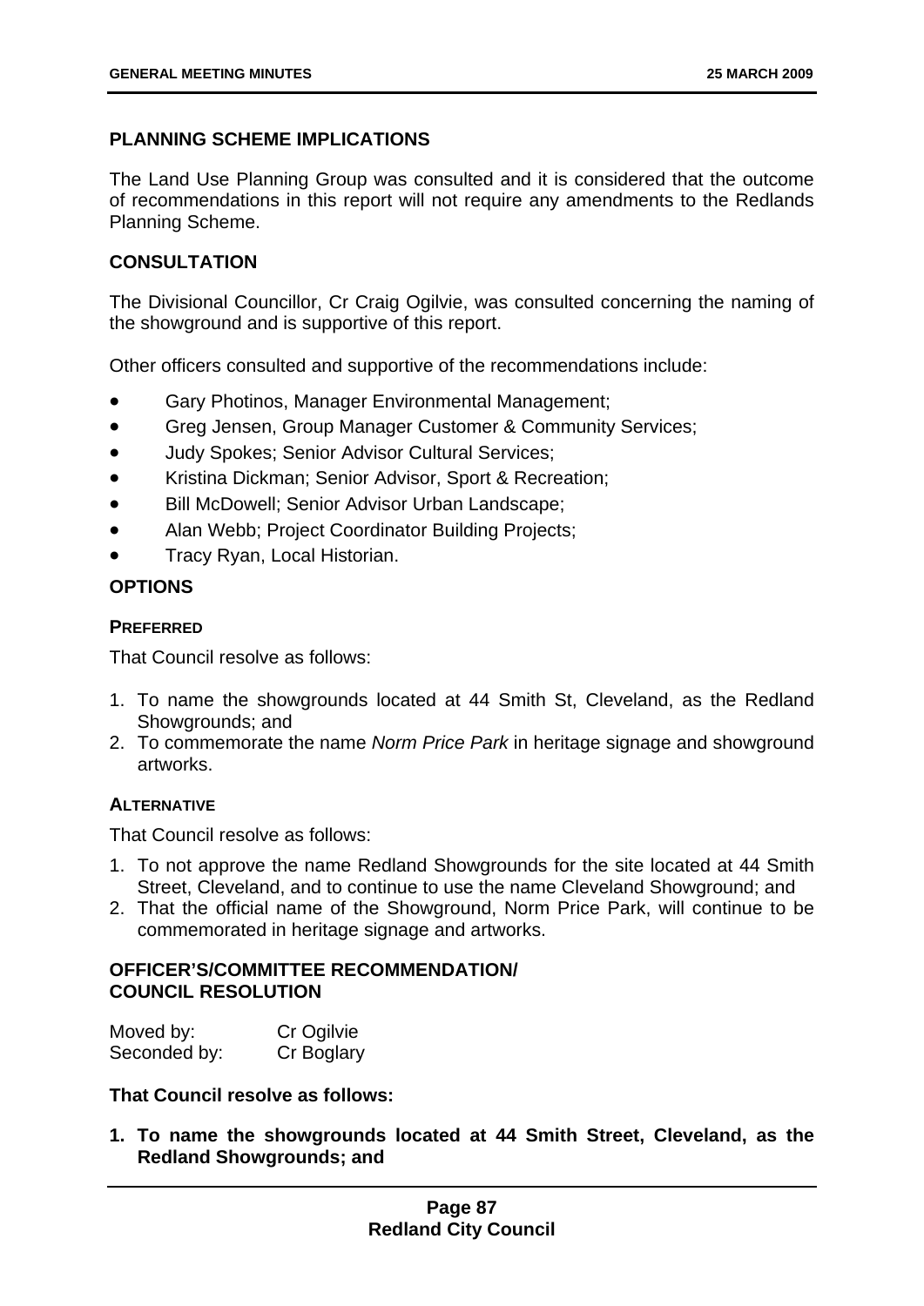## PLANNING SCHEME IMPLICATIONS

The Land Use Planning Group was consulted and it is considered that the outcome of recommendations in this report will not require any amendments to the Redlands Planning Scheme.

## CONSULTATION

The Divisional Councillor, Cr Craig Ogilvie, was consulted concerning the naming of the showground and is supportive of this report.

Other officers consulted and supportive of the recommendations include:

- Gary Photinos, Manager Environmental Management;
- Greg Jensen, Group Manager Customer & Community Services;
- Judy Spokes; Senior Advisor Cultural Services;
- Kristina Dickman; Senior Advisor, Sport & Recreation;
- Bill McDowell; Senior Advisor Urban Landscape;
- Alan Webb; Project Coordinator Building Projects;
- Tracy Ryan, Local Historian.

## OPTIONS

### PREFERRED

That Council resolve as follows:

1. To name the showgrounds located at 44 Smith St, Cleveland, as the Redland Showgrounds; and
2. To commemorate the name *Norm Price Park* in heritage signage and showground artworks.

### ALTERNATIVE

That Council resolve as follows:

1. To not approve the name Redland Showgrounds for the site located at 44 Smith Street, Cleveland, and to continue to use the name Cleveland Showground; and
2. That the official name of the Showground, Norm Price Park, will continue to be commemorated in heritage signage and artworks.

## OFFICER'S/COMMITTEE RECOMMENDATION/ COUNCIL RESOLUTION

| | |
|---|---|
| Moved by: | Cr Ogilvie |
| Seconded by: | Cr Boglary |

**That Council resolve as follows:**

**1. To name the showgrounds located at 44 Smith Street, Cleveland, as the Redland Showgrounds; and**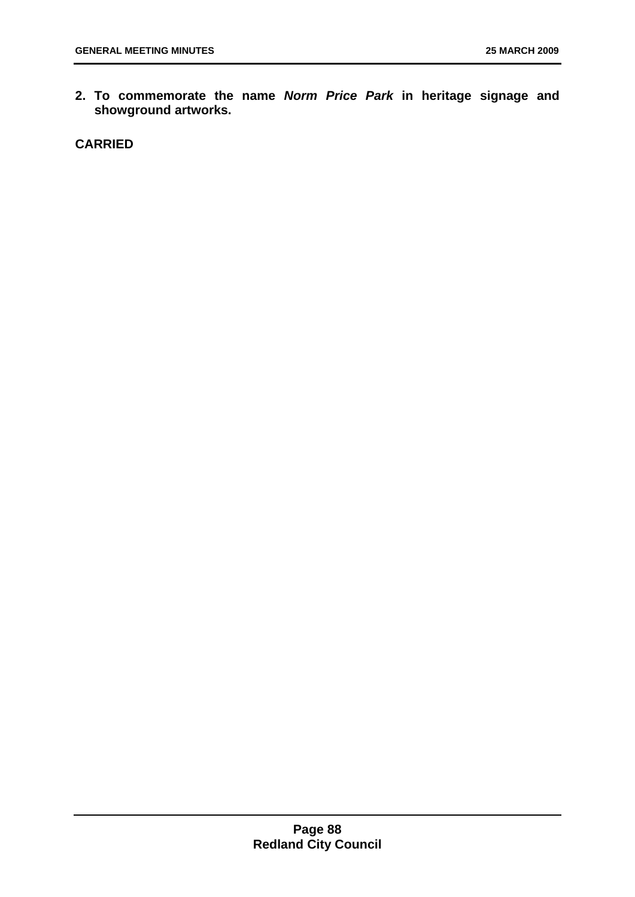**2. To commemorate the name *Norm Price Park* in heritage signage and showground artworks.**

**CARRIED**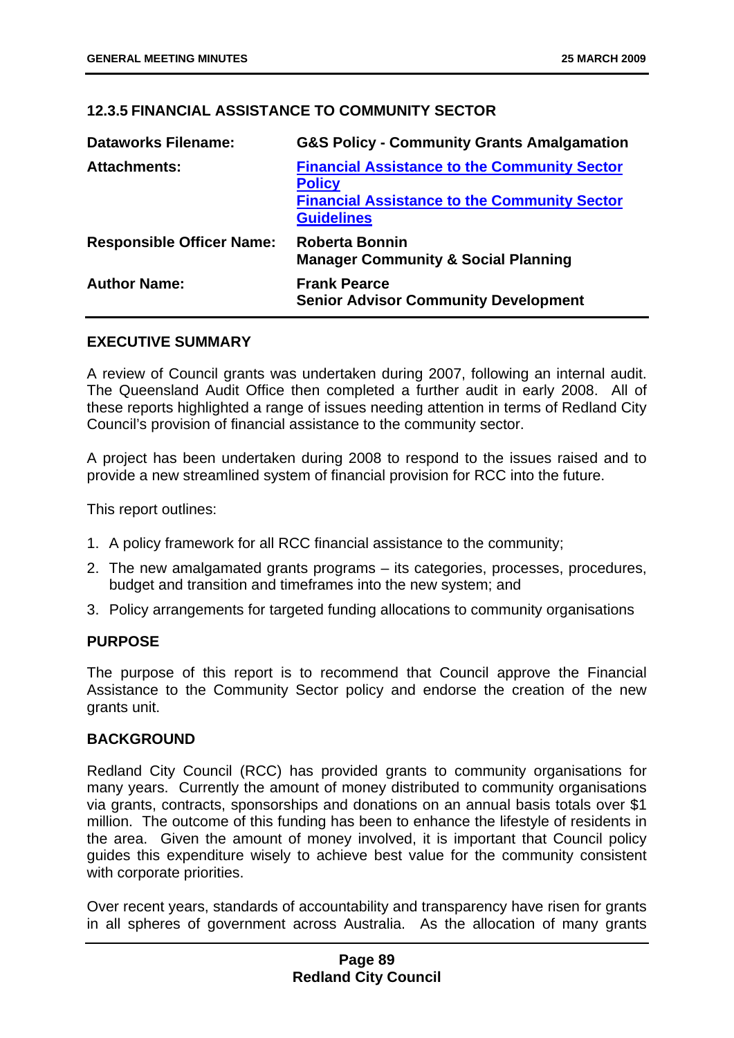### 12.3.5 FINANCIAL ASSISTANCE TO COMMUNITY SECTOR

| | |
|---|---|
| **Dataworks Filename:** | **G&S Policy - Community Grants Amalgamation** |
| **Attachments:** | **Financial Assistance to the Community Sector Policy**<br>**Financial Assistance to the Community Sector Guidelines** |
| **Responsible Officer Name:** | **Roberta Bonnin**<br>**Manager Community & Social Planning** |
| **Author Name:** | **Frank Pearce**<br>**Senior Advisor Community Development** |

#### EXECUTIVE SUMMARY

A review of Council grants was undertaken during 2007, following an internal audit. The Queensland Audit Office then completed a further audit in early 2008. All of these reports highlighted a range of issues needing attention in terms of Redland City Council's provision of financial assistance to the community sector.

A project has been undertaken during 2008 to respond to the issues raised and to provide a new streamlined system of financial provision for RCC into the future.

This report outlines:

1. A policy framework for all RCC financial assistance to the community;
2. The new amalgamated grants programs – its categories, processes, procedures, budget and transition and timeframes into the new system; and
3. Policy arrangements for targeted funding allocations to community organisations

#### PURPOSE

The purpose of this report is to recommend that Council approve the Financial Assistance to the Community Sector policy and endorse the creation of the new grants unit.

#### BACKGROUND

Redland City Council (RCC) has provided grants to community organisations for many years. Currently the amount of money distributed to community organisations via grants, contracts, sponsorships and donations on an annual basis totals over $1 million. The outcome of this funding has been to enhance the lifestyle of residents in the area. Given the amount of money involved, it is important that Council policy guides this expenditure wisely to achieve best value for the community consistent with corporate priorities.

Over recent years, standards of accountability and transparency have risen for grants in all spheres of government across Australia. As the allocation of many grants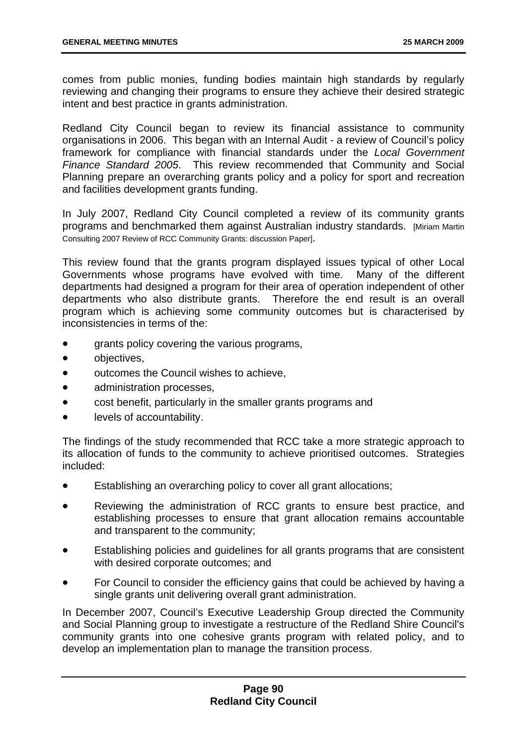comes from public monies, funding bodies maintain high standards by regularly reviewing and changing their programs to ensure they achieve their desired strategic intent and best practice in grants administration.

Redland City Council began to review its financial assistance to community organisations in 2006. This began with an Internal Audit - a review of Council's policy framework for compliance with financial standards under the *Local Government Finance Standard 2005*. This review recommended that Community and Social Planning prepare an overarching grants policy and a policy for sport and recreation and facilities development grants funding.

In July 2007, Redland City Council completed a review of its community grants programs and benchmarked them against Australian industry standards. [Miriam Martin Consulting 2007 Review of RCC Community Grants: discussion Paper].

This review found that the grants program displayed issues typical of other Local Governments whose programs have evolved with time. Many of the different departments had designed a program for their area of operation independent of other departments who also distribute grants. Therefore the end result is an overall program which is achieving some community outcomes but is characterised by inconsistencies in terms of the:

- grants policy covering the various programs,
- objectives,
- outcomes the Council wishes to achieve,
- administration processes,
- cost benefit, particularly in the smaller grants programs and
- levels of accountability.

The findings of the study recommended that RCC take a more strategic approach to its allocation of funds to the community to achieve prioritised outcomes. Strategies included:

- Establishing an overarching policy to cover all grant allocations;
- Reviewing the administration of RCC grants to ensure best practice, and establishing processes to ensure that grant allocation remains accountable and transparent to the community;
- Establishing policies and guidelines for all grants programs that are consistent with desired corporate outcomes; and
- For Council to consider the efficiency gains that could be achieved by having a single grants unit delivering overall grant administration.

In December 2007, Council's Executive Leadership Group directed the Community and Social Planning group to investigate a restructure of the Redland Shire Council's community grants into one cohesive grants program with related policy, and to develop an implementation plan to manage the transition process.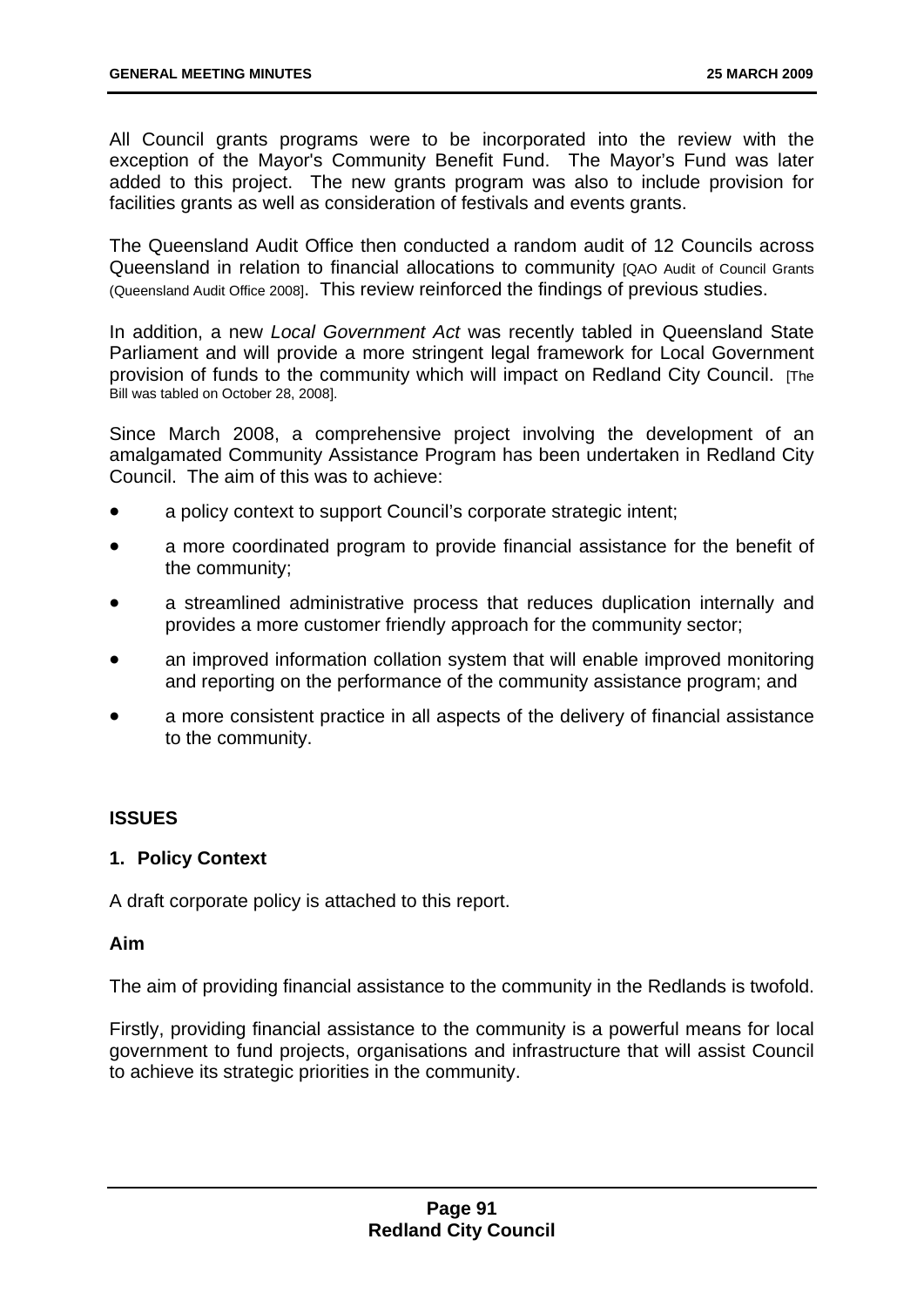All Council grants programs were to be incorporated into the review with the exception of the Mayor's Community Benefit Fund. The Mayor's Fund was later added to this project. The new grants program was also to include provision for facilities grants as well as consideration of festivals and events grants.

The Queensland Audit Office then conducted a random audit of 12 Councils across Queensland in relation to financial allocations to community [QAO Audit of Council Grants (Queensland Audit Office 2008]. This review reinforced the findings of previous studies.

In addition, a new *Local Government Act* was recently tabled in Queensland State Parliament and will provide a more stringent legal framework for Local Government provision of funds to the community which will impact on Redland City Council. [The Bill was tabled on October 28, 2008].

Since March 2008, a comprehensive project involving the development of an amalgamated Community Assistance Program has been undertaken in Redland City Council. The aim of this was to achieve:

- a policy context to support Council's corporate strategic intent;
- a more coordinated program to provide financial assistance for the benefit of the community;
- a streamlined administrative process that reduces duplication internally and provides a more customer friendly approach for the community sector;
- an improved information collation system that will enable improved monitoring and reporting on the performance of the community assistance program; and
- a more consistent practice in all aspects of the delivery of financial assistance to the community.

## ISSUES

### 1. Policy Context

A draft corporate policy is attached to this report.

**Aim**

The aim of providing financial assistance to the community in the Redlands is twofold.

Firstly, providing financial assistance to the community is a powerful means for local government to fund projects, organisations and infrastructure that will assist Council to achieve its strategic priorities in the community.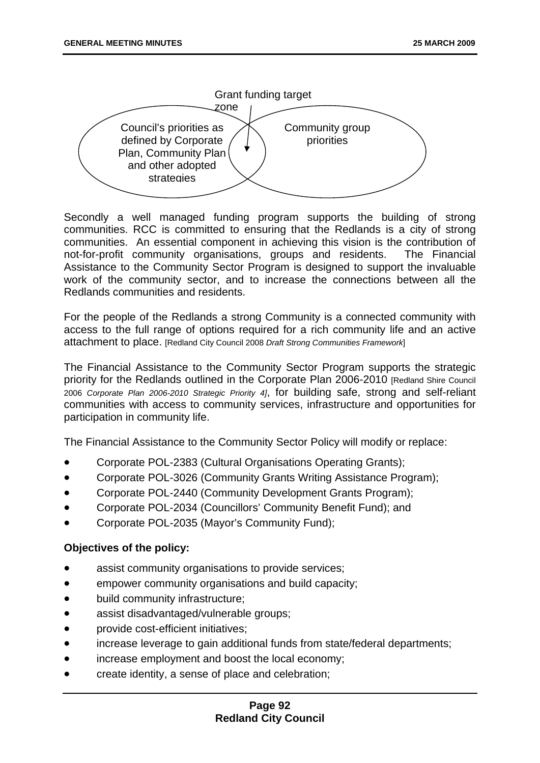Grant funding target zone

Council's priorities as defined by Corporate Plan, Community Plan and other adopted strategies

Community group priorities

Secondly a well managed funding program supports the building of strong communities. RCC is committed to ensuring that the Redlands is a city of strong communities. An essential component in achieving this vision is the contribution of not-for-profit community organisations, groups and residents. The Financial Assistance to the Community Sector Program is designed to support the invaluable work of the community sector, and to increase the connections between all the Redlands communities and residents.

For the people of the Redlands a strong Community is a connected community with access to the full range of options required for a rich community life and an active attachment to place. [Redland City Council 2008 *Draft Strong Communities Framework*]

The Financial Assistance to the Community Sector Program supports the strategic priority for the Redlands outlined in the Corporate Plan 2006-2010 [Redland Shire Council 2006 *Corporate Plan 2006-2010 Strategic Priority 4]*, for building safe, strong and self-reliant communities with access to community services, infrastructure and opportunities for participation in community life.

The Financial Assistance to the Community Sector Policy will modify or replace:

- Corporate POL-2383 (Cultural Organisations Operating Grants);
- Corporate POL-3026 (Community Grants Writing Assistance Program);
- Corporate POL-2440 (Community Development Grants Program);
- Corporate POL-2034 (Councillors' Community Benefit Fund); and
- Corporate POL-2035 (Mayor's Community Fund);

**Objectives of the policy:**

- assist community organisations to provide services;
- empower community organisations and build capacity;
- build community infrastructure;
- assist disadvantaged/vulnerable groups;
- provide cost-efficient initiatives;
- increase leverage to gain additional funds from state/federal departments;
- increase employment and boost the local economy;
- create identity, a sense of place and celebration;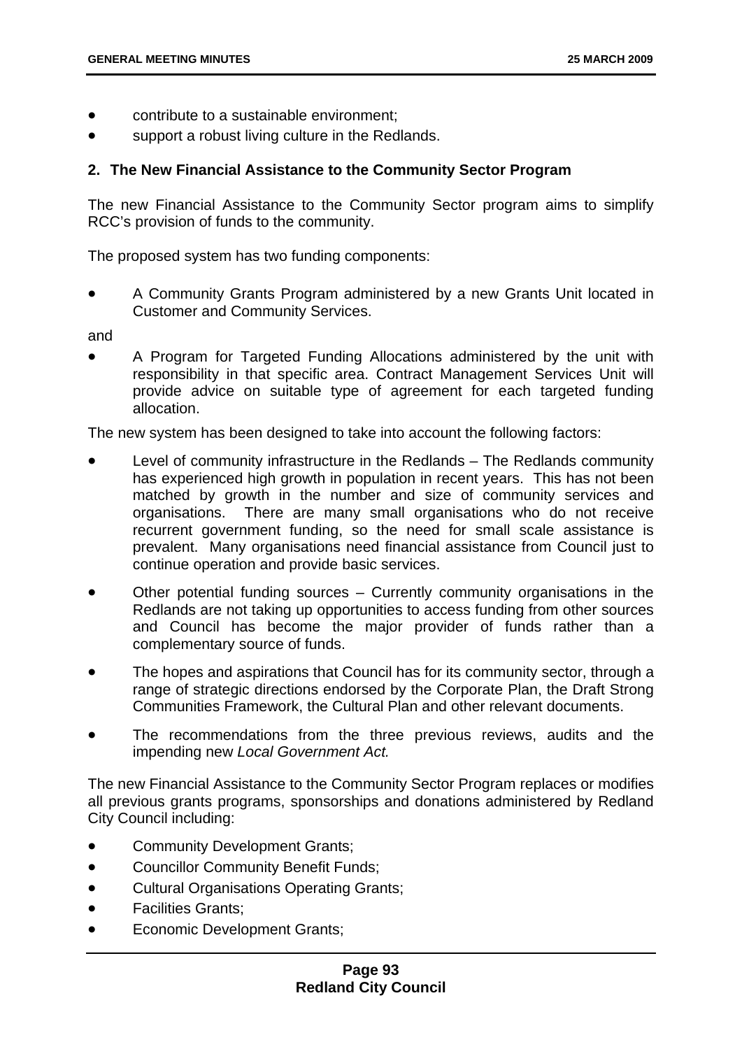- contribute to a sustainable environment;
- support a robust living culture in the Redlands.

**2. The New Financial Assistance to the Community Sector Program**

The new Financial Assistance to the Community Sector program aims to simplify RCC's provision of funds to the community.

The proposed system has two funding components:

- A Community Grants Program administered by a new Grants Unit located in Customer and Community Services.

and

- A Program for Targeted Funding Allocations administered by the unit with responsibility in that specific area. Contract Management Services Unit will provide advice on suitable type of agreement for each targeted funding allocation.

The new system has been designed to take into account the following factors:

- Level of community infrastructure in the Redlands – The Redlands community has experienced high growth in population in recent years. This has not been matched by growth in the number and size of community services and organisations. There are many small organisations who do not receive recurrent government funding, so the need for small scale assistance is prevalent. Many organisations need financial assistance from Council just to continue operation and provide basic services.
- Other potential funding sources – Currently community organisations in the Redlands are not taking up opportunities to access funding from other sources and Council has become the major provider of funds rather than a complementary source of funds.
- The hopes and aspirations that Council has for its community sector, through a range of strategic directions endorsed by the Corporate Plan, the Draft Strong Communities Framework, the Cultural Plan and other relevant documents.
- The recommendations from the three previous reviews, audits and the impending new *Local Government Act.*

The new Financial Assistance to the Community Sector Program replaces or modifies all previous grants programs, sponsorships and donations administered by Redland City Council including:

- Community Development Grants;
- Councillor Community Benefit Funds;
- Cultural Organisations Operating Grants;
- Facilities Grants;
- Economic Development Grants;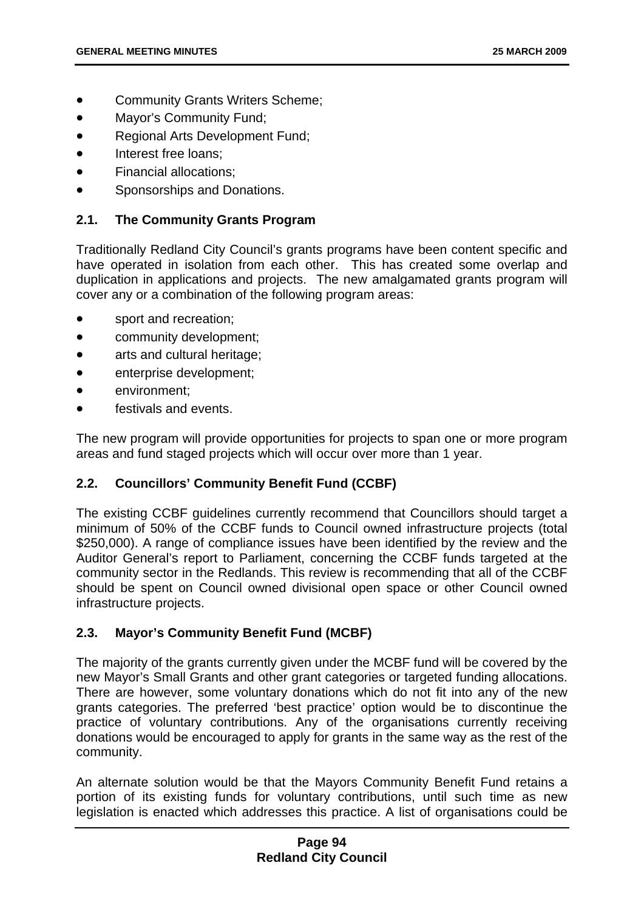- Community Grants Writers Scheme;
- Mayor's Community Fund;
- Regional Arts Development Fund;
- Interest free loans;
- Financial allocations;
- Sponsorships and Donations.

### 2.1. The Community Grants Program

Traditionally Redland City Council's grants programs have been content specific and have operated in isolation from each other. This has created some overlap and duplication in applications and projects. The new amalgamated grants program will cover any or a combination of the following program areas:

- sport and recreation;
- community development;
- arts and cultural heritage;
- enterprise development;
- environment;
- festivals and events.

The new program will provide opportunities for projects to span one or more program areas and fund staged projects which will occur over more than 1 year.

### 2.2. Councillors' Community Benefit Fund (CCBF)

The existing CCBF guidelines currently recommend that Councillors should target a minimum of 50% of the CCBF funds to Council owned infrastructure projects (total $250,000). A range of compliance issues have been identified by the review and the Auditor General's report to Parliament, concerning the CCBF funds targeted at the community sector in the Redlands. This review is recommending that all of the CCBF should be spent on Council owned divisional open space or other Council owned infrastructure projects.

### 2.3. Mayor's Community Benefit Fund (MCBF)

The majority of the grants currently given under the MCBF fund will be covered by the new Mayor's Small Grants and other grant categories or targeted funding allocations. There are however, some voluntary donations which do not fit into any of the new grants categories. The preferred 'best practice' option would be to discontinue the practice of voluntary contributions. Any of the organisations currently receiving donations would be encouraged to apply for grants in the same way as the rest of the community.

An alternate solution would be that the Mayors Community Benefit Fund retains a portion of its existing funds for voluntary contributions, until such time as new legislation is enacted which addresses this practice. A list of organisations could be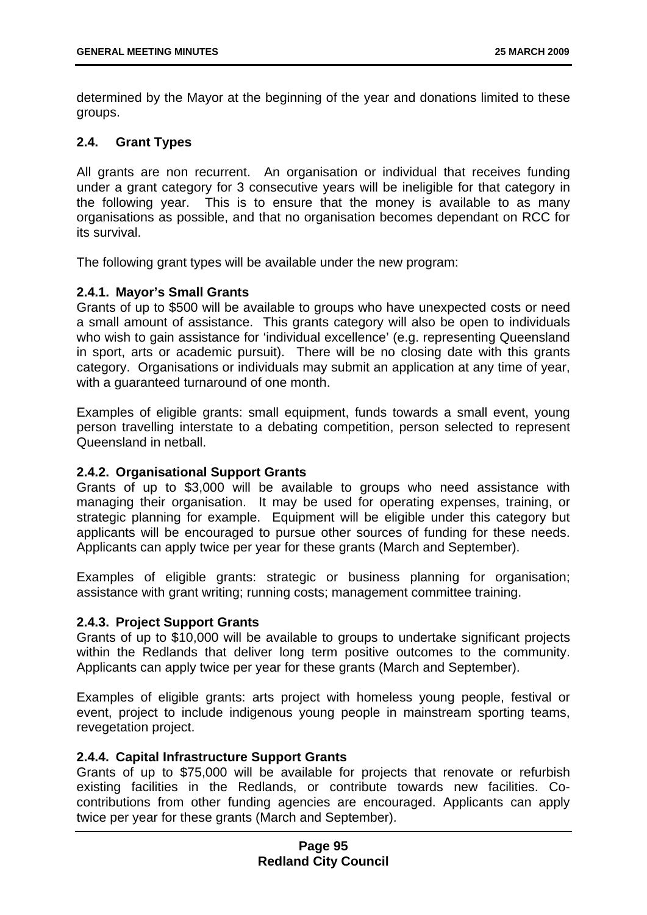determined by the Mayor at the beginning of the year and donations limited to these groups.

## 2.4. Grant Types

All grants are non recurrent. An organisation or individual that receives funding under a grant category for 3 consecutive years will be ineligible for that category in the following year. This is to ensure that the money is available to as many organisations as possible, and that no organisation becomes dependant on RCC for its survival.

The following grant types will be available under the new program:

### 2.4.1. Mayor's Small Grants

Grants of up to $500 will be available to groups who have unexpected costs or need a small amount of assistance. This grants category will also be open to individuals who wish to gain assistance for 'individual excellence' (e.g. representing Queensland in sport, arts or academic pursuit). There will be no closing date with this grants category. Organisations or individuals may submit an application at any time of year, with a guaranteed turnaround of one month.

Examples of eligible grants: small equipment, funds towards a small event, young person travelling interstate to a debating competition, person selected to represent Queensland in netball.

### 2.4.2. Organisational Support Grants

Grants of up to $3,000 will be available to groups who need assistance with managing their organisation. It may be used for operating expenses, training, or strategic planning for example. Equipment will be eligible under this category but applicants will be encouraged to pursue other sources of funding for these needs. Applicants can apply twice per year for these grants (March and September).

Examples of eligible grants: strategic or business planning for organisation; assistance with grant writing; running costs; management committee training.

### 2.4.3. Project Support Grants

Grants of up to $10,000 will be available to groups to undertake significant projects within the Redlands that deliver long term positive outcomes to the community. Applicants can apply twice per year for these grants (March and September).

Examples of eligible grants: arts project with homeless young people, festival or event, project to include indigenous young people in mainstream sporting teams, revegetation project.

### 2.4.4. Capital Infrastructure Support Grants

Grants of up to $75,000 will be available for projects that renovate or refurbish existing facilities in the Redlands, or contribute towards new facilities. Co-contributions from other funding agencies are encouraged. Applicants can apply twice per year for these grants (March and September).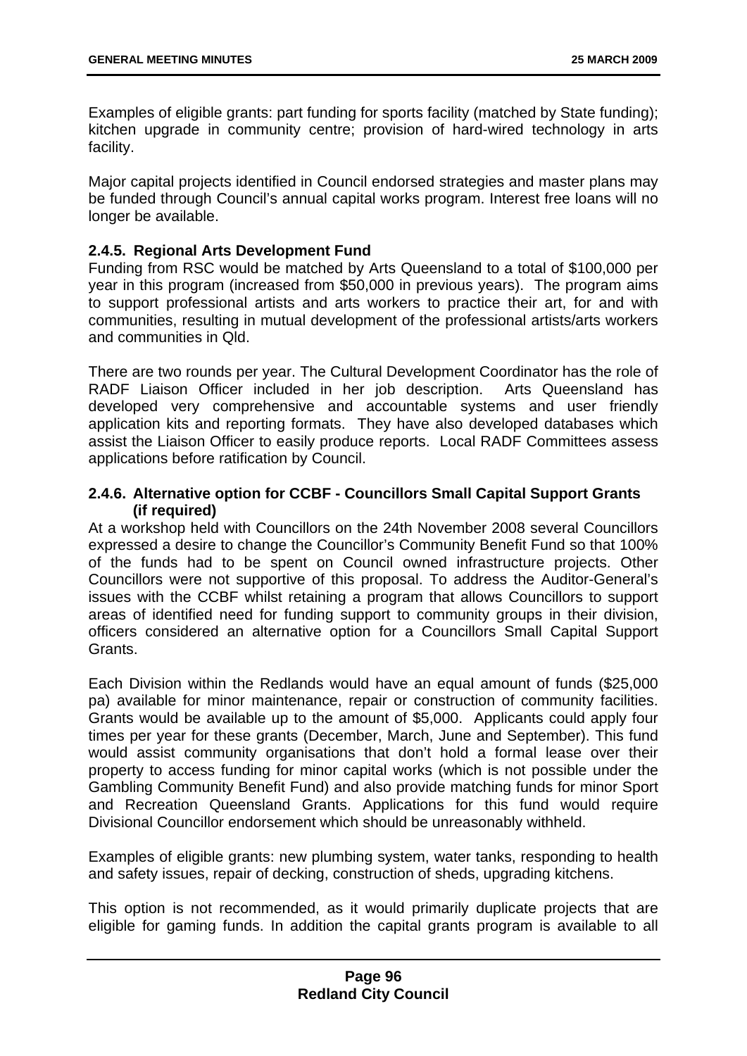Examples of eligible grants: part funding for sports facility (matched by State funding); kitchen upgrade in community centre; provision of hard-wired technology in arts facility.

Major capital projects identified in Council endorsed strategies and master plans may be funded through Council's annual capital works program. Interest free loans will no longer be available.

### 2.4.5. Regional Arts Development Fund

Funding from RSC would be matched by Arts Queensland to a total of $100,000 per year in this program (increased from $50,000 in previous years). The program aims to support professional artists and arts workers to practice their art, for and with communities, resulting in mutual development of the professional artists/arts workers and communities in Qld.

There are two rounds per year. The Cultural Development Coordinator has the role of RADF Liaison Officer included in her job description. Arts Queensland has developed very comprehensive and accountable systems and user friendly application kits and reporting formats. They have also developed databases which assist the Liaison Officer to easily produce reports. Local RADF Committees assess applications before ratification by Council.

### 2.4.6. Alternative option for CCBF - Councillors Small Capital Support Grants (if required)

At a workshop held with Councillors on the 24th November 2008 several Councillors expressed a desire to change the Councillor's Community Benefit Fund so that 100% of the funds had to be spent on Council owned infrastructure projects. Other Councillors were not supportive of this proposal. To address the Auditor-General's issues with the CCBF whilst retaining a program that allows Councillors to support areas of identified need for funding support to community groups in their division, officers considered an alternative option for a Councillors Small Capital Support Grants.

Each Division within the Redlands would have an equal amount of funds ($25,000 pa) available for minor maintenance, repair or construction of community facilities. Grants would be available up to the amount of $5,000. Applicants could apply four times per year for these grants (December, March, June and September). This fund would assist community organisations that don't hold a formal lease over their property to access funding for minor capital works (which is not possible under the Gambling Community Benefit Fund) and also provide matching funds for minor Sport and Recreation Queensland Grants. Applications for this fund would require Divisional Councillor endorsement which should be unreasonably withheld.

Examples of eligible grants: new plumbing system, water tanks, responding to health and safety issues, repair of decking, construction of sheds, upgrading kitchens.

This option is not recommended, as it would primarily duplicate projects that are eligible for gaming funds. In addition the capital grants program is available to all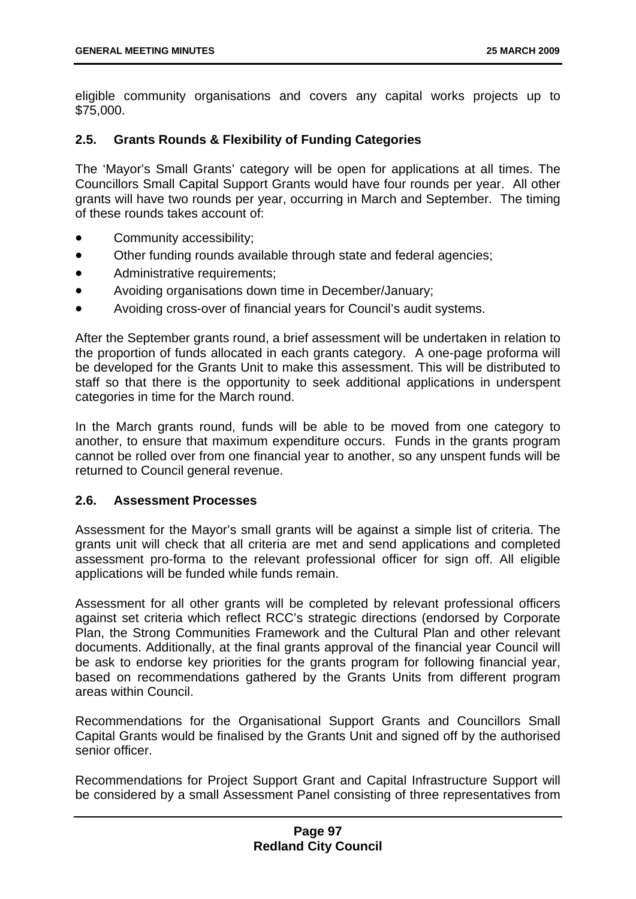eligible community organisations and covers any capital works projects up to $75,000.

## 2.5. Grants Rounds & Flexibility of Funding Categories

The 'Mayor's Small Grants' category will be open for applications at all times. The Councillors Small Capital Support Grants would have four rounds per year. All other grants will have two rounds per year, occurring in March and September. The timing of these rounds takes account of:

- Community accessibility;
- Other funding rounds available through state and federal agencies;
- Administrative requirements;
- Avoiding organisations down time in December/January;
- Avoiding cross-over of financial years for Council's audit systems.

After the September grants round, a brief assessment will be undertaken in relation to the proportion of funds allocated in each grants category. A one-page proforma will be developed for the Grants Unit to make this assessment. This will be distributed to staff so that there is the opportunity to seek additional applications in underspent categories in time for the March round.

In the March grants round, funds will be able to be moved from one category to another, to ensure that maximum expenditure occurs. Funds in the grants program cannot be rolled over from one financial year to another, so any unspent funds will be returned to Council general revenue.

## 2.6. Assessment Processes

Assessment for the Mayor's small grants will be against a simple list of criteria. The grants unit will check that all criteria are met and send applications and completed assessment pro-forma to the relevant professional officer for sign off. All eligible applications will be funded while funds remain.

Assessment for all other grants will be completed by relevant professional officers against set criteria which reflect RCC's strategic directions (endorsed by Corporate Plan, the Strong Communities Framework and the Cultural Plan and other relevant documents. Additionally, at the final grants approval of the financial year Council will be ask to endorse key priorities for the grants program for following financial year, based on recommendations gathered by the Grants Units from different program areas within Council.

Recommendations for the Organisational Support Grants and Councillors Small Capital Grants would be finalised by the Grants Unit and signed off by the authorised senior officer.

Recommendations for Project Support Grant and Capital Infrastructure Support will be considered by a small Assessment Panel consisting of three representatives from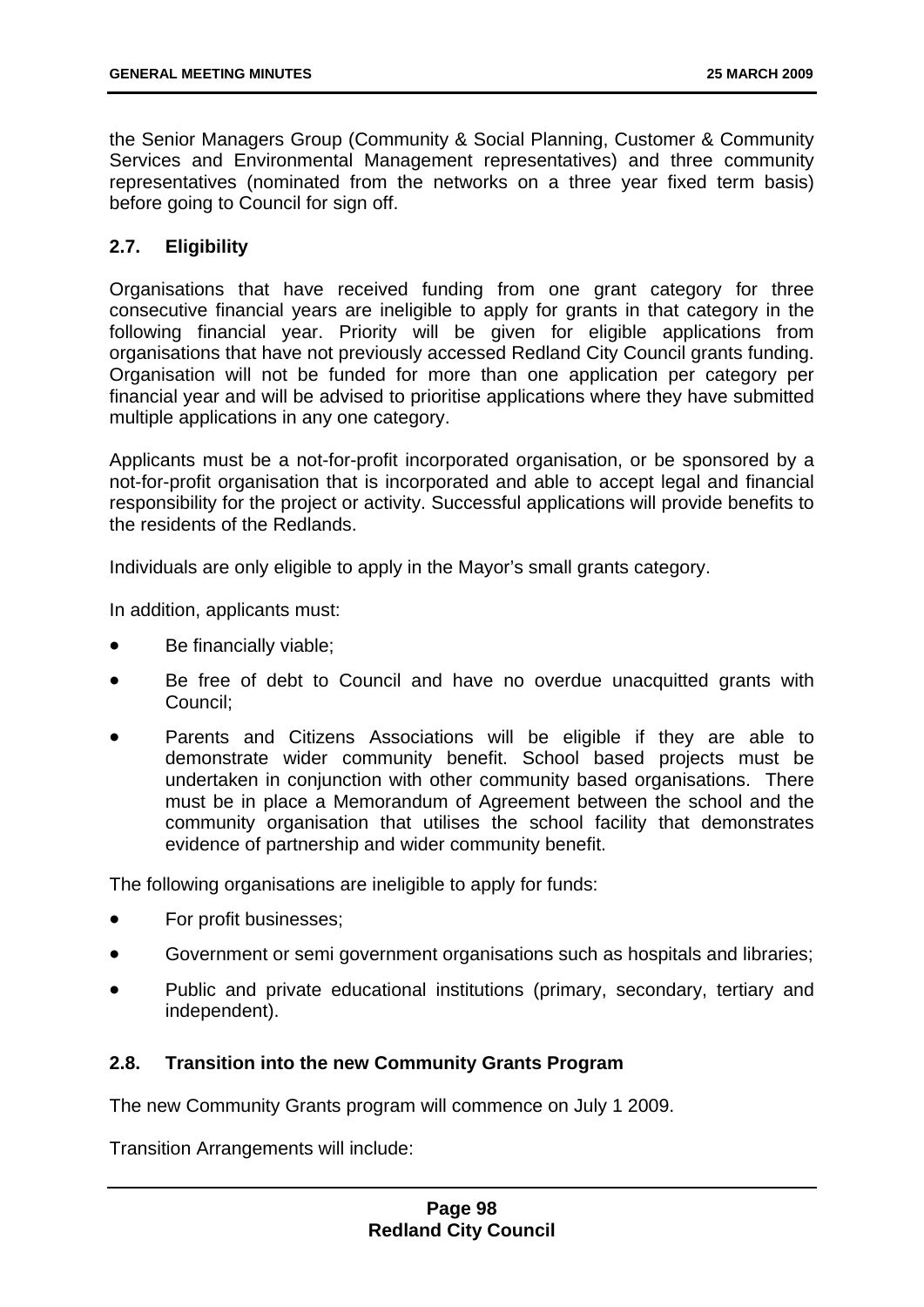the Senior Managers Group (Community & Social Planning, Customer & Community Services and Environmental Management representatives) and three community representatives (nominated from the networks on a three year fixed term basis) before going to Council for sign off.

### 2.7. Eligibility

Organisations that have received funding from one grant category for three consecutive financial years are ineligible to apply for grants in that category in the following financial year. Priority will be given for eligible applications from organisations that have not previously accessed Redland City Council grants funding. Organisation will not be funded for more than one application per category per financial year and will be advised to prioritise applications where they have submitted multiple applications in any one category.

Applicants must be a not-for-profit incorporated organisation, or be sponsored by a not-for-profit organisation that is incorporated and able to accept legal and financial responsibility for the project or activity. Successful applications will provide benefits to the residents of the Redlands.

Individuals are only eligible to apply in the Mayor's small grants category.

In addition, applicants must:

- Be financially viable;
- Be free of debt to Council and have no overdue unacquitted grants with Council;
- Parents and Citizens Associations will be eligible if they are able to demonstrate wider community benefit. School based projects must be undertaken in conjunction with other community based organisations. There must be in place a Memorandum of Agreement between the school and the community organisation that utilises the school facility that demonstrates evidence of partnership and wider community benefit.

The following organisations are ineligible to apply for funds:

- For profit businesses;
- Government or semi government organisations such as hospitals and libraries;
- Public and private educational institutions (primary, secondary, tertiary and independent).

### 2.8. Transition into the new Community Grants Program

The new Community Grants program will commence on July 1 2009.

Transition Arrangements will include: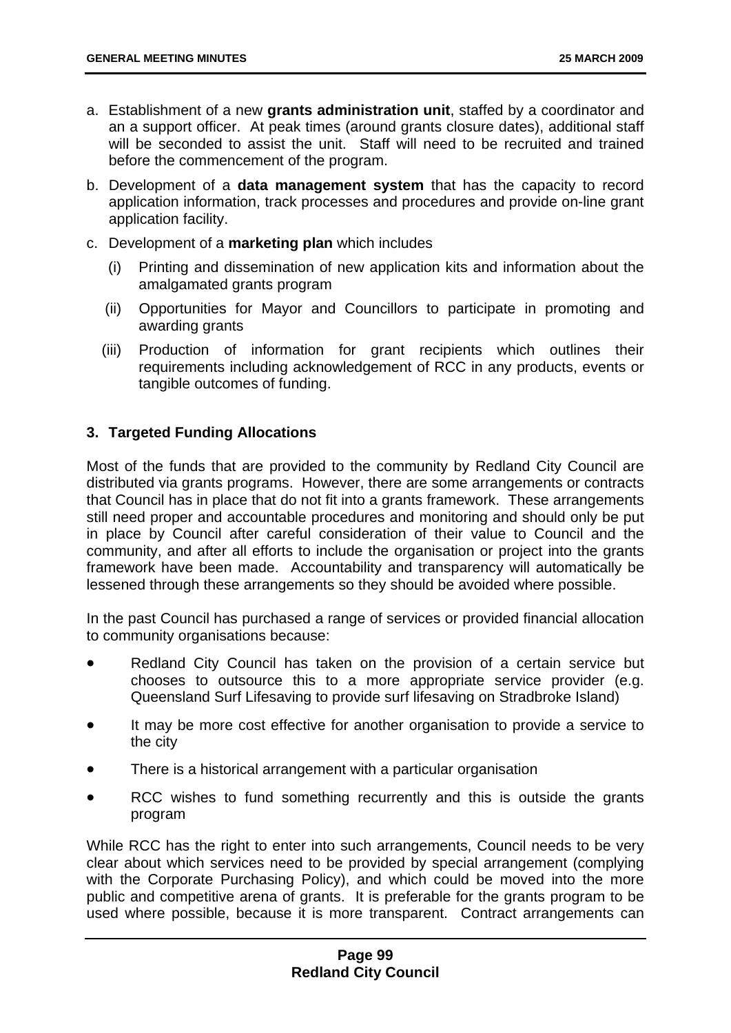a. Establishment of a new **grants administration unit**, staffed by a coordinator and an a support officer. At peak times (around grants closure dates), additional staff will be seconded to assist the unit. Staff will need to be recruited and trained before the commencement of the program.

b. Development of a **data management system** that has the capacity to record application information, track processes and procedures and provide on-line grant application facility.

c. Development of a **marketing plan** which includes

   (i) Printing and dissemination of new application kits and information about the amalgamated grants program

   (ii) Opportunities for Mayor and Councillors to participate in promoting and awarding grants

   (iii) Production of information for grant recipients which outlines their requirements including acknowledgement of RCC in any products, events or tangible outcomes of funding.

## 3. Targeted Funding Allocations

Most of the funds that are provided to the community by Redland City Council are distributed via grants programs. However, there are some arrangements or contracts that Council has in place that do not fit into a grants framework. These arrangements still need proper and accountable procedures and monitoring and should only be put in place by Council after careful consideration of their value to Council and the community, and after all efforts to include the organisation or project into the grants framework have been made. Accountability and transparency will automatically be lessened through these arrangements so they should be avoided where possible.

In the past Council has purchased a range of services or provided financial allocation to community organisations because:

- Redland City Council has taken on the provision of a certain service but chooses to outsource this to a more appropriate service provider (e.g. Queensland Surf Lifesaving to provide surf lifesaving on Stradbroke Island)
- It may be more cost effective for another organisation to provide a service to the city
- There is a historical arrangement with a particular organisation
- RCC wishes to fund something recurrently and this is outside the grants program

While RCC has the right to enter into such arrangements, Council needs to be very clear about which services need to be provided by special arrangement (complying with the Corporate Purchasing Policy), and which could be moved into the more public and competitive arena of grants. It is preferable for the grants program to be used where possible, because it is more transparent. Contract arrangements can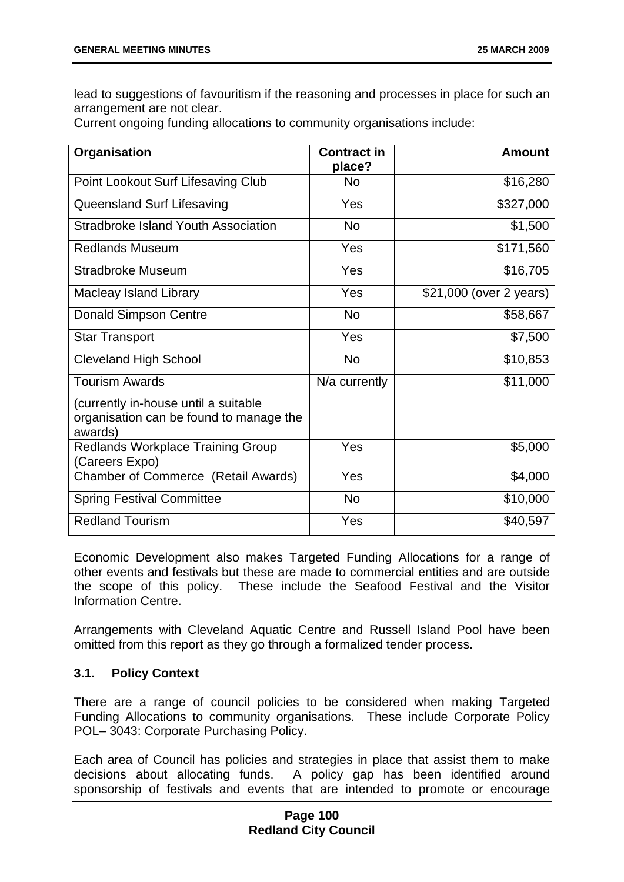lead to suggestions of favouritism if the reasoning and processes in place for such an arrangement are not clear.

Current ongoing funding allocations to community organisations include:

| Organisation | Contract in place? | Amount |
|---|---|---|
| Point Lookout Surf Lifesaving Club | No | $16,280 |
| Queensland Surf Lifesaving | Yes | $327,000 |
| Stradbroke Island Youth Association | No | $1,500 |
| Redlands Museum | Yes | $171,560 |
| Stradbroke Museum | Yes | $16,705 |
| Macleay Island Library | Yes | $21,000 (over 2 years) |
| Donald Simpson Centre | No | $58,667 |
| Star Transport | Yes | $7,500 |
| Cleveland High School | No | $10,853 |
| Tourism Awards<br><br>(currently in-house until a suitable organisation can be found to manage the awards) | N/a currently | $11,000 |
| Redlands Workplace Training Group (Careers Expo) | Yes | $5,000 |
| Chamber of Commerce (Retail Awards) | Yes | $4,000 |
| Spring Festival Committee | No | $10,000 |
| Redland Tourism | Yes | $40,597 |

Economic Development also makes Targeted Funding Allocations for a range of other events and festivals but these are made to commercial entities and are outside the scope of this policy. These include the Seafood Festival and the Visitor Information Centre.

Arrangements with Cleveland Aquatic Centre and Russell Island Pool have been omitted from this report as they go through a formalized tender process.

### 3.1. Policy Context

There are a range of council policies to be considered when making Targeted Funding Allocations to community organisations. These include Corporate Policy POL– 3043: Corporate Purchasing Policy.

Each area of Council has policies and strategies in place that assist them to make decisions about allocating funds. A policy gap has been identified around sponsorship of festivals and events that are intended to promote or encourage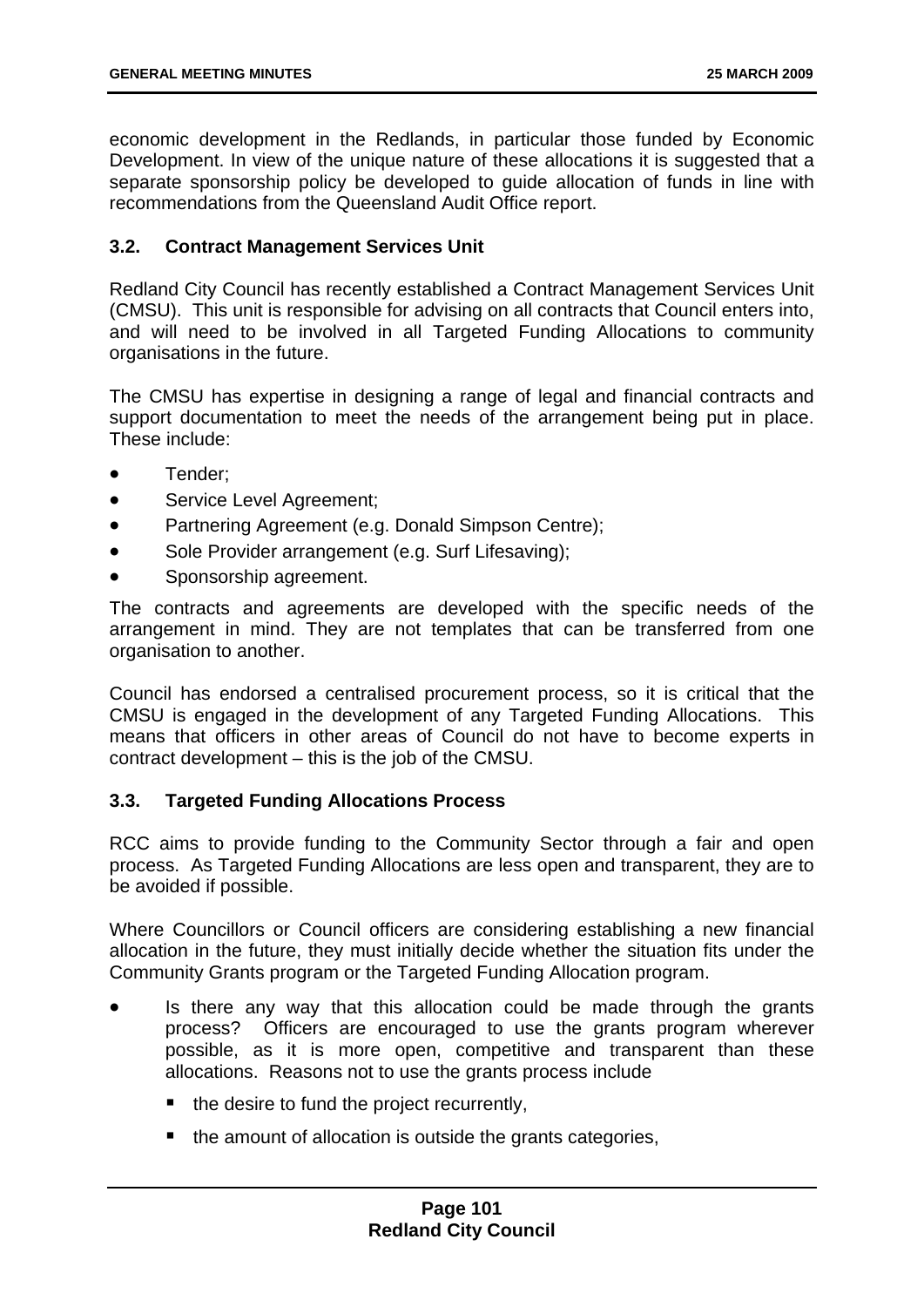economic development in the Redlands, in particular those funded by Economic Development. In view of the unique nature of these allocations it is suggested that a separate sponsorship policy be developed to guide allocation of funds in line with recommendations from the Queensland Audit Office report.

### 3.2. Contract Management Services Unit

Redland City Council has recently established a Contract Management Services Unit (CMSU). This unit is responsible for advising on all contracts that Council enters into, and will need to be involved in all Targeted Funding Allocations to community organisations in the future.

The CMSU has expertise in designing a range of legal and financial contracts and support documentation to meet the needs of the arrangement being put in place. These include:

- Tender;
- Service Level Agreement;
- Partnering Agreement (e.g. Donald Simpson Centre);
- Sole Provider arrangement (e.g. Surf Lifesaving);
- Sponsorship agreement.

The contracts and agreements are developed with the specific needs of the arrangement in mind. They are not templates that can be transferred from one organisation to another.

Council has endorsed a centralised procurement process, so it is critical that the CMSU is engaged in the development of any Targeted Funding Allocations. This means that officers in other areas of Council do not have to become experts in contract development – this is the job of the CMSU.

### 3.3. Targeted Funding Allocations Process

RCC aims to provide funding to the Community Sector through a fair and open process. As Targeted Funding Allocations are less open and transparent, they are to be avoided if possible.

Where Councillors or Council officers are considering establishing a new financial allocation in the future, they must initially decide whether the situation fits under the Community Grants program or the Targeted Funding Allocation program.

- Is there any way that this allocation could be made through the grants process? Officers are encouraged to use the grants program wherever possible, as it is more open, competitive and transparent than these allocations. Reasons not to use the grants process include
  - the desire to fund the project recurrently,
  - the amount of allocation is outside the grants categories,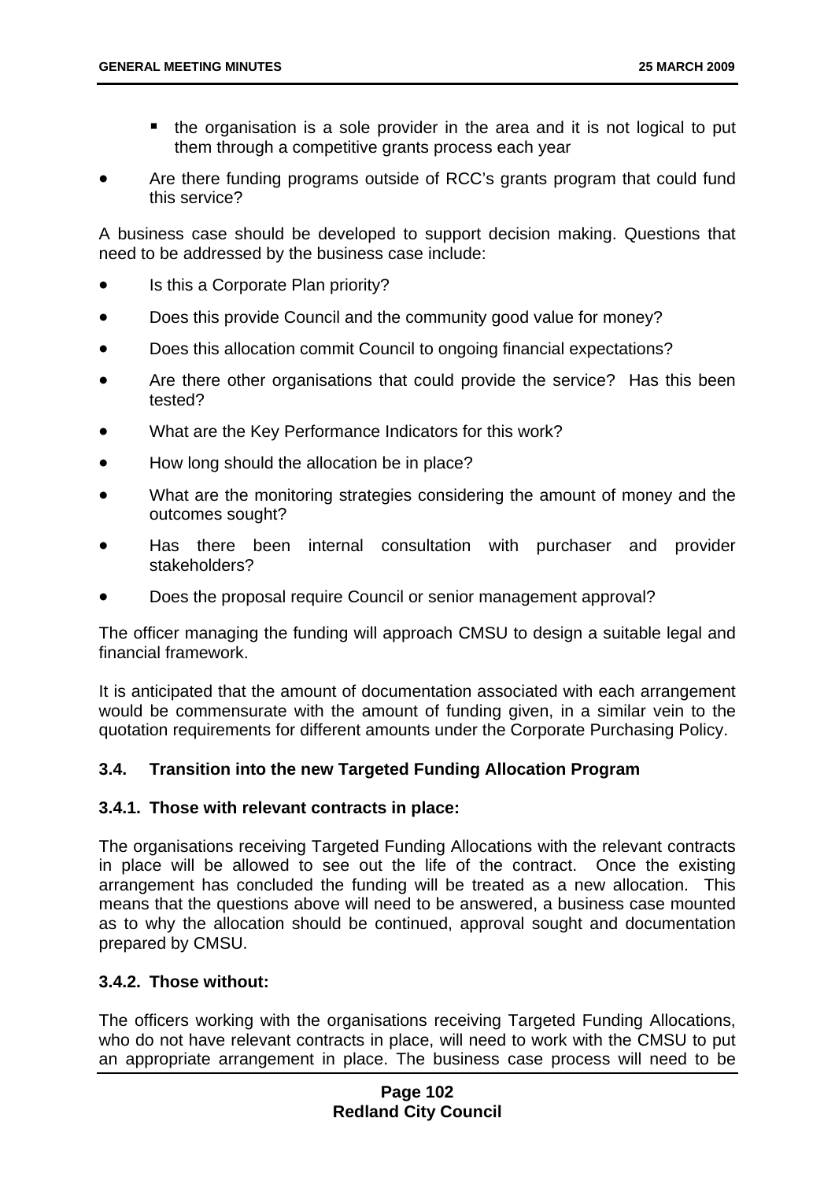- the organisation is a sole provider in the area and it is not logical to put them through a competitive grants process each year

- Are there funding programs outside of RCC's grants program that could fund this service?

A business case should be developed to support decision making. Questions that need to be addressed by the business case include:

- Is this a Corporate Plan priority?
- Does this provide Council and the community good value for money?
- Does this allocation commit Council to ongoing financial expectations?
- Are there other organisations that could provide the service? Has this been tested?
- What are the Key Performance Indicators for this work?
- How long should the allocation be in place?
- What are the monitoring strategies considering the amount of money and the outcomes sought?
- Has there been internal consultation with purchaser and provider stakeholders?
- Does the proposal require Council or senior management approval?

The officer managing the funding will approach CMSU to design a suitable legal and financial framework.

It is anticipated that the amount of documentation associated with each arrangement would be commensurate with the amount of funding given, in a similar vein to the quotation requirements for different amounts under the Corporate Purchasing Policy.

### 3.4. Transition into the new Targeted Funding Allocation Program

#### 3.4.1. Those with relevant contracts in place:

The organisations receiving Targeted Funding Allocations with the relevant contracts in place will be allowed to see out the life of the contract. Once the existing arrangement has concluded the funding will be treated as a new allocation. This means that the questions above will need to be answered, a business case mounted as to why the allocation should be continued, approval sought and documentation prepared by CMSU.

#### 3.4.2. Those without:

The officers working with the organisations receiving Targeted Funding Allocations, who do not have relevant contracts in place, will need to work with the CMSU to put an appropriate arrangement in place. The business case process will need to be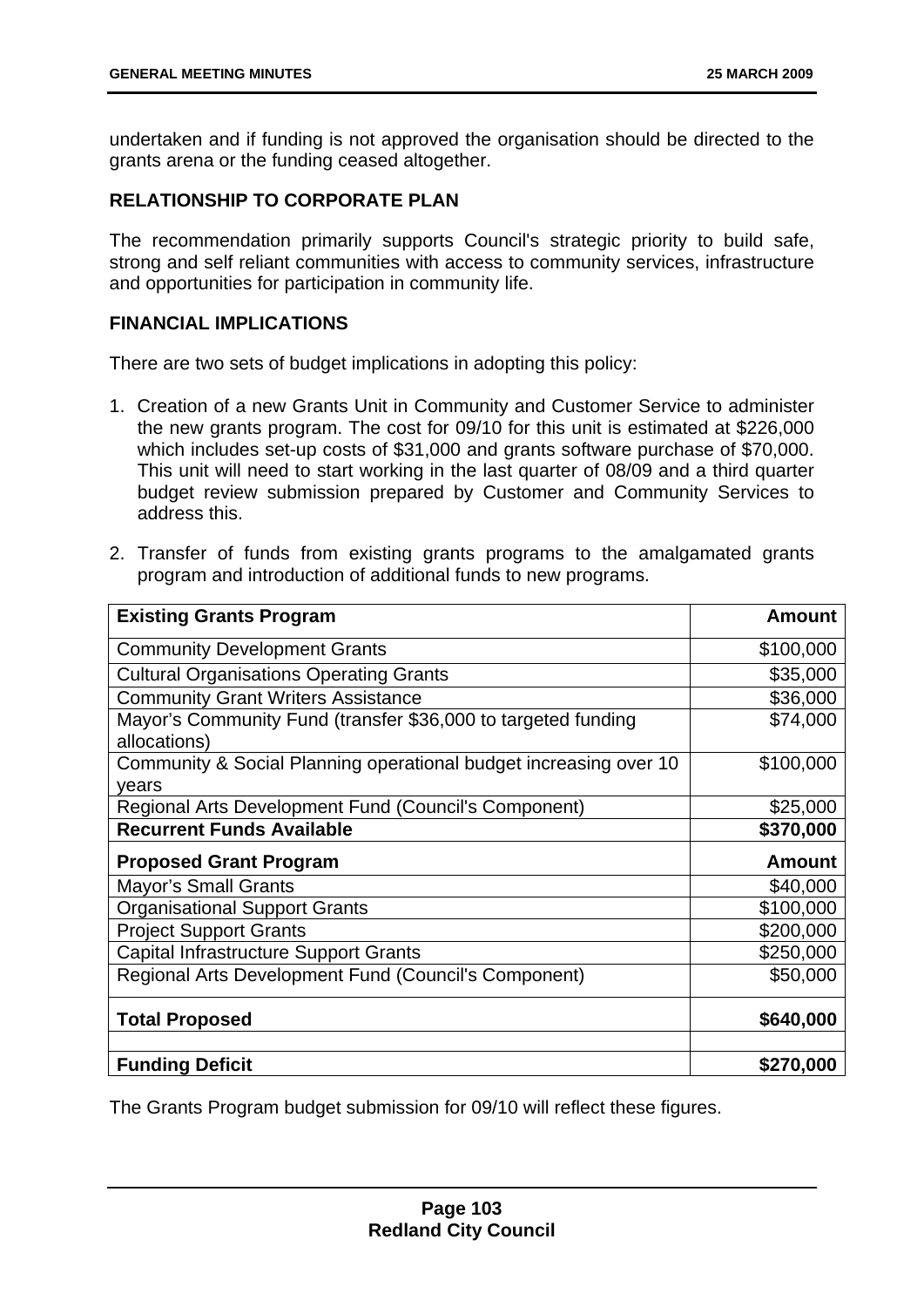undertaken and if funding is not approved the organisation should be directed to the grants arena or the funding ceased altogether.

### RELATIONSHIP TO CORPORATE PLAN

The recommendation primarily supports Council's strategic priority to build safe, strong and self reliant communities with access to community services, infrastructure and opportunities for participation in community life.

### FINANCIAL IMPLICATIONS

There are two sets of budget implications in adopting this policy:

1. Creation of a new Grants Unit in Community and Customer Service to administer the new grants program. The cost for 09/10 for this unit is estimated at $226,000 which includes set-up costs of $31,000 and grants software purchase of $70,000. This unit will need to start working in the last quarter of 08/09 and a third quarter budget review submission prepared by Customer and Community Services to address this.

2. Transfer of funds from existing grants programs to the amalgamated grants program and introduction of additional funds to new programs.

| **Existing Grants Program** | **Amount** |
|---|---:|
| Community Development Grants | $100,000 |
| Cultural Organisations Operating Grants | $35,000 |
| Community Grant Writers Assistance | $36,000 |
| Mayor's Community Fund (transfer $36,000 to targeted funding allocations) | $74,000 |
| Community & Social Planning operational budget increasing over 10 years | $100,000 |
| Regional Arts Development Fund (Council's Component) | $25,000 |
| **Recurrent Funds Available** | **$370,000** |
| **Proposed Grant Program** | **Amount** |
| Mayor's Small Grants | $40,000 |
| Organisational Support Grants | $100,000 |
| Project Support Grants | $200,000 |
| Capital Infrastructure Support Grants | $250,000 |
| Regional Arts Development Fund (Council's Component) | $50,000 |
| **Total Proposed** | **$640,000** |
| | |
| **Funding Deficit** | **$270,000** |

The Grants Program budget submission for 09/10 will reflect these figures.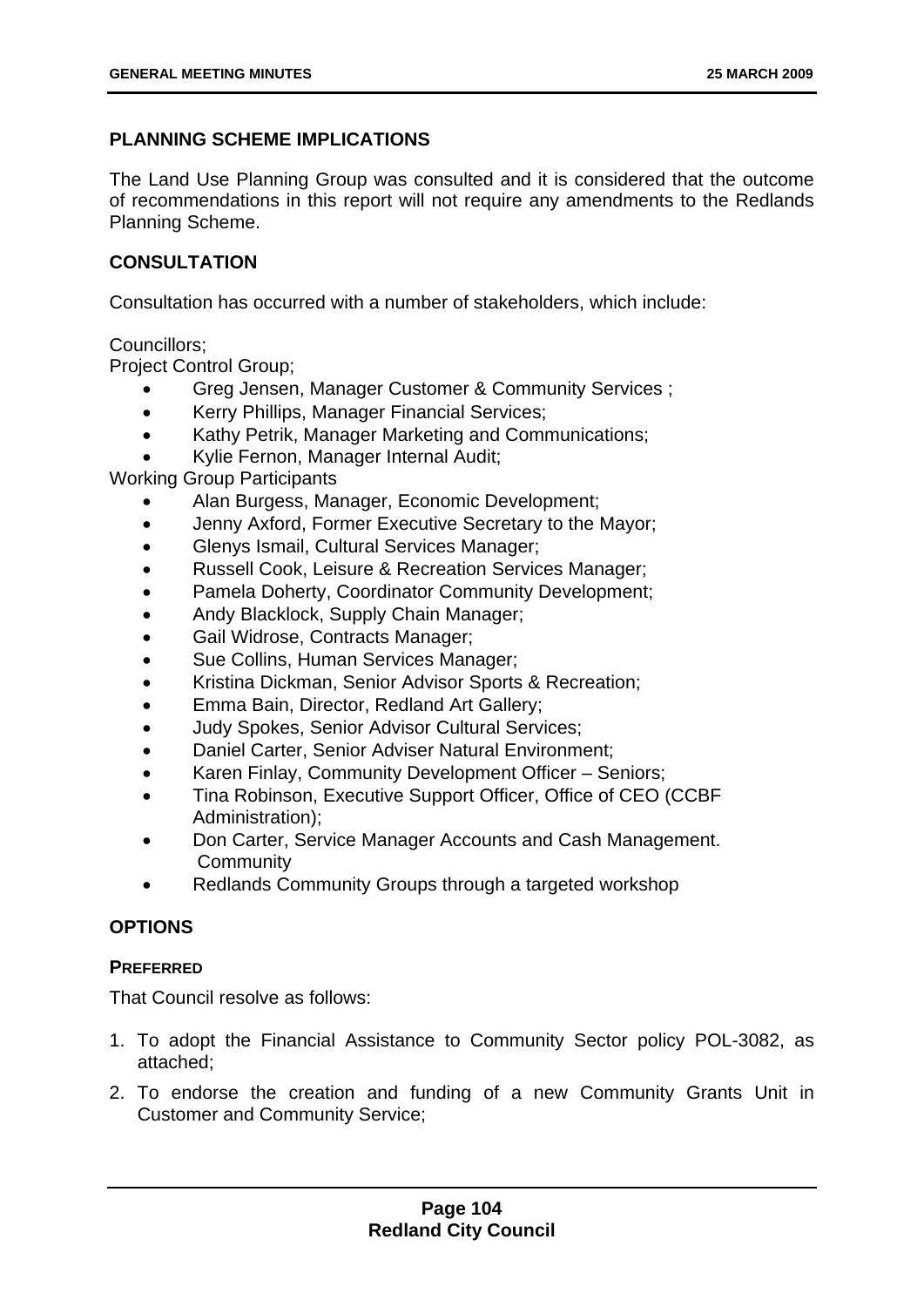## PLANNING SCHEME IMPLICATIONS

The Land Use Planning Group was consulted and it is considered that the outcome of recommendations in this report will not require any amendments to the Redlands Planning Scheme.

## CONSULTATION

Consultation has occurred with a number of stakeholders, which include:

Councillors;
Project Control Group;

- Greg Jensen, Manager Customer & Community Services ;
- Kerry Phillips, Manager Financial Services;
- Kathy Petrik, Manager Marketing and Communications;
- Kylie Fernon, Manager Internal Audit;

Working Group Participants

- Alan Burgess, Manager, Economic Development;
- Jenny Axford, Former Executive Secretary to the Mayor;
- Glenys Ismail, Cultural Services Manager;
- Russell Cook, Leisure & Recreation Services Manager;
- Pamela Doherty, Coordinator Community Development;
- Andy Blacklock, Supply Chain Manager;
- Gail Widrose, Contracts Manager;
- Sue Collins, Human Services Manager;
- Kristina Dickman, Senior Advisor Sports & Recreation;
- Emma Bain, Director, Redland Art Gallery;
- Judy Spokes, Senior Advisor Cultural Services;
- Daniel Carter, Senior Adviser Natural Environment;
- Karen Finlay, Community Development Officer – Seniors;
- Tina Robinson, Executive Support Officer, Office of CEO (CCBF Administration);
- Don Carter, Service Manager Accounts and Cash Management. Community
- Redlands Community Groups through a targeted workshop

## OPTIONS

### PREFERRED

That Council resolve as follows:

1. To adopt the Financial Assistance to Community Sector policy POL-3082, as attached;
2. To endorse the creation and funding of a new Community Grants Unit in Customer and Community Service;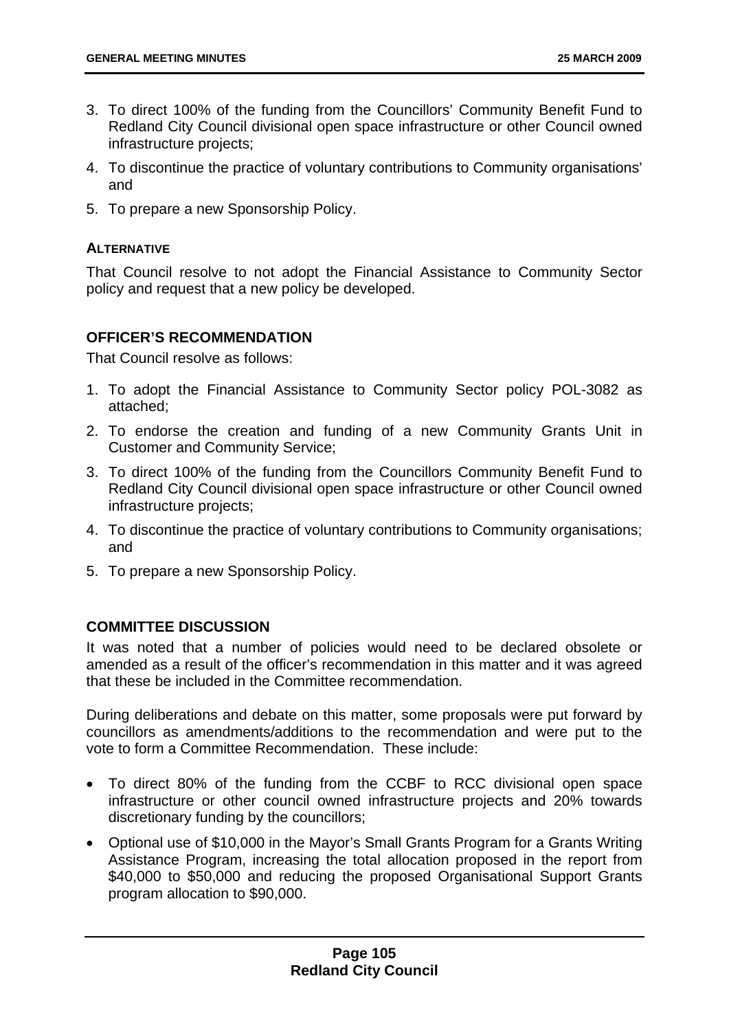3. To direct 100% of the funding from the Councillors' Community Benefit Fund to Redland City Council divisional open space infrastructure or other Council owned infrastructure projects;
4. To discontinue the practice of voluntary contributions to Community organisations' and
5. To prepare a new Sponsorship Policy.

**ALTERNATIVE**

That Council resolve to not adopt the Financial Assistance to Community Sector policy and request that a new policy be developed.

**OFFICER'S RECOMMENDATION**

That Council resolve as follows:

1. To adopt the Financial Assistance to Community Sector policy POL-3082 as attached;
2. To endorse the creation and funding of a new Community Grants Unit in Customer and Community Service;
3. To direct 100% of the funding from the Councillors Community Benefit Fund to Redland City Council divisional open space infrastructure or other Council owned infrastructure projects;
4. To discontinue the practice of voluntary contributions to Community organisations; and
5. To prepare a new Sponsorship Policy.

**COMMITTEE DISCUSSION**

It was noted that a number of policies would need to be declared obsolete or amended as a result of the officer's recommendation in this matter and it was agreed that these be included in the Committee recommendation.

During deliberations and debate on this matter, some proposals were put forward by councillors as amendments/additions to the recommendation and were put to the vote to form a Committee Recommendation. These include:

- To direct 80% of the funding from the CCBF to RCC divisional open space infrastructure or other council owned infrastructure projects and 20% towards discretionary funding by the councillors;
- Optional use of $10,000 in the Mayor's Small Grants Program for a Grants Writing Assistance Program, increasing the total allocation proposed in the report from $40,000 to $50,000 and reducing the proposed Organisational Support Grants program allocation to $90,000.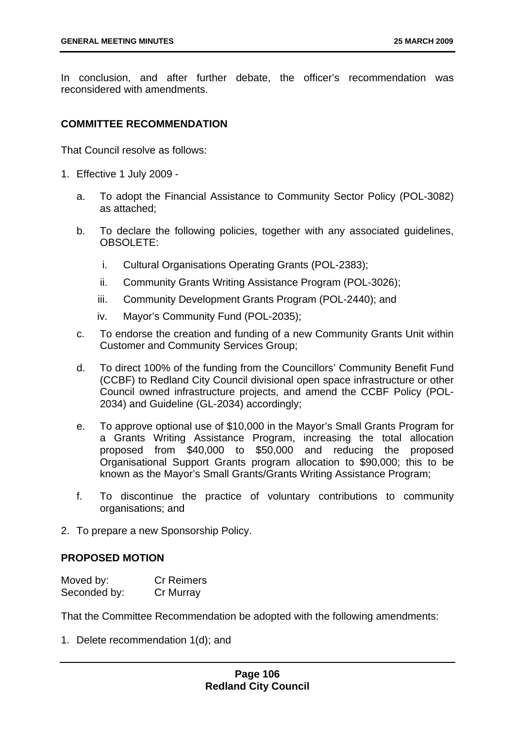In conclusion, and after further debate, the officer's recommendation was reconsidered with amendments.

**COMMITTEE RECOMMENDATION**

That Council resolve as follows:

1. Effective 1 July 2009 -
   a. To adopt the Financial Assistance to Community Sector Policy (POL-3082) as attached;
   b. To declare the following policies, together with any associated guidelines, OBSOLETE:
      i. Cultural Organisations Operating Grants (POL-2383);
      ii. Community Grants Writing Assistance Program (POL-3026);
      iii. Community Development Grants Program (POL-2440); and
      iv. Mayor's Community Fund (POL-2035);
   c. To endorse the creation and funding of a new Community Grants Unit within Customer and Community Services Group;
   d. To direct 100% of the funding from the Councillors' Community Benefit Fund (CCBF) to Redland City Council divisional open space infrastructure or other Council owned infrastructure projects, and amend the CCBF Policy (POL-2034) and Guideline (GL-2034) accordingly;
   e. To approve optional use of $10,000 in the Mayor's Small Grants Program for a Grants Writing Assistance Program, increasing the total allocation proposed from $40,000 to $50,000 and reducing the proposed Organisational Support Grants program allocation to $90,000; this to be known as the Mayor's Small Grants/Grants Writing Assistance Program;
   f. To discontinue the practice of voluntary contributions to community organisations; and
2. To prepare a new Sponsorship Policy.

**PROPOSED MOTION**

Moved by: Cr Reimers
Seconded by: Cr Murray

That the Committee Recommendation be adopted with the following amendments:

1. Delete recommendation 1(d); and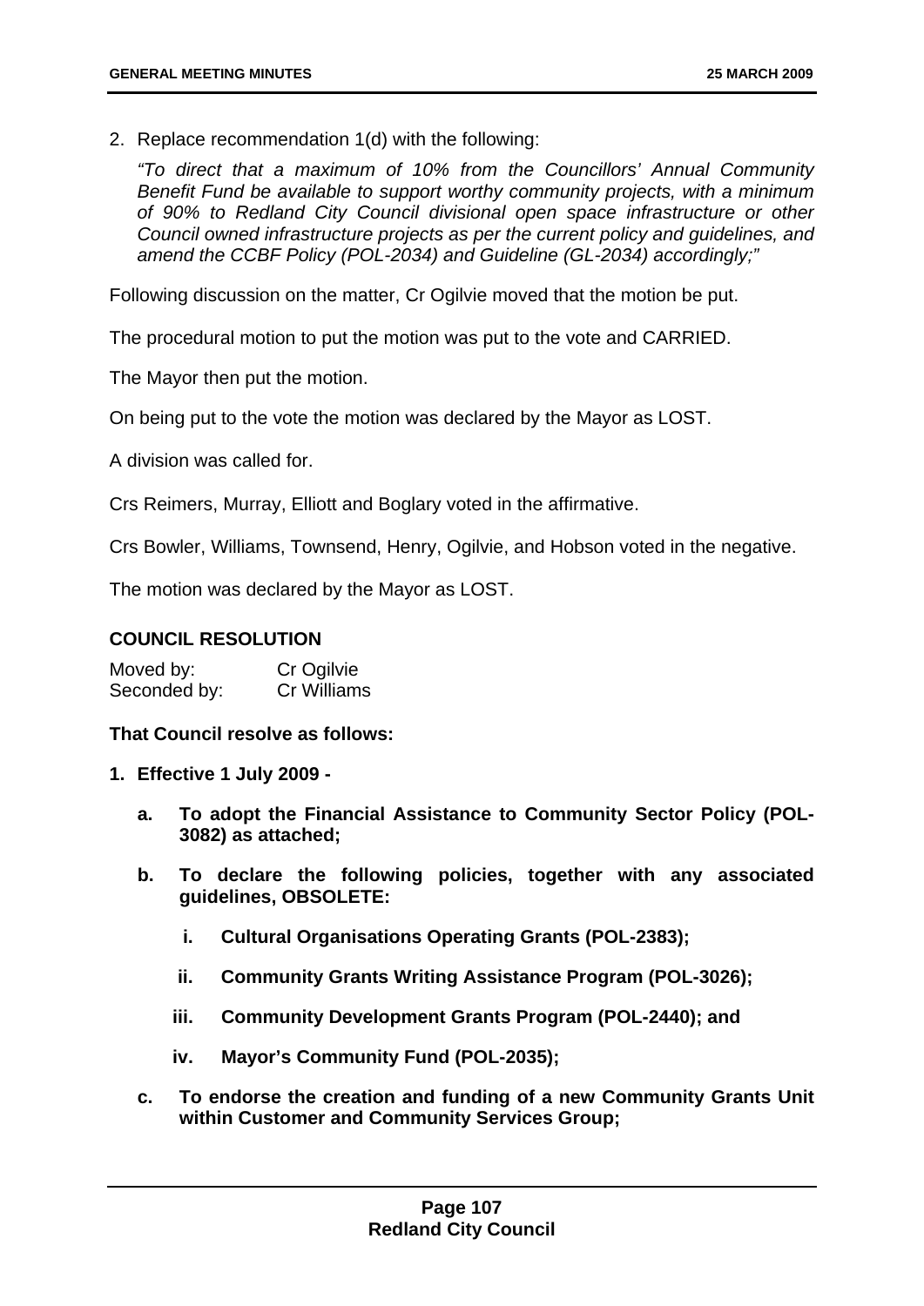2. Replace recommendation 1(d) with the following:

   *"To direct that a maximum of 10% from the Councillors' Annual Community Benefit Fund be available to support worthy community projects, with a minimum of 90% to Redland City Council divisional open space infrastructure or other Council owned infrastructure projects as per the current policy and guidelines, and amend the CCBF Policy (POL-2034) and Guideline (GL-2034) accordingly;"*

Following discussion on the matter, Cr Ogilvie moved that the motion be put.

The procedural motion to put the motion was put to the vote and CARRIED.

The Mayor then put the motion.

On being put to the vote the motion was declared by the Mayor as LOST.

A division was called for.

Crs Reimers, Murray, Elliott and Boglary voted in the affirmative.

Crs Bowler, Williams, Townsend, Henry, Ogilvie, and Hobson voted in the negative.

The motion was declared by the Mayor as LOST.

**COUNCIL RESOLUTION**

Moved by: Cr Ogilvie
Seconded by: Cr Williams

**That Council resolve as follows:**

**1. Effective 1 July 2009 -**

   **a. To adopt the Financial Assistance to Community Sector Policy (POL-3082) as attached;**

   **b. To declare the following policies, together with any associated guidelines, OBSOLETE:**

      **i. Cultural Organisations Operating Grants (POL-2383);**

      **ii. Community Grants Writing Assistance Program (POL-3026);**

      **iii. Community Development Grants Program (POL-2440); and**

      **iv. Mayor's Community Fund (POL-2035);**

   **c. To endorse the creation and funding of a new Community Grants Unit within Customer and Community Services Group;**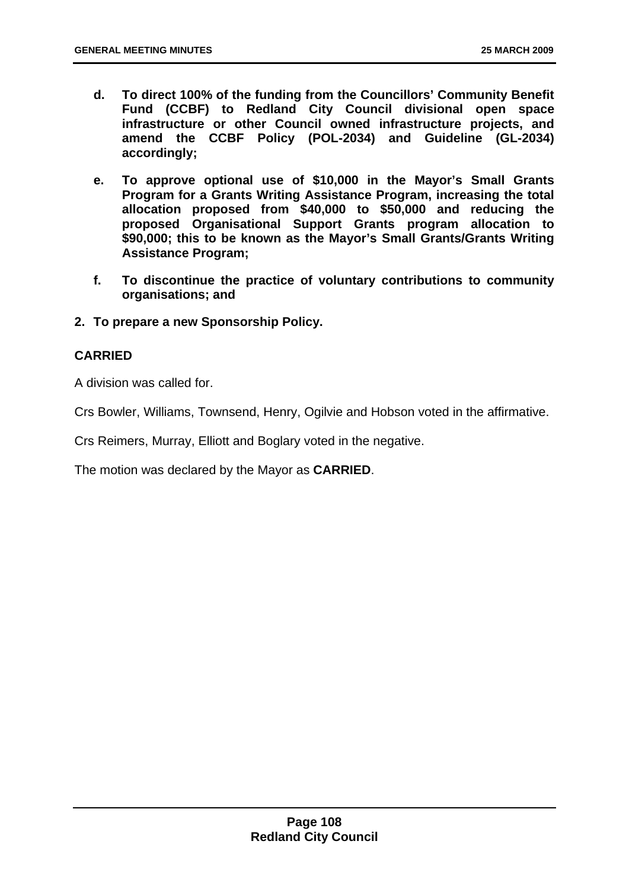- **d. To direct 100% of the funding from the Councillors' Community Benefit Fund (CCBF) to Redland City Council divisional open space infrastructure or other Council owned infrastructure projects, and amend the CCBF Policy (POL-2034) and Guideline (GL-2034) accordingly;**
- **e. To approve optional use of $10,000 in the Mayor's Small Grants Program for a Grants Writing Assistance Program, increasing the total allocation proposed from $40,000 to $50,000 and reducing the proposed Organisational Support Grants program allocation to $90,000; this to be known as the Mayor's Small Grants/Grants Writing Assistance Program;**
- **f. To discontinue the practice of voluntary contributions to community organisations; and**

**2. To prepare a new Sponsorship Policy.**

**CARRIED**

A division was called for.

Crs Bowler, Williams, Townsend, Henry, Ogilvie and Hobson voted in the affirmative.

Crs Reimers, Murray, Elliott and Boglary voted in the negative.

The motion was declared by the Mayor as **CARRIED**.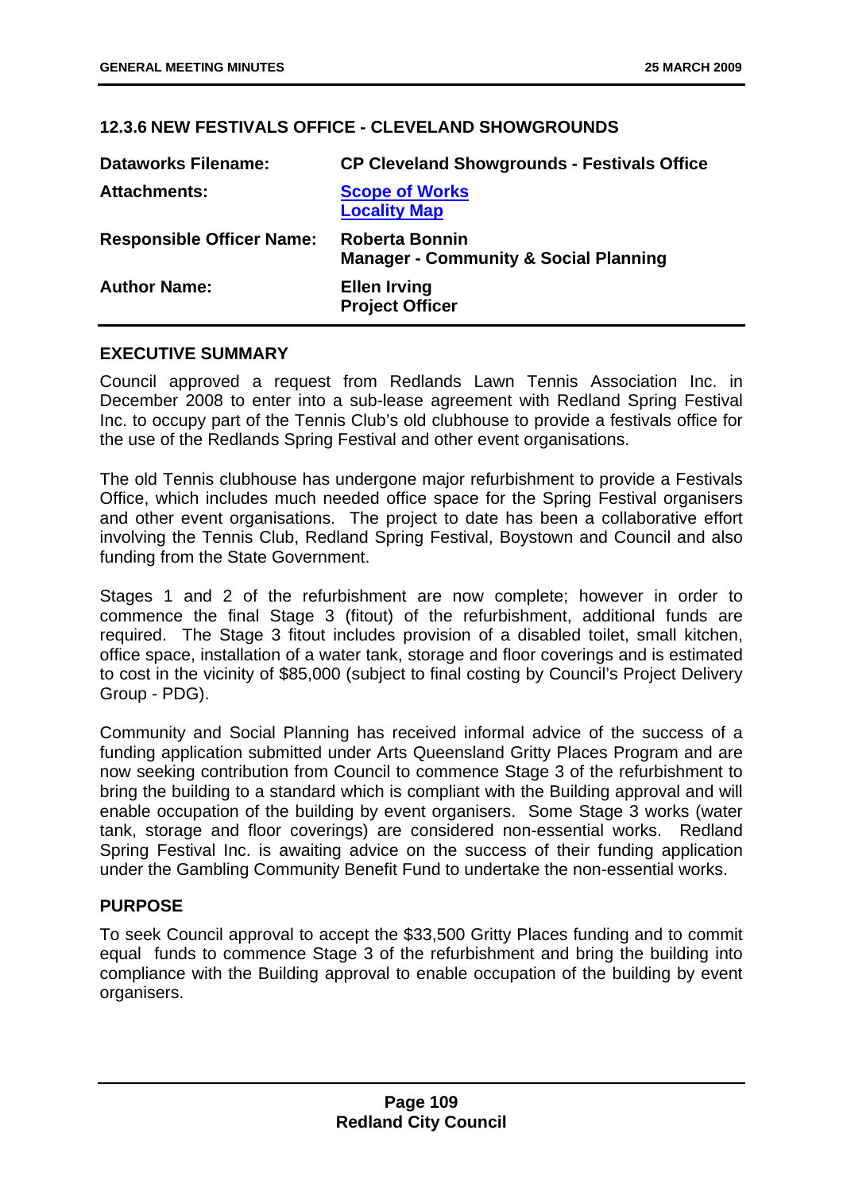## 12.3.6 NEW FESTIVALS OFFICE - CLEVELAND SHOWGROUNDS

| | |
|---|---|
| **Dataworks Filename:** | **CP Cleveland Showgrounds - Festivals Office** |
| **Attachments:** | **Scope of Works**<br>**Locality Map** |
| **Responsible Officer Name:** | **Roberta Bonnin**<br>**Manager - Community & Social Planning** |
| **Author Name:** | **Ellen Irving**<br>**Project Officer** |

### EXECUTIVE SUMMARY

Council approved a request from Redlands Lawn Tennis Association Inc. in December 2008 to enter into a sub-lease agreement with Redland Spring Festival Inc. to occupy part of the Tennis Club's old clubhouse to provide a festivals office for the use of the Redlands Spring Festival and other event organisations.

The old Tennis clubhouse has undergone major refurbishment to provide a Festivals Office, which includes much needed office space for the Spring Festival organisers and other event organisations. The project to date has been a collaborative effort involving the Tennis Club, Redland Spring Festival, Boystown and Council and also funding from the State Government.

Stages 1 and 2 of the refurbishment are now complete; however in order to commence the final Stage 3 (fitout) of the refurbishment, additional funds are required. The Stage 3 fitout includes provision of a disabled toilet, small kitchen, office space, installation of a water tank, storage and floor coverings and is estimated to cost in the vicinity of $85,000 (subject to final costing by Council's Project Delivery Group - PDG).

Community and Social Planning has received informal advice of the success of a funding application submitted under Arts Queensland Gritty Places Program and are now seeking contribution from Council to commence Stage 3 of the refurbishment to bring the building to a standard which is compliant with the Building approval and will enable occupation of the building by event organisers. Some Stage 3 works (water tank, storage and floor coverings) are considered non-essential works. Redland Spring Festival Inc. is awaiting advice on the success of their funding application under the Gambling Community Benefit Fund to undertake the non-essential works.

### PURPOSE

To seek Council approval to accept the $33,500 Gritty Places funding and to commit equal funds to commence Stage 3 of the refurbishment and bring the building into compliance with the Building approval to enable occupation of the building by event organisers.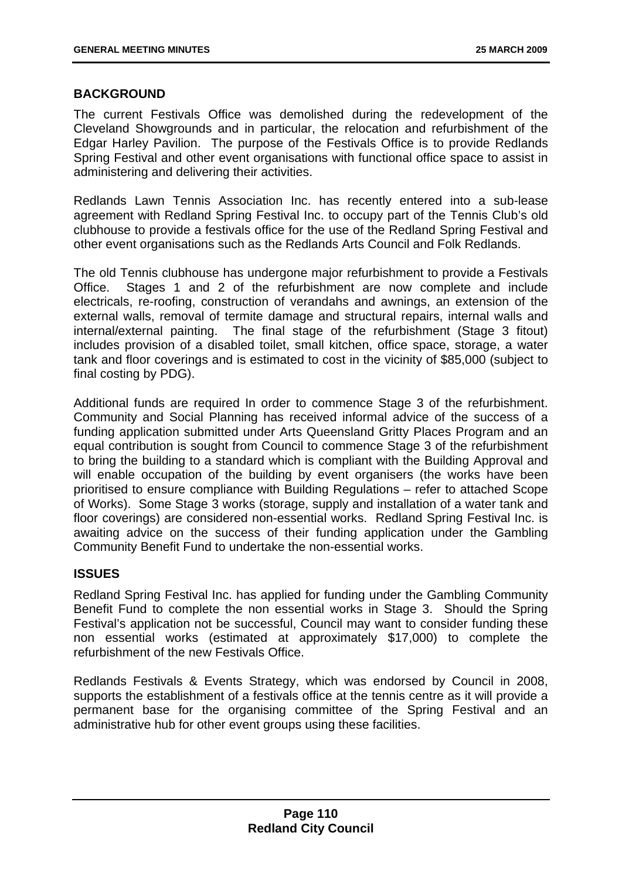## BACKGROUND

The current Festivals Office was demolished during the redevelopment of the Cleveland Showgrounds and in particular, the relocation and refurbishment of the Edgar Harley Pavilion. The purpose of the Festivals Office is to provide Redlands Spring Festival and other event organisations with functional office space to assist in administering and delivering their activities.

Redlands Lawn Tennis Association Inc. has recently entered into a sub-lease agreement with Redland Spring Festival Inc. to occupy part of the Tennis Club's old clubhouse to provide a festivals office for the use of the Redland Spring Festival and other event organisations such as the Redlands Arts Council and Folk Redlands.

The old Tennis clubhouse has undergone major refurbishment to provide a Festivals Office. Stages 1 and 2 of the refurbishment are now complete and include electricals, re-roofing, construction of verandahs and awnings, an extension of the external walls, removal of termite damage and structural repairs, internal walls and internal/external painting. The final stage of the refurbishment (Stage 3 fitout) includes provision of a disabled toilet, small kitchen, office space, storage, a water tank and floor coverings and is estimated to cost in the vicinity of $85,000 (subject to final costing by PDG).

Additional funds are required In order to commence Stage 3 of the refurbishment. Community and Social Planning has received informal advice of the success of a funding application submitted under Arts Queensland Gritty Places Program and an equal contribution is sought from Council to commence Stage 3 of the refurbishment to bring the building to a standard which is compliant with the Building Approval and will enable occupation of the building by event organisers (the works have been prioritised to ensure compliance with Building Regulations – refer to attached Scope of Works). Some Stage 3 works (storage, supply and installation of a water tank and floor coverings) are considered non-essential works. Redland Spring Festival Inc. is awaiting advice on the success of their funding application under the Gambling Community Benefit Fund to undertake the non-essential works.

## ISSUES

Redland Spring Festival Inc. has applied for funding under the Gambling Community Benefit Fund to complete the non essential works in Stage 3. Should the Spring Festival's application not be successful, Council may want to consider funding these non essential works (estimated at approximately $17,000) to complete the refurbishment of the new Festivals Office.

Redlands Festivals & Events Strategy, which was endorsed by Council in 2008, supports the establishment of a festivals office at the tennis centre as it will provide a permanent base for the organising committee of the Spring Festival and an administrative hub for other event groups using these facilities.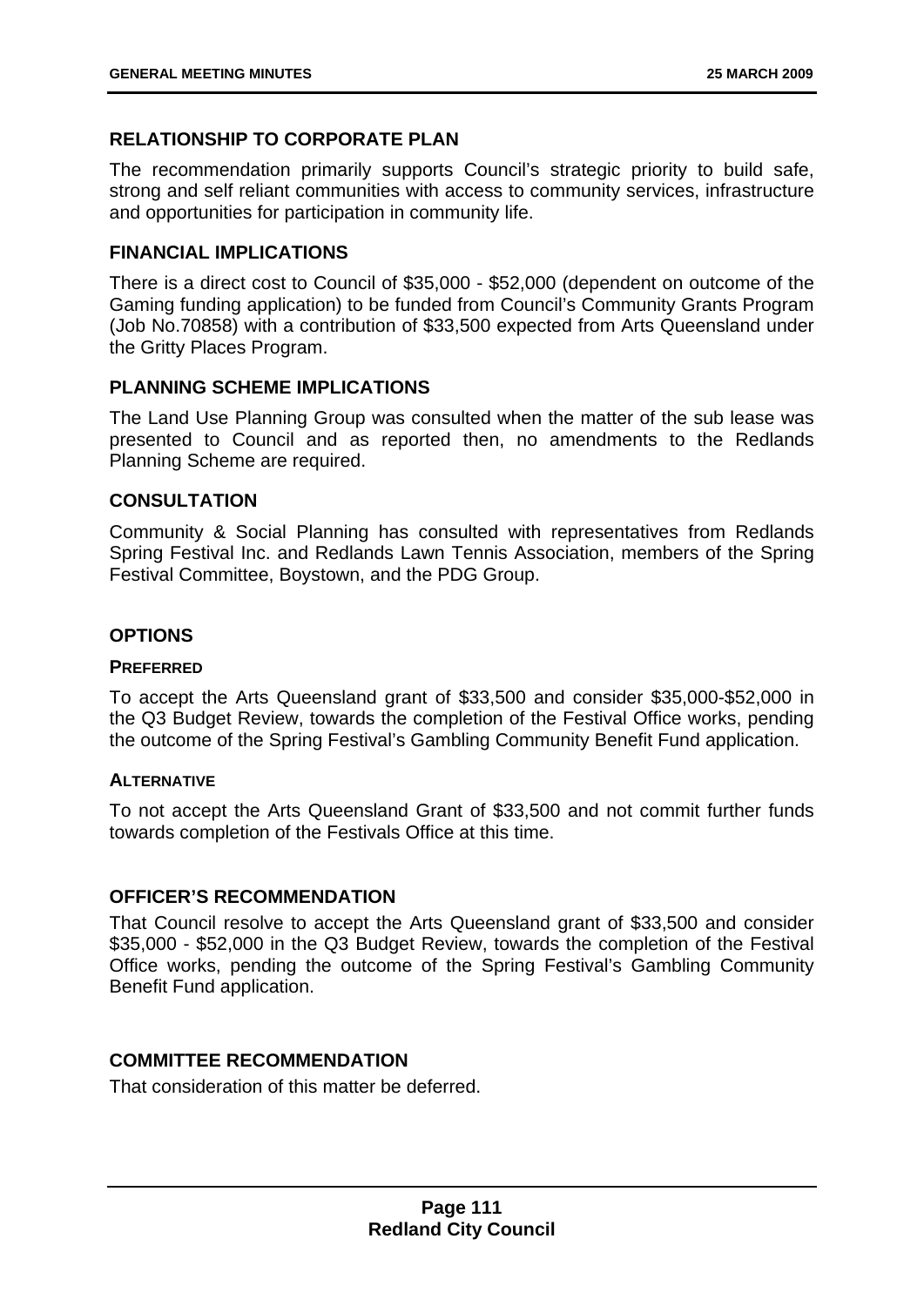## RELATIONSHIP TO CORPORATE PLAN

The recommendation primarily supports Council's strategic priority to build safe, strong and self reliant communities with access to community services, infrastructure and opportunities for participation in community life.

## FINANCIAL IMPLICATIONS

There is a direct cost to Council of $35,000 - $52,000 (dependent on outcome of the Gaming funding application) to be funded from Council's Community Grants Program (Job No.70858) with a contribution of $33,500 expected from Arts Queensland under the Gritty Places Program.

## PLANNING SCHEME IMPLICATIONS

The Land Use Planning Group was consulted when the matter of the sub lease was presented to Council and as reported then, no amendments to the Redlands Planning Scheme are required.

## CONSULTATION

Community & Social Planning has consulted with representatives from Redlands Spring Festival Inc. and Redlands Lawn Tennis Association, members of the Spring Festival Committee, Boystown, and the PDG Group.

## OPTIONS

### PREFERRED

To accept the Arts Queensland grant of $33,500 and consider $35,000-$52,000 in the Q3 Budget Review, towards the completion of the Festival Office works, pending the outcome of the Spring Festival's Gambling Community Benefit Fund application.

### ALTERNATIVE

To not accept the Arts Queensland Grant of $33,500 and not commit further funds towards completion of the Festivals Office at this time.

## OFFICER'S RECOMMENDATION

That Council resolve to accept the Arts Queensland grant of $33,500 and consider $35,000 - $52,000 in the Q3 Budget Review, towards the completion of the Festival Office works, pending the outcome of the Spring Festival's Gambling Community Benefit Fund application.

## COMMITTEE RECOMMENDATION

That consideration of this matter be deferred.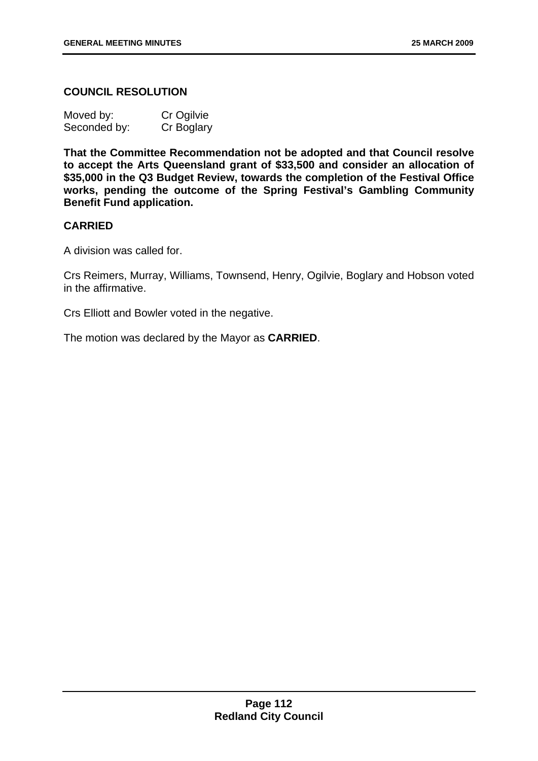**COUNCIL RESOLUTION**

Moved by: Cr Ogilvie
Seconded by: Cr Boglary

**That the Committee Recommendation not be adopted and that Council resolve to accept the Arts Queensland grant of $33,500 and consider an allocation of $35,000 in the Q3 Budget Review, towards the completion of the Festival Office works, pending the outcome of the Spring Festival's Gambling Community Benefit Fund application.**

**CARRIED**

A division was called for.

Crs Reimers, Murray, Williams, Townsend, Henry, Ogilvie, Boglary and Hobson voted in the affirmative.

Crs Elliott and Bowler voted in the negative.

The motion was declared by the Mayor as **CARRIED**.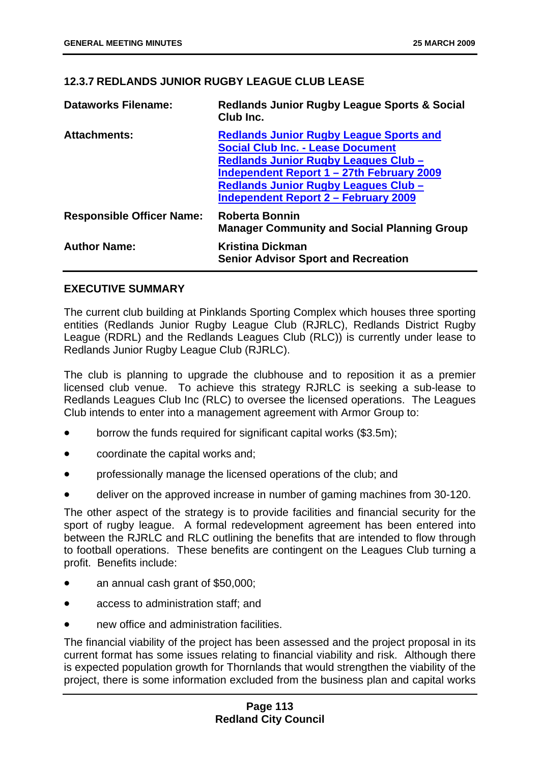## 12.3.7 REDLANDS JUNIOR RUGBY LEAGUE CLUB LEASE

| | |
|---|---|
| **Dataworks Filename:** | **Redlands Junior Rugby League Sports & Social Club Inc.** |
| **Attachments:** | **Redlands Junior Rugby League Sports and Social Club Inc. - Lease Document**<br>**Redlands Junior Rugby Leagues Club – Independent Report 1 – 27th February 2009**<br>**Redlands Junior Rugby Leagues Club – Independent Report 2 – February 2009** |
| **Responsible Officer Name:** | **Roberta Bonnin**<br>**Manager Community and Social Planning Group** |
| **Author Name:** | **Kristina Dickman**<br>**Senior Advisor Sport and Recreation** |

### EXECUTIVE SUMMARY

The current club building at Pinklands Sporting Complex which houses three sporting entities (Redlands Junior Rugby League Club (RJRLC), Redlands District Rugby League (RDRL) and the Redlands Leagues Club (RLC)) is currently under lease to Redlands Junior Rugby League Club (RJRLC).

The club is planning to upgrade the clubhouse and to reposition it as a premier licensed club venue. To achieve this strategy RJRLC is seeking a sub-lease to Redlands Leagues Club Inc (RLC) to oversee the licensed operations. The Leagues Club intends to enter into a management agreement with Armor Group to:

- borrow the funds required for significant capital works ($3.5m);
- coordinate the capital works and;
- professionally manage the licensed operations of the club; and
- deliver on the approved increase in number of gaming machines from 30-120.

The other aspect of the strategy is to provide facilities and financial security for the sport of rugby league. A formal redevelopment agreement has been entered into between the RJRLC and RLC outlining the benefits that are intended to flow through to football operations. These benefits are contingent on the Leagues Club turning a profit. Benefits include:

- an annual cash grant of $50,000;
- access to administration staff; and
- new office and administration facilities.

The financial viability of the project has been assessed and the project proposal in its current format has some issues relating to financial viability and risk. Although there is expected population growth for Thornlands that would strengthen the viability of the project, there is some information excluded from the business plan and capital works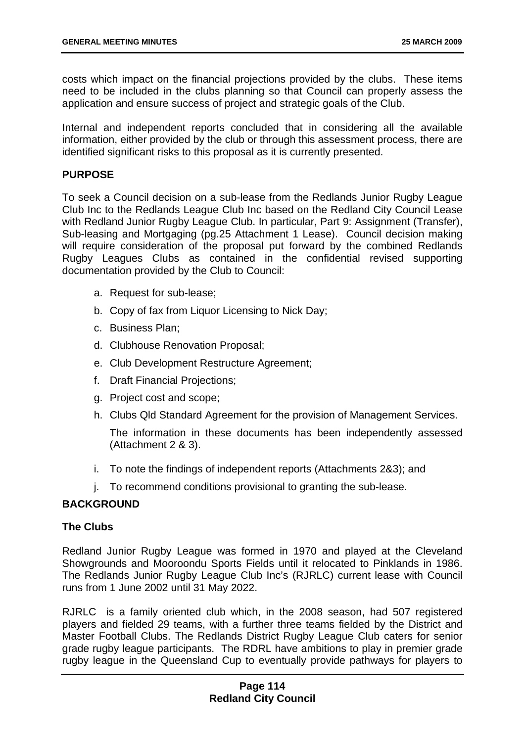costs which impact on the financial projections provided by the clubs. These items need to be included in the clubs planning so that Council can properly assess the application and ensure success of project and strategic goals of the Club.

Internal and independent reports concluded that in considering all the available information, either provided by the club or through this assessment process, there are identified significant risks to this proposal as it is currently presented.

## PURPOSE

To seek a Council decision on a sub-lease from the Redlands Junior Rugby League Club Inc to the Redlands League Club Inc based on the Redland City Council Lease with Redland Junior Rugby League Club. In particular, Part 9: Assignment (Transfer), Sub-leasing and Mortgaging (pg.25 Attachment 1 Lease). Council decision making will require consideration of the proposal put forward by the combined Redlands Rugby Leagues Clubs as contained in the confidential revised supporting documentation provided by the Club to Council:

a. Request for sub-lease;
b. Copy of fax from Liquor Licensing to Nick Day;
c. Business Plan;
d. Clubhouse Renovation Proposal;
e. Club Development Restructure Agreement;
f. Draft Financial Projections;
g. Project cost and scope;
h. Clubs Qld Standard Agreement for the provision of Management Services.

   The information in these documents has been independently assessed (Attachment 2 & 3).

i. To note the findings of independent reports (Attachments 2&3); and
j. To recommend conditions provisional to granting the sub-lease.

## BACKGROUND

### The Clubs

Redland Junior Rugby League was formed in 1970 and played at the Cleveland Showgrounds and Mooroondu Sports Fields until it relocated to Pinklands in 1986. The Redlands Junior Rugby League Club Inc's (RJRLC) current lease with Council runs from 1 June 2002 until 31 May 2022.

RJRLC is a family oriented club which, in the 2008 season, had 507 registered players and fielded 29 teams, with a further three teams fielded by the District and Master Football Clubs. The Redlands District Rugby League Club caters for senior grade rugby league participants. The RDRL have ambitions to play in premier grade rugby league in the Queensland Cup to eventually provide pathways for players to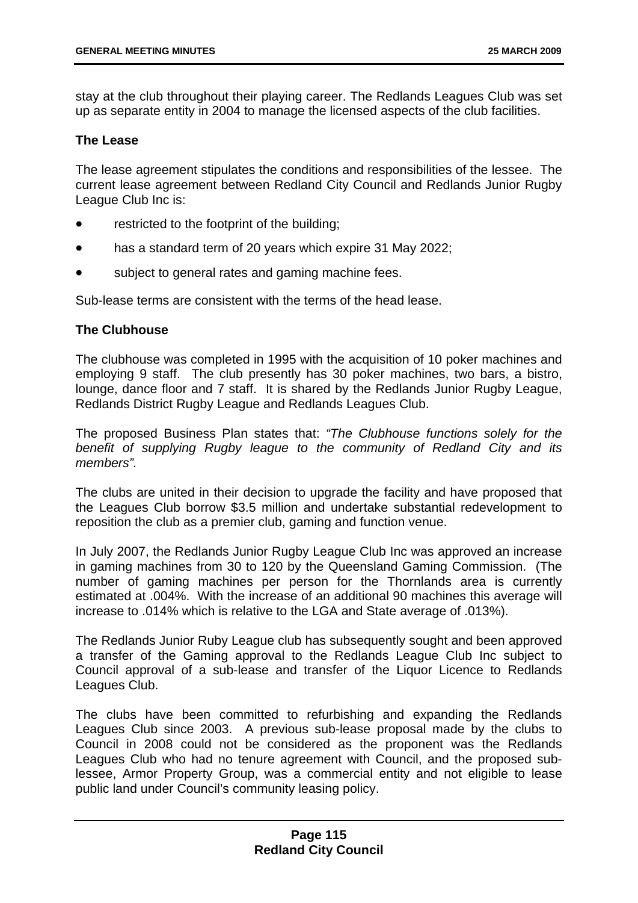stay at the club throughout their playing career. The Redlands Leagues Club was set up as separate entity in 2004 to manage the licensed aspects of the club facilities.

**The Lease**

The lease agreement stipulates the conditions and responsibilities of the lessee. The current lease agreement between Redland City Council and Redlands Junior Rugby League Club Inc is:

- restricted to the footprint of the building;
- has a standard term of 20 years which expire 31 May 2022;
- subject to general rates and gaming machine fees.

Sub-lease terms are consistent with the terms of the head lease.

**The Clubhouse**

The clubhouse was completed in 1995 with the acquisition of 10 poker machines and employing 9 staff. The club presently has 30 poker machines, two bars, a bistro, lounge, dance floor and 7 staff. It is shared by the Redlands Junior Rugby League, Redlands District Rugby League and Redlands Leagues Club.

The proposed Business Plan states that: *"The Clubhouse functions solely for the benefit of supplying Rugby league to the community of Redland City and its members".*

The clubs are united in their decision to upgrade the facility and have proposed that the Leagues Club borrow $3.5 million and undertake substantial redevelopment to reposition the club as a premier club, gaming and function venue.

In July 2007, the Redlands Junior Rugby League Club Inc was approved an increase in gaming machines from 30 to 120 by the Queensland Gaming Commission. (The number of gaming machines per person for the Thornlands area is currently estimated at .004%. With the increase of an additional 90 machines this average will increase to .014% which is relative to the LGA and State average of .013%).

The Redlands Junior Ruby League club has subsequently sought and been approved a transfer of the Gaming approval to the Redlands League Club Inc subject to Council approval of a sub-lease and transfer of the Liquor Licence to Redlands Leagues Club.

The clubs have been committed to refurbishing and expanding the Redlands Leagues Club since 2003. A previous sub-lease proposal made by the clubs to Council in 2008 could not be considered as the proponent was the Redlands Leagues Club who had no tenure agreement with Council, and the proposed sub-lessee, Armor Property Group, was a commercial entity and not eligible to lease public land under Council's community leasing policy.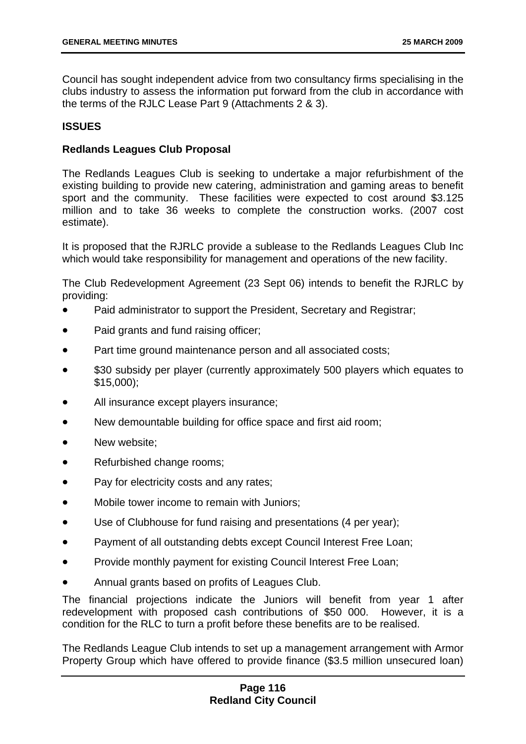Council has sought independent advice from two consultancy firms specialising in the clubs industry to assess the information put forward from the club in accordance with the terms of the RJLC Lease Part 9 (Attachments 2 & 3).

**ISSUES**

**Redlands Leagues Club Proposal**

The Redlands Leagues Club is seeking to undertake a major refurbishment of the existing building to provide new catering, administration and gaming areas to benefit sport and the community. These facilities were expected to cost around $3.125 million and to take 36 weeks to complete the construction works. (2007 cost estimate).

It is proposed that the RJRLC provide a sublease to the Redlands Leagues Club Inc which would take responsibility for management and operations of the new facility.

The Club Redevelopment Agreement (23 Sept 06) intends to benefit the RJRLC by providing:

- Paid administrator to support the President, Secretary and Registrar;
- Paid grants and fund raising officer;
- Part time ground maintenance person and all associated costs;
- $30 subsidy per player (currently approximately 500 players which equates to $15,000);
- All insurance except players insurance;
- New demountable building for office space and first aid room;
- New website;
- Refurbished change rooms;
- Pay for electricity costs and any rates;
- Mobile tower income to remain with Juniors;
- Use of Clubhouse for fund raising and presentations (4 per year);
- Payment of all outstanding debts except Council Interest Free Loan;
- Provide monthly payment for existing Council Interest Free Loan;
- Annual grants based on profits of Leagues Club.

The financial projections indicate the Juniors will benefit from year 1 after redevelopment with proposed cash contributions of $50 000. However, it is a condition for the RLC to turn a profit before these benefits are to be realised.

The Redlands League Club intends to set up a management arrangement with Armor Property Group which have offered to provide finance ($3.5 million unsecured loan)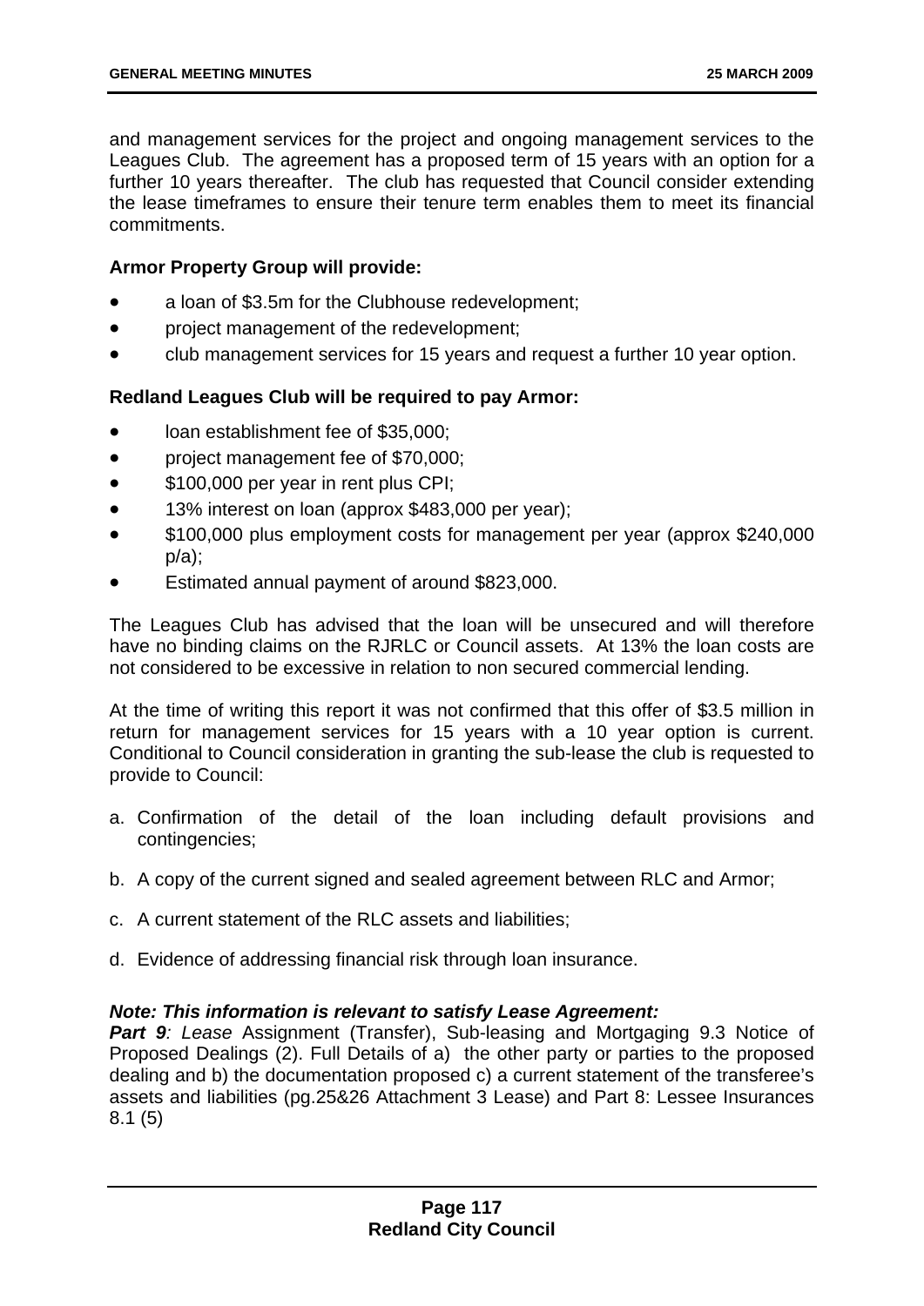and management services for the project and ongoing management services to the Leagues Club. The agreement has a proposed term of 15 years with an option for a further 10 years thereafter. The club has requested that Council consider extending the lease timeframes to ensure their tenure term enables them to meet its financial commitments.

**Armor Property Group will provide:**

- a loan of $3.5m for the Clubhouse redevelopment;
- project management of the redevelopment;
- club management services for 15 years and request a further 10 year option.

**Redland Leagues Club will be required to pay Armor:**

- loan establishment fee of $35,000;
- project management fee of $70,000;
- $100,000 per year in rent plus CPI;
- 13% interest on loan (approx $483,000 per year);
- $100,000 plus employment costs for management per year (approx $240,000 p/a);
- Estimated annual payment of around $823,000.

The Leagues Club has advised that the loan will be unsecured and will therefore have no binding claims on the RJRLC or Council assets. At 13% the loan costs are not considered to be excessive in relation to non secured commercial lending.

At the time of writing this report it was not confirmed that this offer of $3.5 million in return for management services for 15 years with a 10 year option is current. Conditional to Council consideration in granting the sub-lease the club is requested to provide to Council:

a. Confirmation of the detail of the loan including default provisions and contingencies;

b. A copy of the current signed and sealed agreement between RLC and Armor;

c. A current statement of the RLC assets and liabilities;

d. Evidence of addressing financial risk through loan insurance.

***Note: This information is relevant to satisfy Lease Agreement:***
***Part 9**: Lease* Assignment (Transfer), Sub-leasing and Mortgaging 9.3 Notice of Proposed Dealings (2). Full Details of a) the other party or parties to the proposed dealing and b) the documentation proposed c) a current statement of the transferee's assets and liabilities (pg.25&26 Attachment 3 Lease) and Part 8: Lessee Insurances 8.1 (5)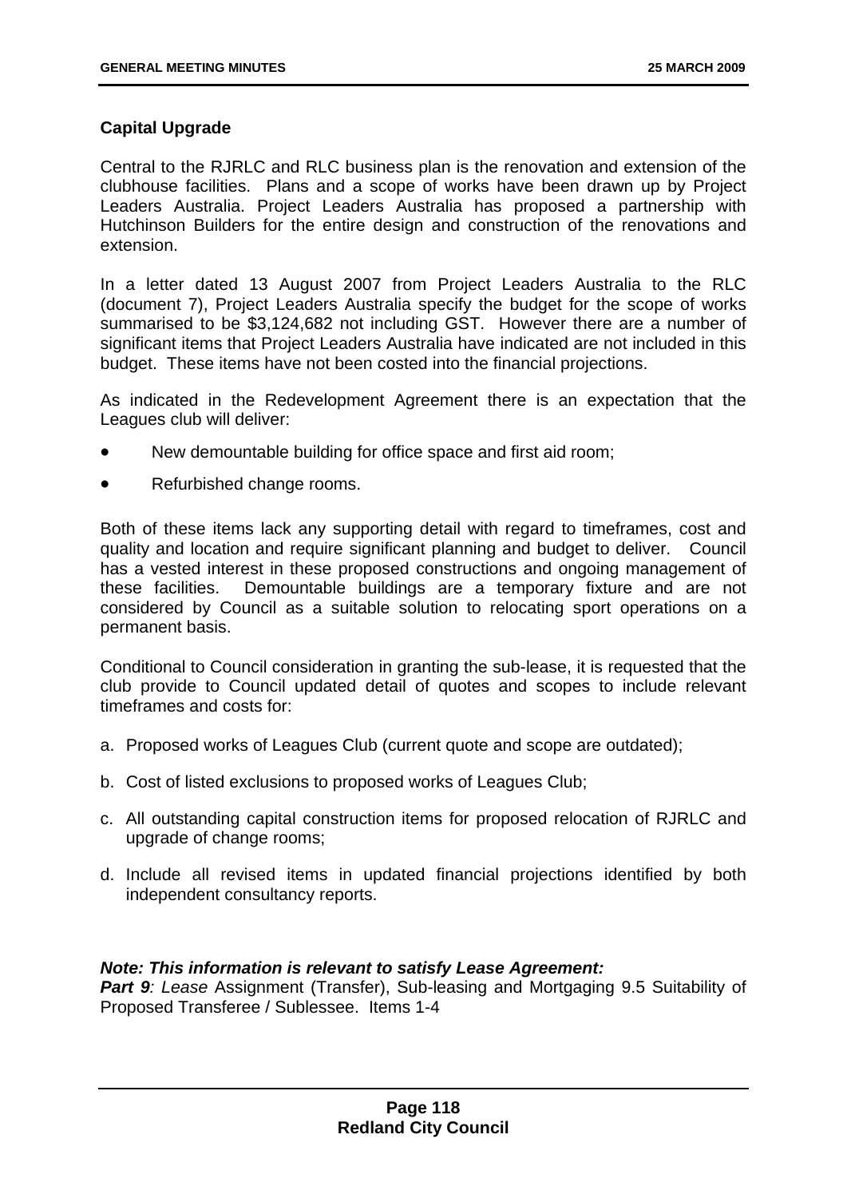**Capital Upgrade**

Central to the RJRLC and RLC business plan is the renovation and extension of the clubhouse facilities. Plans and a scope of works have been drawn up by Project Leaders Australia. Project Leaders Australia has proposed a partnership with Hutchinson Builders for the entire design and construction of the renovations and extension.

In a letter dated 13 August 2007 from Project Leaders Australia to the RLC (document 7), Project Leaders Australia specify the budget for the scope of works summarised to be $3,124,682 not including GST. However there are a number of significant items that Project Leaders Australia have indicated are not included in this budget. These items have not been costed into the financial projections.

As indicated in the Redevelopment Agreement there is an expectation that the Leagues club will deliver:

- New demountable building for office space and first aid room;
- Refurbished change rooms.

Both of these items lack any supporting detail with regard to timeframes, cost and quality and location and require significant planning and budget to deliver. Council has a vested interest in these proposed constructions and ongoing management of these facilities. Demountable buildings are a temporary fixture and are not considered by Council as a suitable solution to relocating sport operations on a permanent basis.

Conditional to Council consideration in granting the sub-lease, it is requested that the club provide to Council updated detail of quotes and scopes to include relevant timeframes and costs for:

a. Proposed works of Leagues Club (current quote and scope are outdated);

b. Cost of listed exclusions to proposed works of Leagues Club;

c. All outstanding capital construction items for proposed relocation of RJRLC and upgrade of change rooms;

d. Include all revised items in updated financial projections identified by both independent consultancy reports.

***Note: This information is relevant to satisfy Lease Agreement:***
***Part 9****: Lease* Assignment (Transfer), Sub-leasing and Mortgaging 9.5 Suitability of Proposed Transferee / Sublessee. Items 1-4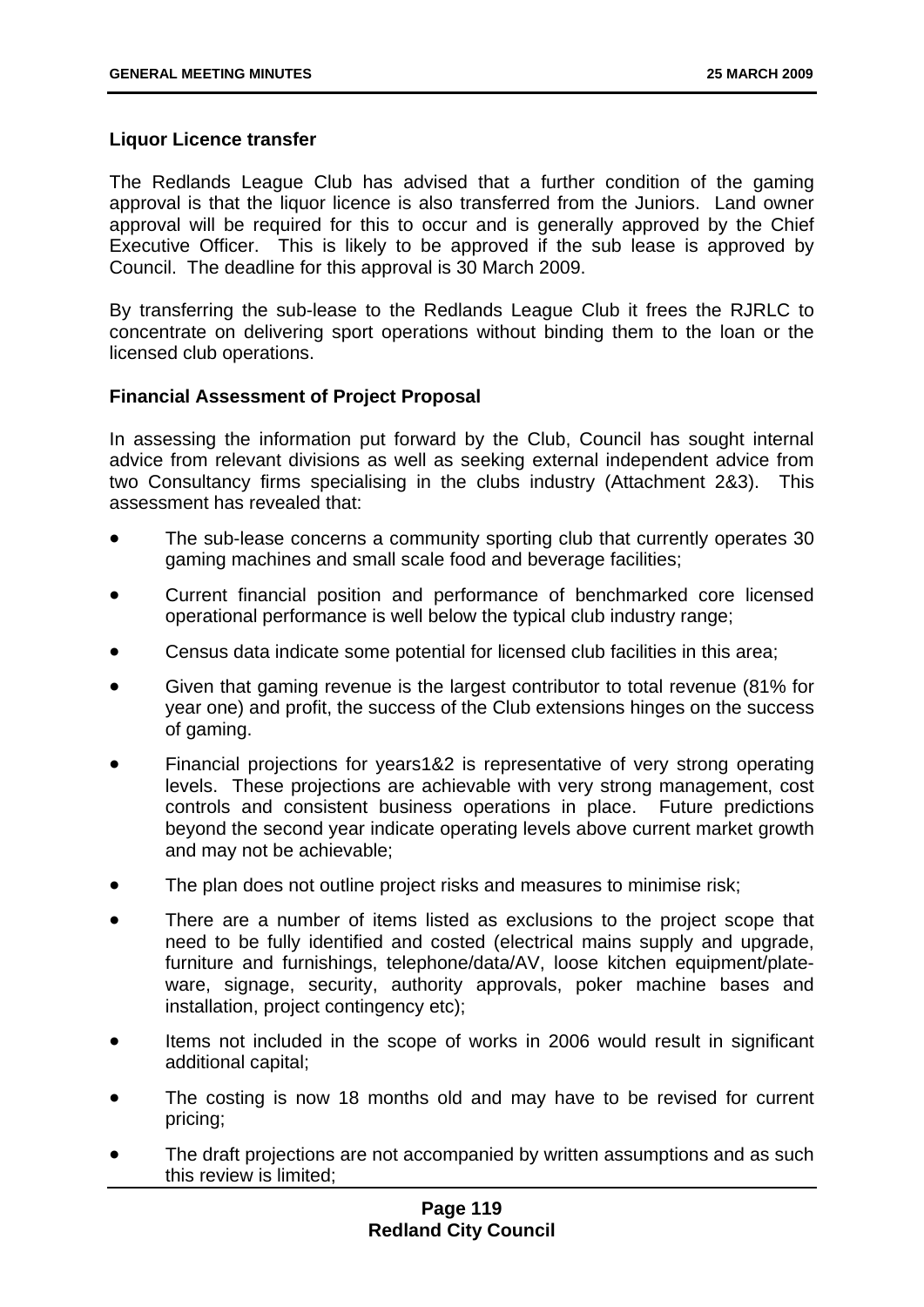**Liquor Licence transfer**

The Redlands League Club has advised that a further condition of the gaming approval is that the liquor licence is also transferred from the Juniors. Land owner approval will be required for this to occur and is generally approved by the Chief Executive Officer. This is likely to be approved if the sub lease is approved by Council. The deadline for this approval is 30 March 2009.

By transferring the sub-lease to the Redlands League Club it frees the RJRLC to concentrate on delivering sport operations without binding them to the loan or the licensed club operations.

**Financial Assessment of Project Proposal**

In assessing the information put forward by the Club, Council has sought internal advice from relevant divisions as well as seeking external independent advice from two Consultancy firms specialising in the clubs industry (Attachment 2&3). This assessment has revealed that:

- The sub-lease concerns a community sporting club that currently operates 30 gaming machines and small scale food and beverage facilities;
- Current financial position and performance of benchmarked core licensed operational performance is well below the typical club industry range;
- Census data indicate some potential for licensed club facilities in this area;
- Given that gaming revenue is the largest contributor to total revenue (81% for year one) and profit, the success of the Club extensions hinges on the success of gaming.
- Financial projections for years1&2 is representative of very strong operating levels. These projections are achievable with very strong management, cost controls and consistent business operations in place. Future predictions beyond the second year indicate operating levels above current market growth and may not be achievable;
- The plan does not outline project risks and measures to minimise risk;
- There are a number of items listed as exclusions to the project scope that need to be fully identified and costed (electrical mains supply and upgrade, furniture and furnishings, telephone/data/AV, loose kitchen equipment/plate-ware, signage, security, authority approvals, poker machine bases and installation, project contingency etc);
- Items not included in the scope of works in 2006 would result in significant additional capital;
- The costing is now 18 months old and may have to be revised for current pricing;
- The draft projections are not accompanied by written assumptions and as such this review is limited;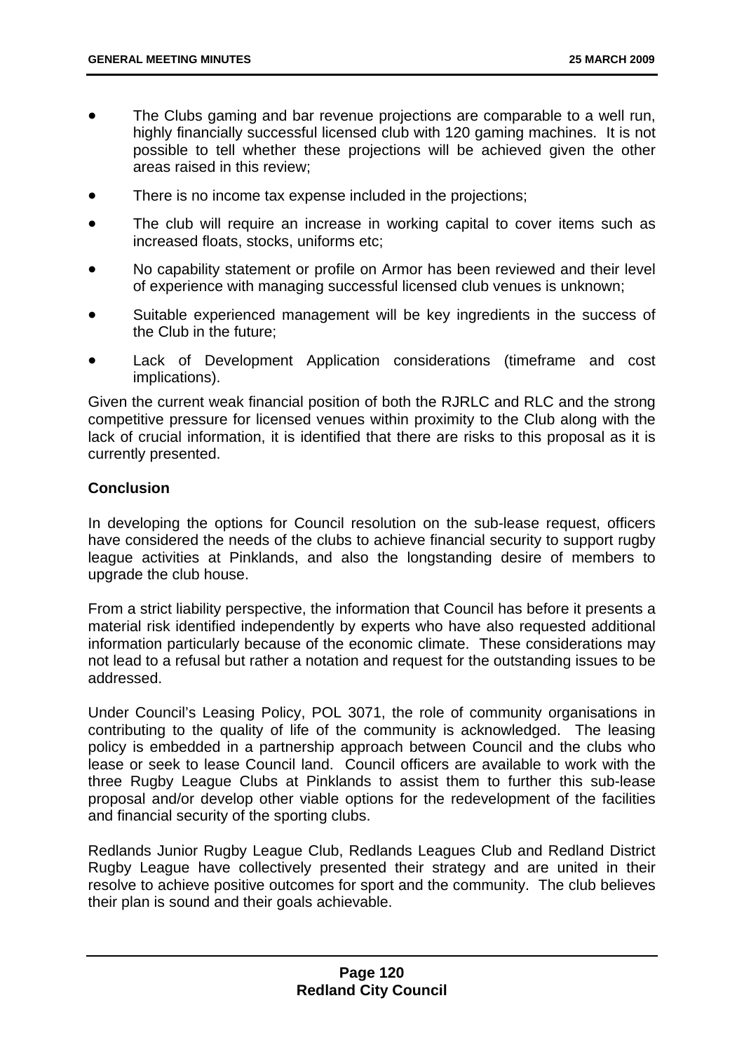- The Clubs gaming and bar revenue projections are comparable to a well run, highly financially successful licensed club with 120 gaming machines. It is not possible to tell whether these projections will be achieved given the other areas raised in this review;
- There is no income tax expense included in the projections;
- The club will require an increase in working capital to cover items such as increased floats, stocks, uniforms etc;
- No capability statement or profile on Armor has been reviewed and their level of experience with managing successful licensed club venues is unknown;
- Suitable experienced management will be key ingredients in the success of the Club in the future;
- Lack of Development Application considerations (timeframe and cost implications).

Given the current weak financial position of both the RJRLC and RLC and the strong competitive pressure for licensed venues within proximity to the Club along with the lack of crucial information, it is identified that there are risks to this proposal as it is currently presented.

**Conclusion**

In developing the options for Council resolution on the sub-lease request, officers have considered the needs of the clubs to achieve financial security to support rugby league activities at Pinklands, and also the longstanding desire of members to upgrade the club house.

From a strict liability perspective, the information that Council has before it presents a material risk identified independently by experts who have also requested additional information particularly because of the economic climate. These considerations may not lead to a refusal but rather a notation and request for the outstanding issues to be addressed.

Under Council's Leasing Policy, POL 3071, the role of community organisations in contributing to the quality of life of the community is acknowledged. The leasing policy is embedded in a partnership approach between Council and the clubs who lease or seek to lease Council land. Council officers are available to work with the three Rugby League Clubs at Pinklands to assist them to further this sub-lease proposal and/or develop other viable options for the redevelopment of the facilities and financial security of the sporting clubs.

Redlands Junior Rugby League Club, Redlands Leagues Club and Redland District Rugby League have collectively presented their strategy and are united in their resolve to achieve positive outcomes for sport and the community. The club believes their plan is sound and their goals achievable.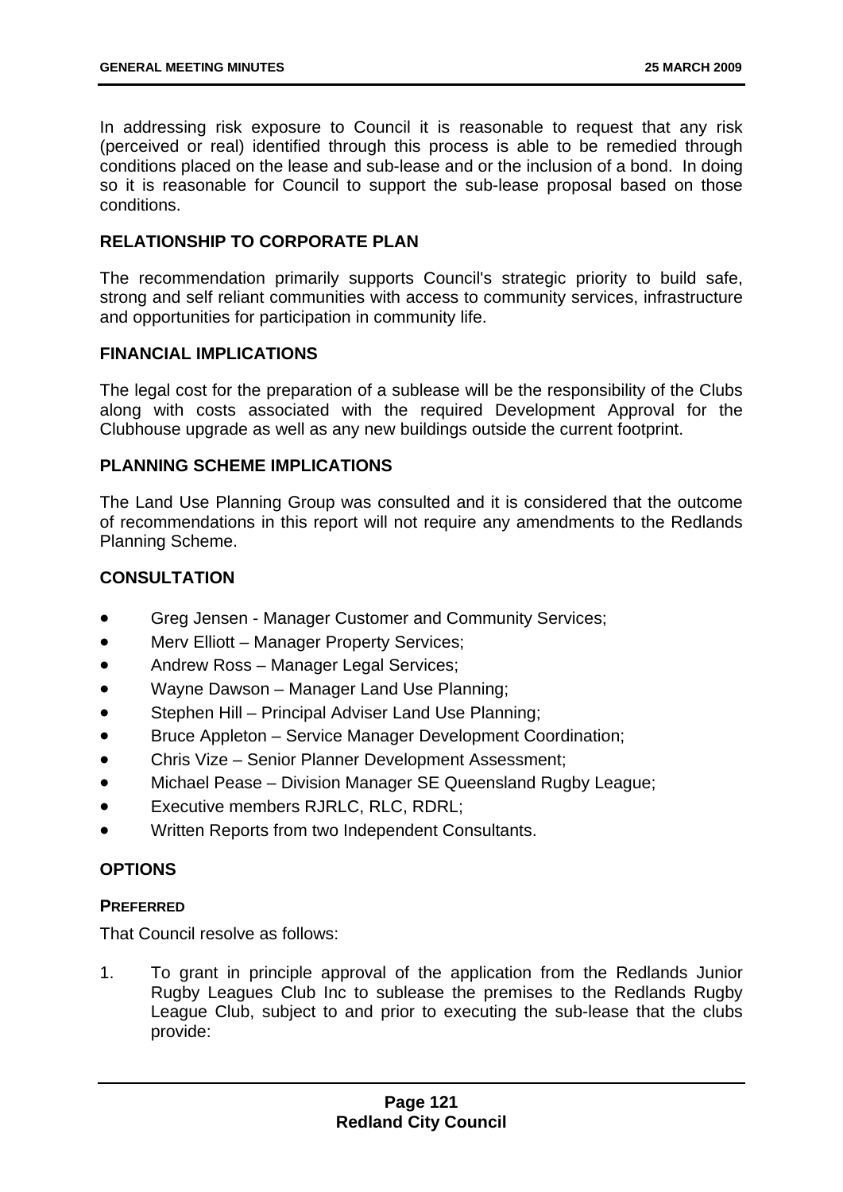In addressing risk exposure to Council it is reasonable to request that any risk (perceived or real) identified through this process is able to be remedied through conditions placed on the lease and sub-lease and or the inclusion of a bond. In doing so it is reasonable for Council to support the sub-lease proposal based on those conditions.

## RELATIONSHIP TO CORPORATE PLAN

The recommendation primarily supports Council's strategic priority to build safe, strong and self reliant communities with access to community services, infrastructure and opportunities for participation in community life.

## FINANCIAL IMPLICATIONS

The legal cost for the preparation of a sublease will be the responsibility of the Clubs along with costs associated with the required Development Approval for the Clubhouse upgrade as well as any new buildings outside the current footprint.

## PLANNING SCHEME IMPLICATIONS

The Land Use Planning Group was consulted and it is considered that the outcome of recommendations in this report will not require any amendments to the Redlands Planning Scheme.

## CONSULTATION

- Greg Jensen - Manager Customer and Community Services;
- Merv Elliott – Manager Property Services;
- Andrew Ross – Manager Legal Services;
- Wayne Dawson – Manager Land Use Planning;
- Stephen Hill – Principal Adviser Land Use Planning;
- Bruce Appleton – Service Manager Development Coordination;
- Chris Vize – Senior Planner Development Assessment;
- Michael Pease – Division Manager SE Queensland Rugby League;
- Executive members RJRLC, RLC, RDRL;
- Written Reports from two Independent Consultants.

## OPTIONS

### PREFERRED

That Council resolve as follows:

1. To grant in principle approval of the application from the Redlands Junior Rugby Leagues Club Inc to sublease the premises to the Redlands Rugby League Club, subject to and prior to executing the sub-lease that the clubs provide: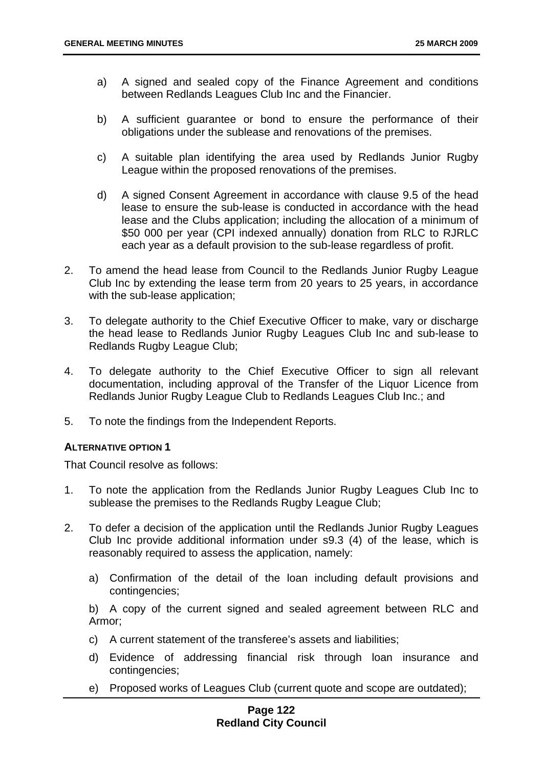a) A signed and sealed copy of the Finance Agreement and conditions between Redlands Leagues Club Inc and the Financier.

b) A sufficient guarantee or bond to ensure the performance of their obligations under the sublease and renovations of the premises.

c) A suitable plan identifying the area used by Redlands Junior Rugby League within the proposed renovations of the premises.

d) A signed Consent Agreement in accordance with clause 9.5 of the head lease to ensure the sub-lease is conducted in accordance with the head lease and the Clubs application; including the allocation of a minimum of $50 000 per year (CPI indexed annually) donation from RLC to RJRLC each year as a default provision to the sub-lease regardless of profit.

2. To amend the head lease from Council to the Redlands Junior Rugby League Club Inc by extending the lease term from 20 years to 25 years, in accordance with the sub-lease application;

3. To delegate authority to the Chief Executive Officer to make, vary or discharge the head lease to Redlands Junior Rugby Leagues Club Inc and sub-lease to Redlands Rugby League Club;

4. To delegate authority to the Chief Executive Officer to sign all relevant documentation, including approval of the Transfer of the Liquor Licence from Redlands Junior Rugby League Club to Redlands Leagues Club Inc.; and

5. To note the findings from the Independent Reports.

**ALTERNATIVE OPTION 1**

That Council resolve as follows:

1. To note the application from the Redlands Junior Rugby Leagues Club Inc to sublease the premises to the Redlands Rugby League Club;

2. To defer a decision of the application until the Redlands Junior Rugby Leagues Club Inc provide additional information under s9.3 (4) of the lease, which is reasonably required to assess the application, namely:

   a) Confirmation of the detail of the loan including default provisions and contingencies;

   b) A copy of the current signed and sealed agreement between RLC and Armor;

   c) A current statement of the transferee's assets and liabilities;

   d) Evidence of addressing financial risk through loan insurance and contingencies;

   e) Proposed works of Leagues Club (current quote and scope are outdated);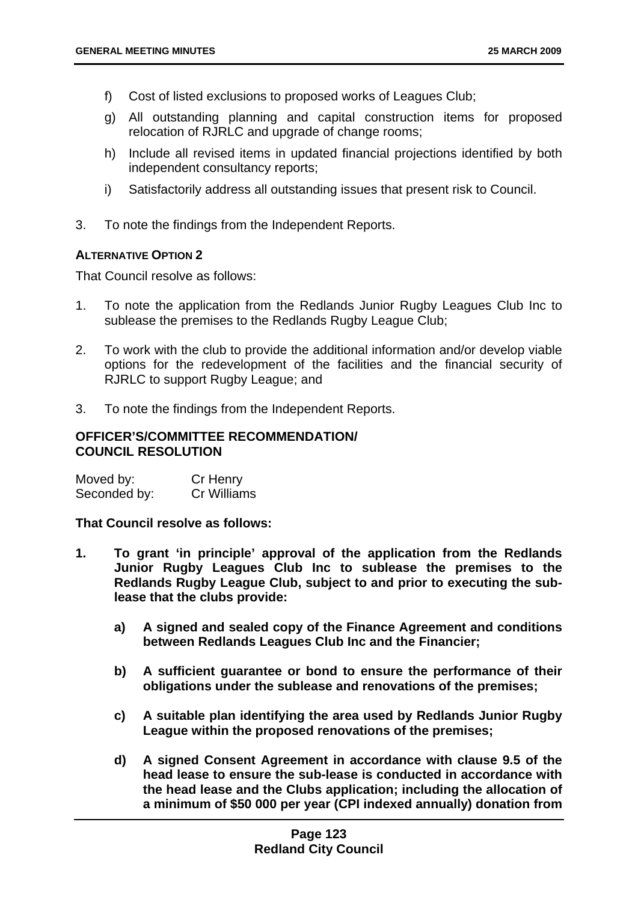f) Cost of listed exclusions to proposed works of Leagues Club;

g) All outstanding planning and capital construction items for proposed relocation of RJRLC and upgrade of change rooms;

h) Include all revised items in updated financial projections identified by both independent consultancy reports;

i) Satisfactorily address all outstanding issues that present risk to Council.

3. To note the findings from the Independent Reports.

**ALTERNATIVE OPTION 2**

That Council resolve as follows:

1. To note the application from the Redlands Junior Rugby Leagues Club Inc to sublease the premises to the Redlands Rugby League Club;

2. To work with the club to provide the additional information and/or develop viable options for the redevelopment of the facilities and the financial security of RJRLC to support Rugby League; and

3. To note the findings from the Independent Reports.

**OFFICER'S/COMMITTEE RECOMMENDATION/
COUNCIL RESOLUTION**

| Moved by: | Cr Henry |
|---|---|
| Seconded by: | Cr Williams |

**That Council resolve as follows:**

**1. To grant 'in principle' approval of the application from the Redlands Junior Rugby Leagues Club Inc to sublease the premises to the Redlands Rugby League Club, subject to and prior to executing the sub-lease that the clubs provide:**

**a) A signed and sealed copy of the Finance Agreement and conditions between Redlands Leagues Club Inc and the Financier;**

**b) A sufficient guarantee or bond to ensure the performance of their obligations under the sublease and renovations of the premises;**

**c) A suitable plan identifying the area used by Redlands Junior Rugby League within the proposed renovations of the premises;**

**d) A signed Consent Agreement in accordance with clause 9.5 of the head lease to ensure the sub-lease is conducted in accordance with the head lease and the Clubs application; including the allocation of a minimum of $50 000 per year (CPI indexed annually) donation from**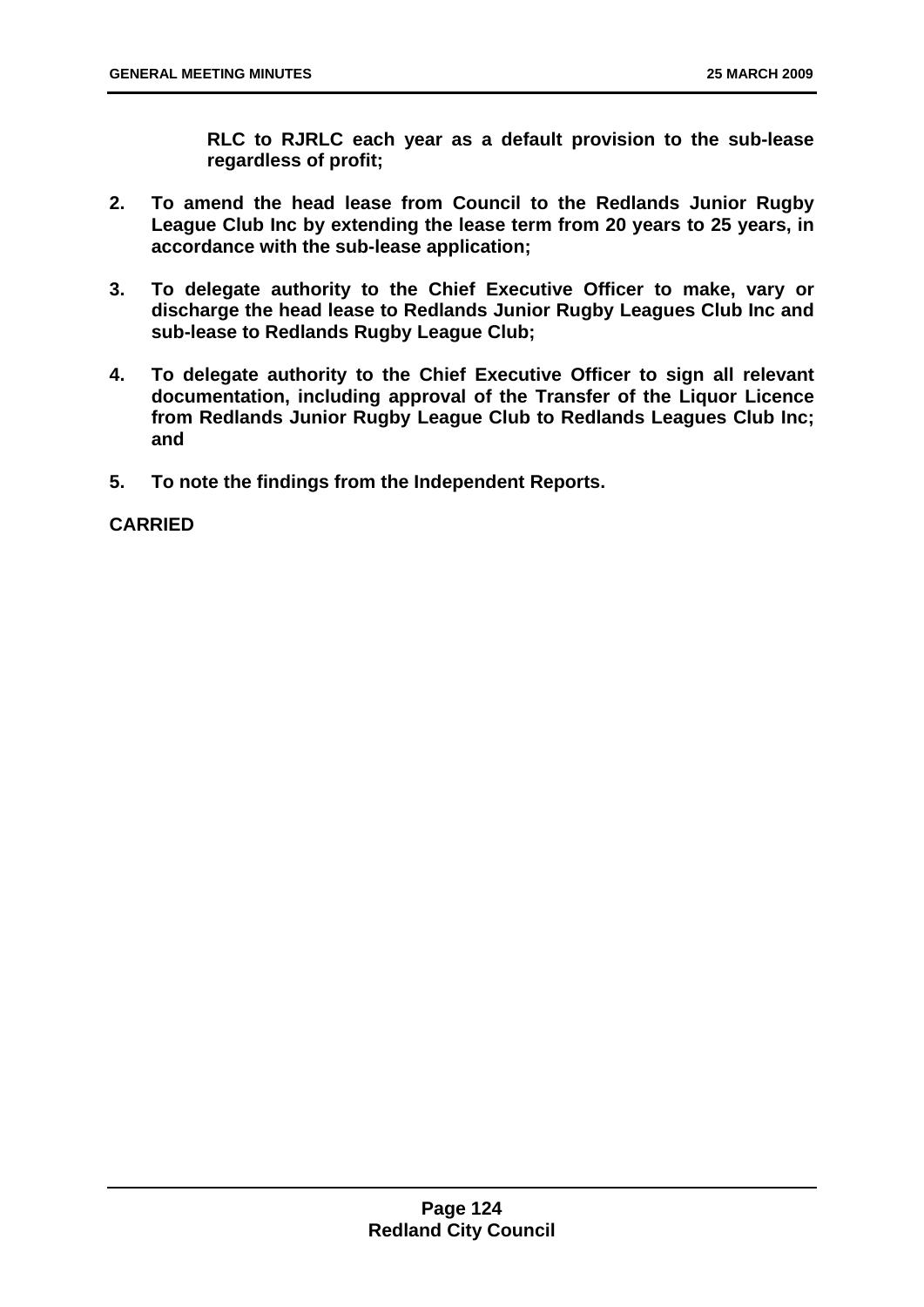**RLC to RJRLC each year as a default provision to the sub-lease regardless of profit;**

2. **To amend the head lease from Council to the Redlands Junior Rugby League Club Inc by extending the lease term from 20 years to 25 years, in accordance with the sub-lease application;**

3. **To delegate authority to the Chief Executive Officer to make, vary or discharge the head lease to Redlands Junior Rugby Leagues Club Inc and sub-lease to Redlands Rugby League Club;**

4. **To delegate authority to the Chief Executive Officer to sign all relevant documentation, including approval of the Transfer of the Liquor Licence from Redlands Junior Rugby League Club to Redlands Leagues Club Inc; and**

5. **To note the findings from the Independent Reports.**

**CARRIED**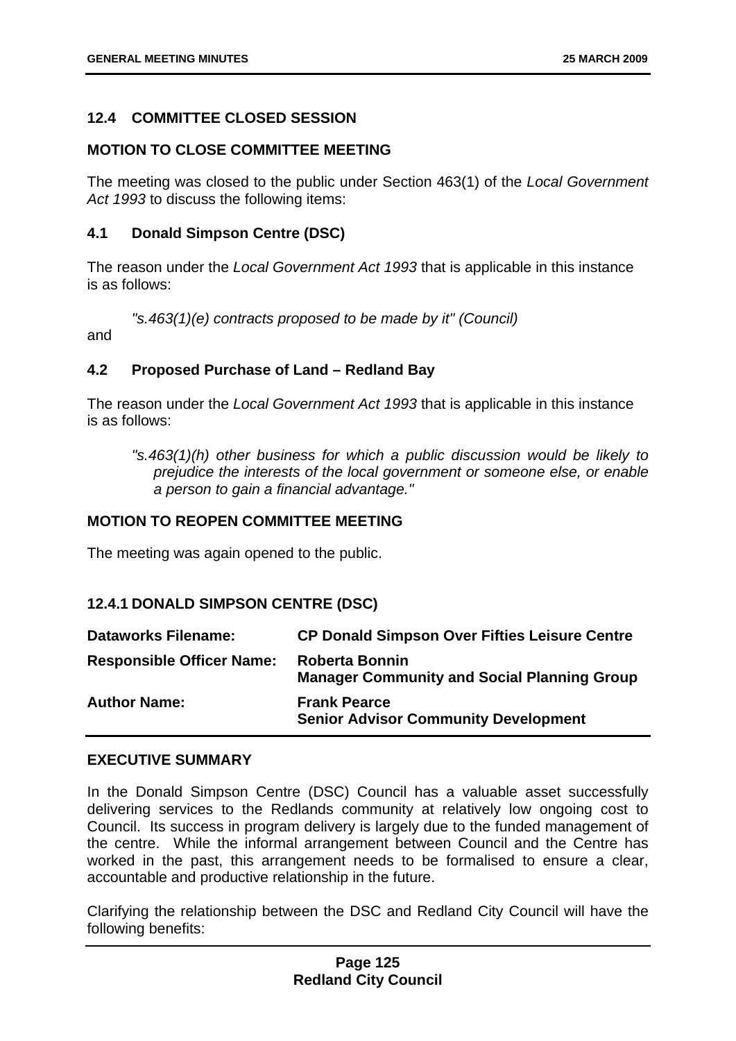## 12.4 COMMITTEE CLOSED SESSION

**MOTION TO CLOSE COMMITTEE MEETING**

The meeting was closed to the public under Section 463(1) of the *Local Government Act 1993* to discuss the following items:

### 4.1 Donald Simpson Centre (DSC)

The reason under the *Local Government Act 1993* that is applicable in this instance is as follows:

> *"s.463(1)(e) contracts proposed to be made by it" (Council)*

and

### 4.2 Proposed Purchase of Land – Redland Bay

The reason under the *Local Government Act 1993* that is applicable in this instance is as follows:

> *"s.463(1)(h) other business for which a public discussion would be likely to prejudice the interests of the local government or someone else, or enable a person to gain a financial advantage."*

**MOTION TO REOPEN COMMITTEE MEETING**

The meeting was again opened to the public.

### 12.4.1 DONALD SIMPSON CENTRE (DSC)

| | |
|---|---|
| **Dataworks Filename:** | **CP Donald Simpson Over Fifties Leisure Centre** |
| **Responsible Officer Name:** | **Roberta Bonnin**<br>**Manager Community and Social Planning Group** |
| **Author Name:** | **Frank Pearce**<br>**Senior Advisor Community Development** |

**EXECUTIVE SUMMARY**

In the Donald Simpson Centre (DSC) Council has a valuable asset successfully delivering services to the Redlands community at relatively low ongoing cost to Council. Its success in program delivery is largely due to the funded management of the centre. While the informal arrangement between Council and the Centre has worked in the past, this arrangement needs to be formalised to ensure a clear, accountable and productive relationship in the future.

Clarifying the relationship between the DSC and Redland City Council will have the following benefits: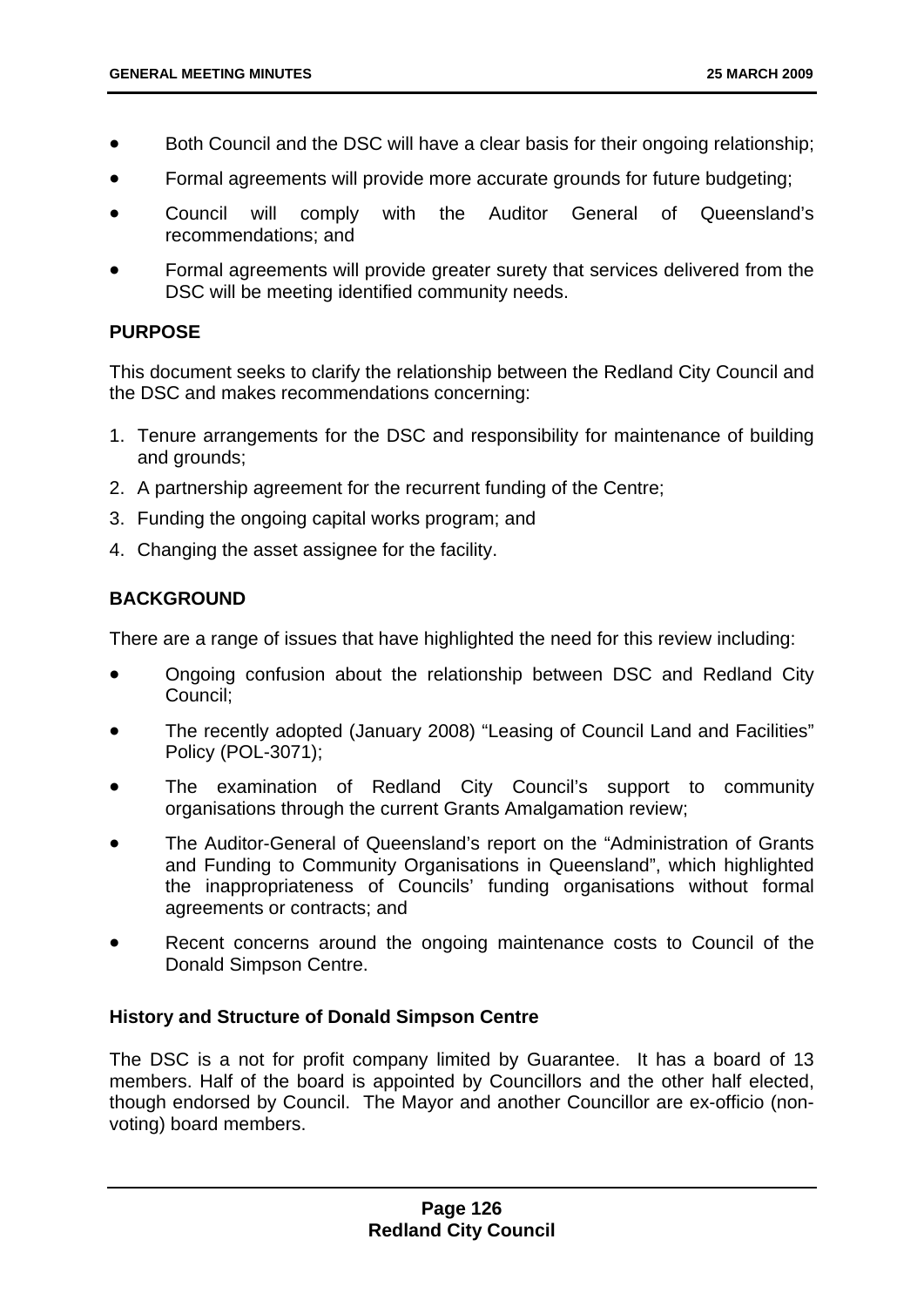- Both Council and the DSC will have a clear basis for their ongoing relationship;
- Formal agreements will provide more accurate grounds for future budgeting;
- Council will comply with the Auditor General of Queensland's recommendations; and
- Formal agreements will provide greater surety that services delivered from the DSC will be meeting identified community needs.

**PURPOSE**

This document seeks to clarify the relationship between the Redland City Council and the DSC and makes recommendations concerning:

1. Tenure arrangements for the DSC and responsibility for maintenance of building and grounds;
2. A partnership agreement for the recurrent funding of the Centre;
3. Funding the ongoing capital works program; and
4. Changing the asset assignee for the facility.

**BACKGROUND**

There are a range of issues that have highlighted the need for this review including:

- Ongoing confusion about the relationship between DSC and Redland City Council;
- The recently adopted (January 2008) "Leasing of Council Land and Facilities" Policy (POL-3071);
- The examination of Redland City Council's support to community organisations through the current Grants Amalgamation review;
- The Auditor-General of Queensland's report on the "Administration of Grants and Funding to Community Organisations in Queensland", which highlighted the inappropriateness of Councils' funding organisations without formal agreements or contracts; and
- Recent concerns around the ongoing maintenance costs to Council of the Donald Simpson Centre.

**History and Structure of Donald Simpson Centre**

The DSC is a not for profit company limited by Guarantee. It has a board of 13 members. Half of the board is appointed by Councillors and the other half elected, though endorsed by Council. The Mayor and another Councillor are ex-officio (non-voting) board members.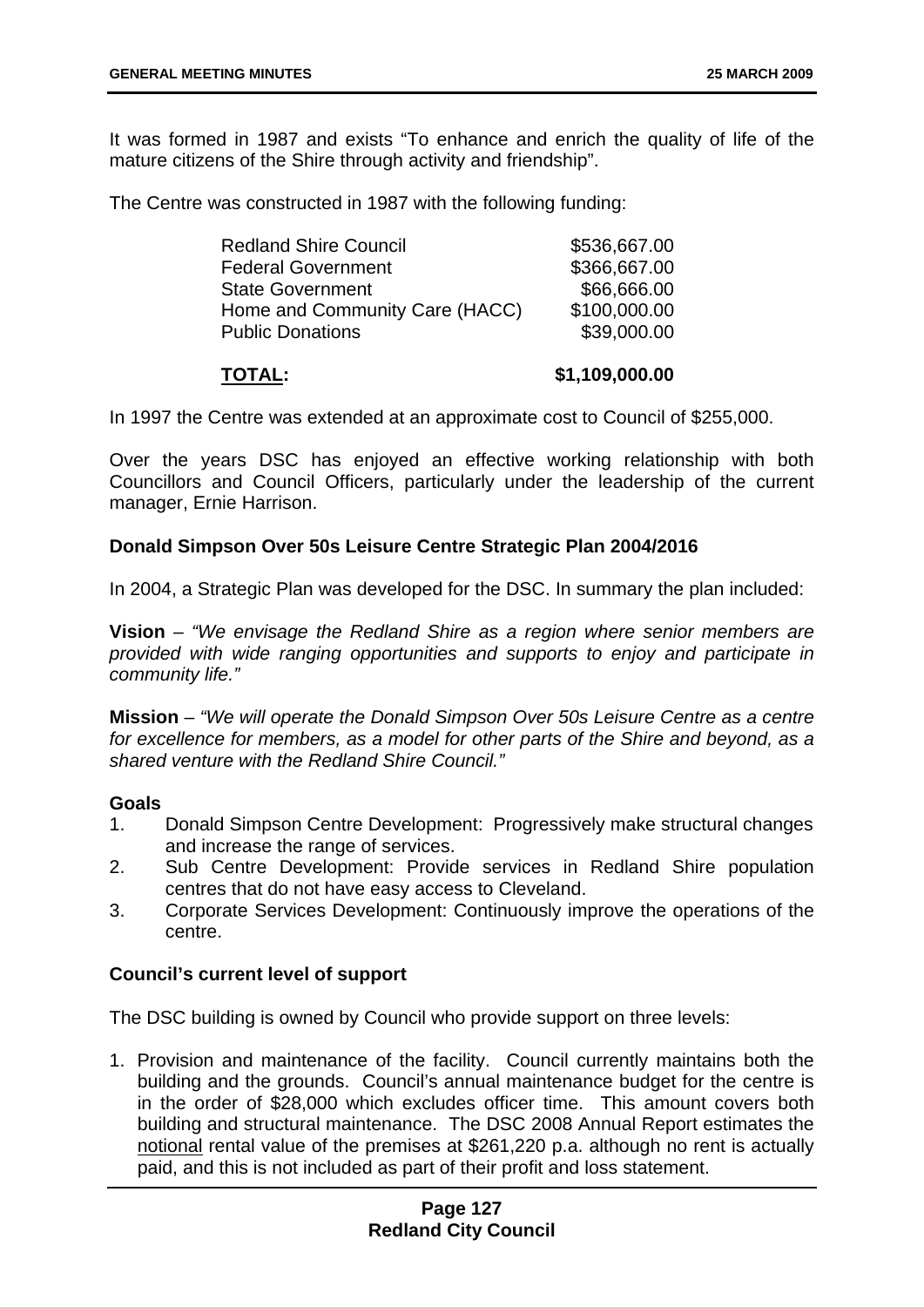It was formed in 1987 and exists "To enhance and enrich the quality of life of the mature citizens of the Shire through activity and friendship".

The Centre was constructed in 1987 with the following funding:

| | |
|---|---:|
| Redland Shire Council | $536,667.00 |
| Federal Government | $366,667.00 |
| State Government | $66,666.00 |
| Home and Community Care (HACC) | $100,000.00 |
| Public Donations | $39,000.00 |
| **TOTAL:** | **$1,109,000.00** |

In 1997 the Centre was extended at an approximate cost to Council of $255,000.

Over the years DSC has enjoyed an effective working relationship with both Councillors and Council Officers, particularly under the leadership of the current manager, Ernie Harrison.

**Donald Simpson Over 50s Leisure Centre Strategic Plan 2004/2016**

In 2004, a Strategic Plan was developed for the DSC. In summary the plan included:

**Vision** – *"We envisage the Redland Shire as a region where senior members are provided with wide ranging opportunities and supports to enjoy and participate in community life."*

**Mission** – *"We will operate the Donald Simpson Over 50s Leisure Centre as a centre for excellence for members, as a model for other parts of the Shire and beyond, as a shared venture with the Redland Shire Council."*

**Goals**

1. Donald Simpson Centre Development: Progressively make structural changes and increase the range of services.
2. Sub Centre Development: Provide services in Redland Shire population centres that do not have easy access to Cleveland.
3. Corporate Services Development: Continuously improve the operations of the centre.

**Council's current level of support**

The DSC building is owned by Council who provide support on three levels:

1. Provision and maintenance of the facility. Council currently maintains both the building and the grounds. Council's annual maintenance budget for the centre is in the order of $28,000 which excludes officer time. This amount covers both building and structural maintenance. The DSC 2008 Annual Report estimates the notional rental value of the premises at $261,220 p.a. although no rent is actually paid, and this is not included as part of their profit and loss statement.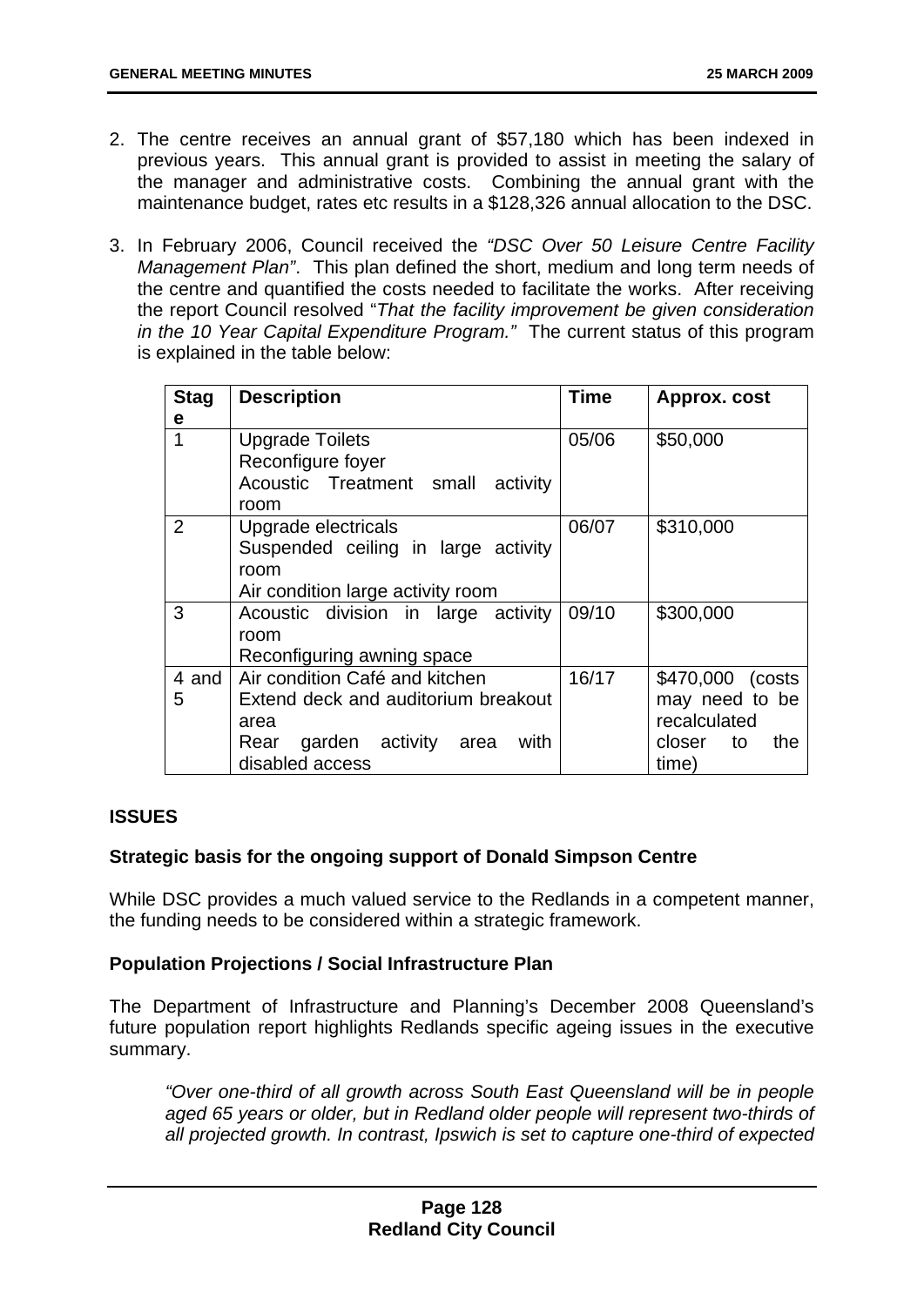2. The centre receives an annual grant of $57,180 which has been indexed in previous years. This annual grant is provided to assist in meeting the salary of the manager and administrative costs. Combining the annual grant with the maintenance budget, rates etc results in a $128,326 annual allocation to the DSC.

3. In February 2006, Council received the *"DSC Over 50 Leisure Centre Facility Management Plan"*. This plan defined the short, medium and long term needs of the centre and quantified the costs needed to facilitate the works. After receiving the report Council resolved "*That the facility improvement be given consideration in the 10 Year Capital Expenditure Program."* The current status of this program is explained in the table below:

| Stage | Description | Time | Approx. cost |
|---|---|---|---|
| 1 | Upgrade Toilets<br>Reconfigure foyer<br>Acoustic Treatment small activity room | 05/06 | $50,000 |
| 2 | Upgrade electricals<br>Suspended ceiling in large activity room<br>Air condition large activity room | 06/07 | $310,000 |
| 3 | Acoustic division in large activity room<br>Reconfiguring awning space | 09/10 | $300,000 |
| 4 and 5 | Air condition Café and kitchen<br>Extend deck and auditorium breakout area<br>Rear garden activity area with disabled access | 16/17 | $470,000 (costs may need to be recalculated closer to the time) |

## ISSUES

### Strategic basis for the ongoing support of Donald Simpson Centre

While DSC provides a much valued service to the Redlands in a competent manner, the funding needs to be considered within a strategic framework.

### Population Projections / Social Infrastructure Plan

The Department of Infrastructure and Planning's December 2008 Queensland's future population report highlights Redlands specific ageing issues in the executive summary.

> *"Over one-third of all growth across South East Queensland will be in people aged 65 years or older, but in Redland older people will represent two-thirds of all projected growth. In contrast, Ipswich is set to capture one-third of expected*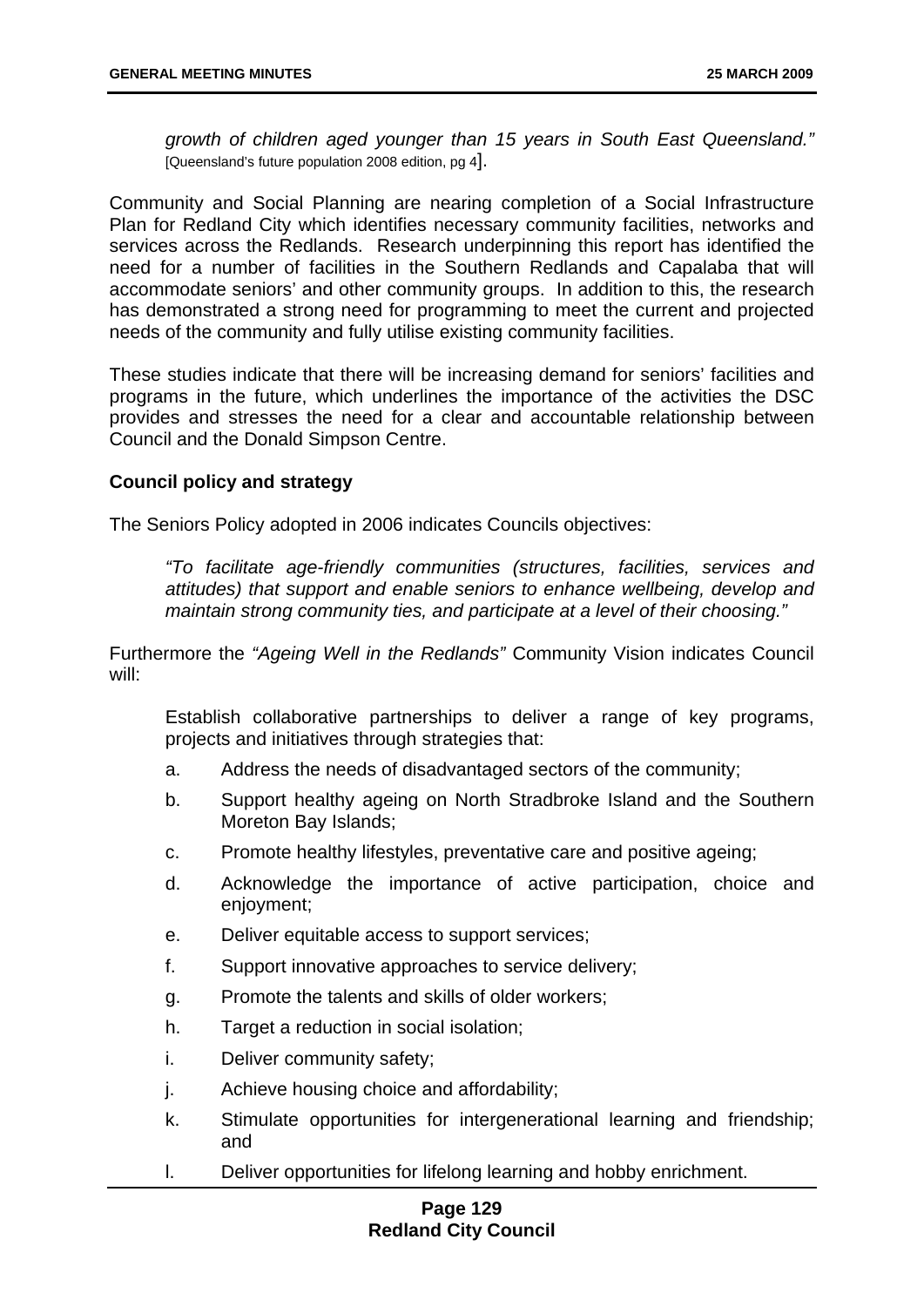*growth of children aged younger than 15 years in South East Queensland."* [Queensland's future population 2008 edition, pg 4].

Community and Social Planning are nearing completion of a Social Infrastructure Plan for Redland City which identifies necessary community facilities, networks and services across the Redlands. Research underpinning this report has identified the need for a number of facilities in the Southern Redlands and Capalaba that will accommodate seniors' and other community groups. In addition to this, the research has demonstrated a strong need for programming to meet the current and projected needs of the community and fully utilise existing community facilities.

These studies indicate that there will be increasing demand for seniors' facilities and programs in the future, which underlines the importance of the activities the DSC provides and stresses the need for a clear and accountable relationship between Council and the Donald Simpson Centre.

**Council policy and strategy**

The Seniors Policy adopted in 2006 indicates Councils objectives:

> *"To facilitate age-friendly communities (structures, facilities, services and attitudes) that support and enable seniors to enhance wellbeing, develop and maintain strong community ties, and participate at a level of their choosing."*

Furthermore the *"Ageing Well in the Redlands"* Community Vision indicates Council will:

Establish collaborative partnerships to deliver a range of key programs, projects and initiatives through strategies that:

a. Address the needs of disadvantaged sectors of the community;
b. Support healthy ageing on North Stradbroke Island and the Southern Moreton Bay Islands;
c. Promote healthy lifestyles, preventative care and positive ageing;
d. Acknowledge the importance of active participation, choice and enjoyment;
e. Deliver equitable access to support services;
f. Support innovative approaches to service delivery;
g. Promote the talents and skills of older workers;
h. Target a reduction in social isolation;
i. Deliver community safety;
j. Achieve housing choice and affordability;
k. Stimulate opportunities for intergenerational learning and friendship; and
l. Deliver opportunities for lifelong learning and hobby enrichment.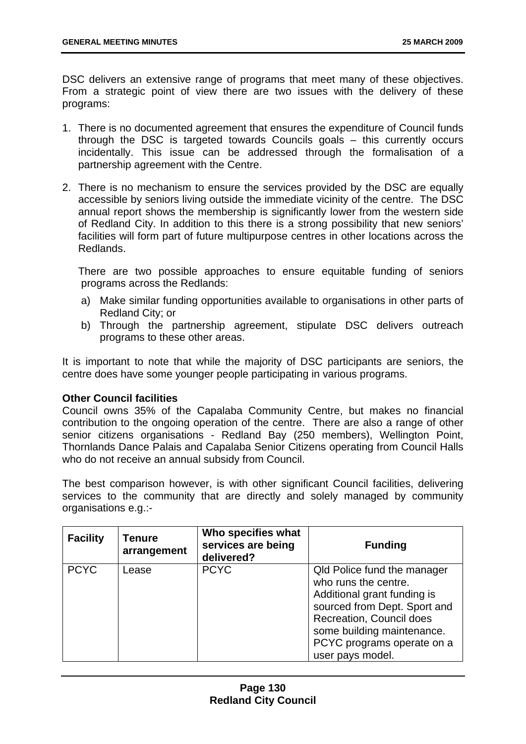DSC delivers an extensive range of programs that meet many of these objectives. From a strategic point of view there are two issues with the delivery of these programs:

1. There is no documented agreement that ensures the expenditure of Council funds through the DSC is targeted towards Councils goals – this currently occurs incidentally. This issue can be addressed through the formalisation of a partnership agreement with the Centre.

2. There is no mechanism to ensure the services provided by the DSC are equally accessible by seniors living outside the immediate vicinity of the centre. The DSC annual report shows the membership is significantly lower from the western side of Redland City. In addition to this there is a strong possibility that new seniors' facilities will form part of future multipurpose centres in other locations across the Redlands.

   There are two possible approaches to ensure equitable funding of seniors programs across the Redlands:

   a) Make similar funding opportunities available to organisations in other parts of Redland City; or
   b) Through the partnership agreement, stipulate DSC delivers outreach programs to these other areas.

It is important to note that while the majority of DSC participants are seniors, the centre does have some younger people participating in various programs.

**Other Council facilities**
Council owns 35% of the Capalaba Community Centre, but makes no financial contribution to the ongoing operation of the centre. There are also a range of other senior citizens organisations - Redland Bay (250 members), Wellington Point, Thornlands Dance Palais and Capalaba Senior Citizens operating from Council Halls who do not receive an annual subsidy from Council.

The best comparison however, is with other significant Council facilities, delivering services to the community that are directly and solely managed by community organisations e.g.:-

| Facility | Tenure arrangement | Who specifies what services are being delivered? | Funding |
|---|---|---|---|
| PCYC | Lease | PCYC | Qld Police fund the manager who runs the centre. Additional grant funding is sourced from Dept. Sport and Recreation, Council does some building maintenance. PCYC programs operate on a user pays model. |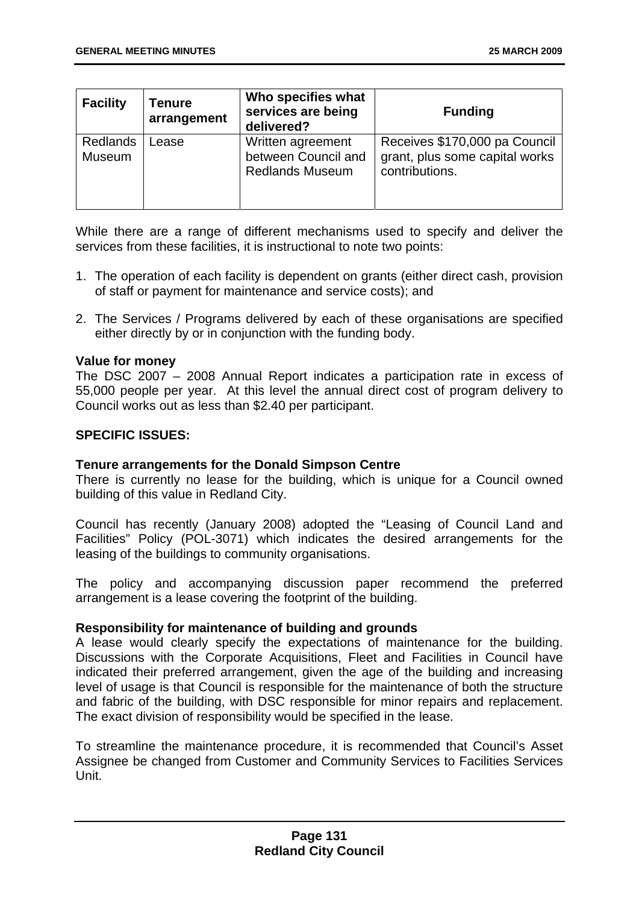| Facility | Tenure arrangement | Who specifies what services are being delivered? | Funding |
|---|---|---|---|
| Redlands Museum | Lease | Written agreement between Council and Redlands Museum | Receives $170,000 pa Council grant, plus some capital works contributions. |

While there are a range of different mechanisms used to specify and deliver the services from these facilities, it is instructional to note two points:

1. The operation of each facility is dependent on grants (either direct cash, provision of staff or payment for maintenance and service costs); and
2. The Services / Programs delivered by each of these organisations are specified either directly by or in conjunction with the funding body.

**Value for money**
The DSC 2007 – 2008 Annual Report indicates a participation rate in excess of 55,000 people per year. At this level the annual direct cost of program delivery to Council works out as less than $2.40 per participant.

**SPECIFIC ISSUES:**

**Tenure arrangements for the Donald Simpson Centre**
There is currently no lease for the building, which is unique for a Council owned building of this value in Redland City.

Council has recently (January 2008) adopted the "Leasing of Council Land and Facilities" Policy (POL-3071) which indicates the desired arrangements for the leasing of the buildings to community organisations.

The policy and accompanying discussion paper recommend the preferred arrangement is a lease covering the footprint of the building.

**Responsibility for maintenance of building and grounds**
A lease would clearly specify the expectations of maintenance for the building. Discussions with the Corporate Acquisitions, Fleet and Facilities in Council have indicated their preferred arrangement, given the age of the building and increasing level of usage is that Council is responsible for the maintenance of both the structure and fabric of the building, with DSC responsible for minor repairs and replacement. The exact division of responsibility would be specified in the lease.

To streamline the maintenance procedure, it is recommended that Council's Asset Assignee be changed from Customer and Community Services to Facilities Services Unit.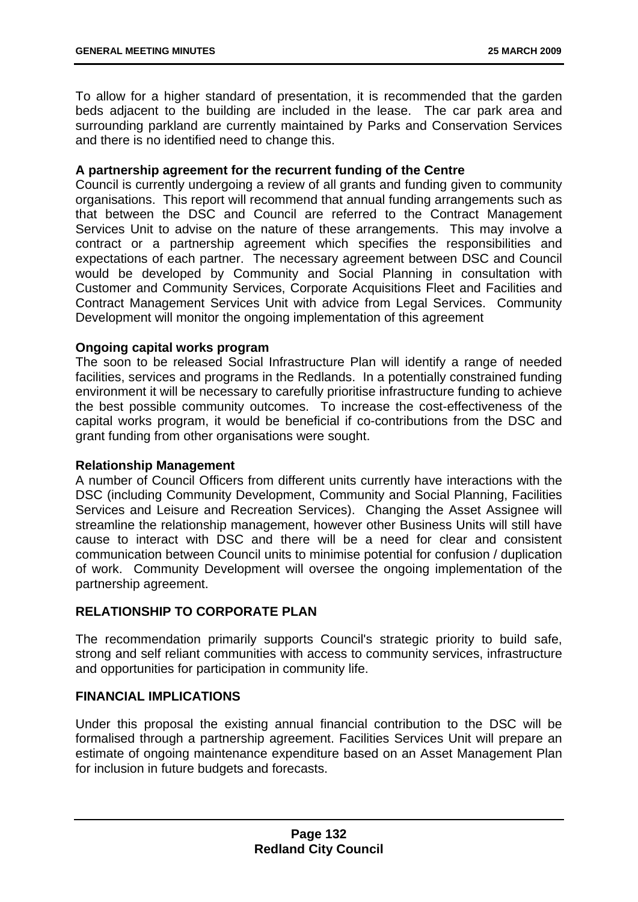To allow for a higher standard of presentation, it is recommended that the garden beds adjacent to the building are included in the lease. The car park area and surrounding parkland are currently maintained by Parks and Conservation Services and there is no identified need to change this.

**A partnership agreement for the recurrent funding of the Centre**

Council is currently undergoing a review of all grants and funding given to community organisations. This report will recommend that annual funding arrangements such as that between the DSC and Council are referred to the Contract Management Services Unit to advise on the nature of these arrangements. This may involve a contract or a partnership agreement which specifies the responsibilities and expectations of each partner. The necessary agreement between DSC and Council would be developed by Community and Social Planning in consultation with Customer and Community Services, Corporate Acquisitions Fleet and Facilities and Contract Management Services Unit with advice from Legal Services. Community Development will monitor the ongoing implementation of this agreement

**Ongoing capital works program**

The soon to be released Social Infrastructure Plan will identify a range of needed facilities, services and programs in the Redlands. In a potentially constrained funding environment it will be necessary to carefully prioritise infrastructure funding to achieve the best possible community outcomes. To increase the cost-effectiveness of the capital works program, it would be beneficial if co-contributions from the DSC and grant funding from other organisations were sought.

**Relationship Management**

A number of Council Officers from different units currently have interactions with the DSC (including Community Development, Community and Social Planning, Facilities Services and Leisure and Recreation Services). Changing the Asset Assignee will streamline the relationship management, however other Business Units will still have cause to interact with DSC and there will be a need for clear and consistent communication between Council units to minimise potential for confusion / duplication of work. Community Development will oversee the ongoing implementation of the partnership agreement.

## RELATIONSHIP TO CORPORATE PLAN

The recommendation primarily supports Council's strategic priority to build safe, strong and self reliant communities with access to community services, infrastructure and opportunities for participation in community life.

## FINANCIAL IMPLICATIONS

Under this proposal the existing annual financial contribution to the DSC will be formalised through a partnership agreement. Facilities Services Unit will prepare an estimate of ongoing maintenance expenditure based on an Asset Management Plan for inclusion in future budgets and forecasts.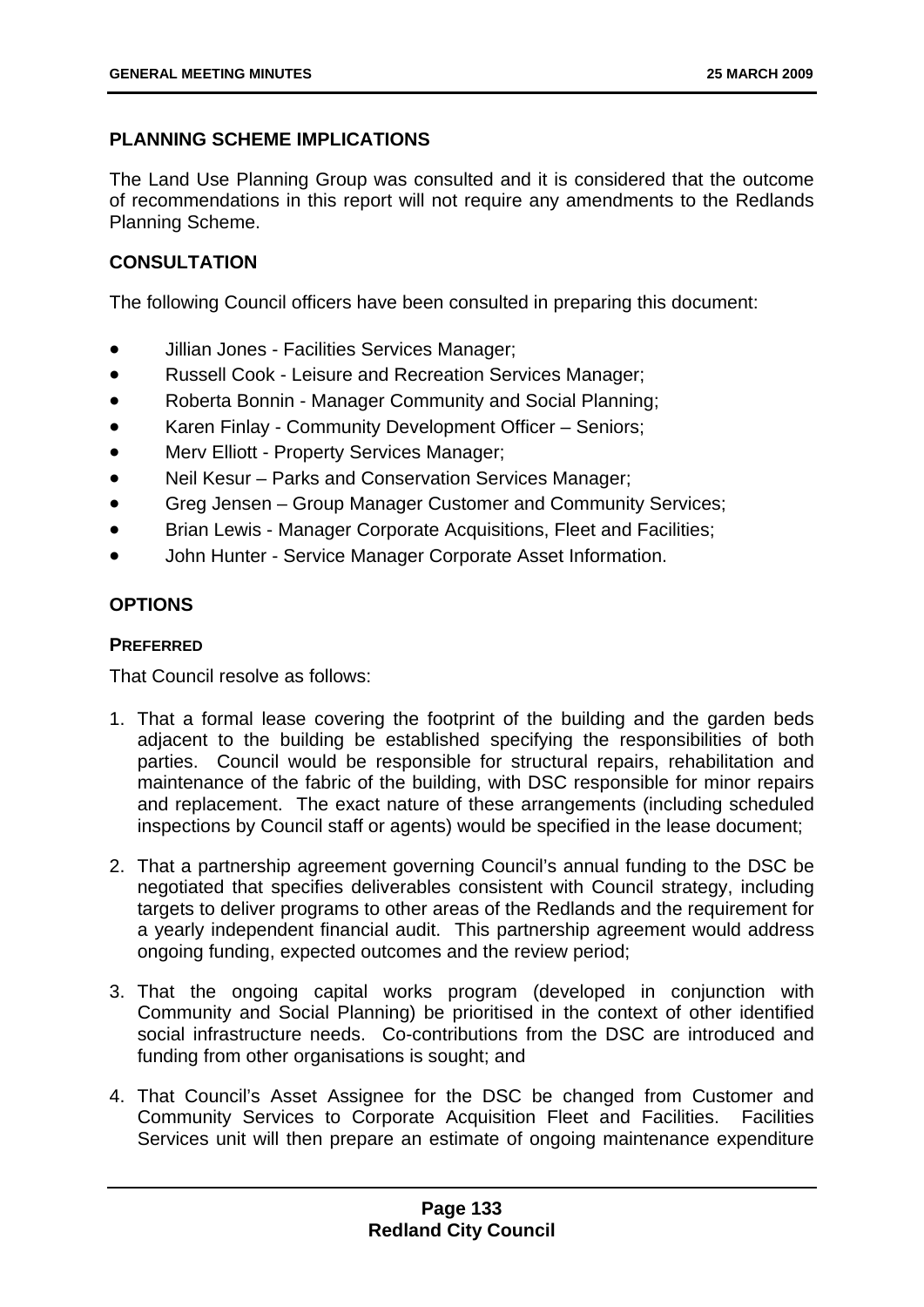## PLANNING SCHEME IMPLICATIONS

The Land Use Planning Group was consulted and it is considered that the outcome of recommendations in this report will not require any amendments to the Redlands Planning Scheme.

## CONSULTATION

The following Council officers have been consulted in preparing this document:

- Jillian Jones - Facilities Services Manager;
- Russell Cook - Leisure and Recreation Services Manager;
- Roberta Bonnin - Manager Community and Social Planning;
- Karen Finlay - Community Development Officer – Seniors;
- Merv Elliott - Property Services Manager;
- Neil Kesur – Parks and Conservation Services Manager;
- Greg Jensen – Group Manager Customer and Community Services;
- Brian Lewis - Manager Corporate Acquisitions, Fleet and Facilities;
- John Hunter - Service Manager Corporate Asset Information.

## OPTIONS

### PREFERRED

That Council resolve as follows:

1. That a formal lease covering the footprint of the building and the garden beds adjacent to the building be established specifying the responsibilities of both parties. Council would be responsible for structural repairs, rehabilitation and maintenance of the fabric of the building, with DSC responsible for minor repairs and replacement. The exact nature of these arrangements (including scheduled inspections by Council staff or agents) would be specified in the lease document;

2. That a partnership agreement governing Council's annual funding to the DSC be negotiated that specifies deliverables consistent with Council strategy, including targets to deliver programs to other areas of the Redlands and the requirement for a yearly independent financial audit. This partnership agreement would address ongoing funding, expected outcomes and the review period;

3. That the ongoing capital works program (developed in conjunction with Community and Social Planning) be prioritised in the context of other identified social infrastructure needs. Co-contributions from the DSC are introduced and funding from other organisations is sought; and

4. That Council's Asset Assignee for the DSC be changed from Customer and Community Services to Corporate Acquisition Fleet and Facilities. Facilities Services unit will then prepare an estimate of ongoing maintenance expenditure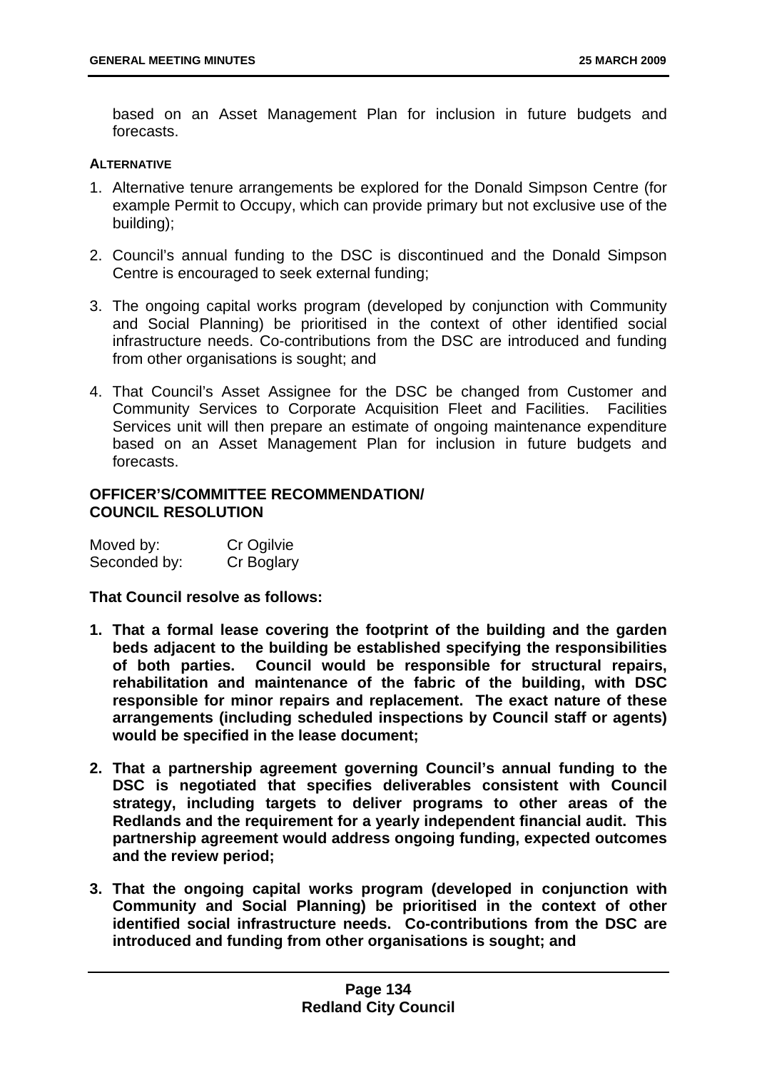based on an Asset Management Plan for inclusion in future budgets and forecasts.

**ALTERNATIVE**

1. Alternative tenure arrangements be explored for the Donald Simpson Centre (for example Permit to Occupy, which can provide primary but not exclusive use of the building);

2. Council's annual funding to the DSC is discontinued and the Donald Simpson Centre is encouraged to seek external funding;

3. The ongoing capital works program (developed by conjunction with Community and Social Planning) be prioritised in the context of other identified social infrastructure needs. Co-contributions from the DSC are introduced and funding from other organisations is sought; and

4. That Council's Asset Assignee for the DSC be changed from Customer and Community Services to Corporate Acquisition Fleet and Facilities. Facilities Services unit will then prepare an estimate of ongoing maintenance expenditure based on an Asset Management Plan for inclusion in future budgets and forecasts.

**OFFICER'S/COMMITTEE RECOMMENDATION/ COUNCIL RESOLUTION**

| Moved by: | Cr Ogilvie |
|---|---|
| Seconded by: | Cr Boglary |

**That Council resolve as follows:**

1. **That a formal lease covering the footprint of the building and the garden beds adjacent to the building be established specifying the responsibilities of both parties. Council would be responsible for structural repairs, rehabilitation and maintenance of the fabric of the building, with DSC responsible for minor repairs and replacement. The exact nature of these arrangements (including scheduled inspections by Council staff or agents) would be specified in the lease document;**

2. **That a partnership agreement governing Council's annual funding to the DSC is negotiated that specifies deliverables consistent with Council strategy, including targets to deliver programs to other areas of the Redlands and the requirement for a yearly independent financial audit. This partnership agreement would address ongoing funding, expected outcomes and the review period;**

3. **That the ongoing capital works program (developed in conjunction with Community and Social Planning) be prioritised in the context of other identified social infrastructure needs. Co-contributions from the DSC are introduced and funding from other organisations is sought; and**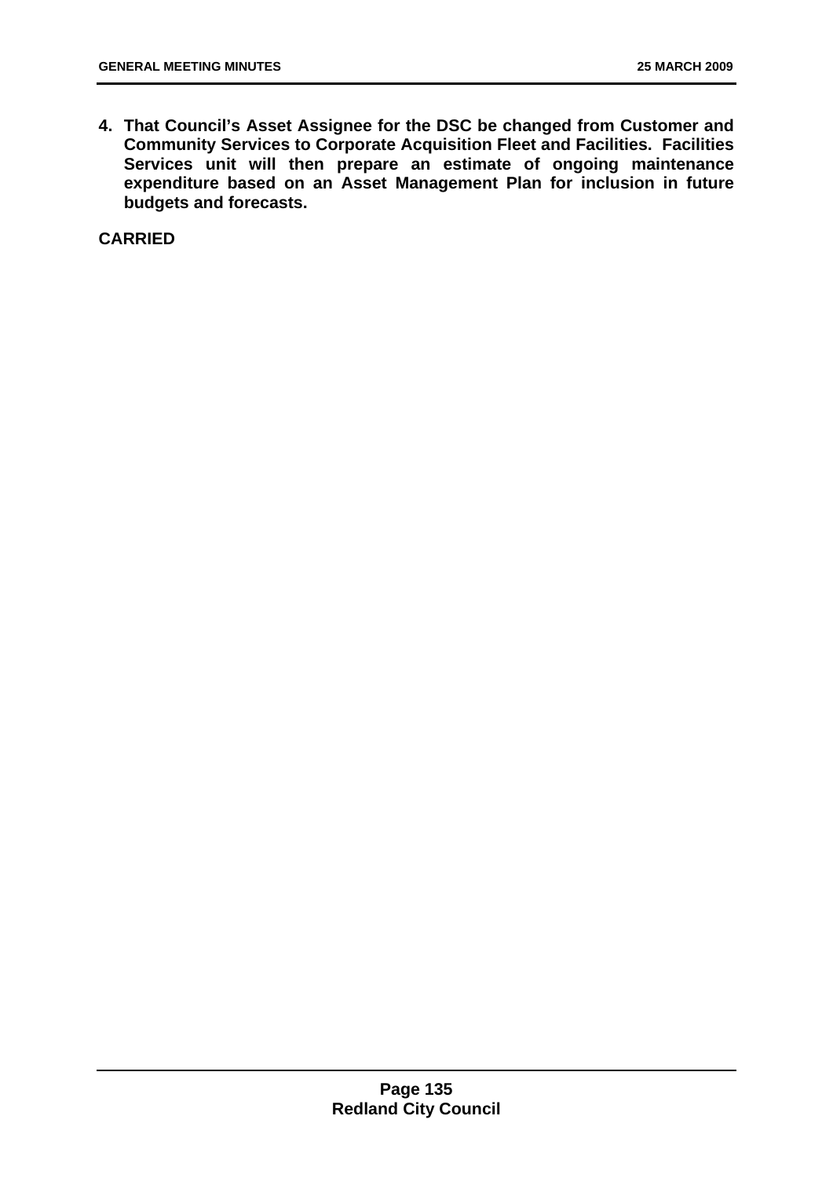**4. That Council's Asset Assignee for the DSC be changed from Customer and Community Services to Corporate Acquisition Fleet and Facilities. Facilities Services unit will then prepare an estimate of ongoing maintenance expenditure based on an Asset Management Plan for inclusion in future budgets and forecasts.**

**CARRIED**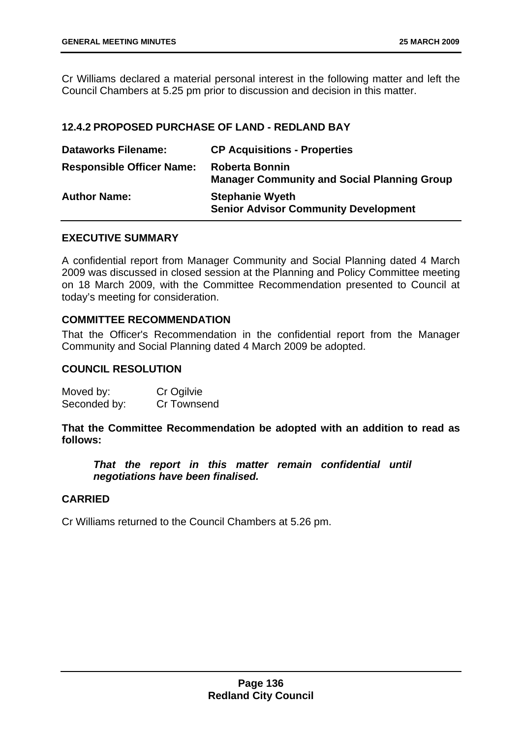Cr Williams declared a material personal interest in the following matter and left the Council Chambers at 5.25 pm prior to discussion and decision in this matter.

### 12.4.2 PROPOSED PURCHASE OF LAND - REDLAND BAY

| | |
|---|---|
| **Dataworks Filename:** | **CP Acquisitions - Properties** |
| **Responsible Officer Name:** | **Roberta Bonnin**<br>**Manager Community and Social Planning Group** |
| **Author Name:** | **Stephanie Wyeth**<br>**Senior Advisor Community Development** |

#### EXECUTIVE SUMMARY

A confidential report from Manager Community and Social Planning dated 4 March 2009 was discussed in closed session at the Planning and Policy Committee meeting on 18 March 2009, with the Committee Recommendation presented to Council at today's meeting for consideration.

#### COMMITTEE RECOMMENDATION

That the Officer's Recommendation in the confidential report from the Manager Community and Social Planning dated 4 March 2009 be adopted.

#### COUNCIL RESOLUTION

Moved by: Cr Ogilvie
Seconded by: Cr Townsend

**That the Committee Recommendation be adopted with an addition to read as follows:**

> ***That the report in this matter remain confidential until negotiations have been finalised.***

#### CARRIED

Cr Williams returned to the Council Chambers at 5.26 pm.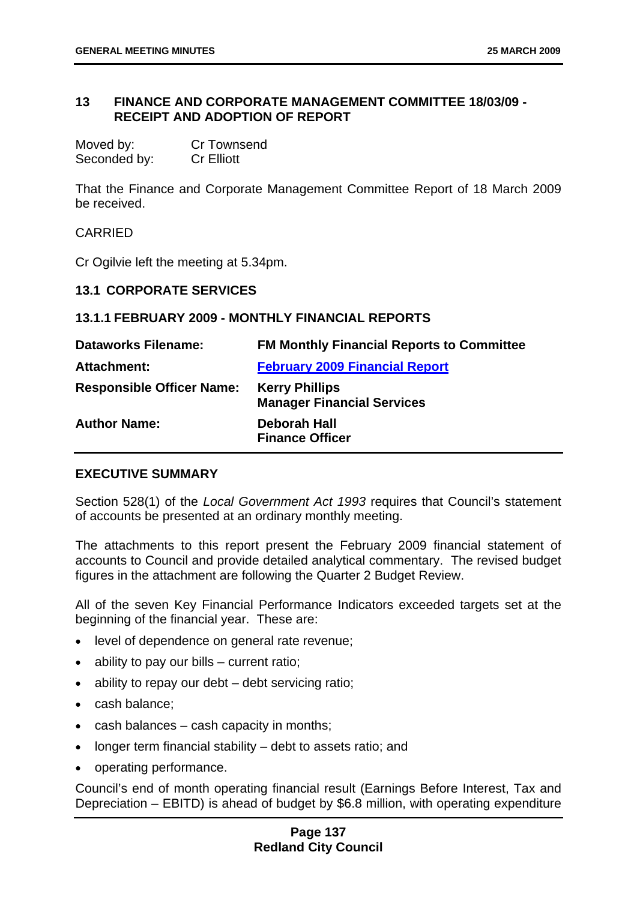## 13 FINANCE AND CORPORATE MANAGEMENT COMMITTEE 18/03/09 - RECEIPT AND ADOPTION OF REPORT

Moved by: Cr Townsend
Seconded by: Cr Elliott

That the Finance and Corporate Management Committee Report of 18 March 2009 be received.

CARRIED

Cr Ogilvie left the meeting at 5.34pm.

### 13.1 CORPORATE SERVICES

#### 13.1.1 FEBRUARY 2009 - MONTHLY FINANCIAL REPORTS

| | |
|---|---|
| **Dataworks Filename:** | **FM Monthly Financial Reports to Committee** |
| **Attachment:** | **February 2009 Financial Report** |
| **Responsible Officer Name:** | **Kerry Phillips**<br>**Manager Financial Services** |
| **Author Name:** | **Deborah Hall**<br>**Finance Officer** |

**EXECUTIVE SUMMARY**

Section 528(1) of the *Local Government Act 1993* requires that Council's statement of accounts be presented at an ordinary monthly meeting.

The attachments to this report present the February 2009 financial statement of accounts to Council and provide detailed analytical commentary. The revised budget figures in the attachment are following the Quarter 2 Budget Review.

All of the seven Key Financial Performance Indicators exceeded targets set at the beginning of the financial year. These are:

- level of dependence on general rate revenue;
- ability to pay our bills – current ratio;
- ability to repay our debt – debt servicing ratio;
- cash balance;
- cash balances – cash capacity in months;
- longer term financial stability – debt to assets ratio; and
- operating performance.

Council's end of month operating financial result (Earnings Before Interest, Tax and Depreciation – EBITD) is ahead of budget by $6.8 million, with operating expenditure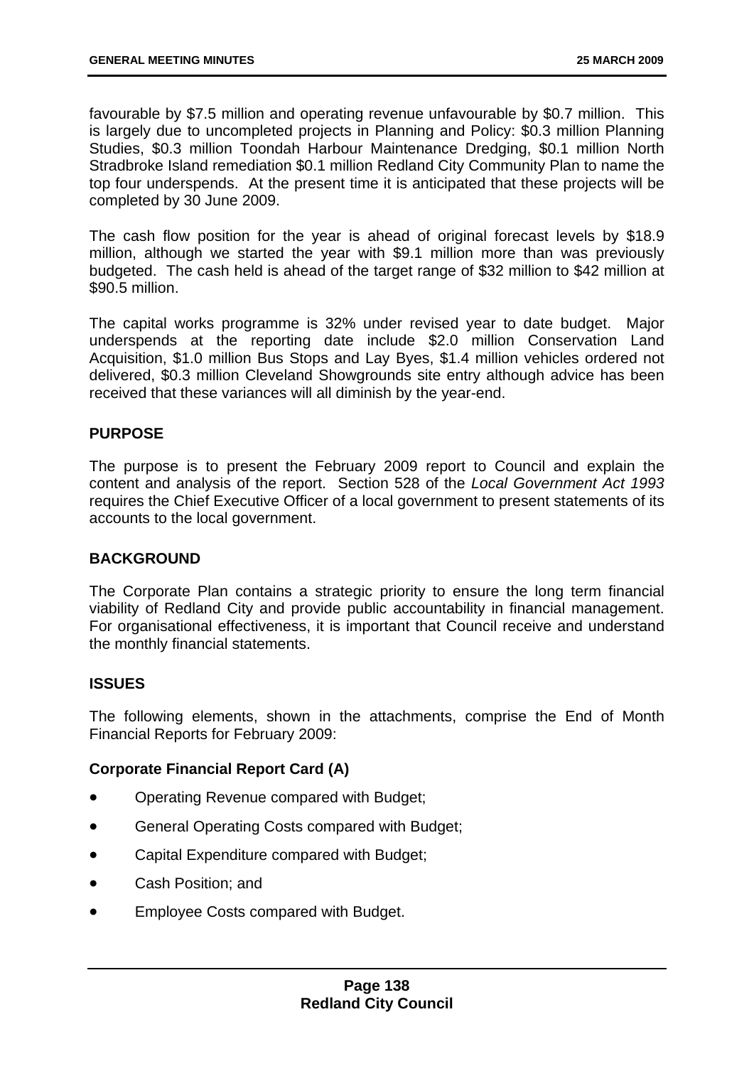favourable by $7.5 million and operating revenue unfavourable by $0.7 million. This is largely due to uncompleted projects in Planning and Policy: $0.3 million Planning Studies, $0.3 million Toondah Harbour Maintenance Dredging, $0.1 million North Stradbroke Island remediation $0.1 million Redland City Community Plan to name the top four underspends. At the present time it is anticipated that these projects will be completed by 30 June 2009.

The cash flow position for the year is ahead of original forecast levels by $18.9 million, although we started the year with $9.1 million more than was previously budgeted. The cash held is ahead of the target range of $32 million to $42 million at $90.5 million.

The capital works programme is 32% under revised year to date budget. Major underspends at the reporting date include $2.0 million Conservation Land Acquisition, $1.0 million Bus Stops and Lay Byes, $1.4 million vehicles ordered not delivered, $0.3 million Cleveland Showgrounds site entry although advice has been received that these variances will all diminish by the year-end.

## PURPOSE

The purpose is to present the February 2009 report to Council and explain the content and analysis of the report. Section 528 of the *Local Government Act 1993* requires the Chief Executive Officer of a local government to present statements of its accounts to the local government.

## BACKGROUND

The Corporate Plan contains a strategic priority to ensure the long term financial viability of Redland City and provide public accountability in financial management. For organisational effectiveness, it is important that Council receive and understand the monthly financial statements.

## ISSUES

The following elements, shown in the attachments, comprise the End of Month Financial Reports for February 2009:

### Corporate Financial Report Card (A)

- Operating Revenue compared with Budget;
- General Operating Costs compared with Budget;
- Capital Expenditure compared with Budget;
- Cash Position; and
- Employee Costs compared with Budget.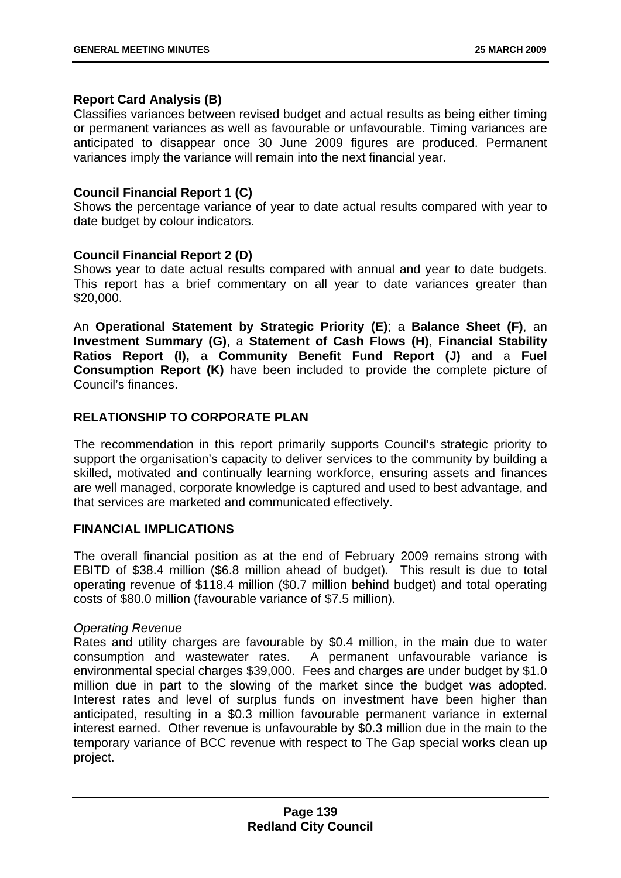**Report Card Analysis (B)**
Classifies variances between revised budget and actual results as being either timing or permanent variances as well as favourable or unfavourable. Timing variances are anticipated to disappear once 30 June 2009 figures are produced. Permanent variances imply the variance will remain into the next financial year.

**Council Financial Report 1 (C)**
Shows the percentage variance of year to date actual results compared with year to date budget by colour indicators.

**Council Financial Report 2 (D)**
Shows year to date actual results compared with annual and year to date budgets. This report has a brief commentary on all year to date variances greater than $20,000.

An **Operational Statement by Strategic Priority (E)**; a **Balance Sheet (F)**, an **Investment Summary (G)**, a **Statement of Cash Flows (H)**, **Financial Stability Ratios Report (I),** a **Community Benefit Fund Report (J)** and a **Fuel Consumption Report (K)** have been included to provide the complete picture of Council's finances.

## RELATIONSHIP TO CORPORATE PLAN

The recommendation in this report primarily supports Council's strategic priority to support the organisation's capacity to deliver services to the community by building a skilled, motivated and continually learning workforce, ensuring assets and finances are well managed, corporate knowledge is captured and used to best advantage, and that services are marketed and communicated effectively.

## FINANCIAL IMPLICATIONS

The overall financial position as at the end of February 2009 remains strong with EBITD of $38.4 million ($6.8 million ahead of budget). This result is due to total operating revenue of $118.4 million ($0.7 million behind budget) and total operating costs of $80.0 million (favourable variance of $7.5 million).

*Operating Revenue*
Rates and utility charges are favourable by $0.4 million, in the main due to water consumption and wastewater rates. A permanent unfavourable variance is environmental special charges $39,000. Fees and charges are under budget by $1.0 million due in part to the slowing of the market since the budget was adopted. Interest rates and level of surplus funds on investment have been higher than anticipated, resulting in a $0.3 million favourable permanent variance in external interest earned. Other revenue is unfavourable by $0.3 million due in the main to the temporary variance of BCC revenue with respect to The Gap special works clean up project.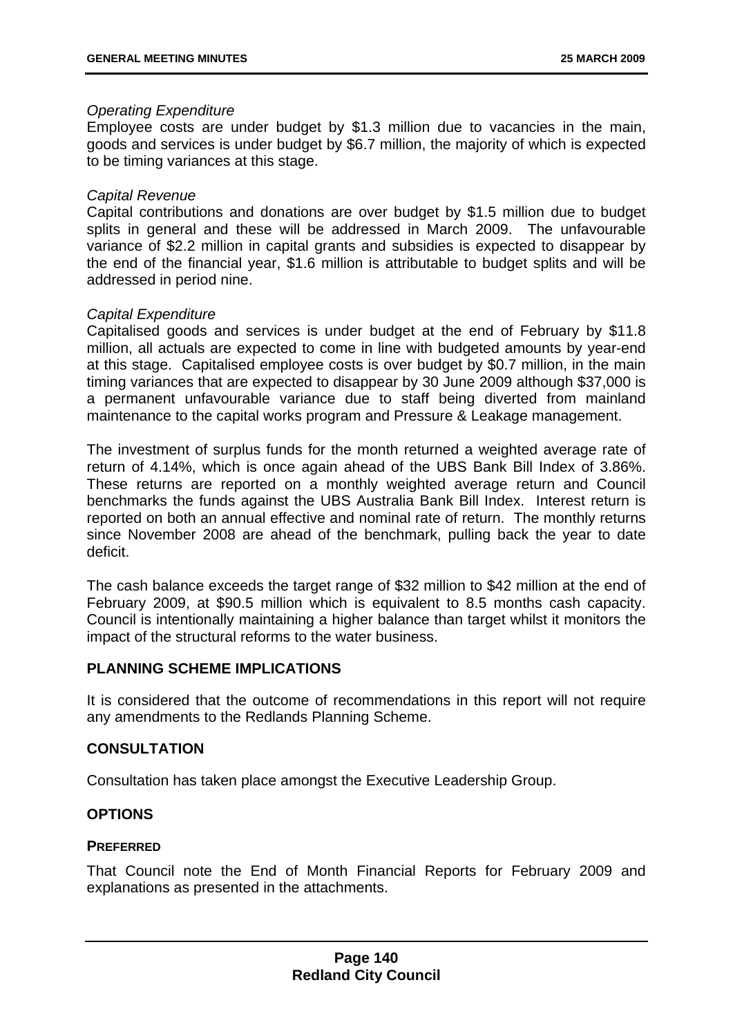*Operating Expenditure*
Employee costs are under budget by $1.3 million due to vacancies in the main, goods and services is under budget by $6.7 million, the majority of which is expected to be timing variances at this stage.

*Capital Revenue*
Capital contributions and donations are over budget by $1.5 million due to budget splits in general and these will be addressed in March 2009. The unfavourable variance of $2.2 million in capital grants and subsidies is expected to disappear by the end of the financial year, $1.6 million is attributable to budget splits and will be addressed in period nine.

*Capital Expenditure*
Capitalised goods and services is under budget at the end of February by $11.8 million, all actuals are expected to come in line with budgeted amounts by year-end at this stage. Capitalised employee costs is over budget by $0.7 million, in the main timing variances that are expected to disappear by 30 June 2009 although $37,000 is a permanent unfavourable variance due to staff being diverted from mainland maintenance to the capital works program and Pressure & Leakage management.

The investment of surplus funds for the month returned a weighted average rate of return of 4.14%, which is once again ahead of the UBS Bank Bill Index of 3.86%. These returns are reported on a monthly weighted average return and Council benchmarks the funds against the UBS Australia Bank Bill Index. Interest return is reported on both an annual effective and nominal rate of return. The monthly returns since November 2008 are ahead of the benchmark, pulling back the year to date deficit.

The cash balance exceeds the target range of $32 million to $42 million at the end of February 2009, at $90.5 million which is equivalent to 8.5 months cash capacity. Council is intentionally maintaining a higher balance than target whilst it monitors the impact of the structural reforms to the water business.

## PLANNING SCHEME IMPLICATIONS

It is considered that the outcome of recommendations in this report will not require any amendments to the Redlands Planning Scheme.

## CONSULTATION

Consultation has taken place amongst the Executive Leadership Group.

## OPTIONS

### PREFERRED

That Council note the End of Month Financial Reports for February 2009 and explanations as presented in the attachments.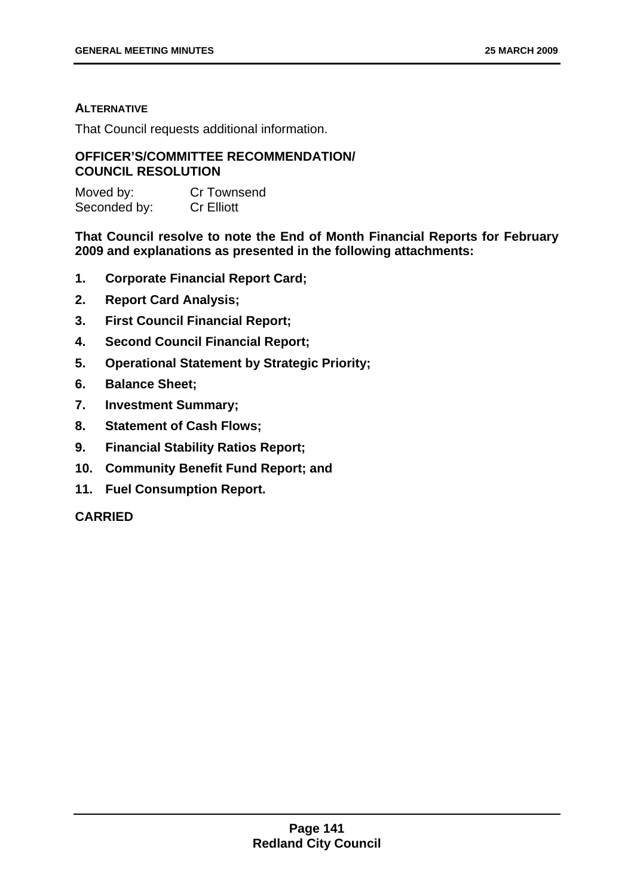**ALTERNATIVE**

That Council requests additional information.

**OFFICER'S/COMMITTEE RECOMMENDATION/ COUNCIL RESOLUTION**

Moved by: Cr Townsend
Seconded by: Cr Elliott

**That Council resolve to note the End of Month Financial Reports for February 2009 and explanations as presented in the following attachments:**

1. **Corporate Financial Report Card;**
2. **Report Card Analysis;**
3. **First Council Financial Report;**
4. **Second Council Financial Report;**
5. **Operational Statement by Strategic Priority;**
6. **Balance Sheet;**
7. **Investment Summary;**
8. **Statement of Cash Flows;**
9. **Financial Stability Ratios Report;**
10. **Community Benefit Fund Report; and**
11. **Fuel Consumption Report.**

**CARRIED**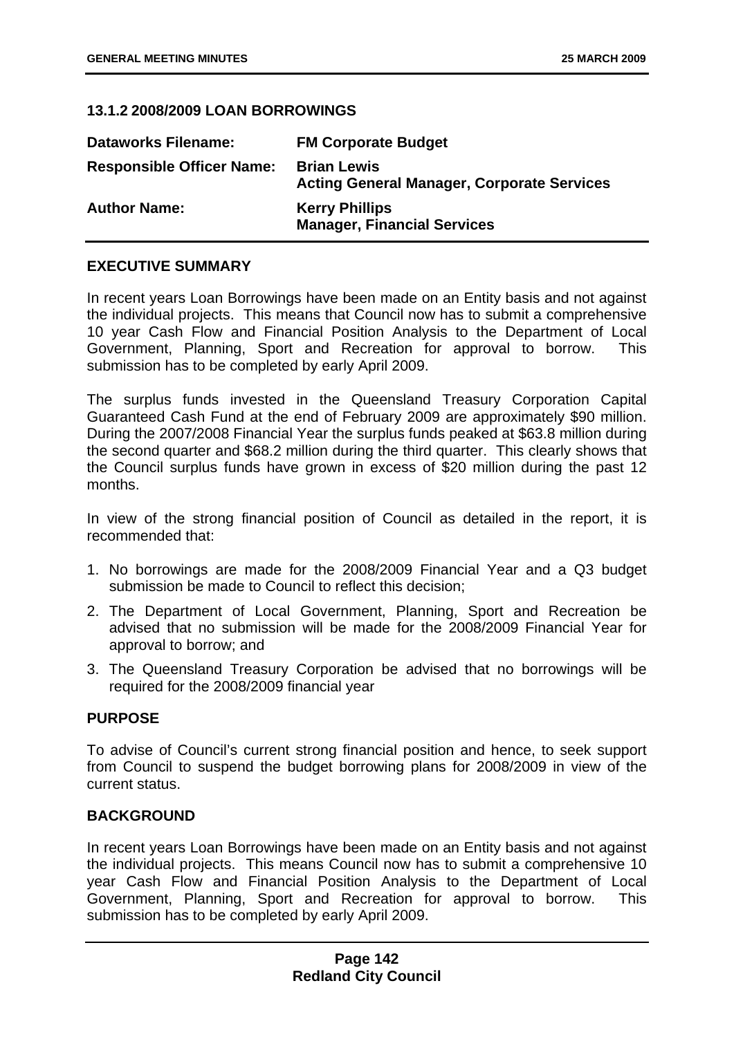### 13.1.2 2008/2009 LOAN BORROWINGS

| | |
|---|---|
| **Dataworks Filename:** | **FM Corporate Budget** |
| **Responsible Officer Name:** | **Brian Lewis**<br>**Acting General Manager, Corporate Services** |
| **Author Name:** | **Kerry Phillips**<br>**Manager, Financial Services** |

#### EXECUTIVE SUMMARY

In recent years Loan Borrowings have been made on an Entity basis and not against the individual projects. This means that Council now has to submit a comprehensive 10 year Cash Flow and Financial Position Analysis to the Department of Local Government, Planning, Sport and Recreation for approval to borrow. This submission has to be completed by early April 2009.

The surplus funds invested in the Queensland Treasury Corporation Capital Guaranteed Cash Fund at the end of February 2009 are approximately $90 million. During the 2007/2008 Financial Year the surplus funds peaked at $63.8 million during the second quarter and $68.2 million during the third quarter. This clearly shows that the Council surplus funds have grown in excess of $20 million during the past 12 months.

In view of the strong financial position of Council as detailed in the report, it is recommended that:

1. No borrowings are made for the 2008/2009 Financial Year and a Q3 budget submission be made to Council to reflect this decision;
2. The Department of Local Government, Planning, Sport and Recreation be advised that no submission will be made for the 2008/2009 Financial Year for approval to borrow; and
3. The Queensland Treasury Corporation be advised that no borrowings will be required for the 2008/2009 financial year

#### PURPOSE

To advise of Council's current strong financial position and hence, to seek support from Council to suspend the budget borrowing plans for 2008/2009 in view of the current status.

#### BACKGROUND

In recent years Loan Borrowings have been made on an Entity basis and not against the individual projects. This means Council now has to submit a comprehensive 10 year Cash Flow and Financial Position Analysis to the Department of Local Government, Planning, Sport and Recreation for approval to borrow. This submission has to be completed by early April 2009.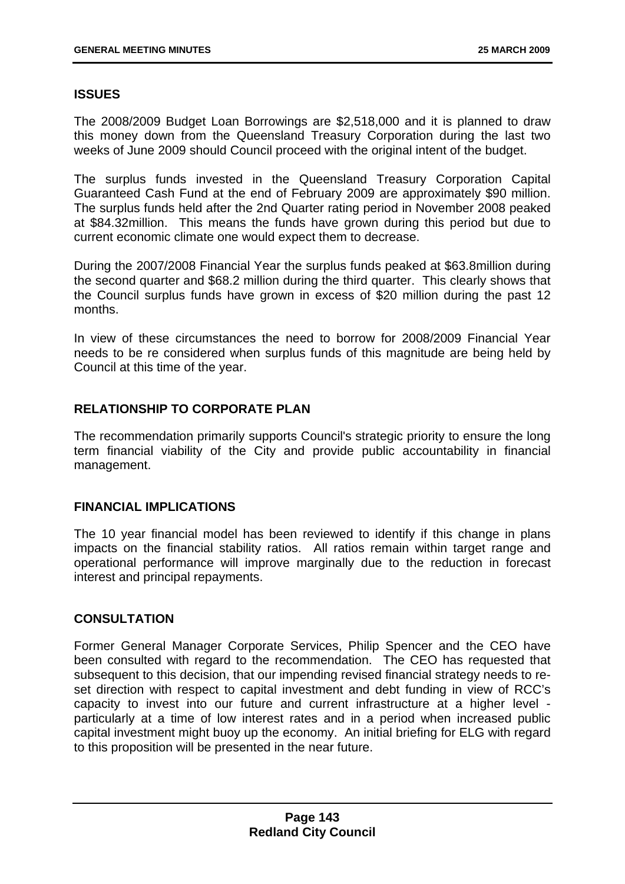## ISSUES

The 2008/2009 Budget Loan Borrowings are $2,518,000 and it is planned to draw this money down from the Queensland Treasury Corporation during the last two weeks of June 2009 should Council proceed with the original intent of the budget.

The surplus funds invested in the Queensland Treasury Corporation Capital Guaranteed Cash Fund at the end of February 2009 are approximately $90 million. The surplus funds held after the 2nd Quarter rating period in November 2008 peaked at $84.32million. This means the funds have grown during this period but due to current economic climate one would expect them to decrease.

During the 2007/2008 Financial Year the surplus funds peaked at $63.8million during the second quarter and $68.2 million during the third quarter. This clearly shows that the Council surplus funds have grown in excess of $20 million during the past 12 months.

In view of these circumstances the need to borrow for 2008/2009 Financial Year needs to be re considered when surplus funds of this magnitude are being held by Council at this time of the year.

## RELATIONSHIP TO CORPORATE PLAN

The recommendation primarily supports Council's strategic priority to ensure the long term financial viability of the City and provide public accountability in financial management.

## FINANCIAL IMPLICATIONS

The 10 year financial model has been reviewed to identify if this change in plans impacts on the financial stability ratios. All ratios remain within target range and operational performance will improve marginally due to the reduction in forecast interest and principal repayments.

## CONSULTATION

Former General Manager Corporate Services, Philip Spencer and the CEO have been consulted with regard to the recommendation. The CEO has requested that subsequent to this decision, that our impending revised financial strategy needs to re-set direction with respect to capital investment and debt funding in view of RCC's capacity to invest into our future and current infrastructure at a higher level - particularly at a time of low interest rates and in a period when increased public capital investment might buoy up the economy. An initial briefing for ELG with regard to this proposition will be presented in the near future.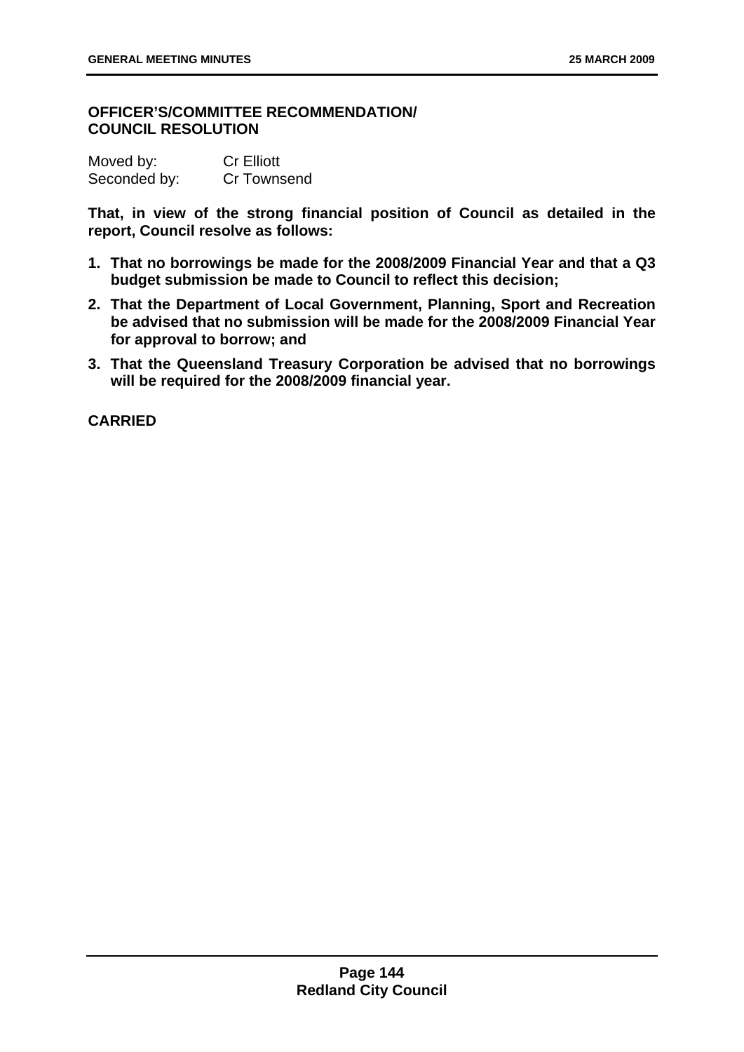**OFFICER'S/COMMITTEE RECOMMENDATION/ COUNCIL RESOLUTION**

| Moved by: | Cr Elliott |
|---|---|
| Seconded by: | Cr Townsend |

**That, in view of the strong financial position of Council as detailed in the report, Council resolve as follows:**

1. **That no borrowings be made for the 2008/2009 Financial Year and that a Q3 budget submission be made to Council to reflect this decision;**
2. **That the Department of Local Government, Planning, Sport and Recreation be advised that no submission will be made for the 2008/2009 Financial Year for approval to borrow; and**
3. **That the Queensland Treasury Corporation be advised that no borrowings will be required for the 2008/2009 financial year.**

**CARRIED**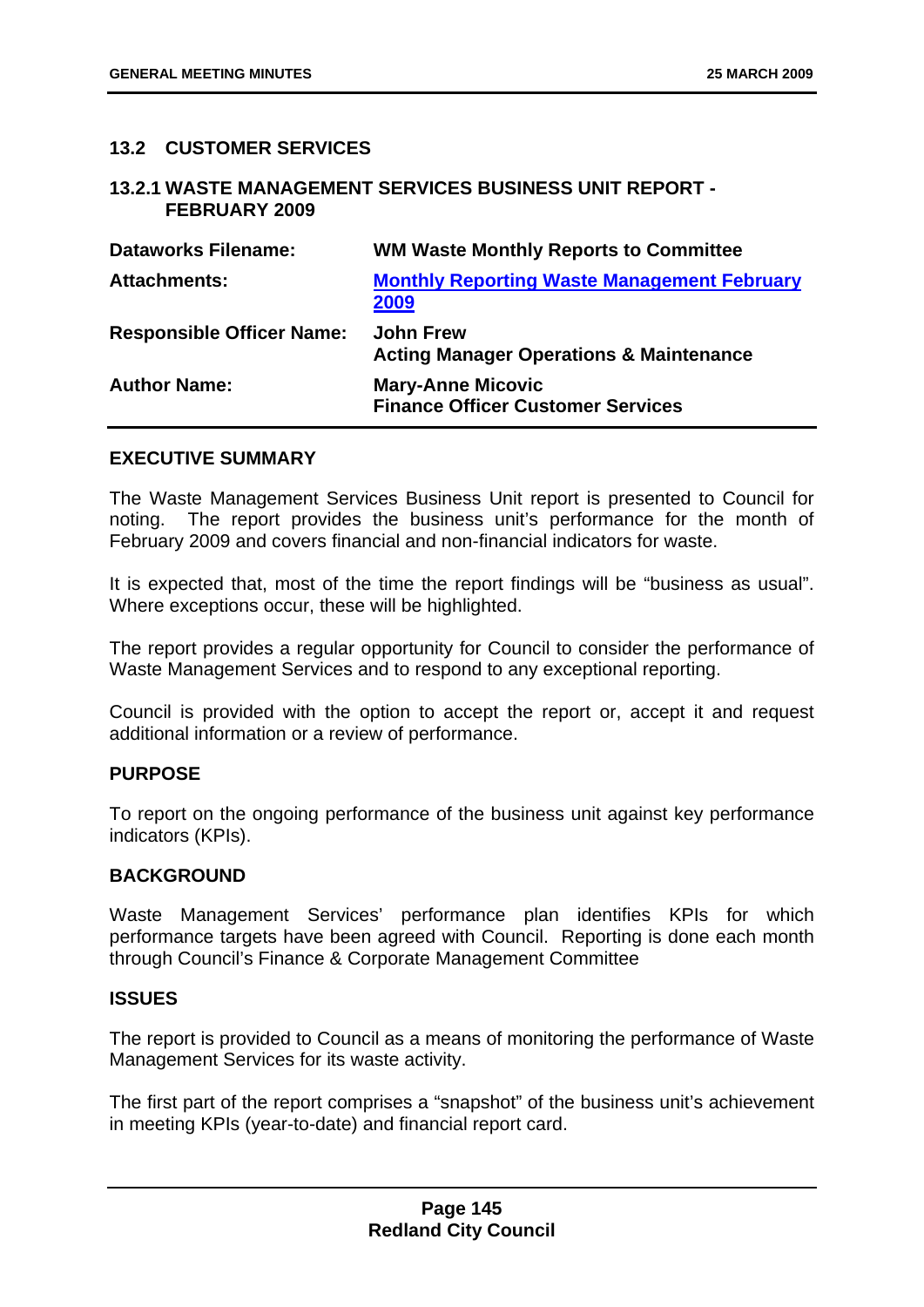## 13.2 CUSTOMER SERVICES

### 13.2.1 WASTE MANAGEMENT SERVICES BUSINESS UNIT REPORT - FEBRUARY 2009

| | |
|---|---|
| **Dataworks Filename:** | **WM Waste Monthly Reports to Committee** |
| **Attachments:** | **Monthly Reporting Waste Management February 2009** |
| **Responsible Officer Name:** | **John Frew**<br>**Acting Manager Operations & Maintenance** |
| **Author Name:** | **Mary-Anne Micovic**<br>**Finance Officer Customer Services** |

**EXECUTIVE SUMMARY**

The Waste Management Services Business Unit report is presented to Council for noting. The report provides the business unit's performance for the month of February 2009 and covers financial and non-financial indicators for waste.

It is expected that, most of the time the report findings will be "business as usual". Where exceptions occur, these will be highlighted.

The report provides a regular opportunity for Council to consider the performance of Waste Management Services and to respond to any exceptional reporting.

Council is provided with the option to accept the report or, accept it and request additional information or a review of performance.

**PURPOSE**

To report on the ongoing performance of the business unit against key performance indicators (KPIs).

**BACKGROUND**

Waste Management Services' performance plan identifies KPIs for which performance targets have been agreed with Council. Reporting is done each month through Council's Finance & Corporate Management Committee

**ISSUES**

The report is provided to Council as a means of monitoring the performance of Waste Management Services for its waste activity.

The first part of the report comprises a "snapshot" of the business unit's achievement in meeting KPIs (year-to-date) and financial report card.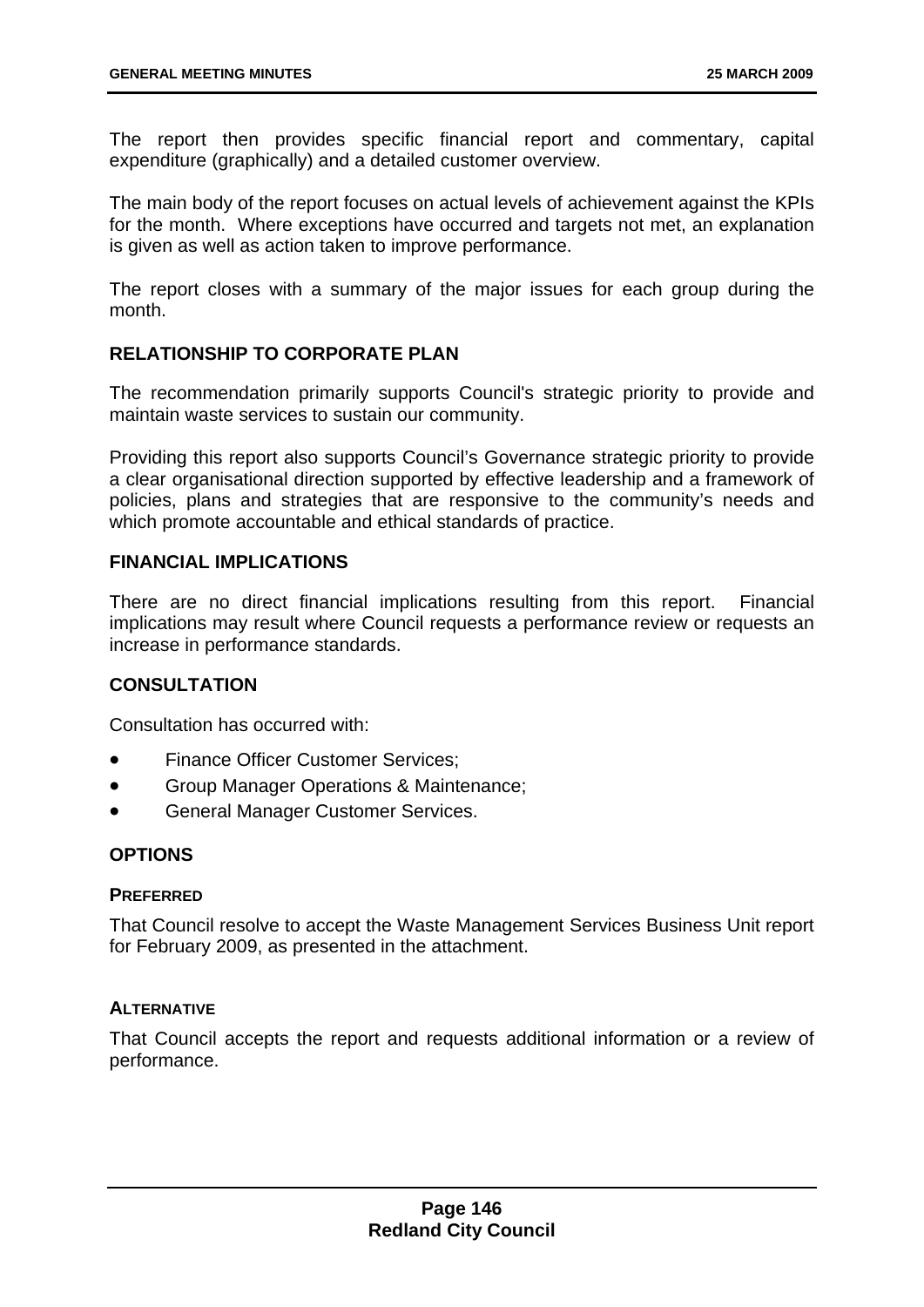The report then provides specific financial report and commentary, capital expenditure (graphically) and a detailed customer overview.

The main body of the report focuses on actual levels of achievement against the KPIs for the month. Where exceptions have occurred and targets not met, an explanation is given as well as action taken to improve performance.

The report closes with a summary of the major issues for each group during the month.

## RELATIONSHIP TO CORPORATE PLAN

The recommendation primarily supports Council's strategic priority to provide and maintain waste services to sustain our community.

Providing this report also supports Council's Governance strategic priority to provide a clear organisational direction supported by effective leadership and a framework of policies, plans and strategies that are responsive to the community's needs and which promote accountable and ethical standards of practice.

## FINANCIAL IMPLICATIONS

There are no direct financial implications resulting from this report. Financial implications may result where Council requests a performance review or requests an increase in performance standards.

## CONSULTATION

Consultation has occurred with:

- Finance Officer Customer Services;
- Group Manager Operations & Maintenance;
- General Manager Customer Services.

## OPTIONS

### PREFERRED

That Council resolve to accept the Waste Management Services Business Unit report for February 2009, as presented in the attachment.

### ALTERNATIVE

That Council accepts the report and requests additional information or a review of performance.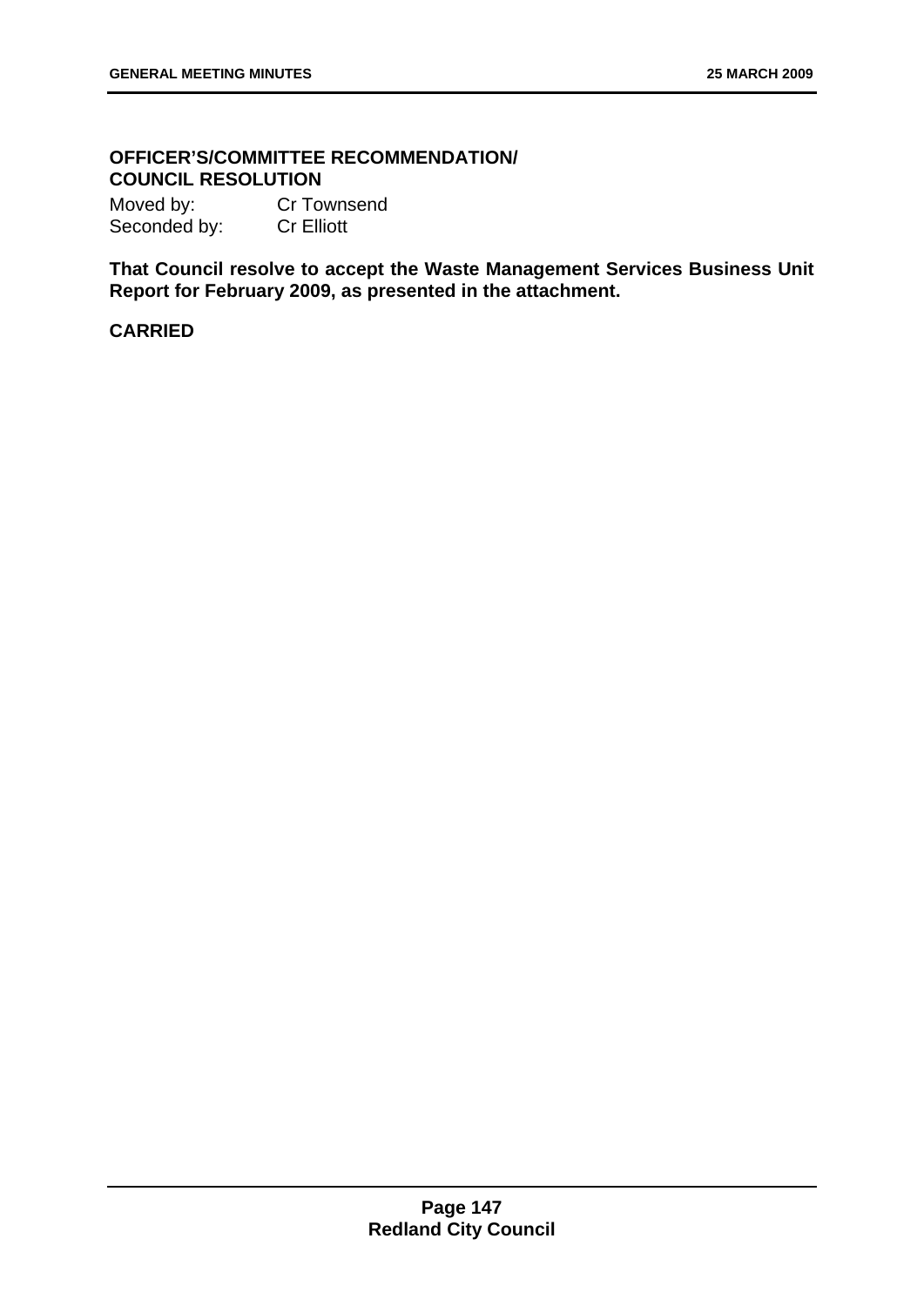**OFFICER'S/COMMITTEE RECOMMENDATION/ COUNCIL RESOLUTION**

Moved by: Cr Townsend
Seconded by: Cr Elliott

**That Council resolve to accept the Waste Management Services Business Unit Report for February 2009, as presented in the attachment.**

**CARRIED**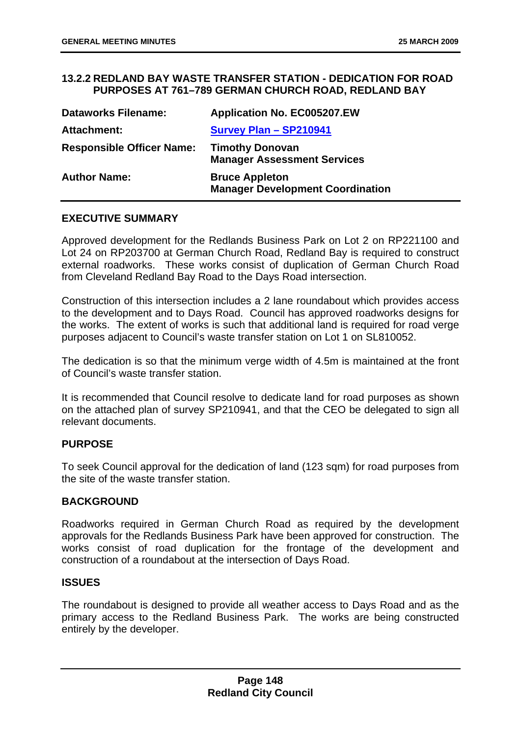### 13.2.2 REDLAND BAY WASTE TRANSFER STATION - DEDICATION FOR ROAD PURPOSES AT 761–789 GERMAN CHURCH ROAD, REDLAND BAY

| | |
|---|---|
| **Dataworks Filename:** | **Application No. EC005207.EW** |
| **Attachment:** | **Survey Plan – SP210941** |
| **Responsible Officer Name:** | **Timothy Donovan**<br>**Manager Assessment Services** |
| **Author Name:** | **Bruce Appleton**<br>**Manager Development Coordination** |

#### EXECUTIVE SUMMARY

Approved development for the Redlands Business Park on Lot 2 on RP221100 and Lot 24 on RP203700 at German Church Road, Redland Bay is required to construct external roadworks. These works consist of duplication of German Church Road from Cleveland Redland Bay Road to the Days Road intersection.

Construction of this intersection includes a 2 lane roundabout which provides access to the development and to Days Road. Council has approved roadworks designs for the works. The extent of works is such that additional land is required for road verge purposes adjacent to Council's waste transfer station on Lot 1 on SL810052.

The dedication is so that the minimum verge width of 4.5m is maintained at the front of Council's waste transfer station.

It is recommended that Council resolve to dedicate land for road purposes as shown on the attached plan of survey SP210941, and that the CEO be delegated to sign all relevant documents.

#### PURPOSE

To seek Council approval for the dedication of land (123 sqm) for road purposes from the site of the waste transfer station.

#### BACKGROUND

Roadworks required in German Church Road as required by the development approvals for the Redlands Business Park have been approved for construction. The works consist of road duplication for the frontage of the development and construction of a roundabout at the intersection of Days Road.

#### ISSUES

The roundabout is designed to provide all weather access to Days Road and as the primary access to the Redland Business Park. The works are being constructed entirely by the developer.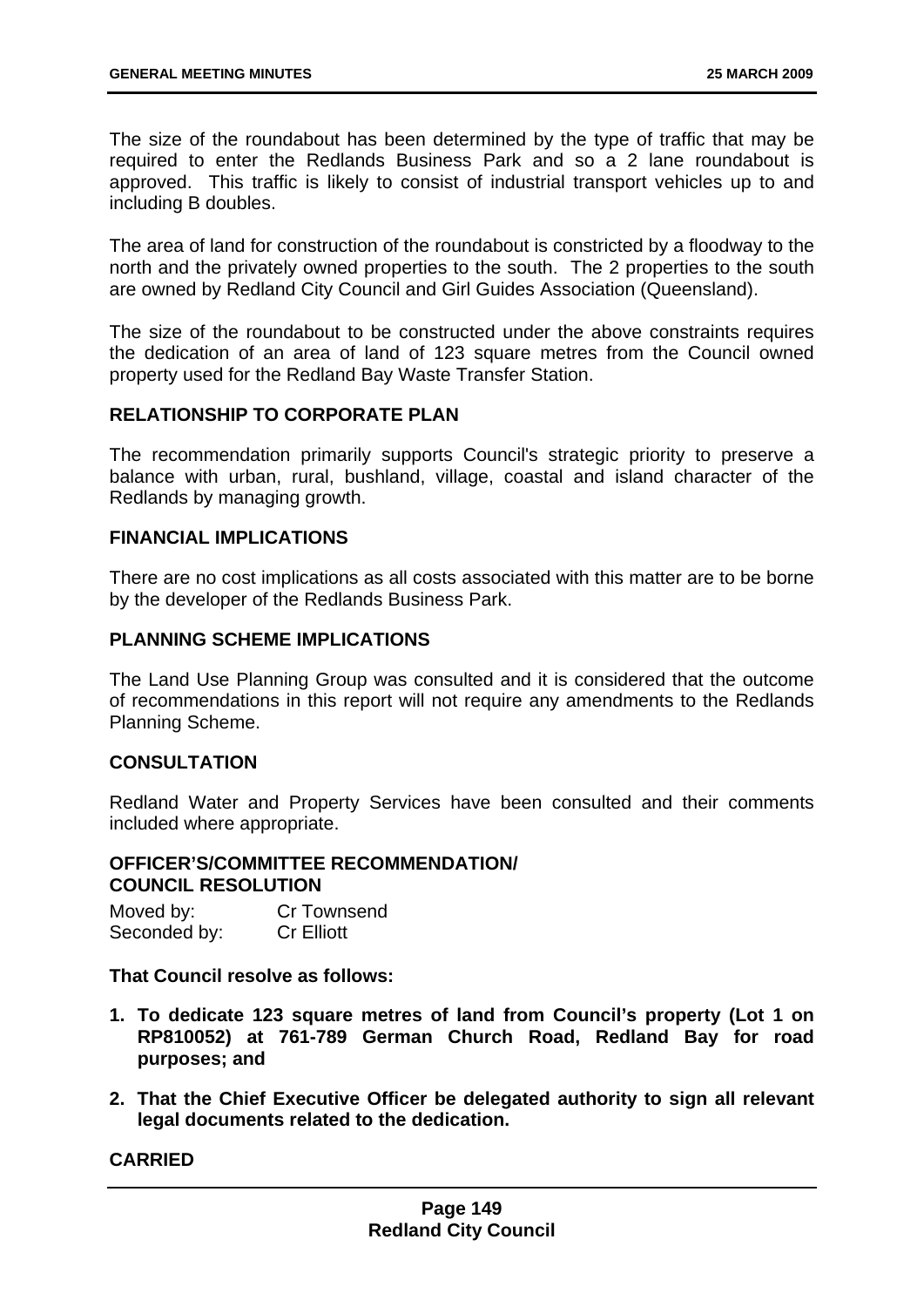The size of the roundabout has been determined by the type of traffic that may be required to enter the Redlands Business Park and so a 2 lane roundabout is approved. This traffic is likely to consist of industrial transport vehicles up to and including B doubles.

The area of land for construction of the roundabout is constricted by a floodway to the north and the privately owned properties to the south. The 2 properties to the south are owned by Redland City Council and Girl Guides Association (Queensland).

The size of the roundabout to be constructed under the above constraints requires the dedication of an area of land of 123 square metres from the Council owned property used for the Redland Bay Waste Transfer Station.

## RELATIONSHIP TO CORPORATE PLAN

The recommendation primarily supports Council's strategic priority to preserve a balance with urban, rural, bushland, village, coastal and island character of the Redlands by managing growth.

## FINANCIAL IMPLICATIONS

There are no cost implications as all costs associated with this matter are to be borne by the developer of the Redlands Business Park.

## PLANNING SCHEME IMPLICATIONS

The Land Use Planning Group was consulted and it is considered that the outcome of recommendations in this report will not require any amendments to the Redlands Planning Scheme.

## CONSULTATION

Redland Water and Property Services have been consulted and their comments included where appropriate.

## OFFICER'S/COMMITTEE RECOMMENDATION/ COUNCIL RESOLUTION

Moved by: Cr Townsend
Seconded by: Cr Elliott

**That Council resolve as follows:**

1. **To dedicate 123 square metres of land from Council's property (Lot 1 on RP810052) at 761-789 German Church Road, Redland Bay for road purposes; and**
2. **That the Chief Executive Officer be delegated authority to sign all relevant legal documents related to the dedication.**

**CARRIED**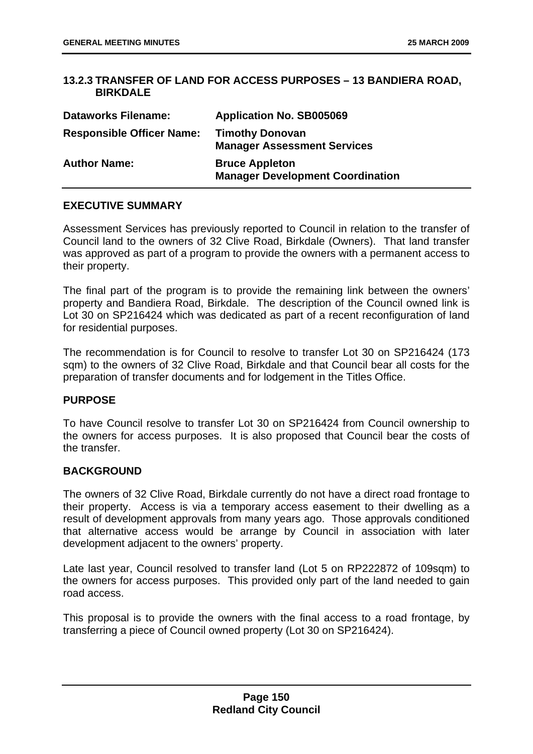### 13.2.3 TRANSFER OF LAND FOR ACCESS PURPOSES – 13 BANDIERA ROAD, BIRKDALE

| | |
|---|---|
| **Dataworks Filename:** | **Application No. SB005069** |
| **Responsible Officer Name:** | **Timothy Donovan**<br>**Manager Assessment Services** |
| **Author Name:** | **Bruce Appleton**<br>**Manager Development Coordination** |

#### EXECUTIVE SUMMARY

Assessment Services has previously reported to Council in relation to the transfer of Council land to the owners of 32 Clive Road, Birkdale (Owners). That land transfer was approved as part of a program to provide the owners with a permanent access to their property.

The final part of the program is to provide the remaining link between the owners' property and Bandiera Road, Birkdale. The description of the Council owned link is Lot 30 on SP216424 which was dedicated as part of a recent reconfiguration of land for residential purposes.

The recommendation is for Council to resolve to transfer Lot 30 on SP216424 (173 sqm) to the owners of 32 Clive Road, Birkdale and that Council bear all costs for the preparation of transfer documents and for lodgement in the Titles Office.

#### PURPOSE

To have Council resolve to transfer Lot 30 on SP216424 from Council ownership to the owners for access purposes. It is also proposed that Council bear the costs of the transfer.

#### BACKGROUND

The owners of 32 Clive Road, Birkdale currently do not have a direct road frontage to their property. Access is via a temporary access easement to their dwelling as a result of development approvals from many years ago. Those approvals conditioned that alternative access would be arrange by Council in association with later development adjacent to the owners' property.

Late last year, Council resolved to transfer land (Lot 5 on RP222872 of 109sqm) to the owners for access purposes. This provided only part of the land needed to gain road access.

This proposal is to provide the owners with the final access to a road frontage, by transferring a piece of Council owned property (Lot 30 on SP216424).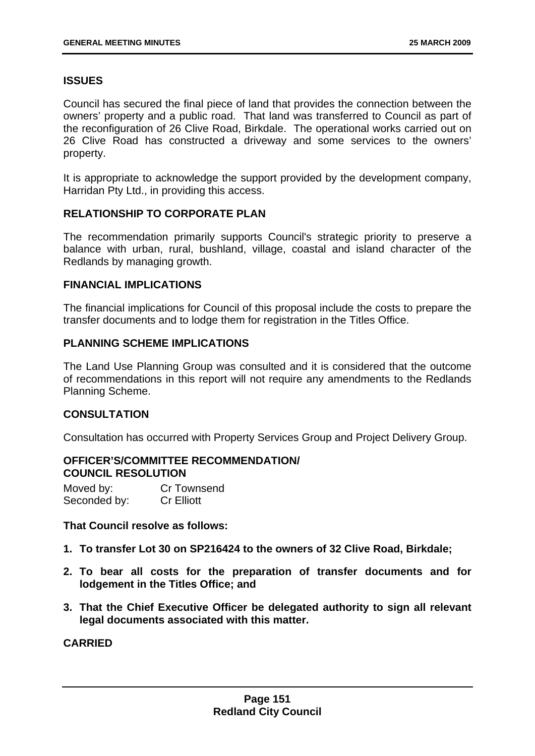### ISSUES

Council has secured the final piece of land that provides the connection between the owners' property and a public road. That land was transferred to Council as part of the reconfiguration of 26 Clive Road, Birkdale. The operational works carried out on 26 Clive Road has constructed a driveway and some services to the owners' property.

It is appropriate to acknowledge the support provided by the development company, Harridan Pty Ltd., in providing this access.

### RELATIONSHIP TO CORPORATE PLAN

The recommendation primarily supports Council's strategic priority to preserve a balance with urban, rural, bushland, village, coastal and island character of the Redlands by managing growth.

### FINANCIAL IMPLICATIONS

The financial implications for Council of this proposal include the costs to prepare the transfer documents and to lodge them for registration in the Titles Office.

### PLANNING SCHEME IMPLICATIONS

The Land Use Planning Group was consulted and it is considered that the outcome of recommendations in this report will not require any amendments to the Redlands Planning Scheme.

### CONSULTATION

Consultation has occurred with Property Services Group and Project Delivery Group.

### OFFICER'S/COMMITTEE RECOMMENDATION/ COUNCIL RESOLUTION

Moved by: Cr Townsend
Seconded by: Cr Elliott

**That Council resolve as follows:**

1. **To transfer Lot 30 on SP216424 to the owners of 32 Clive Road, Birkdale;**
2. **To bear all costs for the preparation of transfer documents and for lodgement in the Titles Office; and**
3. **That the Chief Executive Officer be delegated authority to sign all relevant legal documents associated with this matter.**

**CARRIED**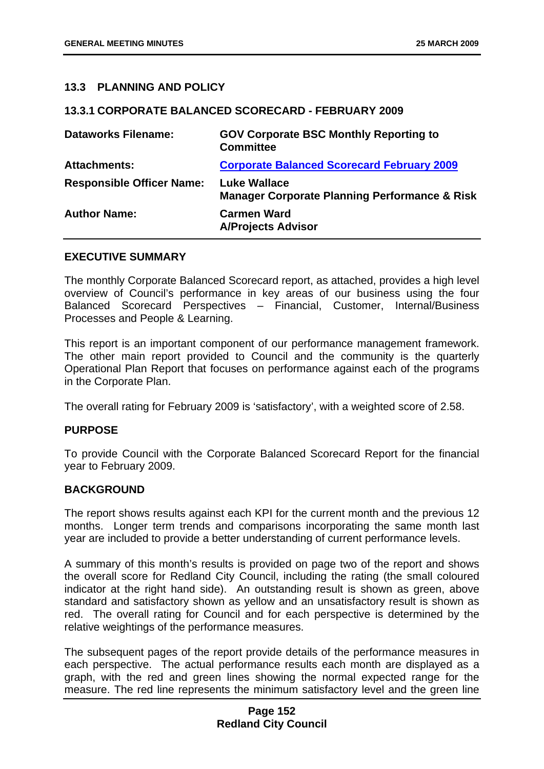## 13.3 PLANNING AND POLICY

### 13.3.1 CORPORATE BALANCED SCORECARD - FEBRUARY 2009

| | |
|---|---|
| **Dataworks Filename:** | **GOV Corporate BSC Monthly Reporting to Committee** |
| **Attachments:** | **Corporate Balanced Scorecard February 2009** |
| **Responsible Officer Name:** | **Luke Wallace**<br>**Manager Corporate Planning Performance & Risk** |
| **Author Name:** | **Carmen Ward**<br>**A/Projects Advisor** |

**EXECUTIVE SUMMARY**

The monthly Corporate Balanced Scorecard report, as attached, provides a high level overview of Council's performance in key areas of our business using the four Balanced Scorecard Perspectives – Financial, Customer, Internal/Business Processes and People & Learning.

This report is an important component of our performance management framework. The other main report provided to Council and the community is the quarterly Operational Plan Report that focuses on performance against each of the programs in the Corporate Plan.

The overall rating for February 2009 is 'satisfactory', with a weighted score of 2.58.

**PURPOSE**

To provide Council with the Corporate Balanced Scorecard Report for the financial year to February 2009.

**BACKGROUND**

The report shows results against each KPI for the current month and the previous 12 months. Longer term trends and comparisons incorporating the same month last year are included to provide a better understanding of current performance levels.

A summary of this month's results is provided on page two of the report and shows the overall score for Redland City Council, including the rating (the small coloured indicator at the right hand side). An outstanding result is shown as green, above standard and satisfactory shown as yellow and an unsatisfactory result is shown as red. The overall rating for Council and for each perspective is determined by the relative weightings of the performance measures.

The subsequent pages of the report provide details of the performance measures in each perspective. The actual performance results each month are displayed as a graph, with the red and green lines showing the normal expected range for the measure. The red line represents the minimum satisfactory level and the green line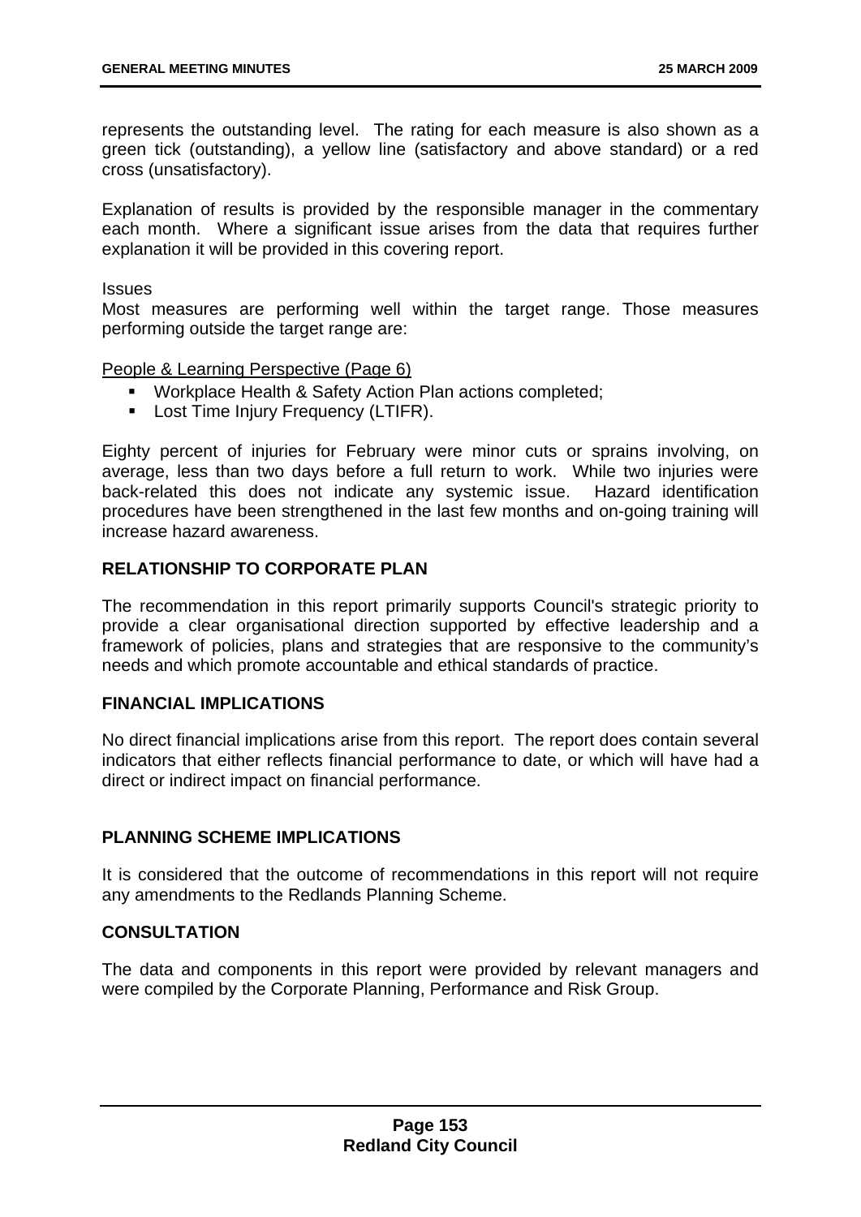represents the outstanding level. The rating for each measure is also shown as a green tick (outstanding), a yellow line (satisfactory and above standard) or a red cross (unsatisfactory).

Explanation of results is provided by the responsible manager in the commentary each month. Where a significant issue arises from the data that requires further explanation it will be provided in this covering report.

Issues

Most measures are performing well within the target range. Those measures performing outside the target range are:

People & Learning Perspective (Page 6)

- Workplace Health & Safety Action Plan actions completed;
- Lost Time Injury Frequency (LTIFR).

Eighty percent of injuries for February were minor cuts or sprains involving, on average, less than two days before a full return to work. While two injuries were back-related this does not indicate any systemic issue. Hazard identification procedures have been strengthened in the last few months and on-going training will increase hazard awareness.

## RELATIONSHIP TO CORPORATE PLAN

The recommendation in this report primarily supports Council's strategic priority to provide a clear organisational direction supported by effective leadership and a framework of policies, plans and strategies that are responsive to the community's needs and which promote accountable and ethical standards of practice.

## FINANCIAL IMPLICATIONS

No direct financial implications arise from this report. The report does contain several indicators that either reflects financial performance to date, or which will have had a direct or indirect impact on financial performance.

## PLANNING SCHEME IMPLICATIONS

It is considered that the outcome of recommendations in this report will not require any amendments to the Redlands Planning Scheme.

## CONSULTATION

The data and components in this report were provided by relevant managers and were compiled by the Corporate Planning, Performance and Risk Group.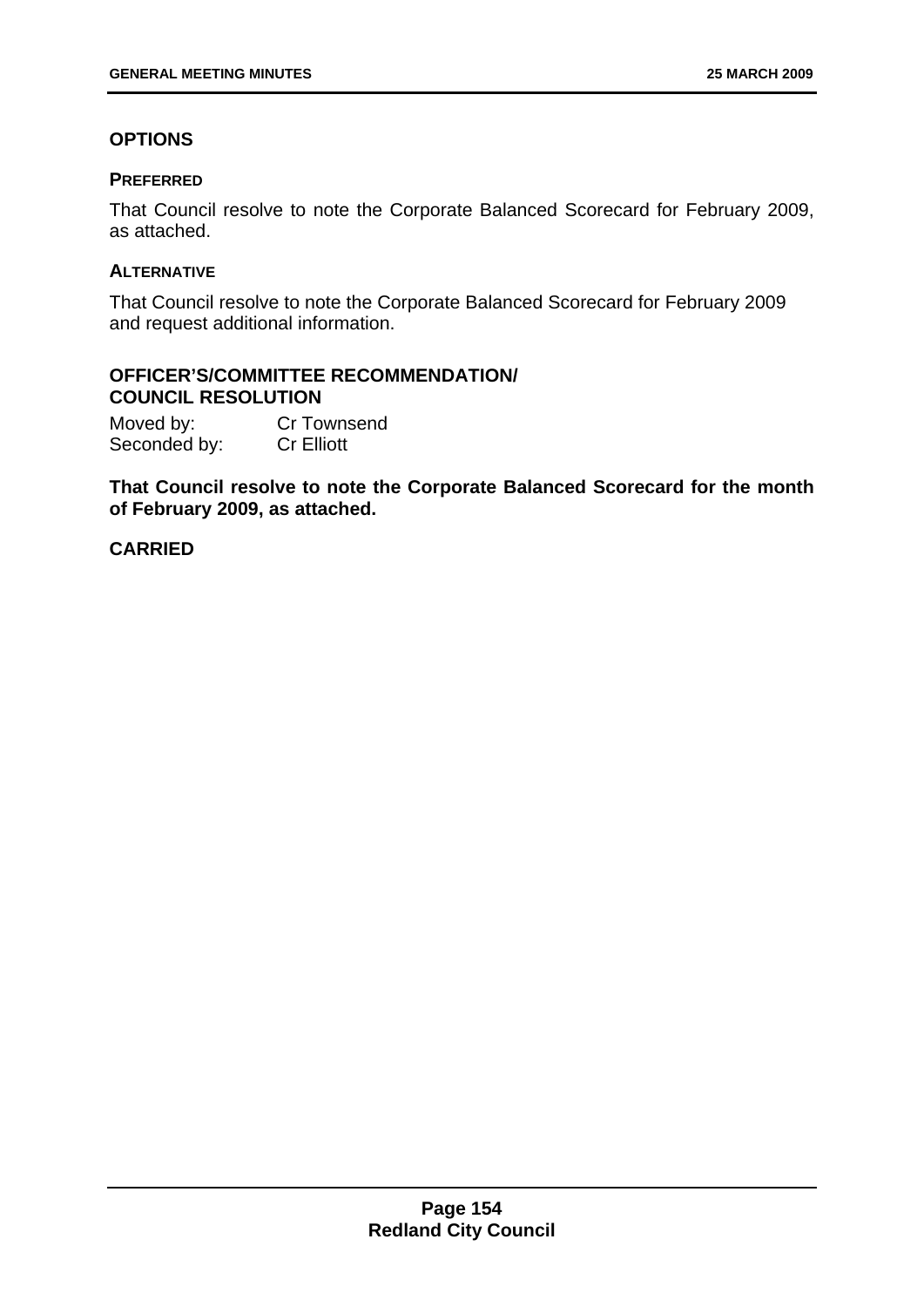## OPTIONS

### PREFERRED

That Council resolve to note the Corporate Balanced Scorecard for February 2009, as attached.

### ALTERNATIVE

That Council resolve to note the Corporate Balanced Scorecard for February 2009 and request additional information.

## OFFICER'S/COMMITTEE RECOMMENDATION/ COUNCIL RESOLUTION

Moved by: Cr Townsend
Seconded by: Cr Elliott

**That Council resolve to note the Corporate Balanced Scorecard for the month of February 2009, as attached.**

**CARRIED**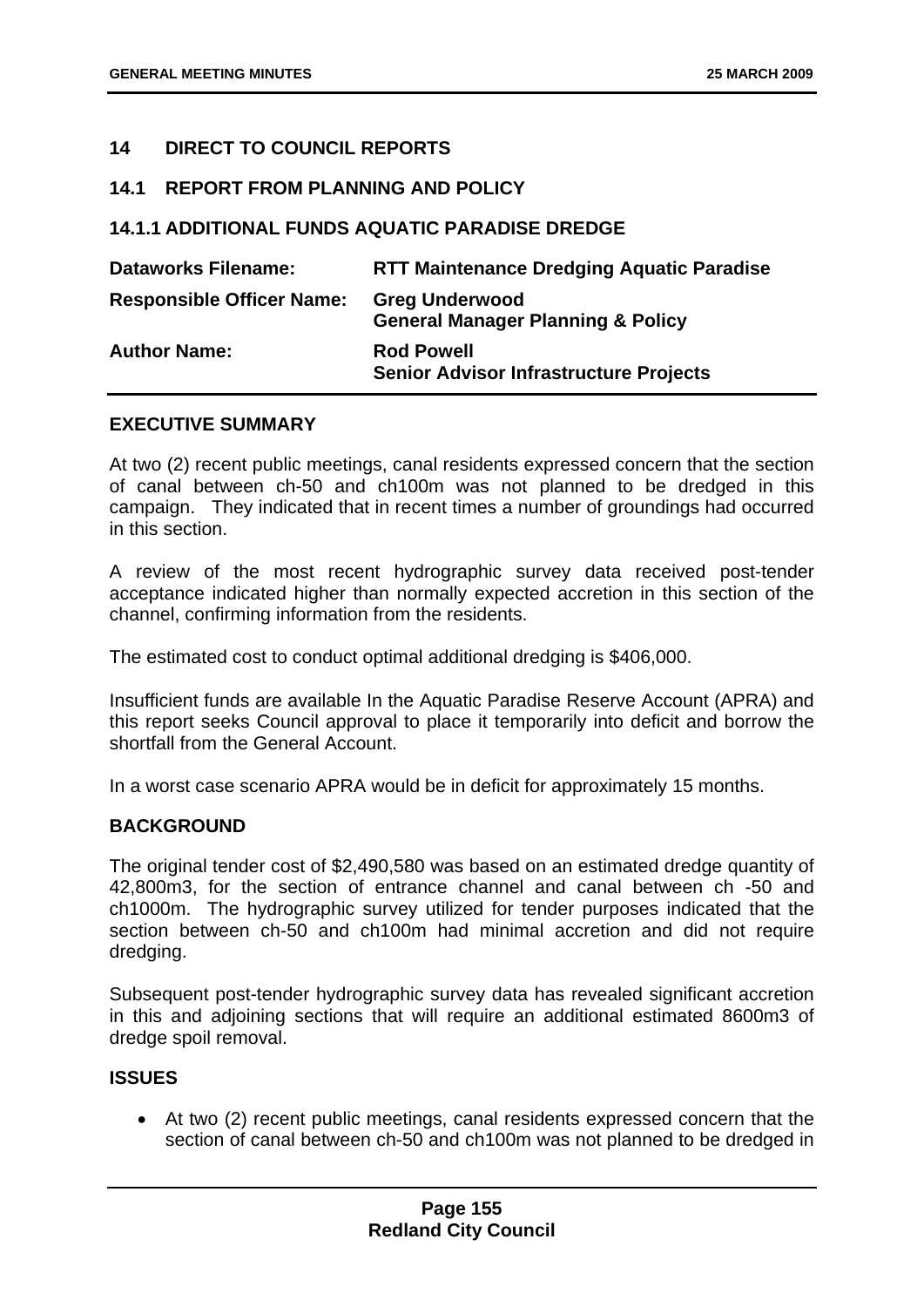## 14 DIRECT TO COUNCIL REPORTS

### 14.1 REPORT FROM PLANNING AND POLICY

#### 14.1.1 ADDITIONAL FUNDS AQUATIC PARADISE DREDGE

| | |
|---|---|
| **Dataworks Filename:** | **RTT Maintenance Dredging Aquatic Paradise** |
| **Responsible Officer Name:** | **Greg Underwood**<br>**General Manager Planning & Policy** |
| **Author Name:** | **Rod Powell**<br>**Senior Advisor Infrastructure Projects** |

**EXECUTIVE SUMMARY**

At two (2) recent public meetings, canal residents expressed concern that the section of canal between ch-50 and ch100m was not planned to be dredged in this campaign. They indicated that in recent times a number of groundings had occurred in this section.

A review of the most recent hydrographic survey data received post-tender acceptance indicated higher than normally expected accretion in this section of the channel, confirming information from the residents.

The estimated cost to conduct optimal additional dredging is $406,000.

Insufficient funds are available In the Aquatic Paradise Reserve Account (APRA) and this report seeks Council approval to place it temporarily into deficit and borrow the shortfall from the General Account.

In a worst case scenario APRA would be in deficit for approximately 15 months.

**BACKGROUND**

The original tender cost of $2,490,580 was based on an estimated dredge quantity of 42,800m3, for the section of entrance channel and canal between ch -50 and ch1000m. The hydrographic survey utilized for tender purposes indicated that the section between ch-50 and ch100m had minimal accretion and did not require dredging.

Subsequent post-tender hydrographic survey data has revealed significant accretion in this and adjoining sections that will require an additional estimated 8600m3 of dredge spoil removal.

**ISSUES**

- At two (2) recent public meetings, canal residents expressed concern that the section of canal between ch-50 and ch100m was not planned to be dredged in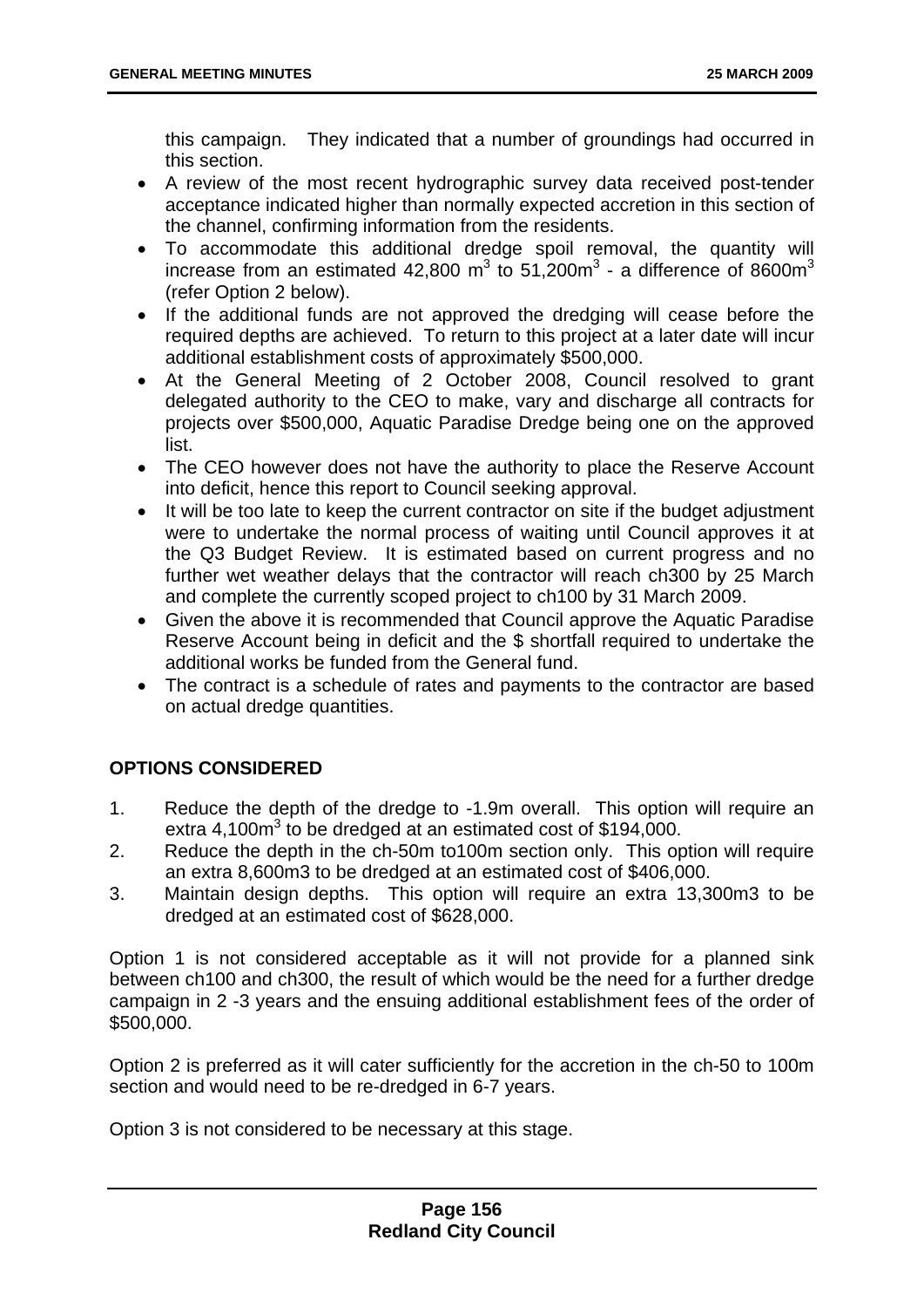this campaign. They indicated that a number of groundings had occurred in this section.

- A review of the most recent hydrographic survey data received post-tender acceptance indicated higher than normally expected accretion in this section of the channel, confirming information from the residents.
- To accommodate this additional dredge spoil removal, the quantity will increase from an estimated 42,800 $m^3$ to 51,200$m^3$ - a difference of 8600$m^3$ (refer Option 2 below).
- If the additional funds are not approved the dredging will cease before the required depths are achieved. To return to this project at a later date will incur additional establishment costs of approximately $500,000.
- At the General Meeting of 2 October 2008, Council resolved to grant delegated authority to the CEO to make, vary and discharge all contracts for projects over $500,000, Aquatic Paradise Dredge being one on the approved list.
- The CEO however does not have the authority to place the Reserve Account into deficit, hence this report to Council seeking approval.
- It will be too late to keep the current contractor on site if the budget adjustment were to undertake the normal process of waiting until Council approves it at the Q3 Budget Review. It is estimated based on current progress and no further wet weather delays that the contractor will reach ch300 by 25 March and complete the currently scoped project to ch100 by 31 March 2009.
- Given the above it is recommended that Council approve the Aquatic Paradise Reserve Account being in deficit and the $ shortfall required to undertake the additional works be funded from the General fund.
- The contract is a schedule of rates and payments to the contractor are based on actual dredge quantities.

## OPTIONS CONSIDERED

1. Reduce the depth of the dredge to -1.9m overall. This option will require an extra 4,100$m^3$ to be dredged at an estimated cost of $194,000.
2. Reduce the depth in the ch-50m to100m section only. This option will require an extra 8,600m3 to be dredged at an estimated cost of $406,000.
3. Maintain design depths. This option will require an extra 13,300m3 to be dredged at an estimated cost of $628,000.

Option 1 is not considered acceptable as it will not provide for a planned sink between ch100 and ch300, the result of which would be the need for a further dredge campaign in 2 -3 years and the ensuing additional establishment fees of the order of $500,000.

Option 2 is preferred as it will cater sufficiently for the accretion in the ch-50 to 100m section and would need to be re-dredged in 6-7 years.

Option 3 is not considered to be necessary at this stage.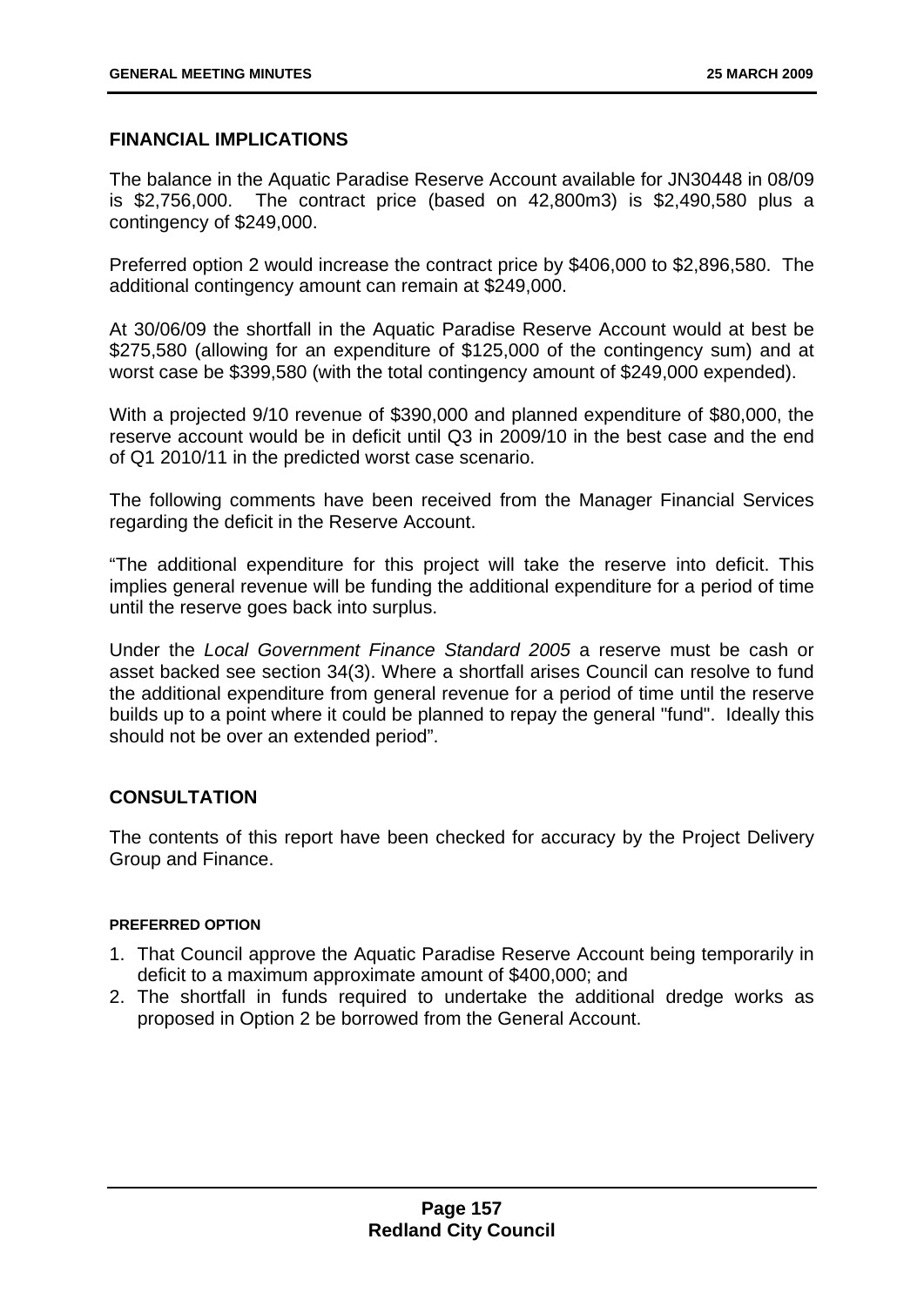## FINANCIAL IMPLICATIONS

The balance in the Aquatic Paradise Reserve Account available for JN30448 in 08/09 is $2,756,000. The contract price (based on 42,800m3) is $2,490,580 plus a contingency of $249,000.

Preferred option 2 would increase the contract price by $406,000 to $2,896,580. The additional contingency amount can remain at $249,000.

At 30/06/09 the shortfall in the Aquatic Paradise Reserve Account would at best be $275,580 (allowing for an expenditure of $125,000 of the contingency sum) and at worst case be $399,580 (with the total contingency amount of $249,000 expended).

With a projected 9/10 revenue of $390,000 and planned expenditure of $80,000, the reserve account would be in deficit until Q3 in 2009/10 in the best case and the end of Q1 2010/11 in the predicted worst case scenario.

The following comments have been received from the Manager Financial Services regarding the deficit in the Reserve Account.

"The additional expenditure for this project will take the reserve into deficit. This implies general revenue will be funding the additional expenditure for a period of time until the reserve goes back into surplus.

Under the *Local Government Finance Standard 2005* a reserve must be cash or asset backed see section 34(3). Where a shortfall arises Council can resolve to fund the additional expenditure from general revenue for a period of time until the reserve builds up to a point where it could be planned to repay the general "fund". Ideally this should not be over an extended period".

## CONSULTATION

The contents of this report have been checked for accuracy by the Project Delivery Group and Finance.

#### PREFERRED OPTION

1. That Council approve the Aquatic Paradise Reserve Account being temporarily in deficit to a maximum approximate amount of $400,000; and
2. The shortfall in funds required to undertake the additional dredge works as proposed in Option 2 be borrowed from the General Account.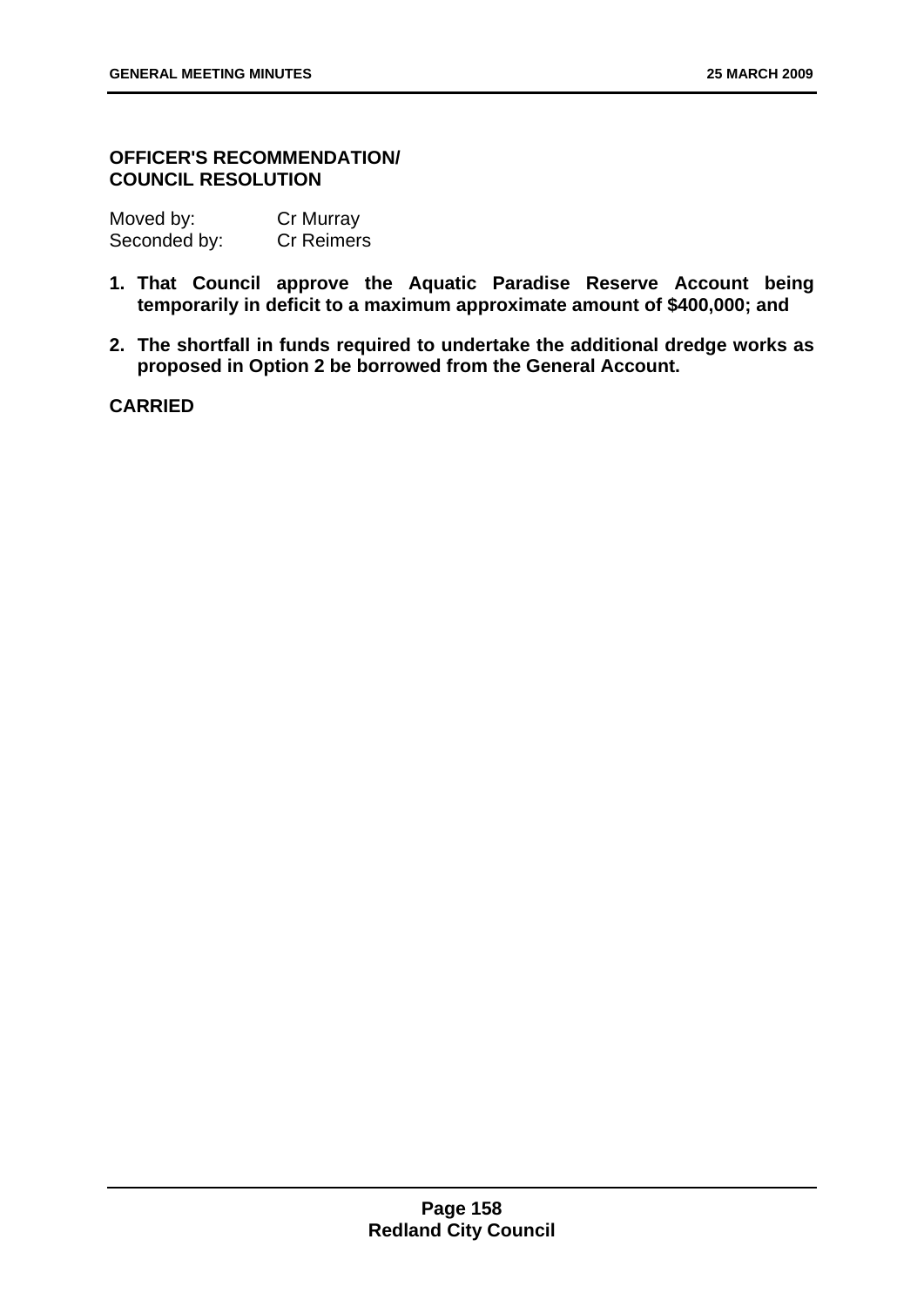**OFFICER'S RECOMMENDATION/
COUNCIL RESOLUTION**

| | |
|---|---|
| Moved by: | Cr Murray |
| Seconded by: | Cr Reimers |

1. **That Council approve the Aquatic Paradise Reserve Account being temporarily in deficit to a maximum approximate amount of $400,000; and**
2. **The shortfall in funds required to undertake the additional dredge works as proposed in Option 2 be borrowed from the General Account.**

**CARRIED**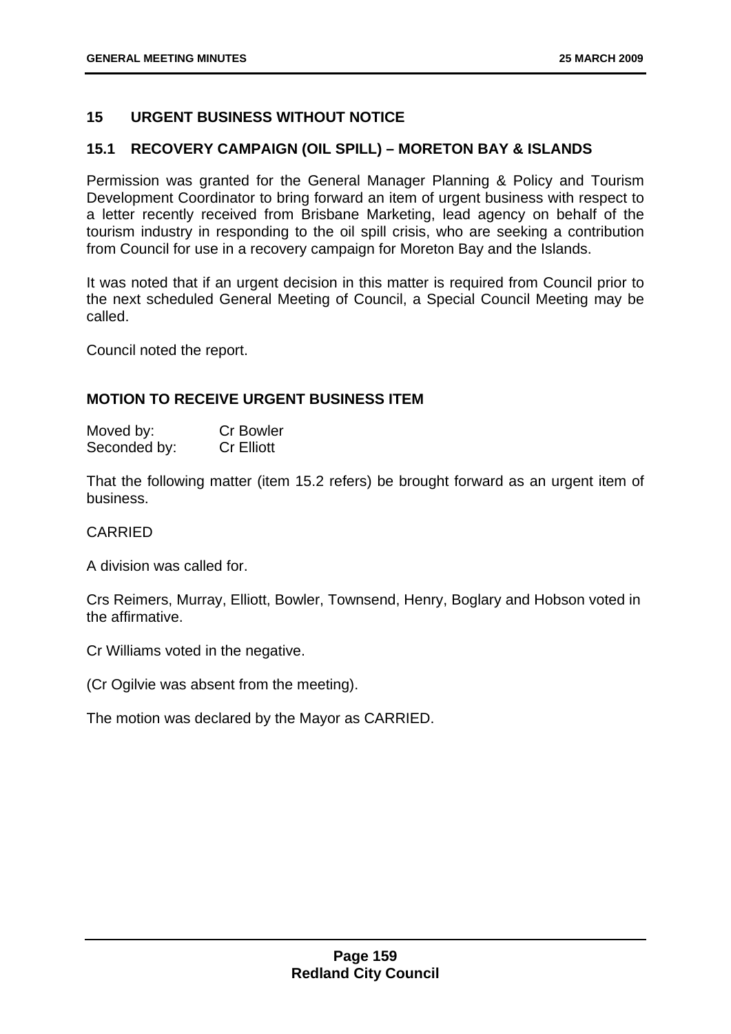## 15 URGENT BUSINESS WITHOUT NOTICE

### 15.1 RECOVERY CAMPAIGN (OIL SPILL) – MORETON BAY & ISLANDS

Permission was granted for the General Manager Planning & Policy and Tourism Development Coordinator to bring forward an item of urgent business with respect to a letter recently received from Brisbane Marketing, lead agency on behalf of the tourism industry in responding to the oil spill crisis, who are seeking a contribution from Council for use in a recovery campaign for Moreton Bay and the Islands.

It was noted that if an urgent decision in this matter is required from Council prior to the next scheduled General Meeting of Council, a Special Council Meeting may be called.

Council noted the report.

**MOTION TO RECEIVE URGENT BUSINESS ITEM**

Moved by: Cr Bowler
Seconded by: Cr Elliott

That the following matter (item 15.2 refers) be brought forward as an urgent item of business.

CARRIED

A division was called for.

Crs Reimers, Murray, Elliott, Bowler, Townsend, Henry, Boglary and Hobson voted in the affirmative.

Cr Williams voted in the negative.

(Cr Ogilvie was absent from the meeting).

The motion was declared by the Mayor as CARRIED.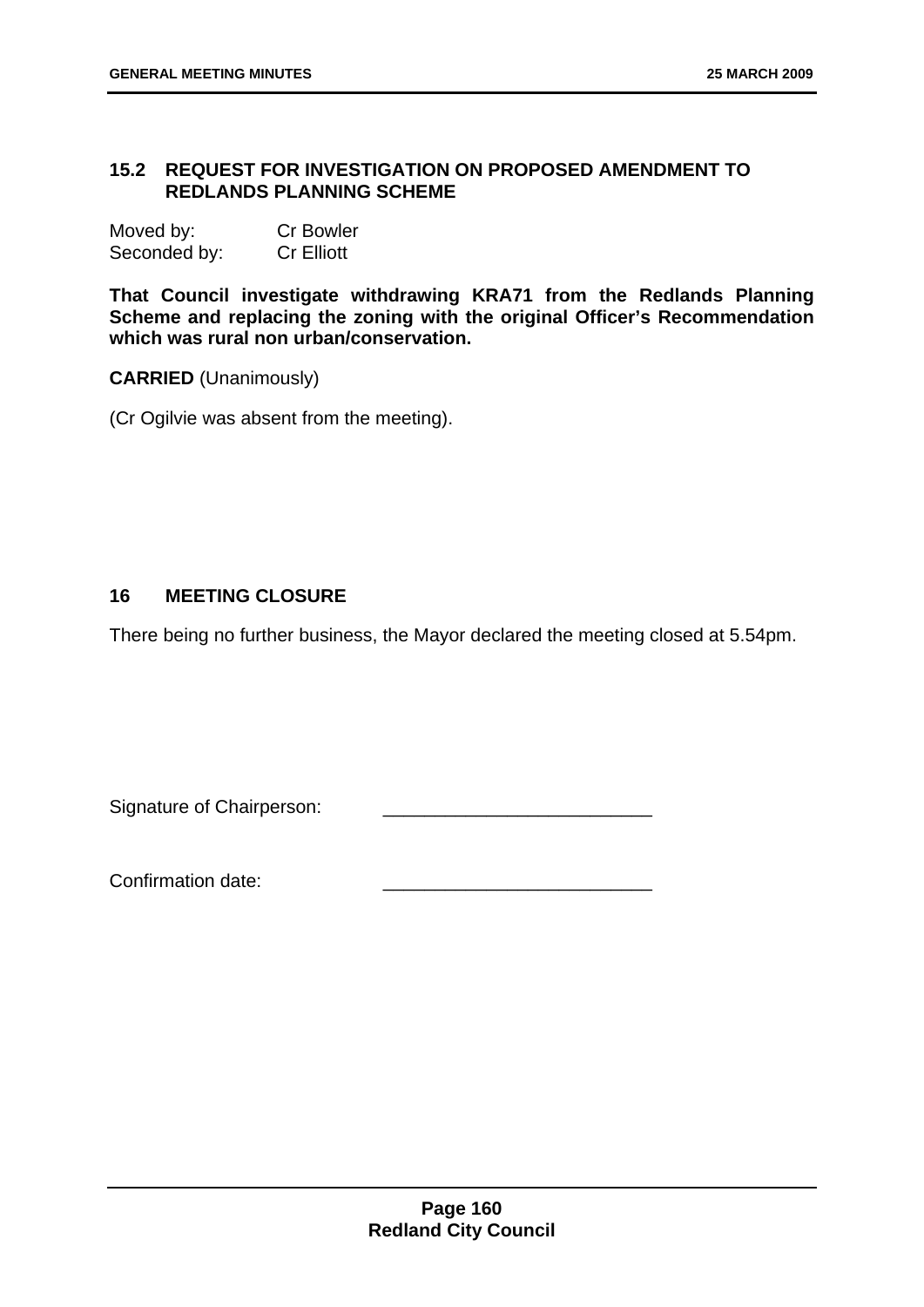## 15.2 REQUEST FOR INVESTIGATION ON PROPOSED AMENDMENT TO REDLANDS PLANNING SCHEME

Moved by: Cr Bowler
Seconded by: Cr Elliott

**That Council investigate withdrawing KRA71 from the Redlands Planning Scheme and replacing the zoning with the original Officer's Recommendation which was rural non urban/conservation.**

**CARRIED** (Unanimously)

(Cr Ogilvie was absent from the meeting).

## 16 MEETING CLOSURE

There being no further business, the Mayor declared the meeting closed at 5.54pm.

Signature of Chairperson: _________________________

Confirmation date: _________________________